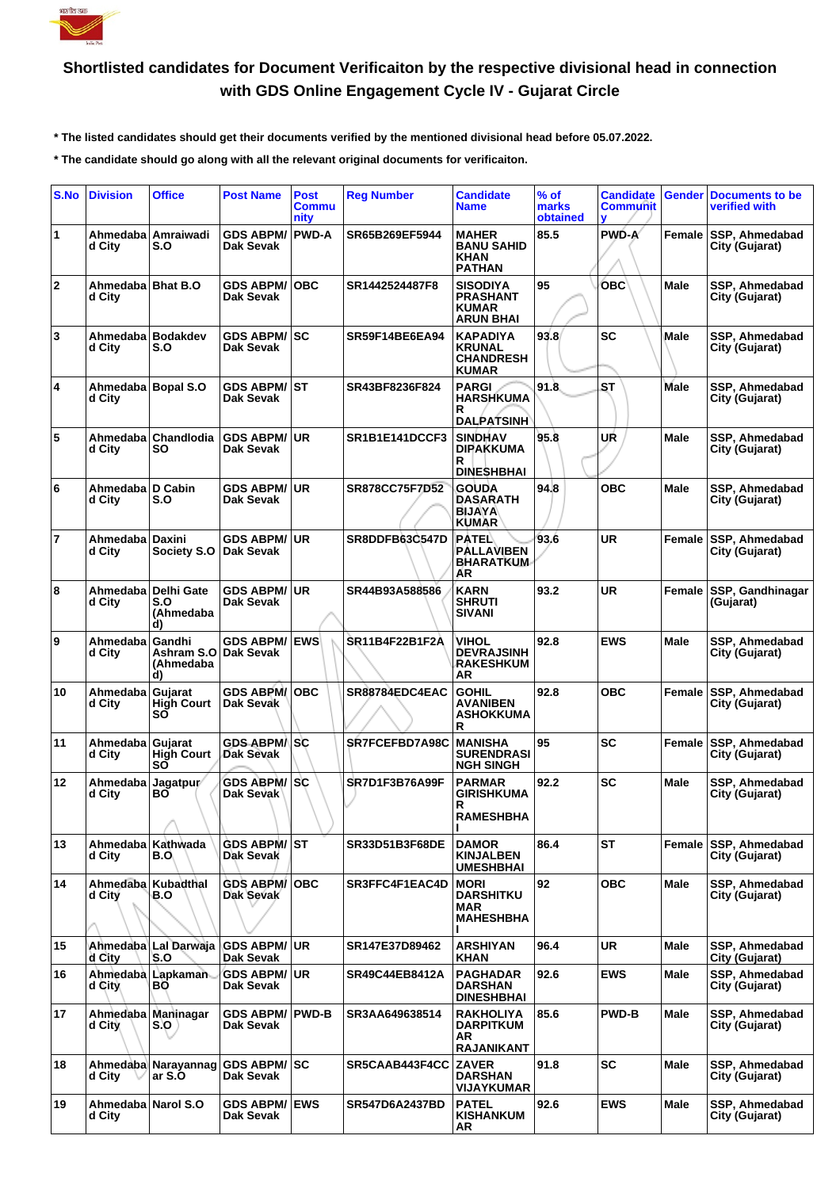# Shortlisted candidates for Document Verificaiton by the respective divisional head in connection with GDS Online Engagement Cycle IV - Gujarat Circle

**\* The listed candidates should get their documents verified by the mentioned divisional head before 05.07.2022.**

**\* The candidate should go along with all the relevant original documents for verificaiton.**

| S.No | Division | Office | Post Name | Post Community | Reg Number | Candidate Name | % of marks obtained | Candidate Community | Gender | Documents to be verified with |
|---|---|---|---|---|---|---|---|---|---|---|
| 1 | Ahmedabad City | Amraiwadi S.O | GDS ABPM/ Dak Sevak | PWD-A | SR65B269EF5944 | MAHER BANU SAHID KHAN PATHAN | 85.5 | PWD-A | Female | SSP, Ahmedabad City (Gujarat) |
| 2 | Ahmedabad City | Bhat B.O | GDS ABPM/ Dak Sevak | OBC | SR1442524487F8 | SISODIYA PRASHANT KUMAR ARUN BHAI | 95 | OBC | Male | SSP, Ahmedabad City (Gujarat) |
| 3 | Ahmedabad City | Bodakdev S.O | GDS ABPM/ Dak Sevak | SC | SR59F14BE6EA94 | KAPADIYA KRUNAL CHANDRESH KUMAR | 93.8 | SC | Male | SSP, Ahmedabad City (Gujarat) |
| 4 | Ahmedabad City | Bopal S.O | GDS ABPM/ Dak Sevak | ST | SR43BF8236F824 | PARGI HARSHKUMAR DALPATSINH | 91.8 | ST | Male | SSP, Ahmedabad City (Gujarat) |
| 5 | Ahmedabad City | Chandlodia SO | GDS ABPM/ Dak Sevak | UR | SR1B1E141DCCF3 | SINDHAV DIPAKKUMAR DINESHBHAI | 95.8 | UR | Male | SSP, Ahmedabad City (Gujarat) |
| 6 | Ahmedabad City | D Cabin S.O | GDS ABPM/ Dak Sevak | UR | SR878CC75F7D52 | GOUDA DASARATH BIJAYA KUMAR | 94.8 | OBC | Male | SSP, Ahmedabad City (Gujarat) |
| 7 | Ahmedabad City | Daxini Society S.O | GDS ABPM/ Dak Sevak | UR | SR8DDFB63C547D | PATEL PALLAVIBEN BHARATKUMAR | 93.6 | UR | Female | SSP, Ahmedabad City (Gujarat) |
| 8 | Ahmedabad City | Delhi Gate S.O (Ahmedabad) | GDS ABPM/ Dak Sevak | UR | SR44B93A588586 | KARN SHRUTI SIVANI | 93.2 | UR | Female | SSP, Gandhinagar (Gujarat) |
| 9 | Ahmedabad City | Gandhi Ashram S.O (Ahmedabad) | GDS ABPM/ Dak Sevak | EWS | SR11B4F22B1F2A | VIHOL DEVRAJSINH RAKESHKUMAR | 92.8 | EWS | Male | SSP, Ahmedabad City (Gujarat) |
| 10 | Ahmedabad City | Gujarat High Court SO | GDS ABPM/ Dak Sevak | OBC | SR88784EDC4EAC | GOHIL AVANIBEN ASHOKKUMAR | 92.8 | OBC | Female | SSP, Ahmedabad City (Gujarat) |
| 11 | Ahmedabad City | Gujarat High Court SO | GDS ABPM/ Dak Sevak | SC | SR7FCEFBD7A98C | MANISHA SURENDRASINGH SINGH | 95 | SC | Female | SSP, Ahmedabad City (Gujarat) |
| 12 | Ahmedabad City | Jagatpur BO | GDS ABPM/ Dak Sevak | SC | SR7D1F3B76A99F | PARMAR GIRISHKUMAR RAMESHBHAI | 92.2 | SC | Male | SSP, Ahmedabad City (Gujarat) |
| 13 | Ahmedabad City | Kathwada B.O | GDS ABPM/ Dak Sevak | ST | SR33D51B3F68DE | DAMOR KINJALBEN UMESHBHAI | 86.4 | ST | Female | SSP, Ahmedabad City (Gujarat) |
| 14 | Ahmedabad City | Kubadthal B.O | GDS ABPM/ Dak Sevak | OBC | SR3FFC4F1EAC4D | MORI DARSHITKUMAR MAHESHBHAI | 92 | OBC | Male | SSP, Ahmedabad City (Gujarat) |
| 15 | Ahmedabad City | Lal Darwaja S.O | GDS ABPM/ Dak Sevak | UR | SR147E37D89462 | ARSHIYAN KHAN | 96.4 | UR | Male | SSP, Ahmedabad City (Gujarat) |
| 16 | Ahmedabad City | Lapkaman BO | GDS ABPM/ Dak Sevak | UR | SR49C44EB8412A | PAGHADAR DARSHAN DINESHBHAI | 92.6 | EWS | Male | SSP, Ahmedabad City (Gujarat) |
| 17 | Ahmedabad City | Maninagar S.O | GDS ABPM/ Dak Sevak | PWD-B | SR3AA649638514 | RAKHOLIYA DARPITKUMAR RAJANIKANT | 85.6 | PWD-B | Male | SSP, Ahmedabad City (Gujarat) |
| 18 | Ahmedabad City | Narayannagar S.O | GDS ABPM/ Dak Sevak | SC | SR5CAAB443F4CC | ZAVER DARSHAN VIJAYKUMAR | 91.8 | SC | Male | SSP, Ahmedabad City (Gujarat) |
| 19 | Ahmedabad City | Narol S.O | GDS ABPM/ Dak Sevak | EWS | SR547D6A2437BD | PATEL KISHANKUMAR | 92.6 | EWS | Male | SSP, Ahmedabad City (Gujarat) |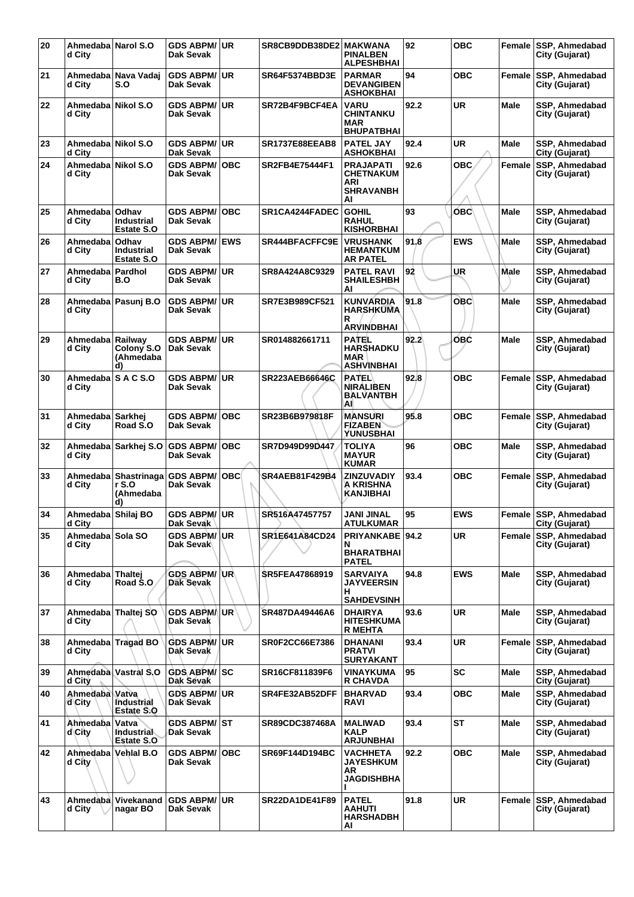| 20 | Ahmedabad City | Narol S.O | GDS ABPM/ Dak Sevak | UR | SR8CB9DDB38DE2 | MAKWANA PINALBEN ALPESHBHAI | 92 | OBC | Female | SSP, Ahmedabad City (Gujarat) |
|---|---|---|---|---|---|---|---|---|---|---|
| 21 | Ahmedabad City | Nava Vadaj S.O | GDS ABPM/ Dak Sevak | UR | SR64F5374BBD3E | PARMAR DEVANGIBEN ASHOKBHAI | 94 | OBC | Female | SSP, Ahmedabad City (Gujarat) |
| 22 | Ahmedabad City | Nikol S.O | GDS ABPM/ Dak Sevak | UR | SR72B4F9BCF4EA | VARU CHINTANKUMAR BHUPATBHAI | 92.2 | UR | Male | SSP, Ahmedabad City (Gujarat) |
| 23 | Ahmedabad City | Nikol S.O | GDS ABPM/ Dak Sevak | UR | SR1737E88EEAB8 | PATEL JAY ASHOKBHAI | 92.4 | UR | Male | SSP, Ahmedabad City (Gujarat) |
| 24 | Ahmedabad City | Nikol S.O | GDS ABPM/ Dak Sevak | OBC | SR2FB4E75444F1 | PRAJAPATI CHETNAKUMARI SHRAVANBHAI | 92.6 | OBC | Female | SSP, Ahmedabad City (Gujarat) |
| 25 | Ahmedabad City | Odhav Industrial Estate S.O | GDS ABPM/ Dak Sevak | OBC | SR1CA4244FADEC | GOHIL RAHUL KISHORBHAI | 93 | OBC | Male | SSP, Ahmedabad City (Gujarat) |
| 26 | Ahmedabad City | Odhav Industrial Estate S.O | GDS ABPM/ Dak Sevak | EWS | SR444BFACFFC9E | VRUSHANK HEMANTKUMAR PATEL | 91.8 | EWS | Male | SSP, Ahmedabad City (Gujarat) |
| 27 | Ahmedabad City | Pardhol B.O | GDS ABPM/ Dak Sevak | UR | SR8A424A8C9329 | PATEL RAVI SHAILESHBHAI | 92 | UR | Male | SSP, Ahmedabad City (Gujarat) |
| 28 | Ahmedabad City | Pasunj B.O | GDS ABPM/ Dak Sevak | UR | SR7E3B989CF521 | KUNVARDIA HARSHKUMAR ARVINDBHAI | 91.8 | OBC | Male | SSP, Ahmedabad City (Gujarat) |
| 29 | Ahmedabad City | Railway Colony S.O (Ahmedabad) | GDS ABPM/ Dak Sevak | UR | SR014882661711 | PATEL HARSHADKUMAR ASHVINBHAI | 92.2 | OBC | Male | SSP, Ahmedabad City (Gujarat) |
| 30 | Ahmedabad City | S A C S.O | GDS ABPM/ Dak Sevak | UR | SR223AEB66646C | PATEL NIRALIBEN BALVANTBHAI | 92.8 | OBC | Female | SSP, Ahmedabad City (Gujarat) |
| 31 | Ahmedabad City | Sarkhej Road S.O | GDS ABPM/ Dak Sevak | OBC | SR23B6B979818F | MANSURI FIZABEN YUNUSBHAI | 95.8 | OBC | Female | SSP, Ahmedabad City (Gujarat) |
| 32 | Ahmedabad City | Sarkhej S.O | GDS ABPM/ Dak Sevak | OBC | SR7D949D99D447 | TOLIYA MAYUR KUMAR | 96 | OBC | Male | SSP, Ahmedabad City (Gujarat) |
| 33 | Ahmedabad City | Shastrinagar S.O (Ahmedabad) | GDS ABPM/ Dak Sevak | OBC | SR4AEB81F429B4 | ZINZUVADIYA KRISHNA KANJIBHAI | 93.4 | OBC | Female | SSP, Ahmedabad City (Gujarat) |
| 34 | Ahmedabad City | Shilaj BO | GDS ABPM/ Dak Sevak | UR | SR516A47457757 | JANI JINAL ATULKUMAR | 95 | EWS | Female | SSP, Ahmedabad City (Gujarat) |
| 35 | Ahmedabad City | Sola SO | GDS ABPM/ Dak Sevak | UR | SR1E641A84CD24 | PRIYANKABEN BHARATBHAI PATEL | 94.2 | UR | Female | SSP, Ahmedabad City (Gujarat) |
| 36 | Ahmedabad City | Thaltej Road S.O | GDS ABPM/ Dak Sevak | UR | SR5FEA47868919 | SARVAIYA JAYVEERSINH SAHDEVSINH | 94.8 | EWS | Male | SSP, Ahmedabad City (Gujarat) |
| 37 | Ahmedabad City | Thaltej SO | GDS ABPM/ Dak Sevak | UR | SR487DA49446A6 | DHAIRYA HITESHKUMAR MEHTA | 93.6 | UR | Male | SSP, Ahmedabad City (Gujarat) |
| 38 | Ahmedabad City | Tragad BO | GDS ABPM/ Dak Sevak | UR | SR0F2CC66E7386 | DHANANI PRATVI SURYAKANT | 93.4 | UR | Female | SSP, Ahmedabad City (Gujarat) |
| 39 | Ahmedabad City | Vastral S.O | GDS ABPM/ Dak Sevak | SC | SR16CF811839F6 | VINAYKUMAR CHAVDA | 95 | SC | Male | SSP, Ahmedabad City (Gujarat) |
| 40 | Ahmedabad City | Vatva Industrial Estate S.O | GDS ABPM/ Dak Sevak | UR | SR4FE32AB52DFF | BHARVAD RAVI | 93.4 | OBC | Male | SSP, Ahmedabad City (Gujarat) |
| 41 | Ahmedabad City | Vatva Industrial Estate S.O | GDS ABPM/ Dak Sevak | ST | SR89CDC387468A | MALIWAD KALP ARJUNBHAI | 93.4 | ST | Male | SSP, Ahmedabad City (Gujarat) |
| 42 | Ahmedabad City | Vehlal B.O | GDS ABPM/ Dak Sevak | OBC | SR69F144D194BC | VACHHETA JAYESHKUMAR JAGDISHBHAI | 92.2 | OBC | Male | SSP, Ahmedabad City (Gujarat) |
| 43 | Ahmedabad City | Vivekanandnagar BO | GDS ABPM/ Dak Sevak | UR | SR22DA1DE41F89 | PATEL AAHUTI HARSHADBHAI | 91.8 | UR | Female | SSP, Ahmedabad City (Gujarat) |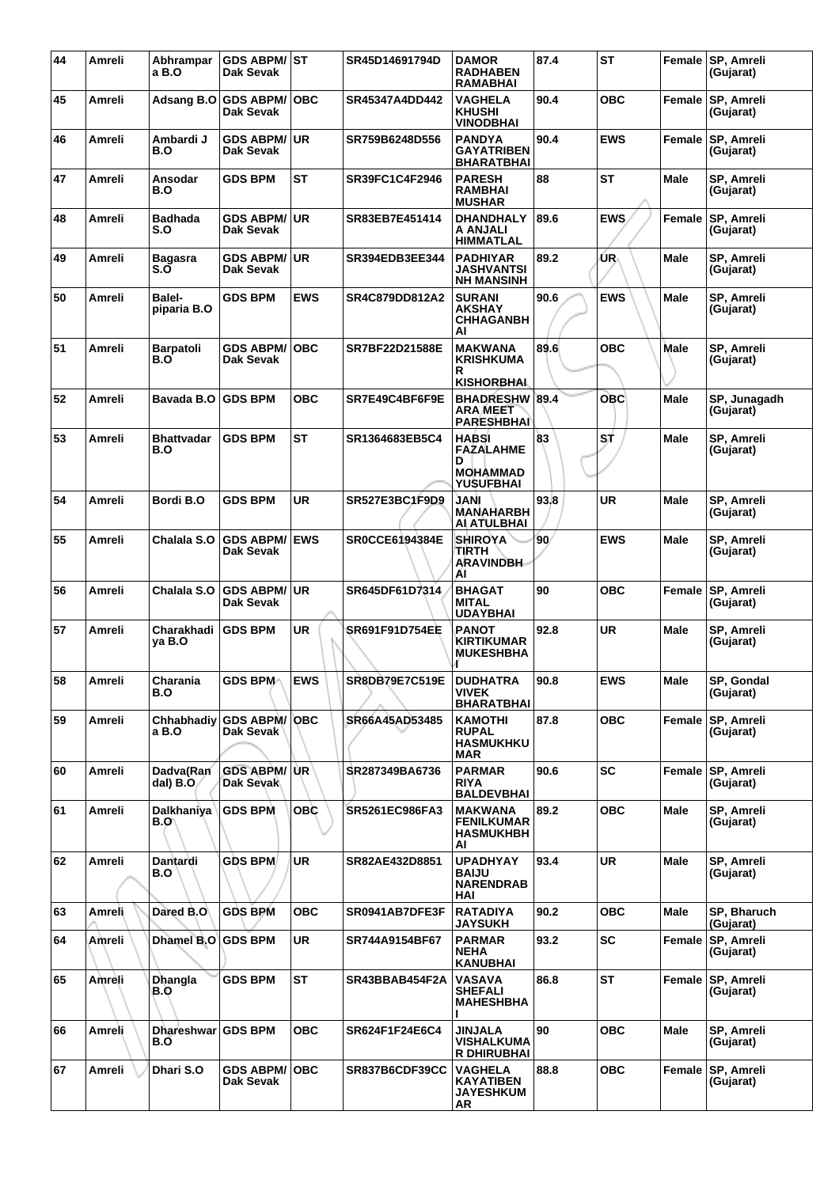| 44 | Amreli | Abhrampara B.O | GDS ABPM/ Dak Sevak | ST | SR45D14691794D | DAMOR RADHABEN RAMABHAI | 87.4 | ST | Female | SP, Amreli (Gujarat) |
|---|---|---|---|---|---|---|---|---|---|---|
| 45 | Amreli | Adsang B.O | GDS ABPM/ Dak Sevak | OBC | SR45347A4DD442 | VAGHELA KHUSHI VINODBHAI | 90.4 | OBC | Female | SP, Amreli (Gujarat) |
| 46 | Amreli | Ambardi J B.O | GDS ABPM/ Dak Sevak | UR | SR759B6248D556 | PANDYA GAYATRIBEN BHARATBHAI | 90.4 | EWS | Female | SP, Amreli (Gujarat) |
| 47 | Amreli | Ansodar B.O | GDS BPM | ST | SR39FC1C4F2946 | PARESH RAMBHAI MUSHAR | 88 | ST | Male | SP, Amreli (Gujarat) |
| 48 | Amreli | Badhada S.O | GDS ABPM/ Dak Sevak | UR | SR83EB7E451414 | DHANDHALYA ANJALI HIMMATLAL | 89.6 | EWS | Female | SP, Amreli (Gujarat) |
| 49 | Amreli | Bagasra S.O | GDS ABPM/ Dak Sevak | UR | SR394EDB3EE344 | PADHIYAR JASHVANTSINH MANSINH | 89.2 | UR | Male | SP, Amreli (Gujarat) |
| 50 | Amreli | Balel-piparia B.O | GDS BPM | EWS | SR4C879DD812A2 | SURANI AKSHAY CHHAGANBHAI | 90.6 | EWS | Male | SP, Amreli (Gujarat) |
| 51 | Amreli | Barpatoli B.O | GDS ABPM/ Dak Sevak | OBC | SR7BF22D21588E | MAKWANA KRISHKUMAR KISHORBHAI | 89.6 | OBC | Male | SP, Amreli (Gujarat) |
| 52 | Amreli | Bavada B.O | GDS BPM | OBC | SR7E49C4BF6F9E | BHADRESHWARA MEET PARESHBHAI | 89.4 | OBC | Male | SP, Junagadh (Gujarat) |
| 53 | Amreli | Bhattvadar B.O | GDS BPM | ST | SR1364683EB5C4 | HABSI FAZALAHMED MOHAMMAD YUSUFBHAI | 83 | ST | Male | SP, Amreli (Gujarat) |
| 54 | Amreli | Bordi B.O | GDS BPM | UR | SR527E3BC1F9D9 | JANI MANAHARBHAI ATULBHAI | 93.8 | UR | Male | SP, Amreli (Gujarat) |
| 55 | Amreli | Chalala S.O | GDS ABPM/ Dak Sevak | EWS | SR0CCE6194384E | SHIROYA TIRTH ARAVINDBHAI | 90 | EWS | Male | SP, Amreli (Gujarat) |
| 56 | Amreli | Chalala S.O | GDS ABPM/ Dak Sevak | UR | SR645DF61D7314 | BHAGAT MITAL UDAYBHAI | 90 | OBC | Female | SP, Amreli (Gujarat) |
| 57 | Amreli | Charakhadiya B.O | GDS BPM | UR | SR691F91D754EE | PANOT KIRTIKUMAR MUKESHBHAI | 92.8 | UR | Male | SP, Amreli (Gujarat) |
| 58 | Amreli | Charania B.O | GDS BPM | EWS | SR8DB79E7C519E | DUDHATRA VIVEK BHARATBHAI | 90.8 | EWS | Male | SP, Gondal (Gujarat) |
| 59 | Amreli | Chhabhadiya B.O | GDS ABPM/ Dak Sevak | OBC | SR66A45AD53485 | KAMOTHI RUPAL HASMUKHKUMAR | 87.8 | OBC | Female | SP, Amreli (Gujarat) |
| 60 | Amreli | Dadva(Randal) B.O | GDS ABPM/ Dak Sevak | UR | SR287349BA6736 | PARMAR RIYA BALDEVBHAI | 90.6 | SC | Female | SP, Amreli (Gujarat) |
| 61 | Amreli | Dalkhaniya B.O | GDS BPM | OBC | SR5261EC986FA3 | MAKWANA FENILKUMAR HASMUKHBHAI | 89.2 | OBC | Male | SP, Amreli (Gujarat) |
| 62 | Amreli | Dantardi B.O | GDS BPM | UR | SR82AE432D8851 | UPADHYAY BAIJU NARENDRABHAI | 93.4 | UR | Male | SP, Amreli (Gujarat) |
| 63 | Amreli | Dared B.O | GDS BPM | OBC | SR0941AB7DFE3F | RATADIYA JAYSUKH | 90.2 | OBC | Male | SP, Bharuch (Gujarat) |
| 64 | Amreli | Dhamel B.O | GDS BPM | UR | SR744A9154BF67 | PARMAR NEHA KANUBHAI | 93.2 | SC | Female | SP, Amreli (Gujarat) |
| 65 | Amreli | Dhangla B.O | GDS BPM | ST | SR43BBAB454F2A | VASAVA SHEFALI MAHESHBHAI | 86.8 | ST | Female | SP, Amreli (Gujarat) |
| 66 | Amreli | Dhareshwar B.O | GDS BPM | OBC | SR624F1F24E6C4 | JINJALA VISHALKUMAR DHIRUBHAI | 90 | OBC | Male | SP, Amreli (Gujarat) |
| 67 | Amreli | Dhari S.O | GDS ABPM/ Dak Sevak | OBC | SR837B6CDF39CC | VAGHELA KAYATIBEN JAYESHKUMAR | 88.8 | OBC | Female | SP, Amreli (Gujarat) |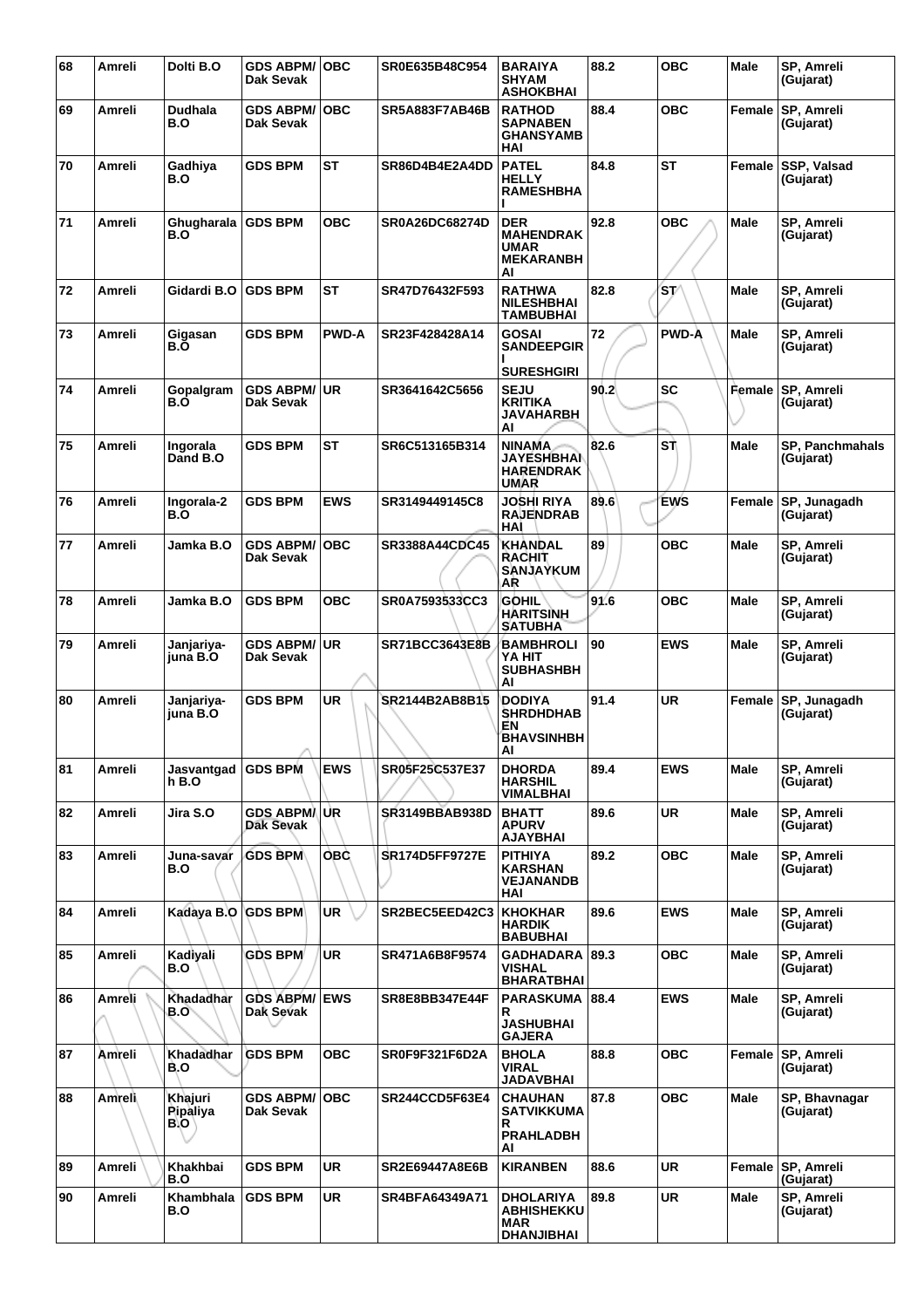| 68 | Amreli | Dolti B.O | GDS ABPM/ Dak Sevak | OBC | SR0E635B48C954 | BARAIYA SHYAM ASHOKBHAI | 88.2 | OBC | Male | SP, Amreli (Gujarat) |
|---|---|---|---|---|---|---|---|---|---|---|
| 69 | Amreli | Dudhala B.O | GDS ABPM/ Dak Sevak | OBC | SR5A883F7AB46B | RATHOD SAPNABEN GHANSYAMBHAI | 88.4 | OBC | Female | SP, Amreli (Gujarat) |
| 70 | Amreli | Gadhiya B.O | GDS BPM | ST | SR86D4B4E2A4DD | PATEL HELLY RAMESHBHAI | 84.8 | ST | Female | SSP, Valsad (Gujarat) |
| 71 | Amreli | Ghugharala B.O | GDS BPM | OBC | SR0A26DC68274D | DER MAHENDRAKUMAR MEKARANBHAI | 92.8 | OBC | Male | SP, Amreli (Gujarat) |
| 72 | Amreli | Gidardi B.O | GDS BPM | ST | SR47D76432F593 | RATHWA NILESHBHAI TAMBUBHAI | 82.8 | ST | Male | SP, Amreli (Gujarat) |
| 73 | Amreli | Gigasan B.O | GDS BPM | PWD-A | SR23F428428A14 | GOSAI SANDEEPGIRI SURESHGIRI | 72 | PWD-A | Male | SP, Amreli (Gujarat) |
| 74 | Amreli | Gopalgram B.O | GDS ABPM/ Dak Sevak | UR | SR3641642C5656 | SEJU KRITIKA JAVAHARBHAI | 90.2 | SC | Female | SP, Amreli (Gujarat) |
| 75 | Amreli | Ingorala Dand B.O | GDS BPM | ST | SR6C513165B314 | NINAMA JAYESHBHAI HARENDRAKUMAR | 82.6 | ST | Male | SP, Panchmahals (Gujarat) |
| 76 | Amreli | Ingorala-2 B.O | GDS BPM | EWS | SR3149449145C8 | JOSHI RIYA RAJENDRABHAI | 89.6 | EWS | Female | SP, Junagadh (Gujarat) |
| 77 | Amreli | Jamka B.O | GDS ABPM/ Dak Sevak | OBC | SR3388A44CDC45 | KHANDAL RACHIT SANJAYKUMAR | 89 | OBC | Male | SP, Amreli (Gujarat) |
| 78 | Amreli | Jamka B.O | GDS BPM | OBC | SR0A7593533CC3 | GOHIL HARITSINH SATUBHA | 91.6 | OBC | Male | SP, Amreli (Gujarat) |
| 79 | Amreli | Janjariya-juna B.O | GDS ABPM/ Dak Sevak | UR | SR71BCC3643E8B | BAMBHROLIYA HIT SUBHASHBHAI | 90 | EWS | Male | SP, Amreli (Gujarat) |
| 80 | Amreli | Janjariya-juna B.O | GDS BPM | UR | SR2144B2AB8B15 | DODIYA SHRDHDHABEN BHAVSINHBHAI | 91.4 | UR | Female | SP, Junagadh (Gujarat) |
| 81 | Amreli | Jasvantgadh B.O | GDS BPM | EWS | SR05F25C537E37 | DHORDA HARSHIL VIMALBHAI | 89.4 | EWS | Male | SP, Amreli (Gujarat) |
| 82 | Amreli | Jira S.O | GDS ABPM/ Dak Sevak | UR | SR3149BBAB938D | BHATT APURV AJAYBHAI | 89.6 | UR | Male | SP, Amreli (Gujarat) |
| 83 | Amreli | Juna-savar B.O | GDS BPM | OBC | SR174D5FF9727E | PITHIYA KARSHAN VEJANANDBHAI | 89.2 | OBC | Male | SP, Amreli (Gujarat) |
| 84 | Amreli | Kadaya B.O | GDS BPM | UR | SR2BEC5EED42C3 | KHOKHAR HARDIK BABUBHAI | 89.6 | EWS | Male | SP, Amreli (Gujarat) |
| 85 | Amreli | Kadiyali B.O | GDS BPM | UR | SR471A6B8F9574 | GADHADARA VISHAL BHARATBHAI | 89.3 | OBC | Male | SP, Amreli (Gujarat) |
| 86 | Amreli | Khadadhar B.O | GDS ABPM/ Dak Sevak | EWS | SR8E8BB347E44F | PARASKUMAR JASHUBHAI GAJERA | 88.4 | EWS | Male | SP, Amreli (Gujarat) |
| 87 | Amreli | Khadadhar B.O | GDS BPM | OBC | SR0F9F321F6D2A | BHOLA VIRAL JADAVBHAI | 88.8 | OBC | Female | SP, Amreli (Gujarat) |
| 88 | Amreli | Khajuri Pipaliya B.O | GDS ABPM/ Dak Sevak | OBC | SR244CCD5F63E4 | CHAUHAN SATVIKKUMAR PRAHLADBHAI | 87.8 | OBC | Male | SP, Bhavnagar (Gujarat) |
| 89 | Amreli | Khakhbai B.O | GDS BPM | UR | SR2E69447A8E6B | KIRANBEN | 88.6 | UR | Female | SP, Amreli (Gujarat) |
| 90 | Amreli | Khambhala B.O | GDS BPM | UR | SR4BFA64349A71 | DHOLARIYA ABHISHEKKUMAR DHANJIBHAI | 89.8 | UR | Male | SP, Amreli (Gujarat) |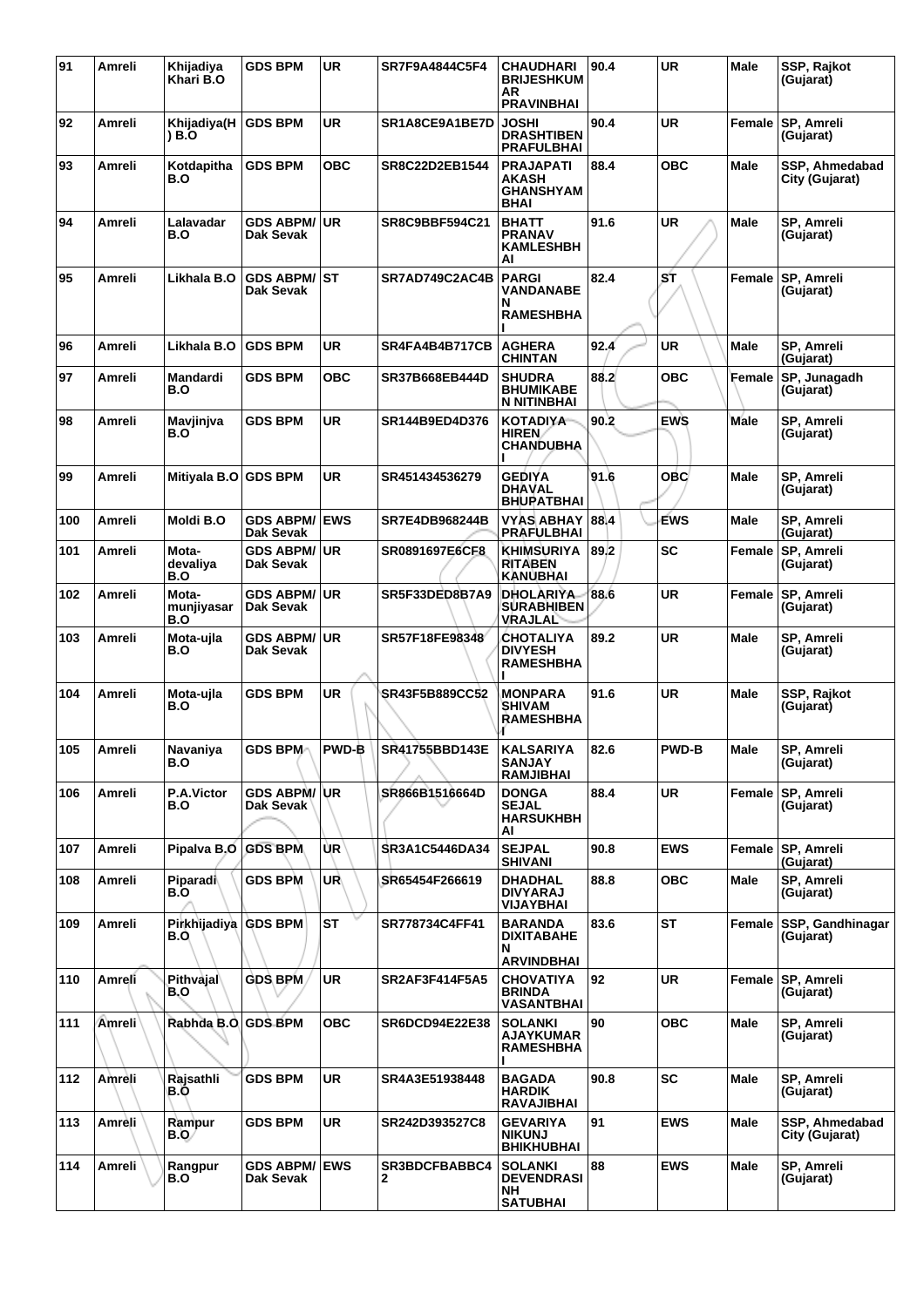| 91 | Amreli | Khijadiya Khari B.O | GDS BPM | UR | SR7F9A4844C5F4 | CHAUDHARI BRIJESHKUMAR PRAVINBHAI | 90.4 | UR | Male | SSP, Rajkot (Gujarat) |
|---|---|---|---|---|---|---|---|---|---|---|
| 92 | Amreli | Khijadiya(H) B.O | GDS BPM | UR | SR1A8CE9A1BE7D | JOSHI DRASHTIBEN PRAFULBHAI | 90.4 | UR | Female | SP, Amreli (Gujarat) |
| 93 | Amreli | Kotdapitha B.O | GDS BPM | OBC | SR8C22D2EB1544 | PRAJAPATI AKASH GHANSHYAMBHAI | 88.4 | OBC | Male | SSP, Ahmedabad City (Gujarat) |
| 94 | Amreli | Lalavadar B.O | GDS ABPM/ Dak Sevak | UR | SR8C9BBF594C21 | BHATT PRANAV KAMLESHBHAI | 91.6 | UR | Male | SP, Amreli (Gujarat) |
| 95 | Amreli | Likhala B.O | GDS ABPM/ Dak Sevak | ST | SR7AD749C2AC4B | PARGI VANDANABEN RAMESHBHAI | 82.4 | ST | Female | SP, Amreli (Gujarat) |
| 96 | Amreli | Likhala B.O | GDS BPM | UR | SR4FA4B4B717CB | AGHERA CHINTAN | 92.4 | UR | Male | SP, Amreli (Gujarat) |
| 97 | Amreli | Mandardi B.O | GDS BPM | OBC | SR37B668EB444D | SHUDRA BHUMIKABEN NITINBHAI | 88.2 | OBC | Female | SP, Junagadh (Gujarat) |
| 98 | Amreli | Mavjinjva B.O | GDS BPM | UR | SR144B9ED4D376 | KOTADIYA HIREN CHANDUBHAI | 90.2 | EWS | Male | SP, Amreli (Gujarat) |
| 99 | Amreli | Mitiyala B.O | GDS BPM | UR | SR451434536279 | GEDIYA DHAVAL BHUPATBHAI | 91.6 | OBC | Male | SP, Amreli (Gujarat) |
| 100 | Amreli | Moldi B.O | GDS ABPM/ Dak Sevak | EWS | SR7E4DB968244B | VYAS ABHAY PRAFULBHAI | 88.4 | EWS | Male | SP, Amreli (Gujarat) |
| 101 | Amreli | Mota-devaliya B.O | GDS ABPM/ Dak Sevak | UR | SR0891697E6CF8 | KHIMSURIYA RITABEN KANUBHAI | 89.2 | SC | Female | SP, Amreli (Gujarat) |
| 102 | Amreli | Mota-munjiyasar B.O | GDS ABPM/ Dak Sevak | UR | SR5F33DED8B7A9 | DHOLARIYA SURABHIBEN VRAJLAL | 88.6 | UR | Female | SP, Amreli (Gujarat) |
| 103 | Amreli | Mota-ujla B.O | GDS ABPM/ Dak Sevak | UR | SR57F18FE98348 | CHOTALIYA DIVYESH RAMESHBHAI | 89.2 | UR | Male | SP, Amreli (Gujarat) |
| 104 | Amreli | Mota-ujla B.O | GDS BPM | UR | SR43F5B889CC52 | MONPARA SHIVAM RAMESHBHAI | 91.6 | UR | Male | SSP, Rajkot (Gujarat) |
| 105 | Amreli | Navaniya B.O | GDS BPM | PWD-B | SR41755BBD143E | KALSARIYA SANJAY RAMJIBHAI | 82.6 | PWD-B | Male | SP, Amreli (Gujarat) |
| 106 | Amreli | P.A.Victor B.O | GDS ABPM/ Dak Sevak | UR | SR866B1516664D | DONGA SEJAL HARSUKHBHAI | 88.4 | UR | Female | SP, Amreli (Gujarat) |
| 107 | Amreli | Pipalva B.O | GDS BPM | UR | SR3A1C5446DA34 | SEJPAL SHIVANI | 90.8 | EWS | Female | SP, Amreli (Gujarat) |
| 108 | Amreli | Piparadi B.O | GDS BPM | UR | SR65454F266619 | DHADHAL DIVYARAJ VIJAYBHAI | 88.8 | OBC | Male | SP, Amreli (Gujarat) |
| 109 | Amreli | Pirkhijadiya B.O | GDS BPM | ST | SR778734C4FF41 | BARANDA DIXITABAHEN ARVINDBHAI | 83.6 | ST | Female | SSP, Gandhinagar (Gujarat) |
| 110 | Amreli | Pithvajal B.O | GDS BPM | UR | SR2AF3F414F5A5 | CHOVATIYA BRINDA VASANTBHAI | 92 | UR | Female | SP, Amreli (Gujarat) |
| 111 | Amreli | Rabhda B.O | GDS BPM | OBC | SR6DCD94E22E38 | SOLANKI AJAYKUMAR RAMESHBHAI | 90 | OBC | Male | SP, Amreli (Gujarat) |
| 112 | Amreli | Rajsathli B.O | GDS BPM | UR | SR4A3E51938448 | BAGADA HARDIK RAVAJIBHAI | 90.8 | SC | Male | SP, Amreli (Gujarat) |
| 113 | Amreli | Rampur B.O | GDS BPM | UR | SR242D393527C8 | GEVARIYA NIKUNJ BHIKHUBHAI | 91 | EWS | Male | SSP, Ahmedabad City (Gujarat) |
| 114 | Amreli | Rangpur B.O | GDS ABPM/ Dak Sevak | EWS | SR3BDCFBABBC42 | SOLANKI DEVENDRASINH SATUBHAI | 88 | EWS | Male | SP, Amreli (Gujarat) |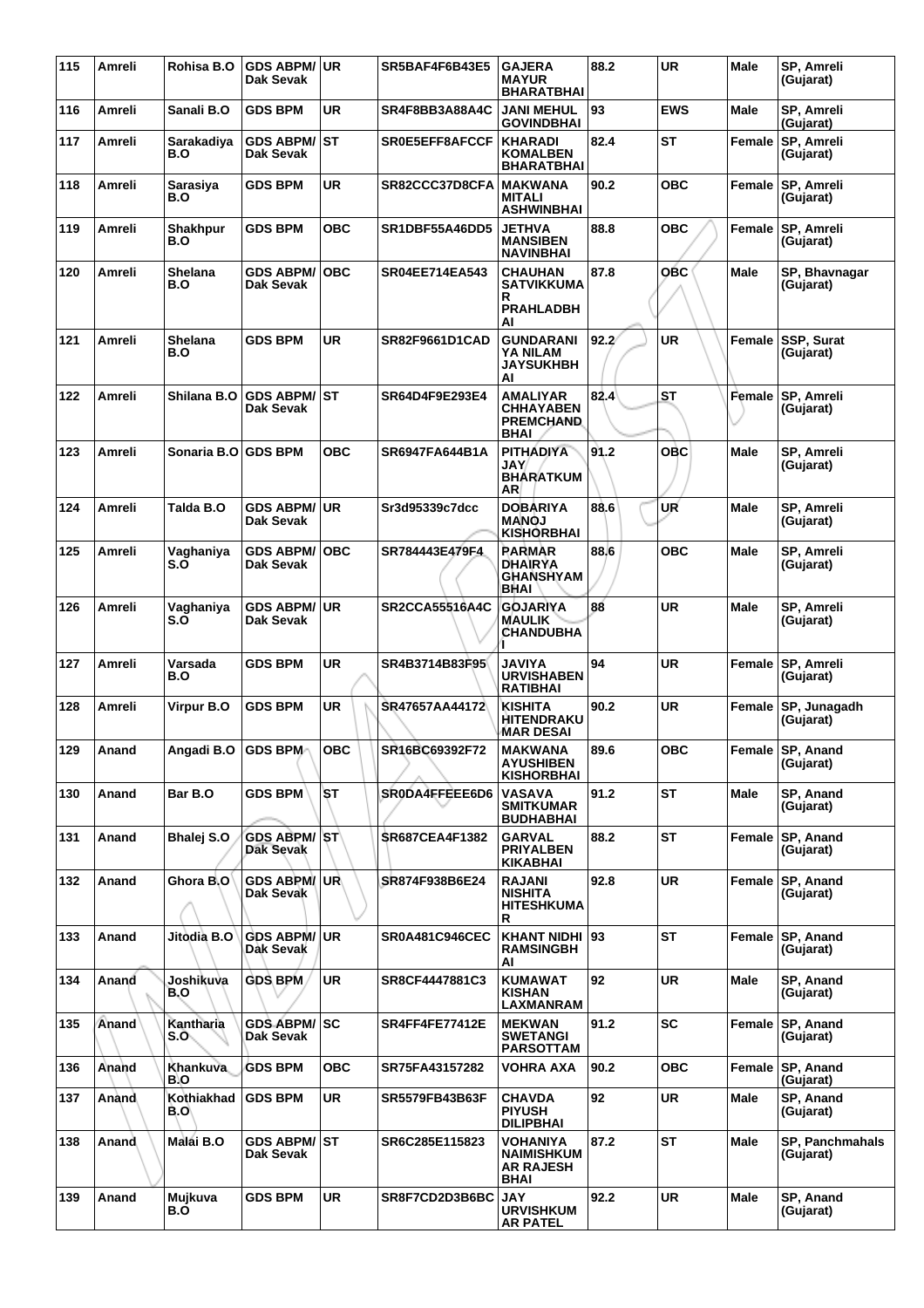| 115 | Amreli | Rohisa B.O | GDS ABPM/ Dak Sevak | UR | SR5BAF4F6B43E5 | GAJERA MAYUR BHARATBHAI | 88.2 | UR | Male | SP, Amreli (Gujarat) |
|---|---|---|---|---|---|---|---|---|---|---|
| 116 | Amreli | Sanali B.O | GDS BPM | UR | SR4F8BB3A88A4C | JANI MEHUL GOVINDBHAI | 93 | EWS | Male | SP, Amreli (Gujarat) |
| 117 | Amreli | Sarakadiya B.O | GDS ABPM/ Dak Sevak | ST | SR0E5EFF8AFCCF | KHARADI KOMALBEN BHARATBHAI | 82.4 | ST | Female | SP, Amreli (Gujarat) |
| 118 | Amreli | Sarasiya B.O | GDS BPM | UR | SR82CCC37D8CFA | MAKWANA MITALI ASHWINBHAI | 90.2 | OBC | Female | SP, Amreli (Gujarat) |
| 119 | Amreli | Shakhpur B.O | GDS BPM | OBC | SR1DBF55A46DD5 | JETHVA MANSIBEN NAVINBHAI | 88.8 | OBC | Female | SP, Amreli (Gujarat) |
| 120 | Amreli | Shelana B.O | GDS ABPM/ Dak Sevak | OBC | SR04EE714EA543 | CHAUHAN SATVIKKUMAR PRAHLADBHAI | 87.8 | OBC | Male | SP, Bhavnagar (Gujarat) |
| 121 | Amreli | Shelana B.O | GDS BPM | UR | SR82F9661D1CAD | GUNDARANIYA NILAM JAYSUKHBHAI | 92.2 | UR | Female | SSP, Surat (Gujarat) |
| 122 | Amreli | Shilana B.O | GDS ABPM/ Dak Sevak | ST | SR64D4F9E293E4 | AMALIYAR CHHAYABEN PREMCHAND BHAI | 82.4 | ST | Female | SP, Amreli (Gujarat) |
| 123 | Amreli | Sonaria B.O | GDS BPM | OBC | SR6947FA644B1A | PITHADIYA JAY BHARATKUMAR | 91.2 | OBC | Male | SP, Amreli (Gujarat) |
| 124 | Amreli | Talda B.O | GDS ABPM/ Dak Sevak | UR | Sr3d95339c7dcc | DOBARIYA MANOJ KISHORBHAI | 88.6 | UR | Male | SP, Amreli (Gujarat) |
| 125 | Amreli | Vaghaniya S.O | GDS ABPM/ Dak Sevak | OBC | SR784443E479F4 | PARMAR DHAIRYA GHANSHYAM BHAI | 88.6 | OBC | Male | SP, Amreli (Gujarat) |
| 126 | Amreli | Vaghaniya S.O | GDS ABPM/ Dak Sevak | UR | SR2CCA55516A4C | GOJARIYA MAULIK CHANDUBHAI | 88 | UR | Male | SP, Amreli (Gujarat) |
| 127 | Amreli | Varsada B.O | GDS BPM | UR | SR4B3714B83F95 | JAVIYA URVISHABEN RATIBHAI | 94 | UR | Female | SP, Amreli (Gujarat) |
| 128 | Amreli | Virpur B.O | GDS BPM | UR | SR47657AA44172 | KISHITA HITENDRAKUMAR DESAI | 90.2 | UR | Female | SP, Junagadh (Gujarat) |
| 129 | Anand | Angadi B.O | GDS BPM | OBC | SR16BC69392F72 | MAKWANA AYUSHIBEN KISHORBHAI | 89.6 | OBC | Female | SP, Anand (Gujarat) |
| 130 | Anand | Bar B.O | GDS BPM | ST | SR0DA4FFEEE6D6 | VASAVA SMITKUMAR BUDHABHAI | 91.2 | ST | Male | SP, Anand (Gujarat) |
| 131 | Anand | Bhalej S.O | GDS ABPM/ Dak Sevak | ST | SR687CEA4F1382 | GARVAL PRIYALBEN KIKABHAI | 88.2 | ST | Female | SP, Anand (Gujarat) |
| 132 | Anand | Ghora B.O | GDS ABPM/ Dak Sevak | UR | SR874F938B6E24 | RAJANI NISHITA HITESHKUMAR | 92.8 | UR | Female | SP, Anand (Gujarat) |
| 133 | Anand | Jitodia B.O | GDS ABPM/ Dak Sevak | UR | SR0A481C946CEC | KHANT NIDHI RAMSINGBHAI | 93 | ST | Female | SP, Anand (Gujarat) |
| 134 | Anand | Joshikuva B.O | GDS BPM | UR | SR8CF4447881C3 | KUMAWAT KISHAN LAXMANRAM | 92 | UR | Male | SP, Anand (Gujarat) |
| 135 | Anand | Kantharia S.O | GDS ABPM/ Dak Sevak | SC | SR4FF4FE77412E | MEKWAN SWETANGI PARSOTTAM | 91.2 | SC | Female | SP, Anand (Gujarat) |
| 136 | Anand | Khankuva B.O | GDS BPM | OBC | SR75FA43157282 | VOHRA AXA | 90.2 | OBC | Female | SP, Anand (Gujarat) |
| 137 | Anand | Kothiakhad B.O | GDS BPM | UR | SR5579FB43B63F | CHAVDA PIYUSH DILIPBHAI | 92 | UR | Male | SP, Anand (Gujarat) |
| 138 | Anand | Malai B.O | GDS ABPM/ Dak Sevak | ST | SR6C285E115823 | VOHANIYA NAIMISHKUMAR RAJESH BHAI | 87.2 | ST | Male | SP, Panchmahals (Gujarat) |
| 139 | Anand | Mujkuva B.O | GDS BPM | UR | SR8F7CD2D3B6BC | JAY URVISHKUMAR PATEL | 92.2 | UR | Male | SP, Anand (Gujarat) |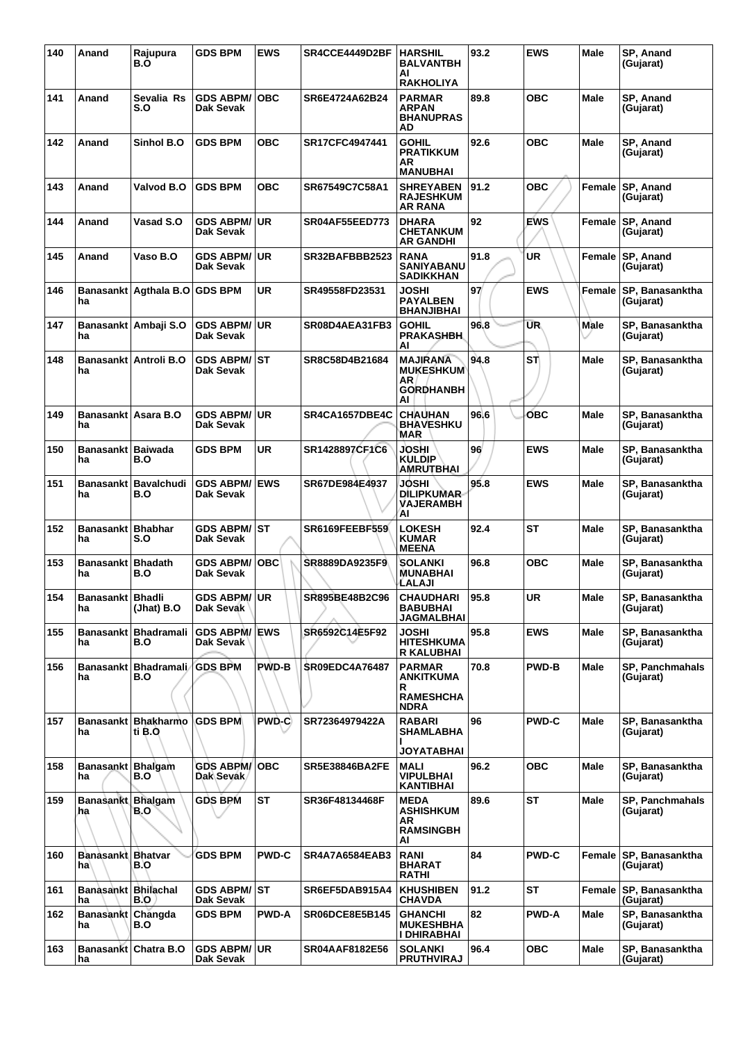| 140 | Anand | Rajupura B.O | GDS BPM | EWS | SR4CCE4449D2BF | HARSHIL BALVANTBHAI RAKHOLIYA | 93.2 | EWS | Male | SP, Anand (Gujarat) |
|---|---|---|---|---|---|---|---|---|---|---|
| 141 | Anand | Sevalia Rs S.O | GDS ABPM/ Dak Sevak | OBC | SR6E4724A62B24 | PARMAR ARPAN BHANUPRASAD | 89.8 | OBC | Male | SP, Anand (Gujarat) |
| 142 | Anand | Sinhol B.O | GDS BPM | OBC | SR17CFC4947441 | GOHIL PRATIKKUMAR MANUBHAI | 92.6 | OBC | Male | SP, Anand (Gujarat) |
| 143 | Anand | Valvod B.O | GDS BPM | OBC | SR67549C7C58A1 | SHREYABEN RAJESHKUMAR RANA | 91.2 | OBC | Female | SP, Anand (Gujarat) |
| 144 | Anand | Vasad S.O | GDS ABPM/ Dak Sevak | UR | SR04AF55EED773 | DHARA CHETANKUMAR GANDHI | 92 | EWS | Female | SP, Anand (Gujarat) |
| 145 | Anand | Vaso B.O | GDS ABPM/ Dak Sevak | UR | SR32BAFBBB2523 | RANA SANIYABANU SADIKKHAN | 91.8 | UR | Female | SP, Anand (Gujarat) |
| 146 | Banasanktha | Agthala B.O | GDS BPM | UR | SR49558FD23531 | JOSHI PAYALBEN BHANJIBHAI | 97 | EWS | Female | SP, Banasanktha (Gujarat) |
| 147 | Banasanktha | Ambaji S.O | GDS ABPM/ Dak Sevak | UR | SR08D4AEA31FB3 | GOHIL PRAKASHBHAI | 96.8 | UR | Male | SP, Banasanktha (Gujarat) |
| 148 | Banasanktha | Antroli B.O | GDS ABPM/ Dak Sevak | ST | SR8C58D4B21684 | MAJIRANA MUKESHKUMAR GORDHANBHAI | 94.8 | ST | Male | SP, Banasanktha (Gujarat) |
| 149 | Banasanktha | Asara B.O | GDS ABPM/ Dak Sevak | UR | SR4CA1657DBE4C | CHAUHAN BHAVESHKUMAR | 96.6 | OBC | Male | SP, Banasanktha (Gujarat) |
| 150 | Banasanktha | Baiwada B.O | GDS BPM | UR | SR1428897CF1C6 | JOSHI KULDIP AMRUTBHAI | 96 | EWS | Male | SP, Banasanktha (Gujarat) |
| 151 | Banasanktha | Bavalchudi B.O | GDS ABPM/ Dak Sevak | EWS | SR67DE984E4937 | JOSHI DILIPKUMAR VAJERAMBHAI | 95.8 | EWS | Male | SP, Banasanktha (Gujarat) |
| 152 | Banasanktha | Bhabhar S.O | GDS ABPM/ Dak Sevak | ST | SR6169FEEBF559 | LOKESH KUMAR MEENA | 92.4 | ST | Male | SP, Banasanktha (Gujarat) |
| 153 | Banasanktha | Bhadath B.O | GDS ABPM/ Dak Sevak | OBC | SR8889DA9235F9 | SOLANKI MUNABHAI LALAJI | 96.8 | OBC | Male | SP, Banasanktha (Gujarat) |
| 154 | Banasanktha | Bhadli (Jhat) B.O | GDS ABPM/ Dak Sevak | UR | SR895BE48B2C96 | CHAUDHARI BABUBHAI JAGMALBHAI | 95.8 | UR | Male | SP, Banasanktha (Gujarat) |
| 155 | Banasanktha | Bhadramali B.O | GDS ABPM/ Dak Sevak | EWS | SR6592C14E5F92 | JOSHI HITESHKUMAR KALUBHAI | 95.8 | EWS | Male | SP, Banasanktha (Gujarat) |
| 156 | Banasanktha | Bhadramali B.O | GDS BPM | PWD-B | SR09EDC4A76487 | PARMAR ANKITKUMAR RAMESHCHANDRA | 70.8 | PWD-B | Male | SP, Panchmahals (Gujarat) |
| 157 | Banasanktha | Bhakharmoti B.O | GDS BPM | PWD-C | SR72364979422A | RABARI SHAMLABHAI JOYATABHAI | 96 | PWD-C | Male | SP, Banasanktha (Gujarat) |
| 158 | Banasanktha | Bhalgam B.O | GDS ABPM/ Dak Sevak | OBC | SR5E38846BA2FE | MALI VIPULBHAI KANTIBHAI | 96.2 | OBC | Male | SP, Banasanktha (Gujarat) |
| 159 | Banasanktha | Bhalgam B.O | GDS BPM | ST | SR36F48134468F | MEDA ASHISHKUMAR RAMSINGBHAI | 89.6 | ST | Male | SP, Panchmahals (Gujarat) |
| 160 | Banasanktha | Bhatvar B.O | GDS BPM | PWD-C | SR4A7A6584EAB3 | RANI BHARAT RATHI | 84 | PWD-C | Female | SP, Banasanktha (Gujarat) |
| 161 | Banasanktha | Bhilachal B.O | GDS ABPM/ Dak Sevak | ST | SR6EF5DAB915A4 | KHUSHIBEN CHAVDA | 91.2 | ST | Female | SP, Banasanktha (Gujarat) |
| 162 | Banasanktha | Changda B.O | GDS BPM | PWD-A | SR06DCE8E5B145 | GHANCHI MUKESHBHAI DHIRABHAI | 82 | PWD-A | Male | SP, Banasanktha (Gujarat) |
| 163 | Banasanktha | Chatra B.O | GDS ABPM/ Dak Sevak | UR | SR04AAF8182E56 | SOLANKI PRUTHVIRAJ | 96.4 | OBC | Male | SP, Banasanktha (Gujarat) |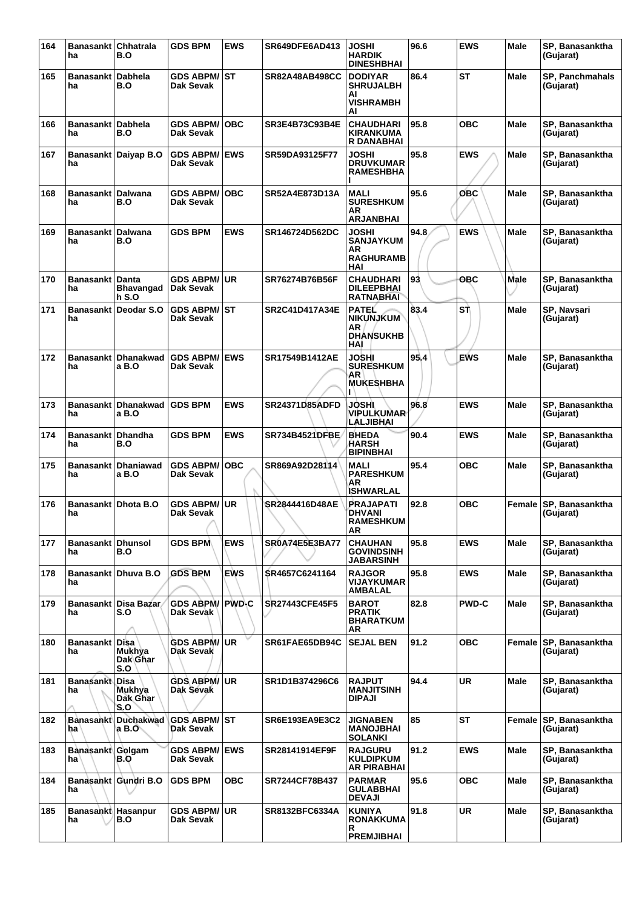| 164 | Banasanktha | Chhatrala B.O | GDS BPM | EWS | SR649DFE6AD413 | JOSHI HARDIK DINESHBHAI | 96.6 | EWS | Male | SP, Banasanktha (Gujarat) |
|---|---|---|---|---|---|---|---|---|---|---|
| 165 | Banasanktha | Dabhela B.O | GDS ABPM/ Dak Sevak | ST | SR82A48AB498CC | DODIYAR SHRUJALBHAI VISHRAMBHAI | 86.4 | ST | Male | SP, Panchmahals (Gujarat) |
| 166 | Banasanktha | Dabhela B.O | GDS ABPM/ Dak Sevak | OBC | SR3E4B73C93B4E | CHAUDHARI KIRANKUMAR DANABHAI | 95.8 | OBC | Male | SP, Banasanktha (Gujarat) |
| 167 | Banasanktha | Daiyap B.O | GDS ABPM/ Dak Sevak | EWS | SR59DA93125F77 | JOSHI DRUVKUMAR RAMESHBHAI | 95.8 | EWS | Male | SP, Banasanktha (Gujarat) |
| 168 | Banasanktha | Dalwana B.O | GDS ABPM/ Dak Sevak | OBC | SR52A4E873D13A | MALI SURESHKUMAR ARJANBHAI | 95.6 | OBC | Male | SP, Banasanktha (Gujarat) |
| 169 | Banasanktha | Dalwana B.O | GDS BPM | EWS | SR146724D562DC | JOSHI SANJAYKUMAR RAGHURAMBHAI | 94.8 | EWS | Male | SP, Banasanktha (Gujarat) |
| 170 | Banasanktha | Danta Bhavangadh S.O | GDS ABPM/ Dak Sevak | UR | SR76274B76B56F | CHAUDHARI DILEEPBHAI RATNABHAI | 93 | OBC | Male | SP, Banasanktha (Gujarat) |
| 171 | Banasanktha | Deodar S.O | GDS ABPM/ Dak Sevak | ST | SR2C41D417A34E | PATEL NIKUNJKUMAR DHANSUKHBHAI | 83.4 | ST | Male | SP, Navsari (Gujarat) |
| 172 | Banasanktha | Dhanakwada B.O | GDS ABPM/ Dak Sevak | EWS | SR17549B1412AE | JOSHI SURESHKUMAR MUKESHBHAI | 95.4 | EWS | Male | SP, Banasanktha (Gujarat) |
| 173 | Banasanktha | Dhanakwada B.O | GDS BPM | EWS | SR24371D85ADFD | JOSHI VIPULKUMAR LALJIBHAI | 96.8 | EWS | Male | SP, Banasanktha (Gujarat) |
| 174 | Banasanktha | Dhandha B.O | GDS BPM | EWS | SR734B4521DFBE | BHEDA HARSH BIPINBHAI | 90.4 | EWS | Male | SP, Banasanktha (Gujarat) |
| 175 | Banasanktha | Dhaniawada B.O | GDS ABPM/ Dak Sevak | OBC | SR869A92D28114 | MALI PARESHKUMAR ISHWARLAL | 95.4 | OBC | Male | SP, Banasanktha (Gujarat) |
| 176 | Banasanktha | Dhota B.O | GDS ABPM/ Dak Sevak | UR | SR2844416D48AE | PRAJAPATI DHVANI RAMESHKUMAR | 92.8 | OBC | Female | SP, Banasanktha (Gujarat) |
| 177 | Banasanktha | Dhunsol B.O | GDS BPM | EWS | SR0A74E5E3BA77 | CHAUHAN GOVINDSINH JABARSINH | 95.8 | EWS | Male | SP, Banasanktha (Gujarat) |
| 178 | Banasanktha | Dhuva B.O | GDS BPM | EWS | SR4657C6241164 | RAJGOR VIJAYKUMAR AMBALAL | 95.8 | EWS | Male | SP, Banasanktha (Gujarat) |
| 179 | Banasanktha | Disa Bazar S.O | GDS ABPM/ Dak Sevak | PWD-C | SR27443CFE45F5 | BAROT PRATIK BHARATKUMAR | 82.8 | PWD-C | Male | SP, Banasanktha (Gujarat) |
| 180 | Banasanktha | Disa Mukhya Dak Ghar S.O | GDS ABPM/ Dak Sevak | UR | SR61FAE65DB94C | SEJAL BEN | 91.2 | OBC | Female | SP, Banasanktha (Gujarat) |
| 181 | Banasanktha | Disa Mukhya Dak Ghar S.O | GDS ABPM/ Dak Sevak | UR | SR1D1B374296C6 | RAJPUT MANJITSINH DIPAJI | 94.4 | UR | Male | SP, Banasanktha (Gujarat) |
| 182 | Banasanktha | Duchakwada B.O | GDS ABPM/ Dak Sevak | ST | SR6E193EA9E3C2 | JIGNABEN MANOJBHAI SOLANKI | 85 | ST | Female | SP, Banasanktha (Gujarat) |
| 183 | Banasanktha | Golgam B.O | GDS ABPM/ Dak Sevak | EWS | SR28141914EF9F | RAJGURU KULDIPKUMAR PIRABHAI | 91.2 | EWS | Male | SP, Banasanktha (Gujarat) |
| 184 | Banasanktha | Gundri B.O | GDS BPM | OBC | SR7244CF78B437 | PARMAR GULABBHAI DEVAJI | 95.6 | OBC | Male | SP, Banasanktha (Gujarat) |
| 185 | Banasanktha | Hasanpur B.O | GDS ABPM/ Dak Sevak | UR | SR8132BFC6334A | KUNIYA RONAKKUMAR PREMJIBHAI | 91.8 | UR | Male | SP, Banasanktha (Gujarat) |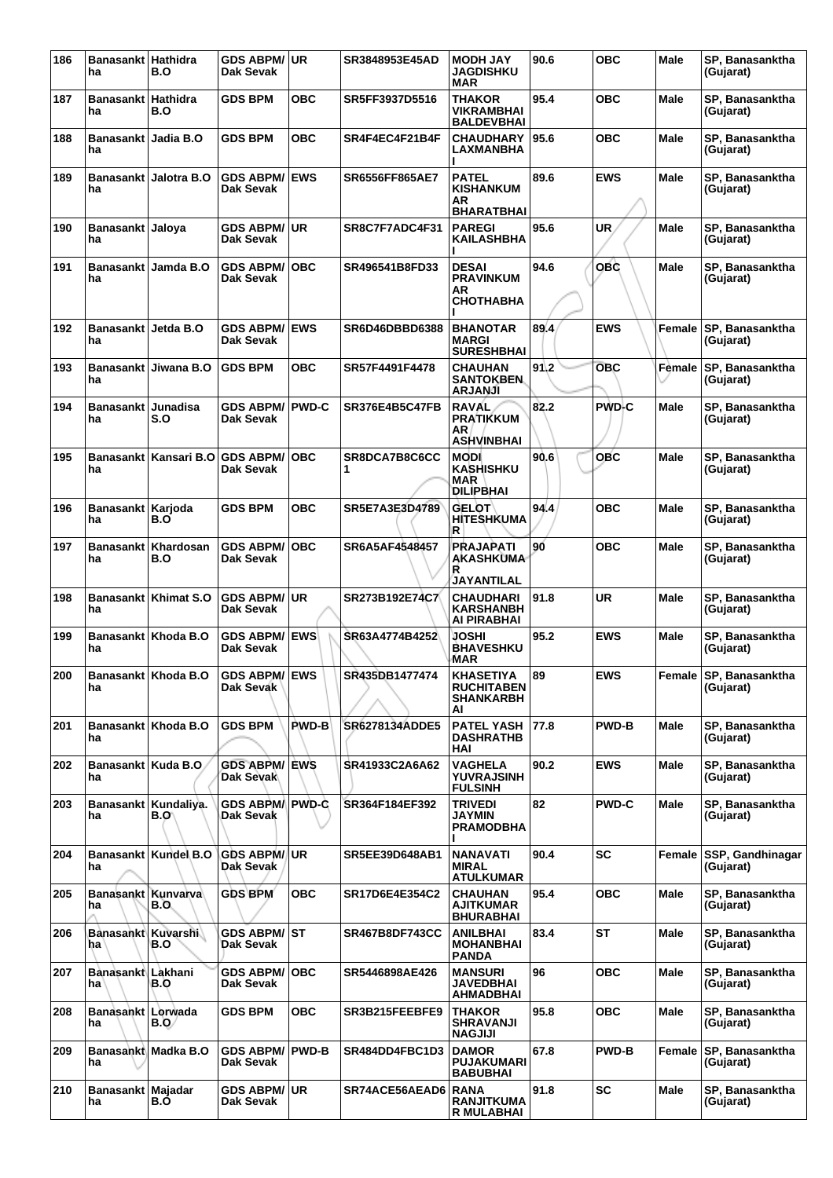| 186 | Banasanktha | Hathidra B.O | GDS ABPM/ Dak Sevak | UR | SR3848953E45AD | MODH JAY JAGDISHKUMAR | 90.6 | OBC | Male | SP, Banasanktha (Gujarat) |
|---|---|---|---|---|---|---|---|---|---|---|
| 187 | Banasanktha | Hathidra B.O | GDS BPM | OBC | SR5FF3937D5516 | THAKOR VIKRAMBHAI BALDEVBHAI | 95.4 | OBC | Male | SP, Banasanktha (Gujarat) |
| 188 | Banasanktha | Jadia B.O | GDS BPM | OBC | SR4F4EC4F21B4F | CHAUDHARY LAXMANBHAI | 95.6 | OBC | Male | SP, Banasanktha (Gujarat) |
| 189 | Banasanktha | Jalotra B.O | GDS ABPM/ Dak Sevak | EWS | SR6556FF865AE7 | PATEL KISHANKUMAR BHARATBHAI | 89.6 | EWS | Male | SP, Banasanktha (Gujarat) |
| 190 | Banasanktha | Jaloya | GDS ABPM/ Dak Sevak | UR | SR8C7F7ADC4F31 | PAREGI KAILASHBHAI | 95.6 | UR | Male | SP, Banasanktha (Gujarat) |
| 191 | Banasanktha | Jamda B.O | GDS ABPM/ Dak Sevak | OBC | SR496541B8FD33 | DESAI PRAVINKUMAR CHOTHABHAI | 94.6 | OBC | Male | SP, Banasanktha (Gujarat) |
| 192 | Banasanktha | Jetda B.O | GDS ABPM/ Dak Sevak | EWS | SR6D46DBBD6388 | BHANOTAR MARGI SURESHBHAI | 89.4 | EWS | Female | SP, Banasanktha (Gujarat) |
| 193 | Banasanktha | Jiwana B.O | GDS BPM | OBC | SR57F4491F4478 | CHAUHAN SANTOKBEN ARJANJI | 91.2 | OBC | Female | SP, Banasanktha (Gujarat) |
| 194 | Banasanktha | Junadisa S.O | GDS ABPM/ Dak Sevak | PWD-C | SR376E4B5C47FB | RAVAL PRATIKKUMAR ASHVINBHAI | 82.2 | PWD-C | Male | SP, Banasanktha (Gujarat) |
| 195 | Banasanktha | Kansari B.O | GDS ABPM/ Dak Sevak | OBC | SR8DCA7B8C6CC1 | MODI KASHISHKUMAR DILIPBHAI | 90.6 | OBC | Male | SP, Banasanktha (Gujarat) |
| 196 | Banasanktha | Karjoda B.O | GDS BPM | OBC | SR5E7A3E3D4789 | GELOT HITESHKUMAR | 94.4 | OBC | Male | SP, Banasanktha (Gujarat) |
| 197 | Banasanktha | Khardosan B.O | GDS ABPM/ Dak Sevak | OBC | SR6A5AF4548457 | PRAJAPATI AKASHKUMAR JAYANTILAL | 90 | OBC | Male | SP, Banasanktha (Gujarat) |
| 198 | Banasanktha | Khimat S.O | GDS ABPM/ Dak Sevak | UR | SR273B192E74C7 | CHAUDHARI KARSHANBHAI PIRABHAI | 91.8 | UR | Male | SP, Banasanktha (Gujarat) |
| 199 | Banasanktha | Khoda B.O | GDS ABPM/ Dak Sevak | EWS | SR63A4774B4252 | JOSHI BHAVESHKUMAR | 95.2 | EWS | Male | SP, Banasanktha (Gujarat) |
| 200 | Banasanktha | Khoda B.O | GDS ABPM/ Dak Sevak | EWS | SR435DB1477474 | KHASETIYA RUCHITABEN SHANKARBHAI | 89 | EWS | Female | SP, Banasanktha (Gujarat) |
| 201 | Banasanktha | Khoda B.O | GDS BPM | PWD-B | SR6278134ADDE5 | PATEL YASH DASHRATHBHAI | 77.8 | PWD-B | Male | SP, Banasanktha (Gujarat) |
| 202 | Banasanktha | Kuda B.O | GDS ABPM/ Dak Sevak | EWS | SR41933C2A6A62 | VAGHELA YUVRAJSINH FULSINH | 90.2 | EWS | Male | SP, Banasanktha (Gujarat) |
| 203 | Banasanktha | Kundaliya. B.O | GDS ABPM/ Dak Sevak | PWD-C | SR364F184EF392 | TRIVEDI JAYMIN PRAMODBHAI | 82 | PWD-C | Male | SP, Banasanktha (Gujarat) |
| 204 | Banasanktha | Kundel B.O | GDS ABPM/ Dak Sevak | UR | SR5EE39D648AB1 | NANAVATI MIRAL ATULKUMAR | 90.4 | SC | Female | SSP, Gandhinagar (Gujarat) |
| 205 | Banasanktha | Kunvarva B.O | GDS BPM | OBC | SR17D6E4E354C2 | CHAUHAN AJITKUMAR BHURABHAI | 95.4 | OBC | Male | SP, Banasanktha (Gujarat) |
| 206 | Banasanktha | Kuvarshi B.O | GDS ABPM/ Dak Sevak | ST | SR467B8DF743CC | ANILBHAI MOHANBHAI PANDA | 83.4 | ST | Male | SP, Banasanktha (Gujarat) |
| 207 | Banasanktha | Lakhani B.O | GDS ABPM/ Dak Sevak | OBC | SR5446898AE426 | MANSURI JAVEDBHAI AHMADBHAI | 96 | OBC | Male | SP, Banasanktha (Gujarat) |
| 208 | Banasanktha | Lorwada B.O | GDS BPM | OBC | SR3B215FEEBFE9 | THAKOR SHRAVANJI NAGJIJI | 95.8 | OBC | Male | SP, Banasanktha (Gujarat) |
| 209 | Banasanktha | Madka B.O | GDS ABPM/ Dak Sevak | PWD-B | SR484DD4FBC1D3 | DAMOR PUJAKUMARI BABUBHAI | 67.8 | PWD-B | Female | SP, Banasanktha (Gujarat) |
| 210 | Banasanktha | Majadar B.O | GDS ABPM/ Dak Sevak | UR | SR74ACE56AEAD6 | RANA RANJITKUMAR MULABHAI | 91.8 | SC | Male | SP, Banasanktha (Gujarat) |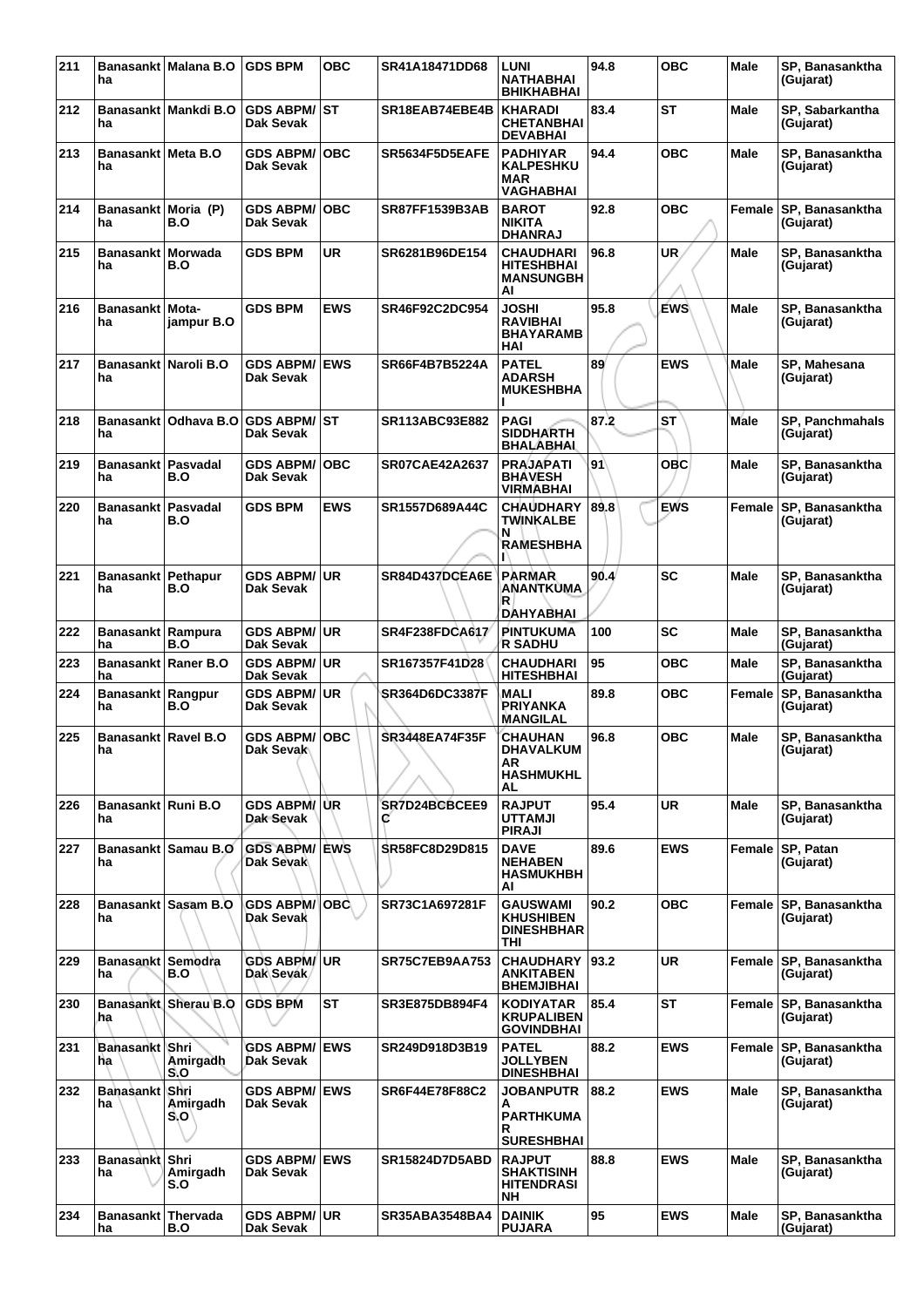| 211 | Banasankt ha | Malana B.O | GDS BPM | OBC | SR41A18471DD68 | LUNI NATHABHAI BHIKHABHAI | 94.8 | OBC | Male | SP, Banasanktha (Gujarat) |
|---|---|---|---|---|---|---|---|---|---|---|
| 212 | Banasankt ha | Mankdi B.O | GDS ABPM/ Dak Sevak | ST | SR18EAB74EBE4B | KHARADI CHETANBHAI DEVABHAI | 83.4 | ST | Male | SP, Sabarkantha (Gujarat) |
| 213 | Banasankt ha | Meta B.O | GDS ABPM/ Dak Sevak | OBC | SR5634F5D5EAFE | PADHIYAR KALPESHKU MAR VAGHABHAI | 94.4 | OBC | Male | SP, Banasanktha (Gujarat) |
| 214 | Banasankt ha | Moria (P) B.O | GDS ABPM/ Dak Sevak | OBC | SR87FF1539B3AB | BAROT NIKITA DHANRAJ | 92.8 | OBC | Female | SP, Banasanktha (Gujarat) |
| 215 | Banasankt ha | Morwada B.O | GDS BPM | UR | SR6281B96DE154 | CHAUDHARI HITESHBHAI MANSUNGBH AI | 96.8 | UR | Male | SP, Banasanktha (Gujarat) |
| 216 | Banasankt ha | Mota-jampur B.O | GDS BPM | EWS | SR46F92C2DC954 | JOSHI RAVIBHAI BHAYARAMB HAI | 95.8 | EWS | Male | SP, Banasanktha (Gujarat) |
| 217 | Banasankt ha | Naroli B.O | GDS ABPM/ Dak Sevak | EWS | SR66F4B7B5224A | PATEL ADARSH MUKESHBHA I | 89 | EWS | Male | SP, Mahesana (Gujarat) |
| 218 | Banasankt ha | Odhava B.O | GDS ABPM/ Dak Sevak | ST | SR113ABC93E882 | PAGI SIDDHARTH BHALABHAI | 87.2 | ST | Male | SP, Panchmahals (Gujarat) |
| 219 | Banasankt ha | Pasvadal B.O | GDS ABPM/ Dak Sevak | OBC | SR07CAE42A2637 | PRAJAPATI BHAVESH VIRMABHAI | 91 | OBC | Male | SP, Banasanktha (Gujarat) |
| 220 | Banasankt ha | Pasvadal B.O | GDS BPM | EWS | SR1557D689A44C | CHAUDHARY TWINKALBE N RAMESHBHA I | 89.8 | EWS | Female | SP, Banasanktha (Gujarat) |
| 221 | Banasankt ha | Pethapur B.O | GDS ABPM/ Dak Sevak | UR | SR84D437DCEA6E | PARMAR ANANTKUMA R DAHYABHAI | 90.4 | SC | Male | SP, Banasanktha (Gujarat) |
| 222 | Banasankt ha | Rampura B.O | GDS ABPM/ Dak Sevak | UR | SR4F238FDCA617 | PINTUKUMA R SADHU | 100 | SC | Male | SP, Banasanktha (Gujarat) |
| 223 | Banasankt ha | Raner B.O | GDS ABPM/ Dak Sevak | UR | SR167357F41D28 | CHAUDHARI HITESHBHAI | 95 | OBC | Male | SP, Banasanktha (Gujarat) |
| 224 | Banasankt ha | Rangpur B.O | GDS ABPM/ Dak Sevak | UR | SR364D6DC3387F | MALI PRIYANKA MANGILAL | 89.8 | OBC | Female | SP, Banasanktha (Gujarat) |
| 225 | Banasankt ha | Ravel B.O | GDS ABPM/ Dak Sevak | OBC | SR3448EA74F35F | CHAUHAN DHAVALKUM AR HASHMUKHL AL | 96.8 | OBC | Male | SP, Banasanktha (Gujarat) |
| 226 | Banasankt ha | Runi B.O | GDS ABPM/ Dak Sevak | UR | SR7D24BCBCEE9 C | RAJPUT UTTAMJI PIRAJI | 95.4 | UR | Male | SP, Banasanktha (Gujarat) |
| 227 | Banasankt ha | Samau B.O | GDS ABPM/ Dak Sevak | EWS | SR58FC8D29D815 | DAVE NEHABEN HASMUKHBH AI | 89.6 | EWS | Female | SP, Patan (Gujarat) |
| 228 | Banasankt ha | Sasam B.O | GDS ABPM/ Dak Sevak | OBC | SR73C1A697281F | GAUSWAMI KHUSHIBEN DINESHBHAR THI | 90.2 | OBC | Female | SP, Banasanktha (Gujarat) |
| 229 | Banasankt ha | Semodra B.O | GDS ABPM/ Dak Sevak | UR | SR75C7EB9AA753 | CHAUDHARY ANKITABEN BHEMJIBHAI | 93.2 | UR | Female | SP, Banasanktha (Gujarat) |
| 230 | Banasankt ha | Sherau B.O | GDS BPM | ST | SR3E875DB894F4 | KODIYATAR KRUPALIBEN GOVINDBHAI | 85.4 | ST | Female | SP, Banasanktha (Gujarat) |
| 231 | Banasankt ha | Shri Amirgadh S.O | GDS ABPM/ Dak Sevak | EWS | SR249D918D3B19 | PATEL JOLLYBEN DINESHBHAI | 88.2 | EWS | Female | SP, Banasanktha (Gujarat) |
| 232 | Banasankt ha | Shri Amirgadh S.O | GDS ABPM/ Dak Sevak | EWS | SR6F44E78F88C2 | JOBANPUTR A PARTHKUMA R SURESHBHAI | 88.2 | EWS | Male | SP, Banasanktha (Gujarat) |
| 233 | Banasankt ha | Shri Amirgadh S.O | GDS ABPM/ Dak Sevak | EWS | SR15824D7D5ABD | RAJPUT SHAKTISINH HITENDRASI NH | 88.8 | EWS | Male | SP, Banasanktha (Gujarat) |
| 234 | Banasankt ha | Thervada B.O | GDS ABPM/ Dak Sevak | UR | SR35ABA3548BA4 | DAINIK PUJARA | 95 | EWS | Male | SP, Banasanktha (Gujarat) |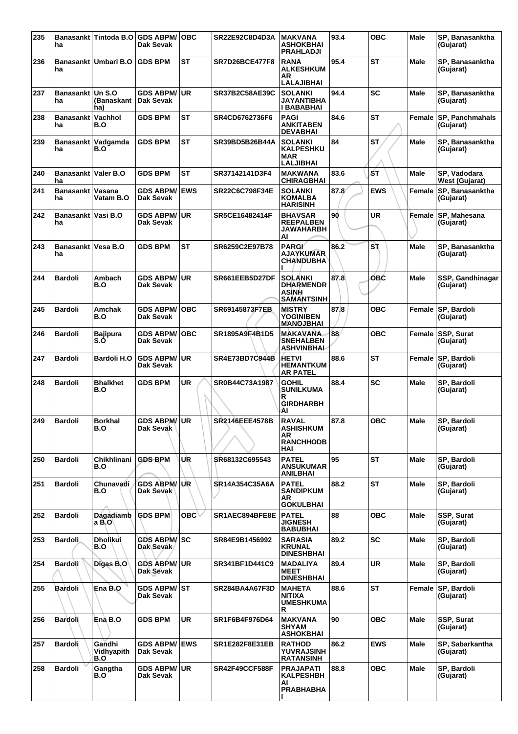| 235 | Banasankt ha | Tintoda B.O | GDS ABPM/ Dak Sevak | OBC | SR22E92C8D4D3A | MAKVANA ASHOKBHAI PRAHLADJI | 93.4 | OBC | Male | SP, Banasanktha (Gujarat) |
|---|---|---|---|---|---|---|---|---|---|---|
| 236 | Banasankt ha | Umbari B.O | GDS BPM | ST | SR7D26BCE477F8 | RANA ALKESHKUM AR LALAJIBHAI | 95.4 | ST | Male | SP, Banasanktha (Gujarat) |
| 237 | Banasankt ha | Un S.O (Banaskant ha) | GDS ABPM/ Dak Sevak | UR | SR37B2C58AE39C | SOLANKI JAYANTIBHA I BABABHAI | 94.4 | SC | Male | SP, Banasanktha (Gujarat) |
| 238 | Banasankt ha | Vachhol B.O | GDS BPM | ST | SR4CD6762736F6 | PAGI ANKITABEN DEVABHAI | 84.6 | ST | Female | SP, Panchmahals (Gujarat) |
| 239 | Banasankt ha | Vadgamda B.O | GDS BPM | ST | SR39BD5B26B44A | SOLANKI KALPESHKU MAR LALJIBHAI | 84 | ST | Male | SP, Banasanktha (Gujarat) |
| 240 | Banasankt ha | Valer B.O | GDS BPM | ST | SR37142141D3F4 | MAKWANA CHIRAGBHAI | 83.6 | ST | Male | SP, Vadodara West (Gujarat) |
| 241 | Banasankt ha | Vasana Vatam B.O | GDS ABPM/ Dak Sevak | EWS | SR22C6C798F34E | SOLANKI KOMALBA HARISINH | 87.8 | EWS | Female | SP, Banasanktha (Gujarat) |
| 242 | Banasankt ha | Vasi B.O | GDS ABPM/ Dak Sevak | UR | SR5CE16482414F | BHAVSAR REEPALBEN JAWAHARBH AI | 90 | UR | Female | SP, Mahesana (Gujarat) |
| 243 | Banasankt ha | Vesa B.O | GDS BPM | ST | SR6259C2E97B78 | PARGI AJAYKUMAR CHANDUBHA I | 86.2 | ST | Male | SP, Banasanktha (Gujarat) |
| 244 | Bardoli | Ambach B.O | GDS ABPM/ Dak Sevak | UR | SR661EEB5D27DF | SOLANKI DHARMENDR ASINH SAMANTSINH | 87.8 | OBC | Male | SSP, Gandhinagar (Gujarat) |
| 245 | Bardoli | Amchak B.O | GDS ABPM/ Dak Sevak | OBC | SR69145873F7EB | MISTRY YOGINIBEN MANOJBHAI | 87.8 | OBC | Female | SP, Bardoli (Gujarat) |
| 246 | Bardoli | Bajipura S.O | GDS ABPM/ Dak Sevak | OBC | SR1895A9F4B1D5 | MAKAVANA SNEHALBEN ASHVINBHAI | 88 | OBC | Female | SSP, Surat (Gujarat) |
| 247 | Bardoli | Bardoli H.O | GDS ABPM/ Dak Sevak | UR | SR4E73BD7C944B | HETVI HEMANTKUM AR PATEL | 88.6 | ST | Female | SP, Bardoli (Gujarat) |
| 248 | Bardoli | Bhalkhet B.O | GDS BPM | UR | SR0B44C73A1987 | GOHIL SUNILKUMA R GIRDHARBH AI | 88.4 | SC | Male | SP, Bardoli (Gujarat) |
| 249 | Bardoli | Borkhal B.O | GDS ABPM/ Dak Sevak | UR | SR2146EEE4578B | RAVAL ASHISHKUM AR RANCHHODB HAI | 87.8 | OBC | Male | SP, Bardoli (Gujarat) |
| 250 | Bardoli | Chikhlinani B.O | GDS BPM | UR | SR68132C695543 | PATEL ANSUKUMAR ANILBHAI | 95 | ST | Male | SP, Bardoli (Gujarat) |
| 251 | Bardoli | Chunavadi B.O | GDS ABPM/ Dak Sevak | UR | SR14A354C35A6A | PATEL SANDIPKUM AR GOKULBHAI | 88.2 | ST | Male | SP, Bardoli (Gujarat) |
| 252 | Bardoli | Dagadiamb a B.O | GDS BPM | OBC | SR1AEC894BFE8E | PATEL JIGNESH BABUBHAI | 88 | OBC | Male | SSP, Surat (Gujarat) |
| 253 | Bardoli | Dholikui B.O | GDS ABPM/ Dak Sevak | SC | SR84E9B1456992 | SARASIA KRUNAL DINESHBHAI | 89.2 | SC | Male | SP, Bardoli (Gujarat) |
| 254 | Bardoli | Digas B.O | GDS ABPM/ Dak Sevak | UR | SR341BF1D441C9 | MADALIYA MEET DINESHBHAI | 89.4 | UR | Male | SP, Bardoli (Gujarat) |
| 255 | Bardoli | Ena B.O | GDS ABPM/ Dak Sevak | ST | SR284BA4A67F3D | MAHETA NITIXA UMESHKUMA R | 88.6 | ST | Female | SP, Bardoli (Gujarat) |
| 256 | Bardoli | Ena B.O | GDS BPM | UR | SR1F6B4F976D64 | MAKVANA SHYAM ASHOKBHAI | 90 | OBC | Male | SSP, Surat (Gujarat) |
| 257 | Bardoli | Gandhi Vidhyapith B.O | GDS ABPM/ Dak Sevak | EWS | SR1E282F8E31EB | RATHOD YUVRAJSINH RATANSINH | 86.2 | EWS | Male | SP, Sabarkantha (Gujarat) |
| 258 | Bardoli | Gangtha B.O | GDS ABPM/ Dak Sevak | UR | SR42F49CCF588F | PRAJAPATI KALPESHBH AI PRABHABHA I | 88.8 | OBC | Male | SP, Bardoli (Gujarat) |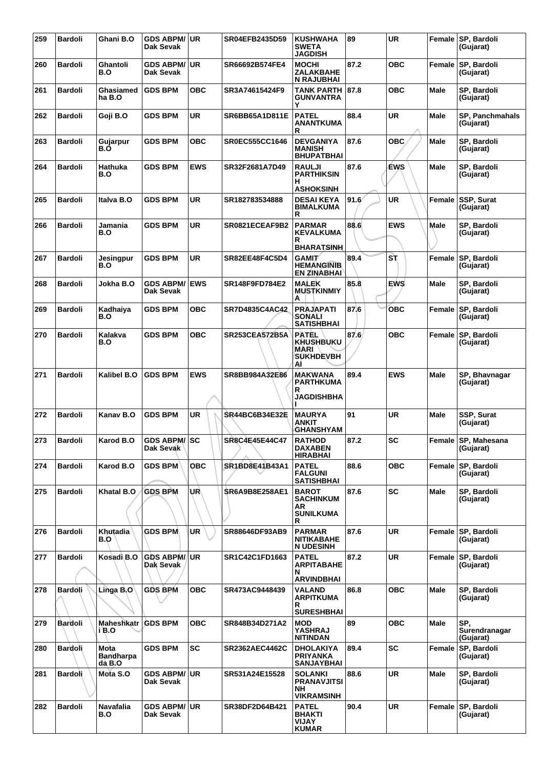| 259 | Bardoli | Ghani B.O | GDS ABPM/ Dak Sevak | UR | SR04EFB2435D59 | KUSHWAHA SWETA JAGDISH | 89 | UR | Female | SP, Bardoli (Gujarat) |
|---|---|---|---|---|---|---|---|---|---|---|
| 260 | Bardoli | Ghantoli B.O | GDS ABPM/ Dak Sevak | UR | SR66692B574FE4 | MOCHI ZALAKBAHE N RAJUBHAI | 87.2 | OBC | Female | SP, Bardoli (Gujarat) |
| 261 | Bardoli | Ghasiamed ha B.O | GDS BPM | OBC | SR3A74615424F9 | TANK PARTH GUNVANTRA Y | 87.8 | OBC | Male | SP, Bardoli (Gujarat) |
| 262 | Bardoli | Goji B.O | GDS BPM | UR | SR6BB65A1D811E | PATEL ANANTKUMA R | 88.4 | UR | Male | SP, Panchmahals (Gujarat) |
| 263 | Bardoli | Gujarpur B.O | GDS BPM | OBC | SR0EC555CC1646 | DEVGANIYA MANISH BHUPATBHAI | 87.6 | OBC | Male | SP, Bardoli (Gujarat) |
| 264 | Bardoli | Hathuka B.O | GDS BPM | EWS | SR32F2681A7D49 | RAULJI PARTHIKSIN H ASHOKSINH | 87.6 | EWS | Male | SP, Bardoli (Gujarat) |
| 265 | Bardoli | Italva B.O | GDS BPM | UR | SR182783534888 | DESAI KEYA BIMALKUMA R | 91.6 | UR | Female | SSP, Surat (Gujarat) |
| 266 | Bardoli | Jamania B.O | GDS BPM | UR | SR0821ECEAF9B2 | PARMAR KEVALKUMA R BHARATSINH | 88.6 | EWS | Male | SP, Bardoli (Gujarat) |
| 267 | Bardoli | Jesingpur B.O | GDS BPM | UR | SR82EE48F4C5D4 | GAMIT HEMANGINIB EN ZINABHAI | 89.4 | ST | Female | SP, Bardoli (Gujarat) |
| 268 | Bardoli | Jokha B.O | GDS ABPM/ Dak Sevak | EWS | SR148F9FD784E2 | MALEK MUSTKINMIY A | 85.8 | EWS | Male | SP, Bardoli (Gujarat) |
| 269 | Bardoli | Kadhaiya B.O | GDS BPM | OBC | SR7D4835C4AC42 | PRAJAPATI SONALI SATISHBHAI | 87.6 | OBC | Female | SP, Bardoli (Gujarat) |
| 270 | Bardoli | Kalakva B.O | GDS BPM | OBC | SR253CEA572B5A | PATEL KHUSHBUKU MARI SUKHDEVBH AI | 87.6 | OBC | Female | SP, Bardoli (Gujarat) |
| 271 | Bardoli | Kalibel B.O | GDS BPM | EWS | SR8BB984A32E86 | MAKWANA PARTHKUMA R JAGDISHBHA I | 89.4 | EWS | Male | SP, Bhavnagar (Gujarat) |
| 272 | Bardoli | Kanav B.O | GDS BPM | UR | SR44BC6B34E32E | MAURYA ANKIT GHANSHYAM | 91 | UR | Male | SSP, Surat (Gujarat) |
| 273 | Bardoli | Karod B.O | GDS ABPM/ Dak Sevak | SC | SR8C4E45E44C47 | RATHOD DAXABEN HIRABHAI | 87.2 | SC | Female | SP, Mahesana (Gujarat) |
| 274 | Bardoli | Karod B.O | GDS BPM | OBC | SR1BD8E41B43A1 | PATEL FALGUNI SATISHBHAI | 88.6 | OBC | Female | SP, Bardoli (Gujarat) |
| 275 | Bardoli | Khatal B.O | GDS BPM | UR | SR6A9B8E258AE1 | BAROT SACHINKUM AR SUNILKUMA R | 87.6 | SC | Male | SP, Bardoli (Gujarat) |
| 276 | Bardoli | Khutadia B.O | GDS BPM | UR | SR88646DF93AB9 | PARMAR NITIKABAHE N UDESINH | 87.6 | UR | Female | SP, Bardoli (Gujarat) |
| 277 | Bardoli | Kosadi B.O | GDS ABPM/ Dak Sevak | UR | SR1C42C1FD1663 | PATEL ARPITABAHE N ARVINDBHAI | 87.2 | UR | Female | SP, Bardoli (Gujarat) |
| 278 | Bardoli | Linga B.O | GDS BPM | OBC | SR473AC9448439 | VALAND ARPITKUMA R SURESHBHAI | 86.8 | OBC | Male | SP, Bardoli (Gujarat) |
| 279 | Bardoli | Maheshkatr i B.O | GDS BPM | OBC | SR848B34D271A2 | MOD YASHRAJ NITINDAN | 89 | OBC | Male | SP, Surendranagar (Gujarat) |
| 280 | Bardoli | Mota Bandharpa da B.O | GDS BPM | SC | SR2362AEC4462C | DHOLAKIYA PRIYANKA SANJAYBHAI | 89.4 | SC | Female | SP, Bardoli (Gujarat) |
| 281 | Bardoli | Mota S.O | GDS ABPM/ Dak Sevak | UR | SR531A24E15528 | SOLANKI PRANAVJITSI NH VIKRAMSINH | 88.6 | UR | Male | SP, Bardoli (Gujarat) |
| 282 | Bardoli | Navafalia B.O | GDS ABPM/ Dak Sevak | UR | SR38DF2D64B421 | PATEL BHAKTI VIJAY KUMAR | 90.4 | UR | Female | SP, Bardoli (Gujarat) |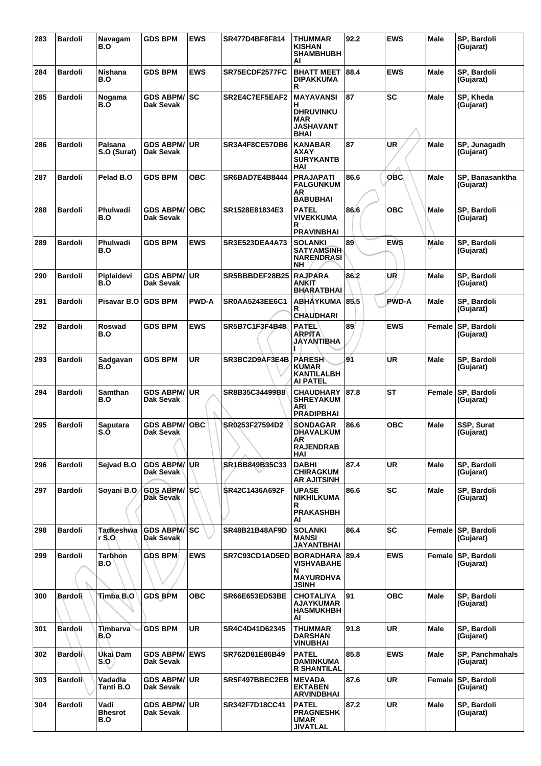| 283 | Bardoli | Navagam B.O | GDS BPM | EWS | SR477D4BF8F814 | THUMMAR KISHAN SHAMBHUBHAI | 92.2 | EWS | Male | SP, Bardoli (Gujarat) |
|---|---|---|---|---|---|---|---|---|---|---|
| 284 | Bardoli | Nishana B.O | GDS BPM | EWS | SR75ECDF2577FC | BHATT MEET DIPAKKUMAR | 88.4 | EWS | Male | SP, Bardoli (Gujarat) |
| 285 | Bardoli | Nogama B.O | GDS ABPM/ Dak Sevak | SC | SR2E4C7EF5EAF2 | MAYAVANSIH DHRUVINKUMAR JASHAVANTBHAI | 87 | SC | Male | SP, Kheda (Gujarat) |
| 286 | Bardoli | Palsana S.O (Surat) | GDS ABPM/ Dak Sevak | UR | SR3A4F8CE57DB6 | KANABAR AXAY SURYKANTBHAI | 87 | UR | Male | SP, Junagadh (Gujarat) |
| 287 | Bardoli | Pelad B.O | GDS BPM | OBC | SR6BAD7E4B8444 | PRAJAPATI FALGUNKUMAR BABUBHAI | 86.6 | OBC | Male | SP, Banasanktha (Gujarat) |
| 288 | Bardoli | Phulwadi B.O | GDS ABPM/ Dak Sevak | OBC | SR1528E81834E3 | PATEL VIVEKKUMAR PRAVINBHAI | 86.6 | OBC | Male | SP, Bardoli (Gujarat) |
| 289 | Bardoli | Phulwadi B.O | GDS BPM | EWS | SR3E523DEA4A73 | SOLANKI SATYAMSINH NARENDRASINH | 89 | EWS | Male | SP, Bardoli (Gujarat) |
| 290 | Bardoli | Piplaidevi B.O | GDS ABPM/ Dak Sevak | UR | SR5BBBDEF28B25 | RAJPARA ANKIT BHARATBHAI | 86.2 | UR | Male | SP, Bardoli (Gujarat) |
| 291 | Bardoli | Pisavar B.O | GDS BPM | PWD-A | SR0AA5243EE6C1 | ABHAYKUMAR CHAUDHARI | 85.5 | PWD-A | Male | SP, Bardoli (Gujarat) |
| 292 | Bardoli | Roswad B.O | GDS BPM | EWS | SR5B7C1F3F4B48 | PATEL ARPITA JAYANTIBHAI | 89 | EWS | Female | SP, Bardoli (Gujarat) |
| 293 | Bardoli | Sadgavan B.O | GDS BPM | UR | SR3BC2D9AF3E4B | PARESH KUMAR KANTILALBHAI PATEL | 91 | UR | Male | SP, Bardoli (Gujarat) |
| 294 | Bardoli | Samthan B.O | GDS ABPM/ Dak Sevak | UR | SR8B35C34499B8 | CHAUDHARY SHREYAKUMARI PRADIPBHAI | 87.8 | ST | Female | SP, Bardoli (Gujarat) |
| 295 | Bardoli | Saputara S.O | GDS ABPM/ Dak Sevak | OBC | SR0253F27594D2 | SONDAGAR DHAVALKUMAR RAJENDRABHAI | 86.6 | OBC | Male | SSP, Surat (Gujarat) |
| 296 | Bardoli | Sejvad B.O | GDS ABPM/ Dak Sevak | UR | SR1BB849B35C33 | DABHI CHIRAGKUMAR AJITSINH | 87.4 | UR | Male | SP, Bardoli (Gujarat) |
| 297 | Bardoli | Soyani B.O | GDS ABPM/ Dak Sevak | SC | SR42C1436A692F | UPASE NIKHILKUMAR PRAKASHBHAI | 86.6 | SC | Male | SP, Bardoli (Gujarat) |
| 298 | Bardoli | Tadkeshwar S.O | GDS ABPM/ Dak Sevak | SC | SR48B21B48AF9D | SOLANKI MANSI JAYANTBHAI | 86.4 | SC | Female | SP, Bardoli (Gujarat) |
| 299 | Bardoli | Tarbhon B.O | GDS BPM | EWS | SR7C93CD1AD5ED | BORADHARA VISHVABAHEN MAYURDHVAJSINH | 89.4 | EWS | Female | SP, Bardoli (Gujarat) |
| 300 | Bardoli | Timba B.O | GDS BPM | OBC | SR66E653ED53BE | CHOTALIYA AJAYKUMAR HASMUKHBHAI | 91 | OBC | Male | SP, Bardoli (Gujarat) |
| 301 | Bardoli | Timbarva B.O | GDS BPM | UR | SR4C4D41D62345 | THUMMAR DARSHAN VINUBHAI | 91.8 | UR | Male | SP, Bardoli (Gujarat) |
| 302 | Bardoli | Ukai Dam S.O | GDS ABPM/ Dak Sevak | EWS | SR762D81E86B49 | PATEL DAMINKUMAR SHANTILAL | 85.8 | EWS | Male | SP, Panchmahals (Gujarat) |
| 303 | Bardoli | Vadadla Tanti B.O | GDS ABPM/ Dak Sevak | UR | SR5F497BBEC2EB | MEVADA EKTABEN ARVINDBHAI | 87.6 | UR | Female | SP, Bardoli (Gujarat) |
| 304 | Bardoli | Vadi Bhesrot B.O | GDS ABPM/ Dak Sevak | UR | SR342F7D18CC41 | PATEL PRAGNESHKUMAR JIVATLAL | 87.2 | UR | Male | SP, Bardoli (Gujarat) |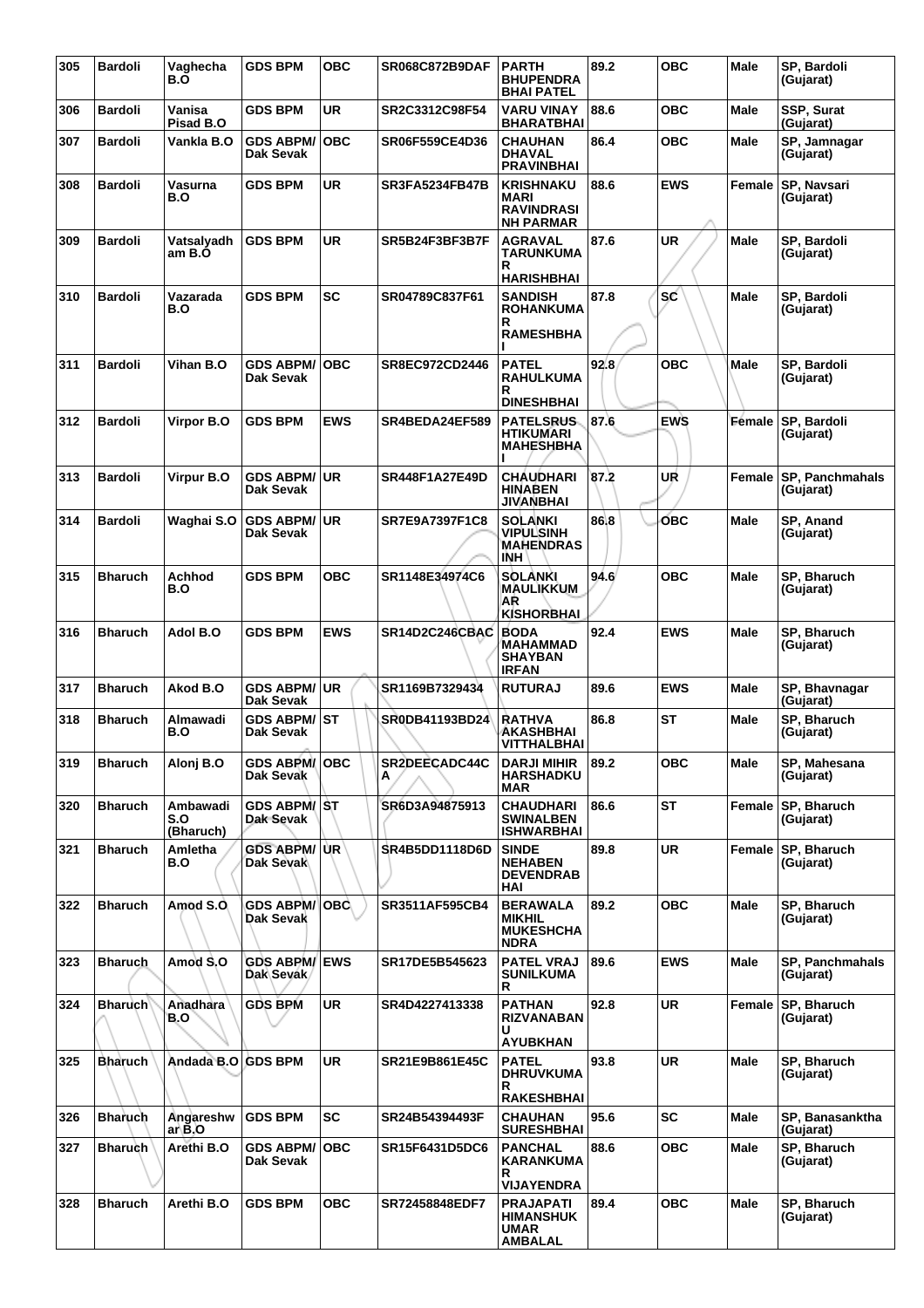| 305 | Bardoli | Vaghecha B.O | GDS BPM | OBC | SR068C872B9DAF | PARTH BHUPENDRA BHAI PATEL | 89.2 | OBC | Male | SP, Bardoli (Gujarat) |
|---|---|---|---|---|---|---|---|---|---|---|
| 306 | Bardoli | Vanisa Pisad B.O | GDS BPM | UR | SR2C3312C98F54 | VARU VINAY BHARATBHAI | 88.6 | OBC | Male | SSP, Surat (Gujarat) |
| 307 | Bardoli | Vankla B.O | GDS ABPM/ Dak Sevak | OBC | SR06F559CE4D36 | CHAUHAN DHAVAL PRAVINBHAI | 86.4 | OBC | Male | SP, Jamnagar (Gujarat) |
| 308 | Bardoli | Vasurna B.O | GDS BPM | UR | SR3FA5234FB47B | KRISHNAKUMARI RAVINDRASINH PARMAR | 88.6 | EWS | Female | SP, Navsari (Gujarat) |
| 309 | Bardoli | Vatsalyadham B.O | GDS BPM | UR | SR5B24F3BF3B7F | AGRAVAL TARUNKUMAR HARISHBHAI | 87.6 | UR | Male | SP, Bardoli (Gujarat) |
| 310 | Bardoli | Vazarada B.O | GDS BPM | SC | SR04789C837F61 | SANDISH ROHANKUMAR RAMESHBHAI | 87.8 | SC | Male | SP, Bardoli (Gujarat) |
| 311 | Bardoli | Vihan B.O | GDS ABPM/ Dak Sevak | OBC | SR8EC972CD2446 | PATEL RAHULKUMAR DINESHBHAI | 92.8 | OBC | Male | SP, Bardoli (Gujarat) |
| 312 | Bardoli | Virpor B.O | GDS BPM | EWS | SR4BEDA24EF589 | PATELSRUSHTIKUMARI MAHESHBHAI | 87.6 | EWS | Female | SP, Bardoli (Gujarat) |
| 313 | Bardoli | Virpur B.O | GDS ABPM/ Dak Sevak | UR | SR448F1A27E49D | CHAUDHARI HINABEN JIVANBHAI | 87.2 | UR | Female | SP, Panchmahals (Gujarat) |
| 314 | Bardoli | Waghai S.O | GDS ABPM/ Dak Sevak | UR | SR7E9A7397F1C8 | SOLANKI VIPULSINH MAHENDRASINH | 86.8 | OBC | Male | SP, Anand (Gujarat) |
| 315 | Bharuch | Achhod B.O | GDS BPM | OBC | SR1148E34974C6 | SOLANKI MAULIKKUMAR KISHORBHAI | 94.6 | OBC | Male | SP, Bharuch (Gujarat) |
| 316 | Bharuch | Adol B.O | GDS BPM | EWS | SR14D2C246CBAC | BODA MAHAMMAD SHAYBAN IRFAN | 92.4 | EWS | Male | SP, Bharuch (Gujarat) |
| 317 | Bharuch | Akod B.O | GDS ABPM/ Dak Sevak | UR | SR1169B7329434 | RUTURAJ | 89.6 | EWS | Male | SP, Bhavnagar (Gujarat) |
| 318 | Bharuch | Almawadi B.O | GDS ABPM/ Dak Sevak | ST | SR0DB41193BD24 | RATHVA AKASHBHAI VITTHALBHAI | 86.8 | ST | Male | SP, Bharuch (Gujarat) |
| 319 | Bharuch | Alonj B.O | GDS ABPM/ Dak Sevak | OBC | SR2DEECADC44CA | DARJI MIHIR HARSHADKUMAR | 89.2 | OBC | Male | SP, Mahesana (Gujarat) |
| 320 | Bharuch | Ambawadi S.O (Bharuch) | GDS ABPM/ Dak Sevak | ST | SR6D3A94875913 | CHAUDHARI SWINALBEN ISHWARBHAI | 86.6 | ST | Female | SP, Bharuch (Gujarat) |
| 321 | Bharuch | Amletha B.O | GDS ABPM/ Dak Sevak | UR | SR4B5DD1118D6D | SINDE NEHABEN DEVENDRABHAI | 89.8 | UR | Female | SP, Bharuch (Gujarat) |
| 322 | Bharuch | Amod S.O | GDS ABPM/ Dak Sevak | OBC | SR3511AF595CB4 | BERAWALA MIKHIL MUKESHCHANDRA | 89.2 | OBC | Male | SP, Bharuch (Gujarat) |
| 323 | Bharuch | Amod S.O | GDS ABPM/ Dak Sevak | EWS | SR17DE5B545623 | PATEL VRAJ SUNILKUMAR | 89.6 | EWS | Male | SP, Panchmahals (Gujarat) |
| 324 | Bharuch | Anadhara B.O | GDS BPM | UR | SR4D4227413338 | PATHAN RIZVANABANU AYUBKHAN | 92.8 | UR | Female | SP, Bharuch (Gujarat) |
| 325 | Bharuch | Andada B.O | GDS BPM | UR | SR21E9B861E45C | PATEL DHRUVKUMAR RAKESHBHAI | 93.8 | UR | Male | SP, Bharuch (Gujarat) |
| 326 | Bharuch | Angareshwar B.O | GDS BPM | SC | SR24B54394493F | CHAUHAN SURESHBHAI | 95.6 | SC | Male | SP, Banasanktha (Gujarat) |
| 327 | Bharuch | Arethi B.O | GDS ABPM/ Dak Sevak | OBC | SR15F6431D5DC6 | PANCHAL KARANKUMAR VIJAYENDRA | 88.6 | OBC | Male | SP, Bharuch (Gujarat) |
| 328 | Bharuch | Arethi B.O | GDS BPM | OBC | SR72458848EDF7 | PRAJAPATI HIMANSHUKUMAR AMBALAL | 89.4 | OBC | Male | SP, Bharuch (Gujarat) |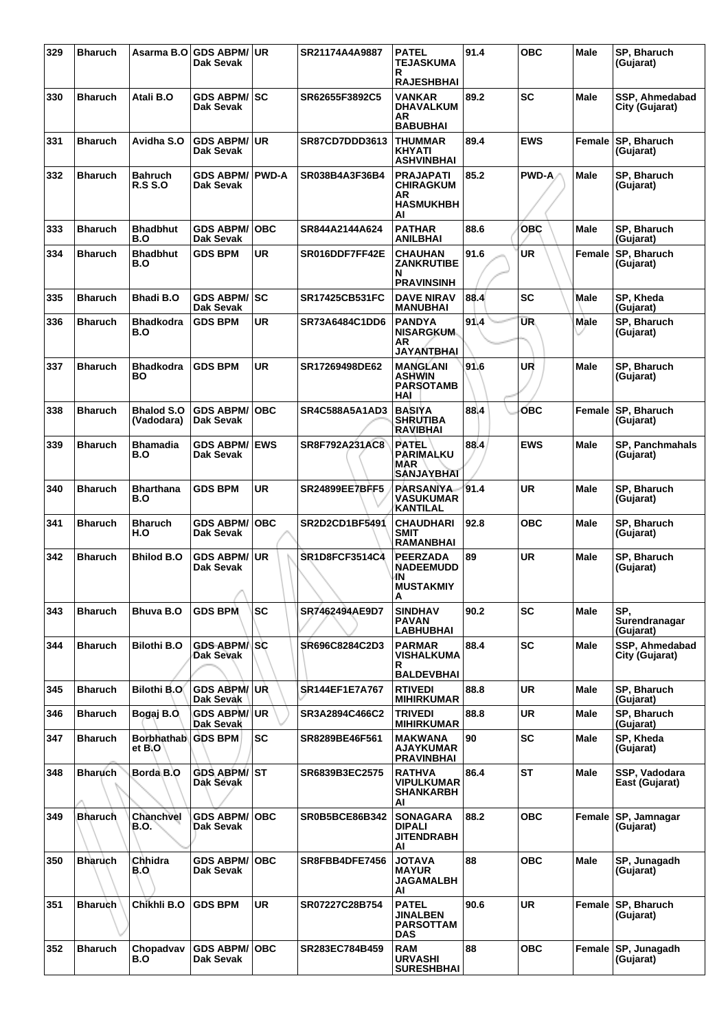| 329 | Bharuch | Asarma B.O | GDS ABPM/ Dak Sevak | UR | SR21174A4A9887 | PATEL TEJASKUMA R RAJESHBHAI | 91.4 | OBC | Male | SP, Bharuch (Gujarat) |
|---|---|---|---|---|---|---|---|---|---|---|
| 330 | Bharuch | Atali B.O | GDS ABPM/ Dak Sevak | SC | SR62655F3892C5 | VANKAR DHAVALKUM AR BABUBHAI | 89.2 | SC | Male | SSP, Ahmedabad City (Gujarat) |
| 331 | Bharuch | Avidha S.O | GDS ABPM/ Dak Sevak | UR | SR87CD7DDD3613 | THUMMAR KHYATI ASHVINBHAI | 89.4 | EWS | Female | SP, Bharuch (Gujarat) |
| 332 | Bharuch | Bahruch R.S S.O | GDS ABPM/ Dak Sevak | PWD-A | SR038B4A3F36B4 | PRAJAPATI CHIRAGKUM AR HASMUKHBH AI | 85.2 | PWD-A | Male | SP, Bharuch (Gujarat) |
| 333 | Bharuch | Bhadbhut B.O | GDS ABPM/ Dak Sevak | OBC | SR844A2144A624 | PATHAR ANILBHAI | 88.6 | OBC | Male | SP, Bharuch (Gujarat) |
| 334 | Bharuch | Bhadbhut B.O | GDS BPM | UR | SR016DDF7FF42E | CHAUHAN ZANKRUTIBE N PRAVINSINH | 91.6 | UR | Female | SP, Bharuch (Gujarat) |
| 335 | Bharuch | Bhadi B.O | GDS ABPM/ Dak Sevak | SC | SR17425CB531FC | DAVE NIRAV MANUBHAI | 88.4 | SC | Male | SP, Kheda (Gujarat) |
| 336 | Bharuch | Bhadkodra B.O | GDS BPM | UR | SR73A6484C1DD6 | PANDYA NISARGKUM AR JAYANTBHAI | 91.4 | UR | Male | SP, Bharuch (Gujarat) |
| 337 | Bharuch | Bhadkodra BO | GDS BPM | UR | SR17269498DE62 | MANGLANI ASHWIN PARSOTAMB HAI | 91.6 | UR | Male | SP, Bharuch (Gujarat) |
| 338 | Bharuch | Bhalod S.O (Vadodara) | GDS ABPM/ Dak Sevak | OBC | SR4C588A5A1AD3 | BASIYA SHRUTIBA RAVIBHAI | 88.4 | OBC | Female | SP, Bharuch (Gujarat) |
| 339 | Bharuch | Bhamadia B.O | GDS ABPM/ Dak Sevak | EWS | SR8F792A231AC8 | PATEL PARIMALKU MAR SANJAYBHAI | 88.4 | EWS | Male | SP, Panchmahals (Gujarat) |
| 340 | Bharuch | Bharthana B.O | GDS BPM | UR | SR24899EE7BFF5 | PARSANIYA VASUKUMAR KANTILAL | 91.4 | UR | Male | SP, Bharuch (Gujarat) |
| 341 | Bharuch | Bharuch H.O | GDS ABPM/ Dak Sevak | OBC | SR2D2CD1BF5491 | CHAUDHARI SMIT RAMANBHAI | 92.8 | OBC | Male | SP, Bharuch (Gujarat) |
| 342 | Bharuch | Bhilod B.O | GDS ABPM/ Dak Sevak | UR | SR1D8FCF3514C4 | PEERZADA NADEEMUDD IN MUSTAKMIY A | 89 | UR | Male | SP, Bharuch (Gujarat) |
| 343 | Bharuch | Bhuva B.O | GDS BPM | SC | SR7462494AE9D7 | SINDHAV PAVAN LABHUBHAI | 90.2 | SC | Male | SP, Surendranagar (Gujarat) |
| 344 | Bharuch | Bilothi B.O | GDS ABPM/ Dak Sevak | SC | SR696C8284C2D3 | PARMAR VISHALKUMA R BALDEVBHAI | 88.4 | SC | Male | SSP, Ahmedabad City (Gujarat) |
| 345 | Bharuch | Bilothi B.O | GDS ABPM/ Dak Sevak | UR | SR144EF1E7A767 | RTIVEDI MIHIRKUMAR | 88.8 | UR | Male | SP, Bharuch (Gujarat) |
| 346 | Bharuch | Bogaj B.O | GDS ABPM/ Dak Sevak | UR | SR3A2894C466C2 | TRIVEDI MIHIRKUMAR | 88.8 | UR | Male | SP, Bharuch (Gujarat) |
| 347 | Bharuch | Borbhathab et B.O | GDS BPM | SC | SR8289BE46F561 | MAKWANA AJAYKUMAR PRAVINBHAI | 90 | SC | Male | SP, Kheda (Gujarat) |
| 348 | Bharuch | Borda B.O | GDS ABPM/ Dak Sevak | ST | SR6839B3EC2575 | RATHVA VIPULKUMAR SHANKARBH AI | 86.4 | ST | Male | SSP, Vadodara East (Gujarat) |
| 349 | Bharuch | Chanchvel B.O. | GDS ABPM/ Dak Sevak | OBC | SR0B5BCE86B342 | SONAGARA DIPALI JITENDRABH AI | 88.2 | OBC | Female | SP, Jamnagar (Gujarat) |
| 350 | Bharuch | Chhidra B.O | GDS ABPM/ Dak Sevak | OBC | SR8FBB4DFE7456 | JOTAVA MAYUR JAGAMALBH AI | 88 | OBC | Male | SP, Junagadh (Gujarat) |
| 351 | Bharuch | Chikhli B.O | GDS BPM | UR | SR07227C28B754 | PATEL JINALBEN PARSOTTAM DAS | 90.6 | UR | Female | SP, Bharuch (Gujarat) |
| 352 | Bharuch | Chopadvav B.O | GDS ABPM/ Dak Sevak | OBC | SR283EC784B459 | RAM URVASHI SURESHBHAI | 88 | OBC | Female | SP, Junagadh (Gujarat) |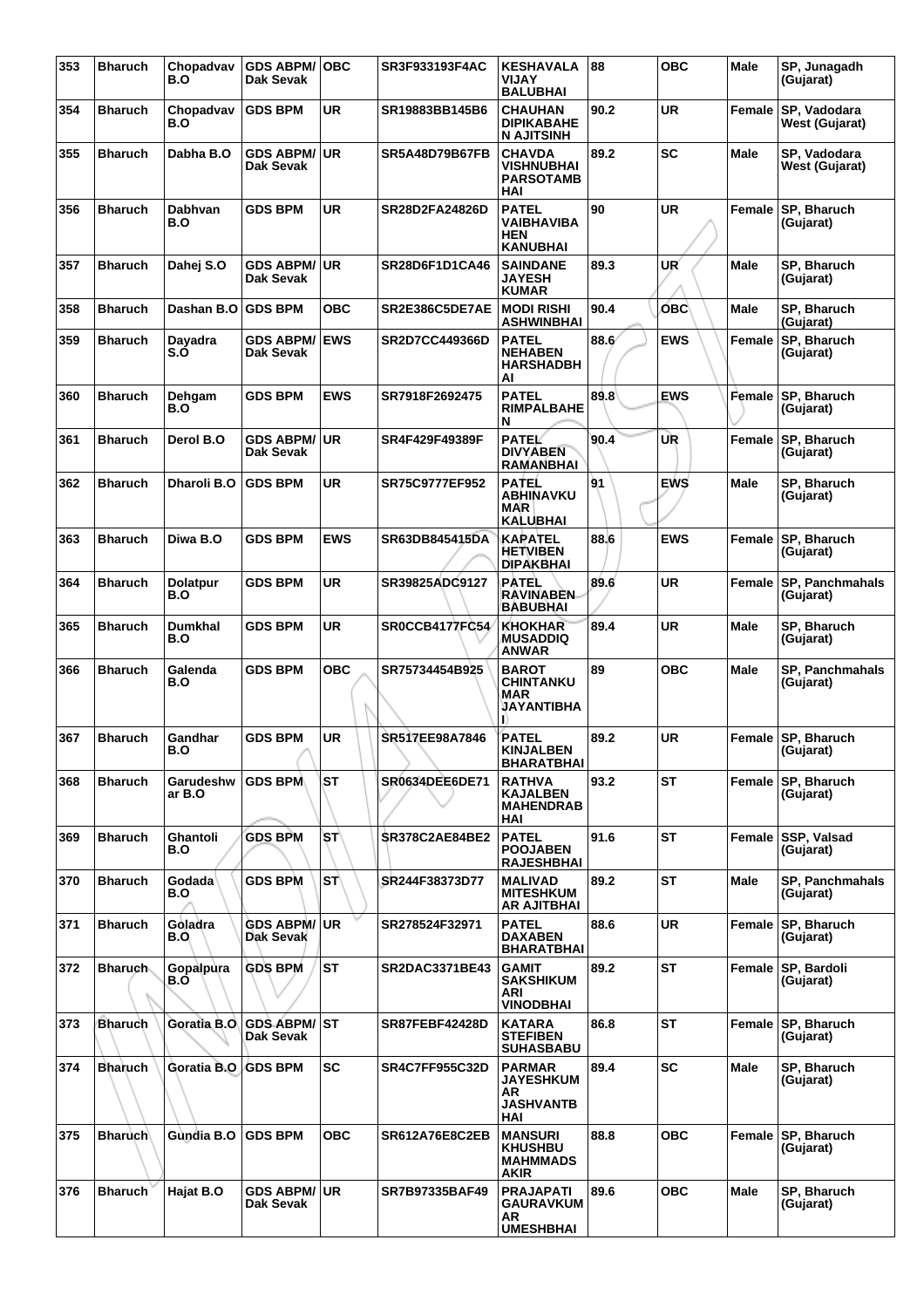| 353 | Bharuch | Chopadvav B.O | GDS ABPM/ Dak Sevak | OBC | SR3F933193F4AC | KESHAVALA VIJAY BALUBHAI | 88 | OBC | Male | SP, Junagadh (Gujarat) |
|---|---|---|---|---|---|---|---|---|---|---|
| 354 | Bharuch | Chopadvav B.O | GDS BPM | UR | SR19883BB145B6 | CHAUHAN DIPIKABAHE N AJITSINH | 90.2 | UR | Female | SP, Vadodara West (Gujarat) |
| 355 | Bharuch | Dabha B.O | GDS ABPM/ Dak Sevak | UR | SR5A48D79B67FB | CHAVDA VISHNUBHAI PARSOTAMB HAI | 89.2 | SC | Male | SP, Vadodara West (Gujarat) |
| 356 | Bharuch | Dabhvan B.O | GDS BPM | UR | SR28D2FA24826D | PATEL VAIBHAVIBA HEN KANUBHAI | 90 | UR | Female | SP, Bharuch (Gujarat) |
| 357 | Bharuch | Dahej S.O | GDS ABPM/ Dak Sevak | UR | SR28D6F1D1CA46 | SAINDANE JAYESH KUMAR | 89.3 | UR | Male | SP, Bharuch (Gujarat) |
| 358 | Bharuch | Dashan B.O | GDS BPM | OBC | SR2E386C5DE7AE | MODI RISHI ASHWINBHAI | 90.4 | OBC | Male | SP, Bharuch (Gujarat) |
| 359 | Bharuch | Dayadra S.O | GDS ABPM/ Dak Sevak | EWS | SR2D7CC449366D | PATEL NEHABEN HARSHADBH AI | 88.6 | EWS | Female | SP, Bharuch (Gujarat) |
| 360 | Bharuch | Dehgam B.O | GDS BPM | EWS | SR7918F2692475 | PATEL RIMPALBAHE N | 89.8 | EWS | Female | SP, Bharuch (Gujarat) |
| 361 | Bharuch | Derol B.O | GDS ABPM/ Dak Sevak | UR | SR4F429F49389F | PATEL DIVYABEN RAMANBHAI | 90.4 | UR | Female | SP, Bharuch (Gujarat) |
| 362 | Bharuch | Dharoli B.O | GDS BPM | UR | SR75C9777EF952 | PATEL ABHINAVKU MAR KALUBHAI | 91 | EWS | Male | SP, Bharuch (Gujarat) |
| 363 | Bharuch | Diwa B.O | GDS BPM | EWS | SR63DB845415DA | KAPATEL HETVIBEN DIPAKBHAI | 88.6 | EWS | Female | SP, Bharuch (Gujarat) |
| 364 | Bharuch | Dolatpur B.O | GDS BPM | UR | SR39825ADC9127 | PATEL RAVINABEN BABUBHAI | 89.6 | UR | Female | SP, Panchmahals (Gujarat) |
| 365 | Bharuch | Dumkhal B.O | GDS BPM | UR | SR0CCB4177FC54 | KHOKHAR MUSADDIQ ANWAR | 89.4 | UR | Male | SP, Bharuch (Gujarat) |
| 366 | Bharuch | Galenda B.O | GDS BPM | OBC | SR75734454B925 | BAROT CHINTANKU MAR JAYANTIBHA I | 89 | OBC | Male | SP, Panchmahals (Gujarat) |
| 367 | Bharuch | Gandhar B.O | GDS BPM | UR | SR517EE98A7846 | PATEL KINJALBEN BHARATBHAI | 89.2 | UR | Female | SP, Bharuch (Gujarat) |
| 368 | Bharuch | Garudeshw ar B.O | GDS BPM | ST | SR0634DEE6DE71 | RATHVA KAJALBEN MAHENDRAB HAI | 93.2 | ST | Female | SP, Bharuch (Gujarat) |
| 369 | Bharuch | Ghantoli B.O | GDS BPM | ST | SR378C2AE84BE2 | PATEL POOJABEN RAJESHBHAI | 91.6 | ST | Female | SSP, Valsad (Gujarat) |
| 370 | Bharuch | Godada B.O | GDS BPM | ST | SR244F38373D77 | MALIVAD MITESHKUM AR AJITBHAI | 89.2 | ST | Male | SP, Panchmahals (Gujarat) |
| 371 | Bharuch | Goladra B.O | GDS ABPM/ Dak Sevak | UR | SR278524F32971 | PATEL DAXABEN BHARATBHAI | 88.6 | UR | Female | SP, Bharuch (Gujarat) |
| 372 | Bharuch | Gopalpura B.O | GDS BPM | ST | SR2DAC3371BE43 | GAMIT SAKSHIKUM ARI VINODBHAI | 89.2 | ST | Female | SP, Bardoli (Gujarat) |
| 373 | Bharuch | Goratia B.O | GDS ABPM/ Dak Sevak | ST | SR87FEBF42428D | KATARA STEFIBEN SUHASBABU | 86.8 | ST | Female | SP, Bharuch (Gujarat) |
| 374 | Bharuch | Goratia B.O | GDS BPM | SC | SR4C7FF955C32D | PARMAR JAYESHKUM AR JASHVANTB HAI | 89.4 | SC | Male | SP, Bharuch (Gujarat) |
| 375 | Bharuch | Gundia B.O | GDS BPM | OBC | SR612A76E8C2EB | MANSURI KHUSHBU MAHMMADS AKIR | 88.8 | OBC | Female | SP, Bharuch (Gujarat) |
| 376 | Bharuch | Hajat B.O | GDS ABPM/ Dak Sevak | UR | SR7B97335BAF49 | PRAJAPATI GAURAVKUM AR UMESHBHAI | 89.6 | OBC | Male | SP, Bharuch (Gujarat) |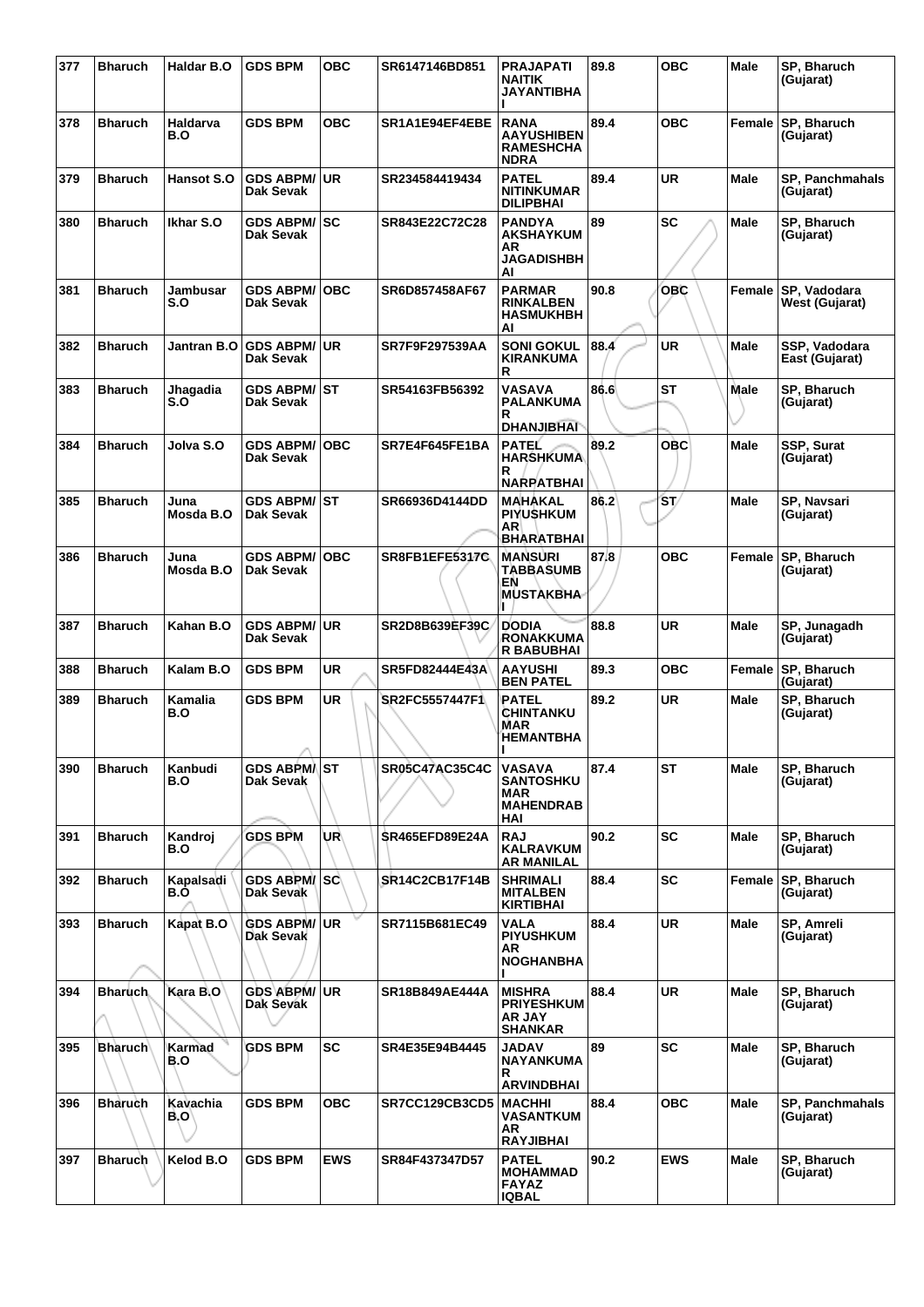| 377 | Bharuch | Haldar B.O | GDS BPM | OBC | SR6147146BD851 | PRAJAPATI NAITIK JAYANTIBHAI | 89.8 | OBC | Male | SP, Bharuch (Gujarat) |
|---|---|---|---|---|---|---|---|---|---|---|
| 378 | Bharuch | Haldarva B.O | GDS BPM | OBC | SR1A1E94EF4EBE | RANA AAYUSHIBEN RAMESHCHANDRA | 89.4 | OBC | Female | SP, Bharuch (Gujarat) |
| 379 | Bharuch | Hansot S.O | GDS ABPM/ Dak Sevak | UR | SR234584419434 | PATEL NITINKUMAR DILIPBHAI | 89.4 | UR | Male | SP, Panchmahals (Gujarat) |
| 380 | Bharuch | Ikhar S.O | GDS ABPM/ Dak Sevak | SC | SR843E22C72C28 | PANDYA AKSHAYKUMAR JAGADISHBHAI | 89 | SC | Male | SP, Bharuch (Gujarat) |
| 381 | Bharuch | Jambusar S.O | GDS ABPM/ Dak Sevak | OBC | SR6D857458AF67 | PARMAR RINKALBEN HASMUKHBHAI | 90.8 | OBC | Female | SP, Vadodara West (Gujarat) |
| 382 | Bharuch | Jantran B.O | GDS ABPM/ Dak Sevak | UR | SR7F9F297539AA | SONI GOKUL KIRANKUMAR | 88.4 | UR | Male | SSP, Vadodara East (Gujarat) |
| 383 | Bharuch | Jhagadia S.O | GDS ABPM/ Dak Sevak | ST | SR54163FB56392 | VASAVA PALANKUMAR DHANJIBHAI | 86.6 | ST | Male | SP, Bharuch (Gujarat) |
| 384 | Bharuch | Jolva S.O | GDS ABPM/ Dak Sevak | OBC | SR7E4F645FE1BA | PATEL HARSHKUMAR NARPATBHAI | 89.2 | OBC | Male | SSP, Surat (Gujarat) |
| 385 | Bharuch | Juna Mosda B.O | GDS ABPM/ Dak Sevak | ST | SR66936D4144DD | MAHAKAL PIYUSHKUMAR BHARATBHAI | 86.2 | ST | Male | SP, Navsari (Gujarat) |
| 386 | Bharuch | Juna Mosda B.O | GDS ABPM/ Dak Sevak | OBC | SR8FB1EFE5317C | MANSURI TABBASUMBEN MUSTAKBHAI | 87.8 | OBC | Female | SP, Bharuch (Gujarat) |
| 387 | Bharuch | Kahan B.O | GDS ABPM/ Dak Sevak | UR | SR2D8B639EF39C | DODIA RONAKKUMAR BABUBHAI | 88.8 | UR | Male | SP, Junagadh (Gujarat) |
| 388 | Bharuch | Kalam B.O | GDS BPM | UR | SR5FD82444E43A | AAYUSHI BEN PATEL | 89.3 | OBC | Female | SP, Bharuch (Gujarat) |
| 389 | Bharuch | Kamalia B.O | GDS BPM | UR | SR2FC5557447F1 | PATEL CHINTANKUMAR HEMANTBHAI | 89.2 | UR | Male | SP, Bharuch (Gujarat) |
| 390 | Bharuch | Kanbudi B.O | GDS ABPM/ Dak Sevak | ST | SR05C47AC35C4C | VASAVA SANTOSHKUMAR MAHENDRABHAI | 87.4 | ST | Male | SP, Bharuch (Gujarat) |
| 391 | Bharuch | Kandroj B.O | GDS BPM | UR | SR465EFD89E24A | RAJ KALRAVKUMAR MANILAL | 90.2 | SC | Male | SP, Bharuch (Gujarat) |
| 392 | Bharuch | Kapalsadi B.O | GDS ABPM/ Dak Sevak | SC | SR14C2CB17F14B | SHRIMALI MITALBEN KIRTIBHAI | 88.4 | SC | Female | SP, Bharuch (Gujarat) |
| 393 | Bharuch | Kapat B.O | GDS ABPM/ Dak Sevak | UR | SR7115B681EC49 | VALA PIYUSHKUMAR NOGHANBHAI | 88.4 | UR | Male | SP, Amreli (Gujarat) |
| 394 | Bharuch | Kara B.O | GDS ABPM/ Dak Sevak | UR | SR18B849AE444A | MISHRA PRIYESHKUMAR JAY SHANKAR | 88.4 | UR | Male | SP, Bharuch (Gujarat) |
| 395 | Bharuch | Karmad B.O | GDS BPM | SC | SR4E35E94B4445 | JADAV NAYANKUMAR ARVINDBHAI | 89 | SC | Male | SP, Bharuch (Gujarat) |
| 396 | Bharuch | Kavachia B.O | GDS BPM | OBC | SR7CC129CB3CD5 | MACHHI VASANTKUMAR RAYJIBHAI | 88.4 | OBC | Male | SP, Panchmahals (Gujarat) |
| 397 | Bharuch | Kelod B.O | GDS BPM | EWS | SR84F437347D57 | PATEL MOHAMMAD FAYAZ IQBAL | 90.2 | EWS | Male | SP, Bharuch (Gujarat) |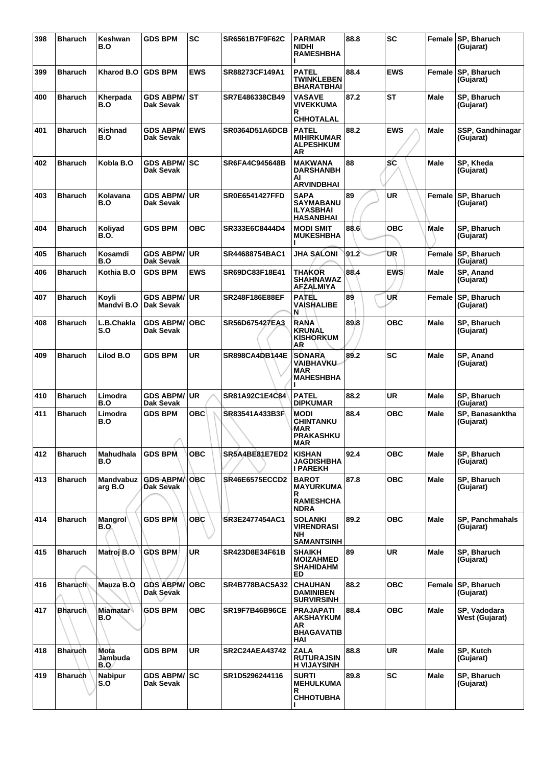| 398 | Bharuch | Keshwan B.O | GDS BPM | SC | SR6561B7F9F62C | PARMAR NIDHI RAMESHBHAI | 88.8 | SC | Female | SP, Bharuch (Gujarat) |
|---|---|---|---|---|---|---|---|---|---|---|
| 399 | Bharuch | Kharod B.O | GDS BPM | EWS | SR88273CF149A1 | PATEL TWINKLEBEN BHARATBHAI | 88.4 | EWS | Female | SP, Bharuch (Gujarat) |
| 400 | Bharuch | Kherpada B.O | GDS ABPM/ Dak Sevak | ST | SR7E486338CB49 | VASAVE VIVEKKUMAR CHHOTALAL | 87.2 | ST | Male | SP, Bharuch (Gujarat) |
| 401 | Bharuch | Kishnad B.O | GDS ABPM/ Dak Sevak | EWS | SR0364D51A6DCB | PATEL MIHIRKUMAR ALPESHKUMAR | 88.2 | EWS | Male | SSP, Gandhinagar (Gujarat) |
| 402 | Bharuch | Kobla B.O | GDS ABPM/ Dak Sevak | SC | SR6FA4C945648B | MAKWANA DARSHANBHAI ARVINDBHAI | 88 | SC | Male | SP, Kheda (Gujarat) |
| 403 | Bharuch | Kolavana B.O | GDS ABPM/ Dak Sevak | UR | SR0E6541427FFD | SAPA SAYMABANU ILYASBHAI HASANBHAI | 89 | UR | Female | SP, Bharuch (Gujarat) |
| 404 | Bharuch | Koliyad B.O. | GDS BPM | OBC | SR333E6C8444D4 | MODI SMIT MUKESHBHAI | 88.6 | OBC | Male | SP, Bharuch (Gujarat) |
| 405 | Bharuch | Kosamdi B.O | GDS ABPM/ Dak Sevak | UR | SR44688754BAC1 | JHA SALONI | 91.2 | UR | Female | SP, Bharuch (Gujarat) |
| 406 | Bharuch | Kothia B.O | GDS BPM | EWS | SR69DC83F18E41 | THAKOR SHAHNAWAZ AFZALMIYA | 88.4 | EWS | Male | SP, Anand (Gujarat) |
| 407 | Bharuch | Koyli Mandvi B.O | GDS ABPM/ Dak Sevak | UR | SR248F186E88EF | PATEL VAISHALIBEN | 89 | UR | Female | SP, Bharuch (Gujarat) |
| 408 | Bharuch | L.B.Chakla S.O | GDS ABPM/ Dak Sevak | OBC | SR56D675427EA3 | RANA KRUNAL KISHORKUMAR | 89.8 | OBC | Male | SP, Bharuch (Gujarat) |
| 409 | Bharuch | Lilod B.O | GDS BPM | UR | SR898CA4DB144E | SONARA VAIBHAVKUMAR MAHESHBHAI | 89.2 | SC | Male | SP, Anand (Gujarat) |
| 410 | Bharuch | Limodra B.O | GDS ABPM/ Dak Sevak | UR | SR81A92C1E4C84 | PATEL DIPKUMAR | 88.2 | UR | Male | SP, Bharuch (Gujarat) |
| 411 | Bharuch | Limodra B.O | GDS BPM | OBC | SR83541A433B3F | MODI CHINTANKUMAR PRAKASHKUMAR | 88.4 | OBC | Male | SP, Banasanktha (Gujarat) |
| 412 | Bharuch | Mahudhala B.O | GDS BPM | OBC | SR5A4BE81E7ED2 | KISHAN JAGDISHBHAI PAREKH | 92.4 | OBC | Male | SP, Bharuch (Gujarat) |
| 413 | Bharuch | Mandvabuzarg B.O | GDS ABPM/ Dak Sevak | OBC | SR46E6575ECCD2 | BAROT MAYURKUMAR RAMESHCHANDRA | 87.8 | OBC | Male | SP, Bharuch (Gujarat) |
| 414 | Bharuch | Mangrol B.O | GDS BPM | OBC | SR3E2477454AC1 | SOLANKI VIRENDRASINH SAMANTSINH | 89.2 | OBC | Male | SP, Panchmahals (Gujarat) |
| 415 | Bharuch | Matroj B.O | GDS BPM | UR | SR423D8E34F61B | SHAIKH MOIZAHMED SHAHIDAHMED | 89 | UR | Male | SP, Bharuch (Gujarat) |
| 416 | Bharuch | Mauza B.O | GDS ABPM/ Dak Sevak | OBC | SR4B778BAC5A32 | CHAUHAN DAMINIBEN SURVIRSINH | 88.2 | OBC | Female | SP, Bharuch (Gujarat) |
| 417 | Bharuch | Miamatar B.O | GDS BPM | OBC | SR19F7B46B96CE | PRAJAPATI AKSHAYKUMAR BHAGAVATIBHAI | 88.4 | OBC | Male | SP, Vadodara West (Gujarat) |
| 418 | Bharuch | Mota Jambuda B.O | GDS BPM | UR | SR2C24AEA43742 | ZALA RUTURAJSINH VIJAYSINH | 88.8 | UR | Male | SP, Kutch (Gujarat) |
| 419 | Bharuch | Nabipur S.O | GDS ABPM/ Dak Sevak | SC | SR1D5296244116 | SURTI MEHULKUMAR CHHOTUBHAI | 89.8 | SC | Male | SP, Bharuch (Gujarat) |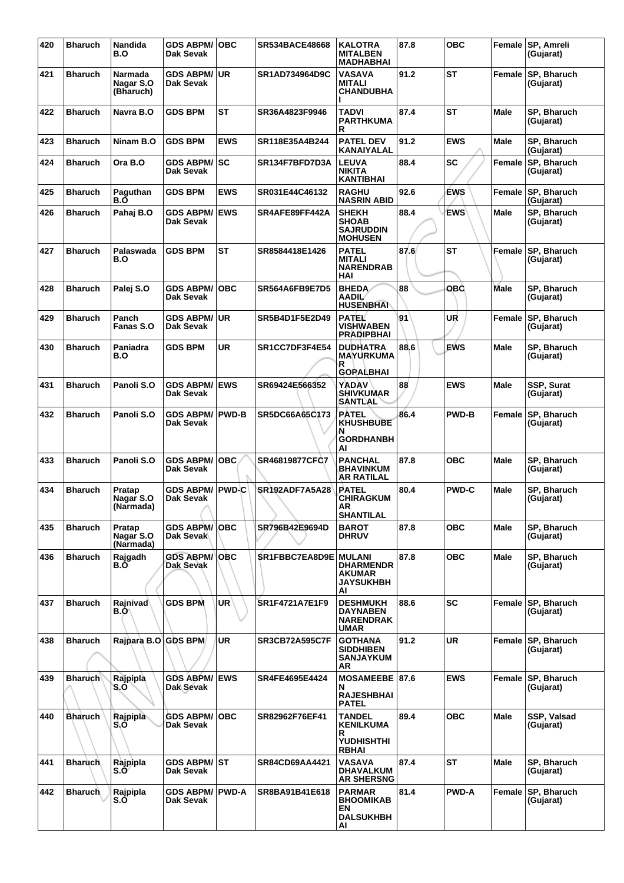| 420 | Bharuch | Nandida B.O | GDS ABPM/ Dak Sevak | OBC | SR534BACE48668 | KALOTRA MITALBEN MADHABHAI | 87.8 | OBC | Female | SP, Amreli (Gujarat) |
|---|---|---|---|---|---|---|---|---|---|---|
| 421 | Bharuch | Narmada Nagar S.O (Bharuch) | GDS ABPM/ Dak Sevak | UR | SR1AD734964D9C | VASAVA MITALI CHANDUBHAI | 91.2 | ST | Female | SP, Bharuch (Gujarat) |
| 422 | Bharuch | Navra B.O | GDS BPM | ST | SR36A4823F9946 | TADVI PARTHKUMAR | 87.4 | ST | Male | SP, Bharuch (Gujarat) |
| 423 | Bharuch | Ninam B.O | GDS BPM | EWS | SR118E35A4B244 | PATEL DEV KANAIYALAL | 91.2 | EWS | Male | SP, Bharuch (Gujarat) |
| 424 | Bharuch | Ora B.O | GDS ABPM/ Dak Sevak | SC | SR134F7BFD7D3A | LEUVA NIKITA KANTIBHAI | 88.4 | SC | Female | SP, Bharuch (Gujarat) |
| 425 | Bharuch | Paguthan B.O | GDS BPM | EWS | SR031E44C46132 | RAGHU NASRIN ABID | 92.6 | EWS | Female | SP, Bharuch (Gujarat) |
| 426 | Bharuch | Pahaj B.O | GDS ABPM/ Dak Sevak | EWS | SR4AFE89FF442A | SHEKH SHOAB SAJRUDDIN MOHUSEN | 88.4 | EWS | Male | SP, Bharuch (Gujarat) |
| 427 | Bharuch | Palaswada B.O | GDS BPM | ST | SR8584418E1426 | PATEL MITALI NARENDRABHAI | 87.6 | ST | Female | SP, Bharuch (Gujarat) |
| 428 | Bharuch | Palej S.O | GDS ABPM/ Dak Sevak | OBC | SR564A6FB9E7D5 | BHEDA AADIL HUSENBHAI | 88 | OBC | Male | SP, Bharuch (Gujarat) |
| 429 | Bharuch | Panch Fanas S.O | GDS ABPM/ Dak Sevak | UR | SR5B4D1F5E2D49 | PATEL VISHWABEN PRADIPBHAI | 91 | UR | Female | SP, Bharuch (Gujarat) |
| 430 | Bharuch | Paniadra B.O | GDS BPM | UR | SR1CC7DF3F4E54 | DUDHATRA MAYURKUMAR GOPALBHAI | 88.6 | EWS | Male | SP, Bharuch (Gujarat) |
| 431 | Bharuch | Panoli S.O | GDS ABPM/ Dak Sevak | EWS | SR69424E566352 | YADAV SHIVKUMAR SANTLAL | 88 | EWS | Male | SSP, Surat (Gujarat) |
| 432 | Bharuch | Panoli S.O | GDS ABPM/ Dak Sevak | PWD-B | SR5DC66A65C173 | PATEL KHUSHBUBEN GORDHANBHAI | 86.4 | PWD-B | Female | SP, Bharuch (Gujarat) |
| 433 | Bharuch | Panoli S.O | GDS ABPM/ Dak Sevak | OBC | SR46819877CFC7 | PANCHAL BHAVINKUMAR RATILAL | 87.8 | OBC | Male | SP, Bharuch (Gujarat) |
| 434 | Bharuch | Pratap Nagar S.O (Narmada) | GDS ABPM/ Dak Sevak | PWD-C | SR192ADF7A5A28 | PATEL CHIRAGKUMAR SHANTILAL | 80.4 | PWD-C | Male | SP, Bharuch (Gujarat) |
| 435 | Bharuch | Pratap Nagar S.O (Narmada) | GDS ABPM/ Dak Sevak | OBC | SR796B42E9694D | BAROT DHRUV | 87.8 | OBC | Male | SP, Bharuch (Gujarat) |
| 436 | Bharuch | Rajgadh B.O | GDS ABPM/ Dak Sevak | OBC | SR1FBBC7EA8D9E | MULANI DHARMENDRAKUMAR JAYSUKHBHAI | 87.8 | OBC | Male | SP, Bharuch (Gujarat) |
| 437 | Bharuch | Rajnivad B.O | GDS BPM | UR | SR1F4721A7E1F9 | DESHMUKH DAYNABEN NARENDRAKUMAR | 88.6 | SC | Female | SP, Bharuch (Gujarat) |
| 438 | Bharuch | Rajpara B.O | GDS BPM | UR | SR3CB72A595C7F | GOTHANA SIDDHIBEN SANJAYKUMAR | 91.2 | UR | Female | SP, Bharuch (Gujarat) |
| 439 | Bharuch | Rajpipla S.O | GDS ABPM/ Dak Sevak | EWS | SR4FE4695E4424 | MOSAMEEBEN RAJESHBHAI PATEL | 87.6 | EWS | Female | SP, Bharuch (Gujarat) |
| 440 | Bharuch | Rajpipla S.O | GDS ABPM/ Dak Sevak | OBC | SR82962F76EF41 | TANDEL KENILKUMAR YUDHISHTHIRBHAI | 89.4 | OBC | Male | SSP, Valsad (Gujarat) |
| 441 | Bharuch | Rajpipla S.O | GDS ABPM/ Dak Sevak | ST | SR84CD69AA4421 | VASAVA DHAVALKUMAR SHERSNG | 87.4 | ST | Male | SP, Bharuch (Gujarat) |
| 442 | Bharuch | Rajpipla S.O | GDS ABPM/ Dak Sevak | PWD-A | SR8BA91B41E618 | PARMAR BHOOMIKABEN DALSUKHBHAI | 81.4 | PWD-A | Female | SP, Bharuch (Gujarat) |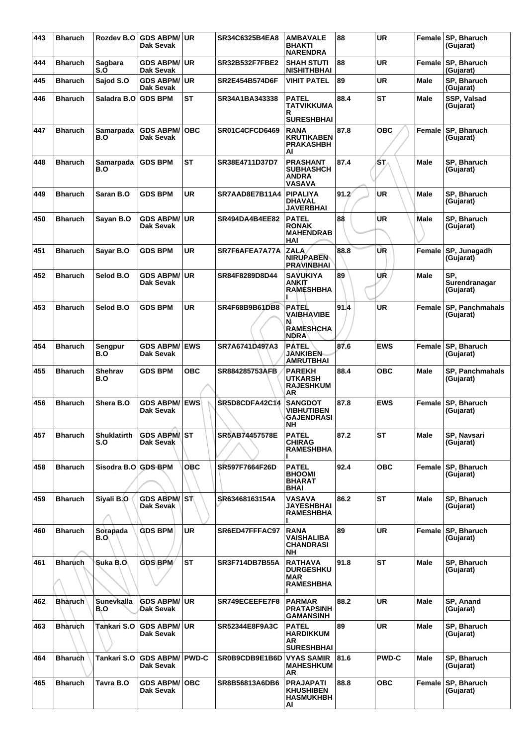| 443 | Bharuch | Rozdev B.O | GDS ABPM/ Dak Sevak | UR | SR34C6325B4EA8 | AMBAVALE BHAKTI NARENDRA | 88 | UR | Female | SP, Bharuch (Gujarat) |
|---|---|---|---|---|---|---|---|---|---|---|
| 444 | Bharuch | Sagbara S.O | GDS ABPM/ Dak Sevak | UR | SR32B532F7FBE2 | SHAH STUTI NISHITHBHAI | 88 | UR | Female | SP, Bharuch (Gujarat) |
| 445 | Bharuch | Sajod S.O | GDS ABPM/ Dak Sevak | UR | SR2E454B574D6F | VIHIT PATEL | 89 | UR | Male | SP, Bharuch (Gujarat) |
| 446 | Bharuch | Saladra B.O | GDS BPM | ST | SR34A1BA343338 | PATEL TATVIKKUMA R SURESHBHAI | 88.4 | ST | Male | SSP, Valsad (Gujarat) |
| 447 | Bharuch | Samarpada B.O | GDS ABPM/ Dak Sevak | OBC | SR01C4CFCD6469 | RANA KRUTIKABEN PRAKASHBH AI | 87.8 | OBC | Female | SP, Bharuch (Gujarat) |
| 448 | Bharuch | Samarpada B.O | GDS BPM | ST | SR38E4711D37D7 | PRASHANT SUBHASHCH ANDRA VASAVA | 87.4 | ST | Male | SP, Bharuch (Gujarat) |
| 449 | Bharuch | Saran B.O | GDS BPM | UR | SR7AAD8E7B11A4 | PIPALIYA DHAVAL JAVERBHAI | 91.2 | UR | Male | SP, Bharuch (Gujarat) |
| 450 | Bharuch | Sayan B.O | GDS ABPM/ Dak Sevak | UR | SR494DA4B4EE82 | PATEL RONAK MAHENDRAB HAI | 88 | UR | Male | SP, Bharuch (Gujarat) |
| 451 | Bharuch | Sayar B.O | GDS BPM | UR | SR7F6AFEA7A77A | ZALA NIRUPABEN PRAVINBHAI | 88.8 | UR | Female | SP, Junagadh (Gujarat) |
| 452 | Bharuch | Selod B.O | GDS ABPM/ Dak Sevak | UR | SR84F8289D8D44 | SAVUKIYA ANKIT RAMESHBHA I | 89 | UR | Male | SP, Surendranagar (Gujarat) |
| 453 | Bharuch | Selod B.O | GDS BPM | UR | SR4F68B9B61DB8 | PATEL VAIBHAVIBE N RAMESHCHA NDRA | 91.4 | UR | Female | SP, Panchmahals (Gujarat) |
| 454 | Bharuch | Sengpur B.O | GDS ABPM/ Dak Sevak | EWS | SR7A6741D497A3 | PATEL JANKIBEN AMRUTBHAI | 87.6 | EWS | Female | SP, Bharuch (Gujarat) |
| 455 | Bharuch | Shehrav B.O | GDS BPM | OBC | SR884285753AFB | PAREKH UTKARSH RAJESHKUM AR | 88.4 | OBC | Male | SP, Panchmahals (Gujarat) |
| 456 | Bharuch | Shera B.O | GDS ABPM/ Dak Sevak | EWS | SR5D8CDFA42C14 | SANGDOT VIBHUTIBEN GAJENDRASI NH | 87.8 | EWS | Female | SP, Bharuch (Gujarat) |
| 457 | Bharuch | Shuklatirth S.O | GDS ABPM/ Dak Sevak | ST | SR5AB74457578E | PATEL CHIRAG RAMESHBHA I | 87.2 | ST | Male | SP, Navsari (Gujarat) |
| 458 | Bharuch | Sisodra B.O | GDS BPM | OBC | SR597F7664F26D | PATEL BHOOMI BHARAT BHAI | 92.4 | OBC | Female | SP, Bharuch (Gujarat) |
| 459 | Bharuch | Siyali B.O | GDS ABPM/ Dak Sevak | ST | SR63468163154A | VASAVA JAYESHBHAI RAMESHBHA I | 86.2 | ST | Male | SP, Bharuch (Gujarat) |
| 460 | Bharuch | Sorapada B.O | GDS BPM | UR | SR6ED47FFFAC97 | RANA VAISHALIBA CHANDRASI NH | 89 | UR | Female | SP, Bharuch (Gujarat) |
| 461 | Bharuch | Suka B.O | GDS BPM | ST | SR3F714DB7B55A | RATHAVA DURGESHKU MAR RAMESHBHA I | 91.8 | ST | Male | SP, Bharuch (Gujarat) |
| 462 | Bharuch | Sunevkalla B.O | GDS ABPM/ Dak Sevak | UR | SR749ECEEFE7F8 | PARMAR PRATAPSINH GAMANSINH | 88.2 | UR | Male | SP, Anand (Gujarat) |
| 463 | Bharuch | Tankari S.O | GDS ABPM/ Dak Sevak | UR | SR52344E8F9A3C | PATEL HARDIKKUM AR SURESHBHAI | 89 | UR | Male | SP, Bharuch (Gujarat) |
| 464 | Bharuch | Tankari S.O | GDS ABPM/ Dak Sevak | PWD-C | SR0B9CDB9E1B6D | VYAS SAMIR MAHESHKUM AR | 81.6 | PWD-C | Male | SP, Bharuch (Gujarat) |
| 465 | Bharuch | Tavra B.O | GDS ABPM/ Dak Sevak | OBC | SR8B56813A6DB6 | PRAJAPATI KHUSHIBEN HASMUKHBH AI | 88.8 | OBC | Female | SP, Bharuch (Gujarat) |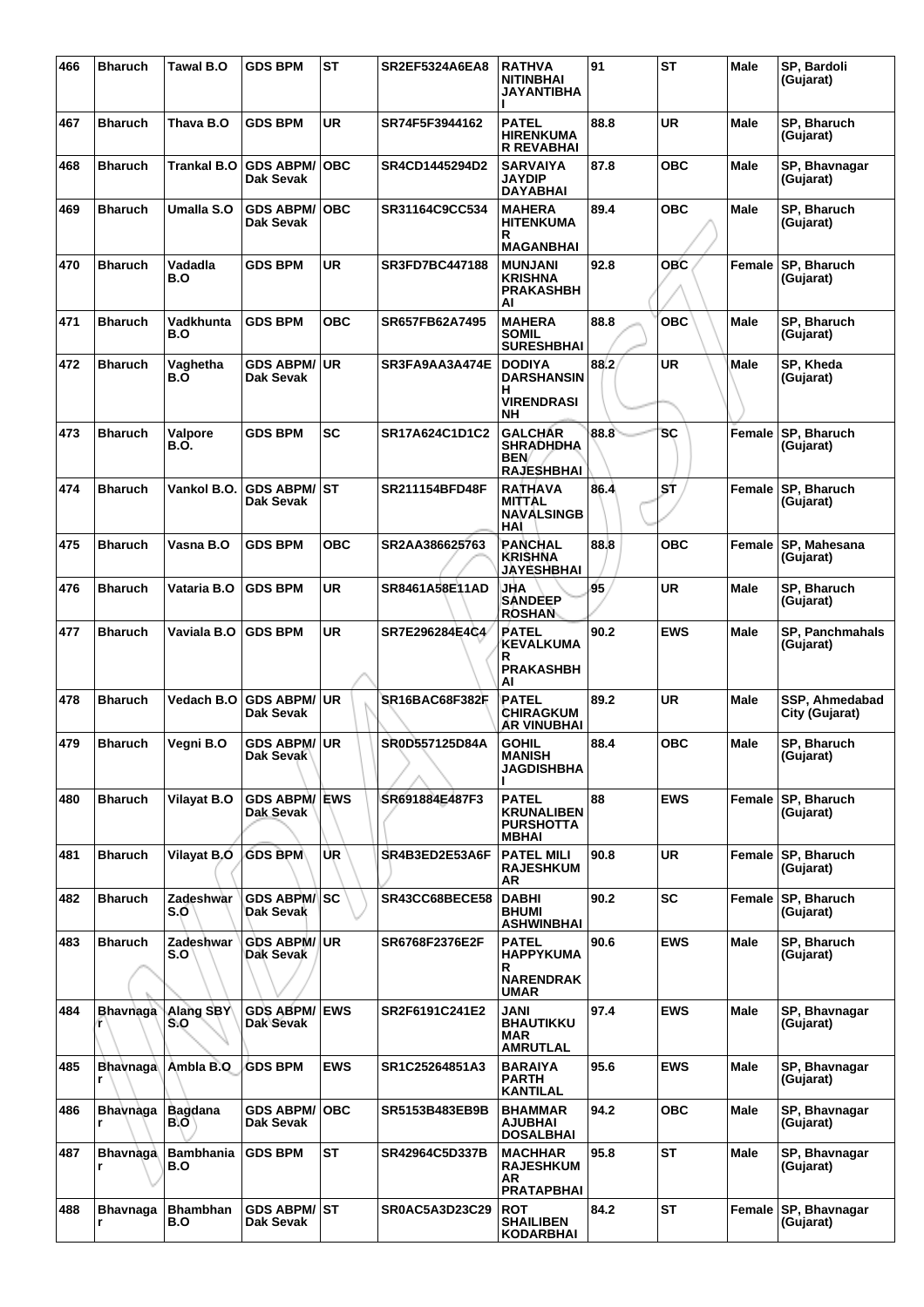| 466 | Bharuch | Tawal B.O | GDS BPM | ST | SR2EF5324A6EA8 | RATHVA NITINBHAI JAYANTIBHAI | 91 | ST | Male | SP, Bardoli (Gujarat) |
|---|---|---|---|---|---|---|---|---|---|---|
| 467 | Bharuch | Thava B.O | GDS BPM | UR | SR74F5F3944162 | PATEL HIRENKUMAR REVABHAI | 88.8 | UR | Male | SP, Bharuch (Gujarat) |
| 468 | Bharuch | Trankal B.O | GDS ABPM/ Dak Sevak | OBC | SR4CD1445294D2 | SARVAIYA JAYDIP DAYABHAI | 87.8 | OBC | Male | SP, Bhavnagar (Gujarat) |
| 469 | Bharuch | Umalla S.O | GDS ABPM/ Dak Sevak | OBC | SR31164C9CC534 | MAHERA HITENKUMAR MAGANBHAI | 89.4 | OBC | Male | SP, Bharuch (Gujarat) |
| 470 | Bharuch | Vadadla B.O | GDS BPM | UR | SR3FD7BC447188 | MUNJANI KRISHNA PRAKASHBHAI | 92.8 | OBC | Female | SP, Bharuch (Gujarat) |
| 471 | Bharuch | Vadkhunta B.O | GDS BPM | OBC | SR657FB62A7495 | MAHERA SOMIL SURESHBHAI | 88.8 | OBC | Male | SP, Bharuch (Gujarat) |
| 472 | Bharuch | Vaghetha B.O | GDS ABPM/ Dak Sevak | UR | SR3FA9AA3A474E | DODIYA DARSHANSINH VIRENDRASINH | 88.2 | UR | Male | SP, Kheda (Gujarat) |
| 473 | Bharuch | Valpore B.O. | GDS BPM | SC | SR17A624C1D1C2 | GALCHAR SHRADHDHA BEN RAJESHBHAI | 88.8 | SC | Female | SP, Bharuch (Gujarat) |
| 474 | Bharuch | Vankol B.O. | GDS ABPM/ Dak Sevak | ST | SR211154BFD48F | RATHAVA MITTAL NAVALSINGBHAI | 86.4 | ST | Female | SP, Bharuch (Gujarat) |
| 475 | Bharuch | Vasna B.O | GDS BPM | OBC | SR2AA386625763 | PANCHAL KRISHNA JAYESHBHAI | 88.8 | OBC | Female | SP, Mahesana (Gujarat) |
| 476 | Bharuch | Vataria B.O | GDS BPM | UR | SR8461A58E11AD | JHA SANDEEP ROSHAN | 95 | UR | Male | SP, Bharuch (Gujarat) |
| 477 | Bharuch | Vaviala B.O | GDS BPM | UR | SR7E296284E4C4 | PATEL KEVALKUMAR PRAKASHBHAI | 90.2 | EWS | Male | SP, Panchmahals (Gujarat) |
| 478 | Bharuch | Vedach B.O | GDS ABPM/ Dak Sevak | UR | SR16BAC68F382F | PATEL CHIRAGKUMAR VINUBHAI | 89.2 | UR | Male | SSP, Ahmedabad City (Gujarat) |
| 479 | Bharuch | Vegni B.O | GDS ABPM/ Dak Sevak | UR | SR0D557125D84A | GOHIL MANISH JAGDISHBHAI | 88.4 | OBC | Male | SP, Bharuch (Gujarat) |
| 480 | Bharuch | Vilayat B.O | GDS ABPM/ Dak Sevak | EWS | SR691884E487F3 | PATEL KRUNALIBEN PURSHOTTAMBHAI | 88 | EWS | Female | SP, Bharuch (Gujarat) |
| 481 | Bharuch | Vilayat B.O | GDS BPM | UR | SR4B3ED2E53A6F | PATEL MILI RAJESHKUMAR | 90.8 | UR | Female | SP, Bharuch (Gujarat) |
| 482 | Bharuch | Zadeshwar S.O | GDS ABPM/ Dak Sevak | SC | SR43CC68BECE58 | DABHI BHUMI ASHWINBHAI | 90.2 | SC | Female | SP, Bharuch (Gujarat) |
| 483 | Bharuch | Zadeshwar S.O | GDS ABPM/ Dak Sevak | UR | SR6768F2376E2F | PATEL HAPPYKUMAR NARENDRAKUMAR | 90.6 | EWS | Male | SP, Bharuch (Gujarat) |
| 484 | Bhavnagar | Alang SBY S.O | GDS ABPM/ Dak Sevak | EWS | SR2F6191C241E2 | JANI BHAUTIKKUMAR AMRUTLAL | 97.4 | EWS | Male | SP, Bhavnagar (Gujarat) |
| 485 | Bhavnagar | Ambla B.O | GDS BPM | EWS | SR1C25264851A3 | BARAIYA PARTH KANTILAL | 95.6 | EWS | Male | SP, Bhavnagar (Gujarat) |
| 486 | Bhavnagar | Bagdana B.O | GDS ABPM/ Dak Sevak | OBC | SR5153B483EB9B | BHAMMAR AJUBHAI DOSALBHAI | 94.2 | OBC | Male | SP, Bhavnagar (Gujarat) |
| 487 | Bhavnagar | Bambhania B.O | GDS BPM | ST | SR42964C5D337B | MACHHAR RAJESHKUMAR PRATAPBHAI | 95.8 | ST | Male | SP, Bhavnagar (Gujarat) |
| 488 | Bhavnagar | Bhambhan B.O | GDS ABPM/ Dak Sevak | ST | SR0AC5A3D23C29 | ROT SHAILIBEN KODARBHAI | 84.2 | ST | Female | SP, Bhavnagar (Gujarat) |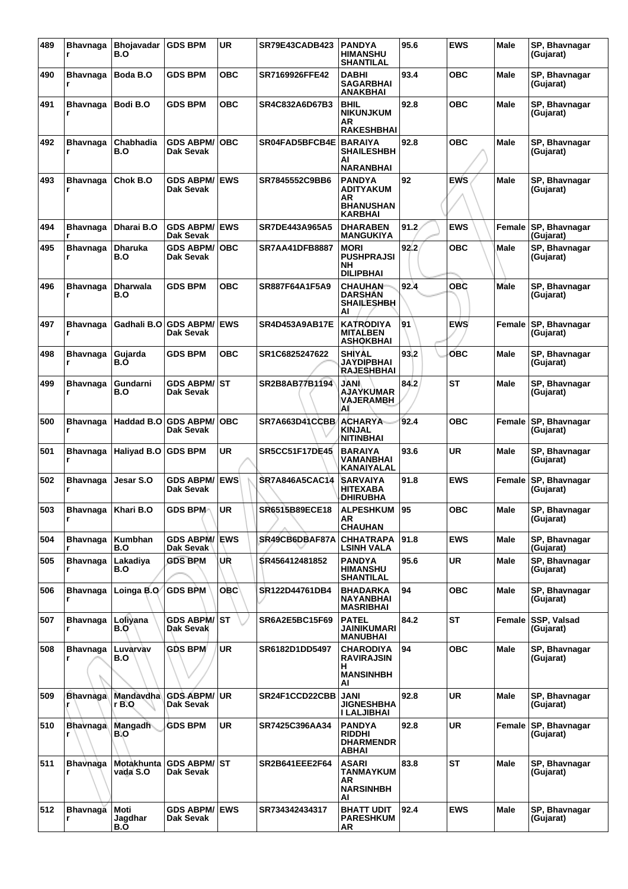| 489 | Bhavnagar | Bhojavadar B.O | GDS BPM | UR | SR79E43CADB423 | PANDYA HIMANSHU SHANTILAL | 95.6 | EWS | Male | SP, Bhavnagar (Gujarat) |
|---|---|---|---|---|---|---|---|---|---|---|
| 490 | Bhavnagar | Boda B.O | GDS BPM | OBC | SR7169926FFE42 | DABHI SAGARBHAI ANAKBHAI | 93.4 | OBC | Male | SP, Bhavnagar (Gujarat) |
| 491 | Bhavnagar | Bodi B.O | GDS BPM | OBC | SR4C832A6D67B3 | BHIL NIKUNJKUMAR RAKESHBHAI | 92.8 | OBC | Male | SP, Bhavnagar (Gujarat) |
| 492 | Bhavnagar | Chabhadia B.O | GDS ABPM/ Dak Sevak | OBC | SR04FAD5BFCB4E | BARAIYA SHAILESHBHAI NARANBHAI | 92.8 | OBC | Male | SP, Bhavnagar (Gujarat) |
| 493 | Bhavnagar | Chok B.O | GDS ABPM/ Dak Sevak | EWS | SR7845552C9BB6 | PANDYA ADITYAKUMAR BHANUSHANKARBHAI | 92 | EWS | Male | SP, Bhavnagar (Gujarat) |
| 494 | Bhavnagar | Dharai B.O | GDS ABPM/ Dak Sevak | EWS | SR7DE443A965A5 | DHARABEN MANGUKIYA | 91.2 | EWS | Female | SP, Bhavnagar (Gujarat) |
| 495 | Bhavnagar | Dharuka B.O | GDS ABPM/ Dak Sevak | OBC | SR7AA41DFB8887 | MORI PUSHPRAJSINH DILIPBHAI | 92.2 | OBC | Male | SP, Bhavnagar (Gujarat) |
| 496 | Bhavnagar | Dharwala B.O | GDS BPM | OBC | SR887F64A1F5A9 | CHAUHAN DARSHAN SHAILESHBHAI | 92.4 | OBC | Male | SP, Bhavnagar (Gujarat) |
| 497 | Bhavnagar | Gadhali B.O | GDS ABPM/ Dak Sevak | EWS | SR4D453A9AB17E | KATRODIYA MITALBEN ASHOKBHAI | 91 | EWS | Female | SP, Bhavnagar (Gujarat) |
| 498 | Bhavnagar | Gujarda B.O | GDS BPM | OBC | SR1C6825247622 | SHIYAL JAYDIPBHAI RAJESHBHAI | 93.2 | OBC | Male | SP, Bhavnagar (Gujarat) |
| 499 | Bhavnagar | Gundarni B.O | GDS ABPM/ Dak Sevak | ST | SR2B8AB77B1194 | JANI AJAYKUMAR VAJERAMBHAI | 84.2 | ST | Male | SP, Bhavnagar (Gujarat) |
| 500 | Bhavnagar | Haddad B.O | GDS ABPM/ Dak Sevak | OBC | SR7A663D41CCBB | ACHARYA KINJAL NITINBHAI | 92.4 | OBC | Female | SP, Bhavnagar (Gujarat) |
| 501 | Bhavnagar | Haliyad B.O | GDS BPM | UR | SR5CC51F17DE45 | BARAIYA VAMANBHAI KANAIYALAL | 93.6 | UR | Male | SP, Bhavnagar (Gujarat) |
| 502 | Bhavnagar | Jesar S.O | GDS ABPM/ Dak Sevak | EWS | SR7A846A5CAC14 | SARVAIYA HITEXABA DHIRUBHA | 91.8 | EWS | Female | SP, Bhavnagar (Gujarat) |
| 503 | Bhavnagar | Khari B.O | GDS BPM | UR | SR6515B89ECE18 | ALPESHKUMAR CHAUHAN | 95 | OBC | Male | SP, Bhavnagar (Gujarat) |
| 504 | Bhavnagar | Kumbhan B.O | GDS ABPM/ Dak Sevak | EWS | SR49CB6DBAF87A | CHHATRAPALSINH VALA | 91.8 | EWS | Male | SP, Bhavnagar (Gujarat) |
| 505 | Bhavnagar | Lakadiya B.O | GDS BPM | UR | SR456412481852 | PANDYA HIMANSHU SHANTILAL | 95.6 | UR | Male | SP, Bhavnagar (Gujarat) |
| 506 | Bhavnagar | Loinga B.O | GDS BPM | OBC | SR122D44761DB4 | BHADARKA NAYANBHAI MASRIBHAI | 94 | OBC | Male | SP, Bhavnagar (Gujarat) |
| 507 | Bhavnagar | Loliyana B.O | GDS ABPM/ Dak Sevak | ST | SR6A2E5BC15F69 | PATEL JAINIKUMARI MANUBHAI | 84.2 | ST | Female | SSP, Valsad (Gujarat) |
| 508 | Bhavnagar | Luvarvav B.O | GDS BPM | UR | SR6182D1DD5497 | CHARODIYA RAVIRAJSINH MANSINHBHAI | 94 | OBC | Male | SP, Bhavnagar (Gujarat) |
| 509 | Bhavnagar | Mandavdhar B.O | GDS ABPM/ Dak Sevak | UR | SR24F1CCD22CBB | JANI JIGNESHBHAI LALJIBHAI | 92.8 | UR | Male | SP, Bhavnagar (Gujarat) |
| 510 | Bhavnagar | Mangadh B.O | GDS BPM | UR | SR7425C396AA34 | PANDYA RIDDHI DHARMENDRABHAI | 92.8 | UR | Female | SP, Bhavnagar (Gujarat) |
| 511 | Bhavnagar | Motakhuntavada S.O | GDS ABPM/ Dak Sevak | ST | SR2B641EEE2F64 | ASARI TANMAYKUMAR NARSINHBHAI | 83.8 | ST | Male | SP, Bhavnagar (Gujarat) |
| 512 | Bhavnagar | Moti Jagdhar B.O | GDS ABPM/ Dak Sevak | EWS | SR734342434317 | BHATT UDIT PARESHKUMAR | 92.4 | EWS | Male | SP, Bhavnagar (Gujarat) |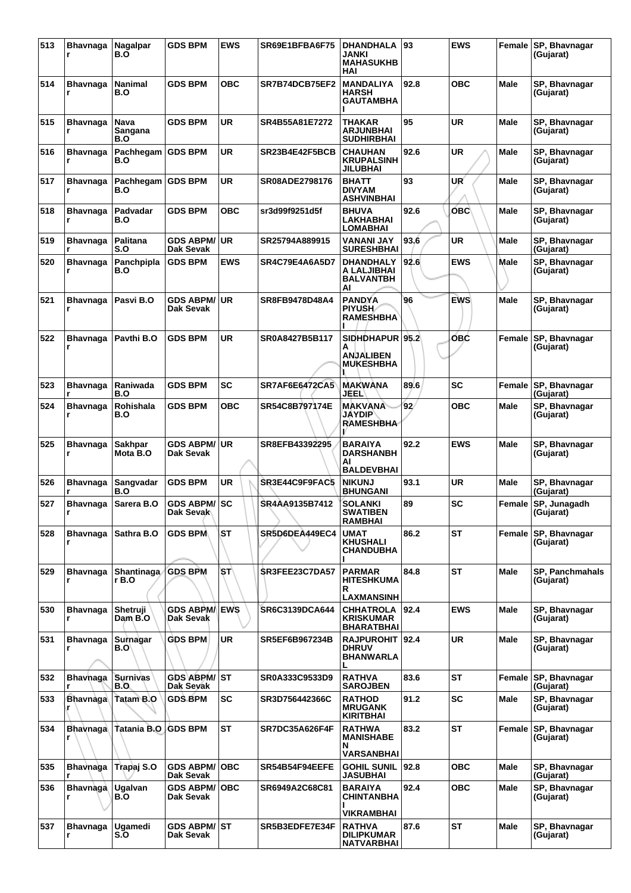| 513 | Bhavnagar | Nagalpar B.O | GDS BPM | EWS | SR69E1BFBA6F75 | DHANDHALA JANKI MAHASUKHBHAI | 93 | EWS | Female | SP, Bhavnagar (Gujarat) |
|---|---|---|---|---|---|---|---|---|---|---|
| 514 | Bhavnagar | Nanimal B.O | GDS BPM | OBC | SR7B74DCB75EF2 | MANDALIYA HARSH GAUTAMBHAI | 92.8 | OBC | Male | SP, Bhavnagar (Gujarat) |
| 515 | Bhavnagar | Nava Sangana B.O | GDS BPM | UR | SR4B55A81E7272 | THAKAR ARJUNBHAI SUDHIRBHAI | 95 | UR | Male | SP, Bhavnagar (Gujarat) |
| 516 | Bhavnagar | Pachhegam B.O | GDS BPM | UR | SR23B4E42F5BCB | CHAUHAN KRUPALSINH JILUBHAI | 92.6 | UR | Male | SP, Bhavnagar (Gujarat) |
| 517 | Bhavnagar | Pachhegam B.O | GDS BPM | UR | SR08ADE2798176 | BHATT DIVYAM ASHVINBHAI | 93 | UR | Male | SP, Bhavnagar (Gujarat) |
| 518 | Bhavnagar | Padvadar B.O | GDS BPM | OBC | sr3d99f9251d5f | BHUVA LAKHABHAI LOMABHAI | 92.6 | OBC | Male | SP, Bhavnagar (Gujarat) |
| 519 | Bhavnagar | Palitana S.O | GDS ABPM/ Dak Sevak | UR | SR25794A889915 | VANANI JAY SURESHBHAI | 93.6 | UR | Male | SP, Bhavnagar (Gujarat) |
| 520 | Bhavnagar | Panchpipla B.O | GDS BPM | EWS | SR4C79E4A6A5D7 | DHANDHALYA LALJIBHAI BALVANTBHAI | 92.6 | EWS | Male | SP, Bhavnagar (Gujarat) |
| 521 | Bhavnagar | Pasvi B.O | GDS ABPM/ Dak Sevak | UR | SR8FB9478D48A4 | PANDYA PIYUSH RAMESHBHAI | 96 | EWS | Male | SP, Bhavnagar (Gujarat) |
| 522 | Bhavnagar | Pavthi B.O | GDS BPM | UR | SR0A8427B5B117 | SIDHDHAPURA ANJALIBEN MUKESHBHAI | 95.2 | OBC | Female | SP, Bhavnagar (Gujarat) |
| 523 | Bhavnagar | Raniwada B.O | GDS BPM | SC | SR7AF6E6472CA5 | MAKWANA JEEL | 89.6 | SC | Female | SP, Bhavnagar (Gujarat) |
| 524 | Bhavnagar | Rohishala B.O | GDS BPM | OBC | SR54C8B797174E | MAKVANA JAYDIP RAMESHBHAI | 92 | OBC | Male | SP, Bhavnagar (Gujarat) |
| 525 | Bhavnagar | Sakhpar Mota B.O | GDS ABPM/ Dak Sevak | UR | SR8EFB43392295 | BARAIYA DARSHANBHAI BALDEVBHAI | 92.2 | EWS | Male | SP, Bhavnagar (Gujarat) |
| 526 | Bhavnagar | Sangvadar B.O | GDS BPM | UR | SR3E44C9F9FAC5 | NIKUNJ BHUNGANI | 93.1 | UR | Male | SP, Bhavnagar (Gujarat) |
| 527 | Bhavnagar | Sarera B.O | GDS ABPM/ Dak Sevak | SC | SR4AA9135B7412 | SOLANKI SWATIBEN RAMBHAI | 89 | SC | Female | SP, Junagadh (Gujarat) |
| 528 | Bhavnagar | Sathra B.O | GDS BPM | ST | SR5D6DEA449EC4 | UMAT KHUSHALI CHANDUBHAI | 86.2 | ST | Female | SP, Bhavnagar (Gujarat) |
| 529 | Bhavnagar | Shantinagar B.O | GDS BPM | ST | SR3FEE23C7DA57 | PARMAR HITESHKUMAR LAXMANSINH | 84.8 | ST | Male | SP, Panchmahals (Gujarat) |
| 530 | Bhavnagar | Shetruji Dam B.O | GDS ABPM/ Dak Sevak | EWS | SR6C3139DCA644 | CHHATROLA KRISKUMAR BHARATBHAI | 92.4 | EWS | Male | SP, Bhavnagar (Gujarat) |
| 531 | Bhavnagar | Surnagar B.O | GDS BPM | UR | SR5EF6B967234B | RAJPUROHIT DHRUV BHANWARLAL | 92.4 | UR | Male | SP, Bhavnagar (Gujarat) |
| 532 | Bhavnagar | Surnivas B.O | GDS ABPM/ Dak Sevak | ST | SR0A333C9533D9 | RATHVA SAROJBEN | 83.6 | ST | Female | SP, Bhavnagar (Gujarat) |
| 533 | Bhavnagar | Tatam B.O | GDS BPM | SC | SR3D756442366C | RATHOD MRUGANK KIRITBHAI | 91.2 | SC | Male | SP, Bhavnagar (Gujarat) |
| 534 | Bhavnagar | Tatania B.O | GDS BPM | ST | SR7DC35A626F4F | RATHWA MANISHABEN VARSANBHAI | 83.2 | ST | Female | SP, Bhavnagar (Gujarat) |
| 535 | Bhavnagar | Trapaj S.O | GDS ABPM/ Dak Sevak | OBC | SR54B54F94EEFE | GOHIL SUNIL JASUBHAI | 92.8 | OBC | Male | SP, Bhavnagar (Gujarat) |
| 536 | Bhavnagar | Ugalvan B.O | GDS ABPM/ Dak Sevak | OBC | SR6949A2C68C81 | BARAIYA CHINTANBHAI VIKRAMBHAI | 92.4 | OBC | Male | SP, Bhavnagar (Gujarat) |
| 537 | Bhavnagar | Ugamedi S.O | GDS ABPM/ Dak Sevak | ST | SR5B3EDFE7E34F | RATHVA DILIPKUMAR NATVARBHAI | 87.6 | ST | Male | SP, Bhavnagar (Gujarat) |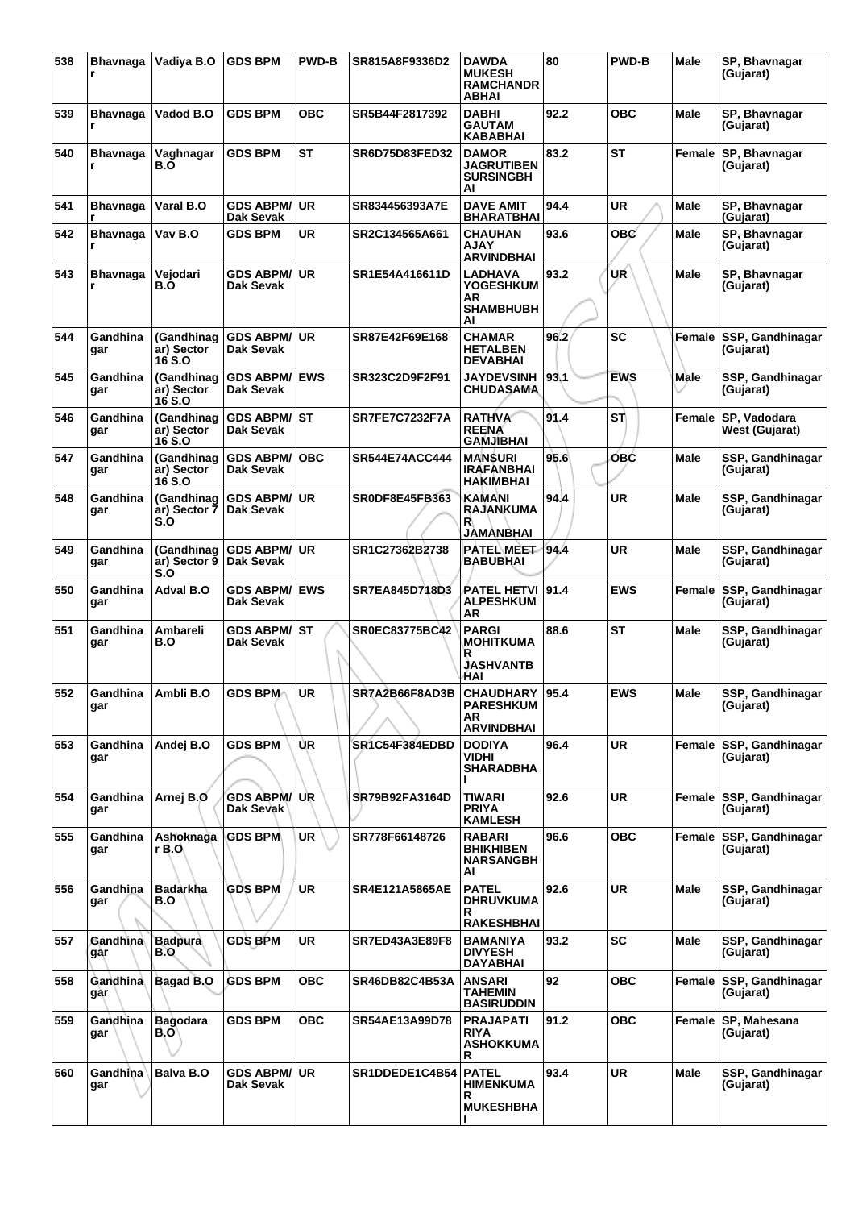| 538 | Bhavnagar | Vadiya B.O | GDS BPM | PWD-B | SR815A8F9336D2 | DAWDA MUKESH RAMCHANDRABHAI | 80 | PWD-B | Male | SP, Bhavnagar (Gujarat) |
|---|---|---|---|---|---|---|---|---|---|---|
| 539 | Bhavnagar | Vadod B.O | GDS BPM | OBC | SR5B44F2817392 | DABHI GAUTAM KABABHAI | 92.2 | OBC | Male | SP, Bhavnagar (Gujarat) |
| 540 | Bhavnagar | Vaghnagar B.O | GDS BPM | ST | SR6D75D83FED32 | DAMOR JAGRUTIBEN SURSINGBHAI | 83.2 | ST | Female | SP, Bhavnagar (Gujarat) |
| 541 | Bhavnagar | Varal B.O | GDS ABPM/ Dak Sevak | UR | SR834456393A7E | DAVE AMIT BHARATBHAI | 94.4 | UR | Male | SP, Bhavnagar (Gujarat) |
| 542 | Bhavnagar | Vav B.O | GDS BPM | UR | SR2C134565A661 | CHAUHAN AJAY ARVINDBHAI | 93.6 | OBC | Male | SP, Bhavnagar (Gujarat) |
| 543 | Bhavnagar | Vejodari B.O | GDS ABPM/ Dak Sevak | UR | SR1E54A416611D | LADHAVA YOGESHKUMAR SHAMBHUBHAI | 93.2 | UR | Male | SP, Bhavnagar (Gujarat) |
| 544 | Gandhinagar | (Gandhinagar) Sector 16 S.O | GDS ABPM/ Dak Sevak | UR | SR87E42F69E168 | CHAMAR HETALBEN DEVABHAI | 96.2 | SC | Female | SSP, Gandhinagar (Gujarat) |
| 545 | Gandhinagar | (Gandhinagar) Sector 16 S.O | GDS ABPM/ Dak Sevak | EWS | SR323C2D9F2F91 | JAYDEVSINH CHUDASAMA | 93.1 | EWS | Male | SSP, Gandhinagar (Gujarat) |
| 546 | Gandhinagar | (Gandhinagar) Sector 16 S.O | GDS ABPM/ Dak Sevak | ST | SR7FE7C7232F7A | RATHVA REENA GAMJIBHAI | 91.4 | ST | Female | SP, Vadodara West (Gujarat) |
| 547 | Gandhinagar | (Gandhinagar) Sector 16 S.O | GDS ABPM/ Dak Sevak | OBC | SR544E74ACC444 | MANSURI IRAFANBHAI HAKIMBHAI | 95.6 | OBC | Male | SSP, Gandhinagar (Gujarat) |
| 548 | Gandhinagar | (Gandhinagar) Sector 7 S.O | GDS ABPM/ Dak Sevak | UR | SR0DF8E45FB363 | KAMANI RAJANKUMAR JAMANBHAI | 94.4 | UR | Male | SSP, Gandhinagar (Gujarat) |
| 549 | Gandhinagar | (Gandhinagar) Sector 9 S.O | GDS ABPM/ Dak Sevak | UR | SR1C27362B2738 | PATEL MEET BABUBHAI | 94.4 | UR | Male | SSP, Gandhinagar (Gujarat) |
| 550 | Gandhinagar | Adval B.O | GDS ABPM/ Dak Sevak | EWS | SR7EA845D718D3 | PATEL HETVI ALPESHKUMAR | 91.4 | EWS | Female | SSP, Gandhinagar (Gujarat) |
| 551 | Gandhinagar | Ambareli B.O | GDS ABPM/ Dak Sevak | ST | SR0EC83775BC42 | PARGI MOHITKUMAR JASHVANTBHAI | 88.6 | ST | Male | SSP, Gandhinagar (Gujarat) |
| 552 | Gandhinagar | Ambli B.O | GDS BPM | UR | SR7A2B66F8AD3B | CHAUDHARY PARESHKUMAR ARVINDBHAI | 95.4 | EWS | Male | SSP, Gandhinagar (Gujarat) |
| 553 | Gandhinagar | Andej B.O | GDS BPM | UR | SR1C54F384EDBD | DODIYA VIDHI SHARADBHAI | 96.4 | UR | Female | SSP, Gandhinagar (Gujarat) |
| 554 | Gandhinagar | Arnej B.O | GDS ABPM/ Dak Sevak | UR | SR79B92FA3164D | TIWARI PRIYA KAMLESH | 92.6 | UR | Female | SSP, Gandhinagar (Gujarat) |
| 555 | Gandhinagar | Ashoknagar B.O | GDS BPM | UR | SR778F66148726 | RABARI BHIKHIBEN NARSANGBHAI | 96.6 | OBC | Female | SSP, Gandhinagar (Gujarat) |
| 556 | Gandhinagar | Badarkha B.O | GDS BPM | UR | SR4E121A5865AE | PATEL DHRUVKUMAR RAKESHBHAI | 92.6 | UR | Male | SSP, Gandhinagar (Gujarat) |
| 557 | Gandhinagar | Badpura B.O | GDS BPM | UR | SR7ED43A3E89F8 | BAMANIYA DIVYESH DAYABHAI | 93.2 | SC | Male | SSP, Gandhinagar (Gujarat) |
| 558 | Gandhinagar | Bagad B.O | GDS BPM | OBC | SR46DB82C4B53A | ANSARI TAHEMIN BASIRUDDIN | 92 | OBC | Female | SSP, Gandhinagar (Gujarat) |
| 559 | Gandhinagar | Bagodara B.O | GDS BPM | OBC | SR54AE13A99D78 | PRAJAPATI RIYA ASHOKKUMAR | 91.2 | OBC | Female | SP, Mahesana (Gujarat) |
| 560 | Gandhinagar | Balva B.O | GDS ABPM/ Dak Sevak | UR | SR1DDEDE1C4B54 | PATEL HIMENKUMAR MUKESHBHAI | 93.4 | UR | Male | SSP, Gandhinagar (Gujarat) |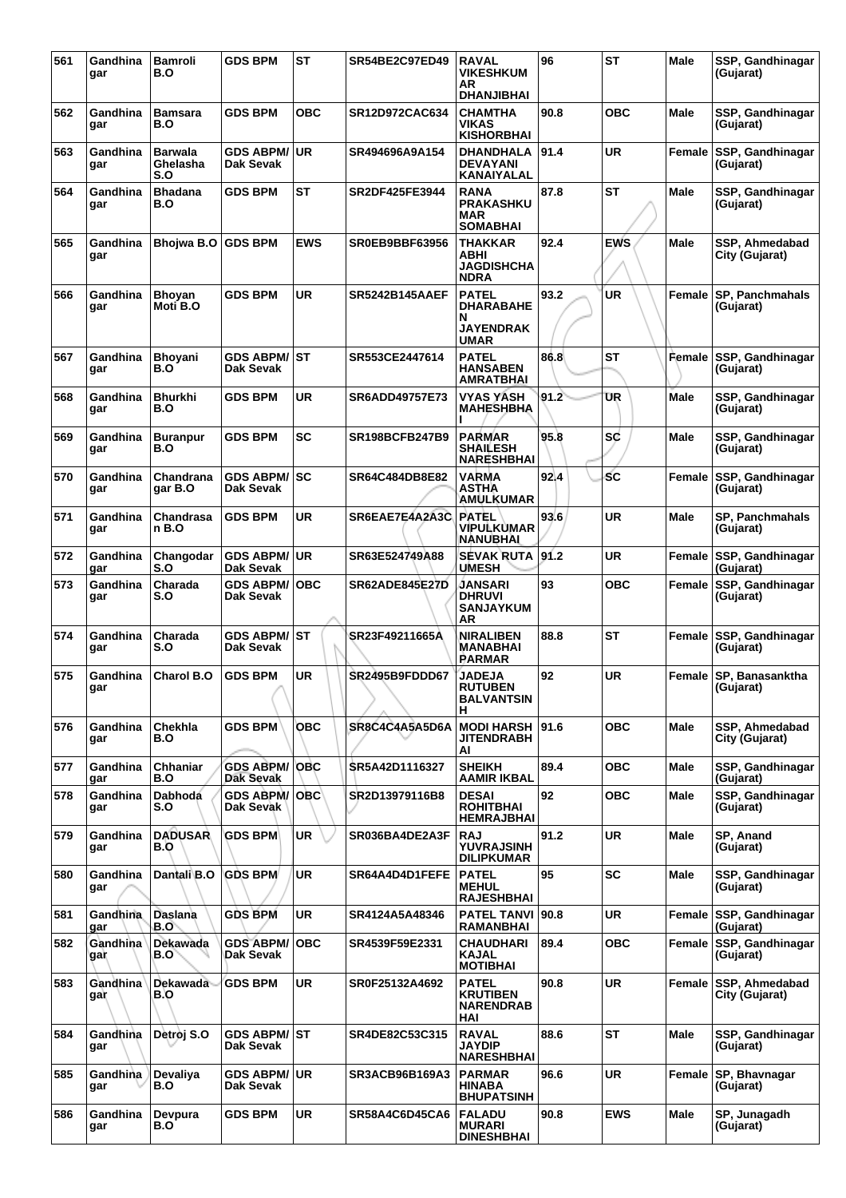| 561 | Gandhinagar | Bamroli B.O | GDS BPM | ST | SR54BE2C97ED49 | RAVAL VIKESHKUMAR DHANJIBHAI | 96 | ST | Male | SSP, Gandhinagar (Gujarat) |
|---|---|---|---|---|---|---|---|---|---|---|
| 562 | Gandhinagar | Bamsara B.O | GDS BPM | OBC | SR12D972CAC634 | CHAMTHA VIKAS KISHORBHAI | 90.8 | OBC | Male | SSP, Gandhinagar (Gujarat) |
| 563 | Gandhinagar | Barwala Ghelasha S.O | GDS ABPM/ Dak Sevak | UR | SR494696A9A154 | DHANDHALA DEVAYANI KANAIYALAL | 91.4 | UR | Female | SSP, Gandhinagar (Gujarat) |
| 564 | Gandhinagar | Bhadana B.O | GDS BPM | ST | SR2DF425FE3944 | RANA PRAKASHKUMAR SOMABHAI | 87.8 | ST | Male | SSP, Gandhinagar (Gujarat) |
| 565 | Gandhinagar | Bhojwa B.O | GDS BPM | EWS | SR0EB9BBF63956 | THAKKAR ABHI JAGDISHCHANDRA | 92.4 | EWS | Male | SSP, Ahmedabad City (Gujarat) |
| 566 | Gandhinagar | Bhoyan Moti B.O | GDS BPM | UR | SR5242B145AAEF | PATEL DHARABAHEN JAYENDRAKUMAR | 93.2 | UR | Female | SP, Panchmahals (Gujarat) |
| 567 | Gandhinagar | Bhoyani B.O | GDS ABPM/ Dak Sevak | ST | SR553CE2447614 | PATEL HANSABEN AMRATBHAI | 86.8 | ST | Female | SSP, Gandhinagar (Gujarat) |
| 568 | Gandhinagar | Bhurkhi B.O | GDS BPM | UR | SR6ADD49757E73 | VYAS YASH MAHESHBHAI | 91.2 | UR | Male | SSP, Gandhinagar (Gujarat) |
| 569 | Gandhinagar | Buranpur B.O | GDS BPM | SC | SR198BCFB247B9 | PARMAR SHAILESH NARESHBHAI | 95.8 | SC | Male | SSP, Gandhinagar (Gujarat) |
| 570 | Gandhinagar | Chandranagar B.O | GDS ABPM/ Dak Sevak | SC | SR64C484DB8E82 | VARMA ASTHA AMULKUMAR | 92.4 | SC | Female | SSP, Gandhinagar (Gujarat) |
| 571 | Gandhinagar | Chandrasan B.O | GDS BPM | UR | SR6EAE7E4A2A3C | PATEL VIPULKUMAR NANUBHAI | 93.6 | UR | Male | SP, Panchmahals (Gujarat) |
| 572 | Gandhinagar | Changodar S.O | GDS ABPM/ Dak Sevak | UR | SR63E524749A88 | SEVAK RUTA UMESH | 91.2 | UR | Female | SSP, Gandhinagar (Gujarat) |
| 573 | Gandhinagar | Charada S.O | GDS ABPM/ Dak Sevak | OBC | SR62ADE845E27D | JANSARI DHRUVI SANJAYKUMAR | 93 | OBC | Female | SSP, Gandhinagar (Gujarat) |
| 574 | Gandhinagar | Charada S.O | GDS ABPM/ Dak Sevak | ST | SR23F49211665A | NIRALIBEN MANABHAI PARMAR | 88.8 | ST | Female | SSP, Gandhinagar (Gujarat) |
| 575 | Gandhinagar | Charol B.O | GDS BPM | UR | SR2495B9FDDD67 | JADEJA RUTUBEN BALVANTSINH | 92 | UR | Female | SP, Banasanktha (Gujarat) |
| 576 | Gandhinagar | Chekhla B.O | GDS BPM | OBC | SR8C4C4A5A5D6A | MODI HARSH JITENDRABHAI | 91.6 | OBC | Male | SSP, Ahmedabad City (Gujarat) |
| 577 | Gandhinagar | Chhaniar B.O | GDS ABPM/ Dak Sevak | OBC | SR5A42D1116327 | SHEIKH AAMIR IKBAL | 89.4 | OBC | Male | SSP, Gandhinagar (Gujarat) |
| 578 | Gandhinagar | Dabhoda S.O | GDS ABPM/ Dak Sevak | OBC | SR2D13979116B8 | DESAI ROHITBHAI HEMRAJBHAI | 92 | OBC | Male | SSP, Gandhinagar (Gujarat) |
| 579 | Gandhinagar | DADUSAR B.O | GDS BPM | UR | SR036BA4DE2A3F | RAJ YUVRAJSINH DILIPKUMAR | 91.2 | UR | Male | SP, Anand (Gujarat) |
| 580 | Gandhinagar | Dantali B.O | GDS BPM | UR | SR64A4D4D1FEFE | PATEL MEHUL RAJESHBHAI | 95 | SC | Male | SSP, Gandhinagar (Gujarat) |
| 581 | Gandhinagar | Daslana B.O | GDS BPM | UR | SR4124A5A48346 | PATEL TANVI RAMANBHAI | 90.8 | UR | Female | SSP, Gandhinagar (Gujarat) |
| 582 | Gandhinagar | Dekawada B.O | GDS ABPM/ Dak Sevak | OBC | SR4539F59E2331 | CHAUDHARI KAJAL MOTIBHAI | 89.4 | OBC | Female | SSP, Gandhinagar (Gujarat) |
| 583 | Gandhinagar | Dekawada B.O | GDS BPM | UR | SR0F25132A4692 | PATEL KRUTIBEN NARENDRABHAI | 90.8 | UR | Female | SSP, Ahmedabad City (Gujarat) |
| 584 | Gandhinagar | Detroj S.O | GDS ABPM/ Dak Sevak | ST | SR4DE82C53C315 | RAVAL JAYDIP NARESHBHAI | 88.6 | ST | Male | SSP, Gandhinagar (Gujarat) |
| 585 | Gandhinagar | Devaliya B.O | GDS ABPM/ Dak Sevak | UR | SR3ACB96B169A3 | PARMAR HINABA BHUPATSINH | 96.6 | UR | Female | SP, Bhavnagar (Gujarat) |
| 586 | Gandhinagar | Devpura B.O | GDS BPM | UR | SR58A4C6D45CA6 | FALADU MURARI DINESHBHAI | 90.8 | EWS | Male | SP, Junagadh (Gujarat) |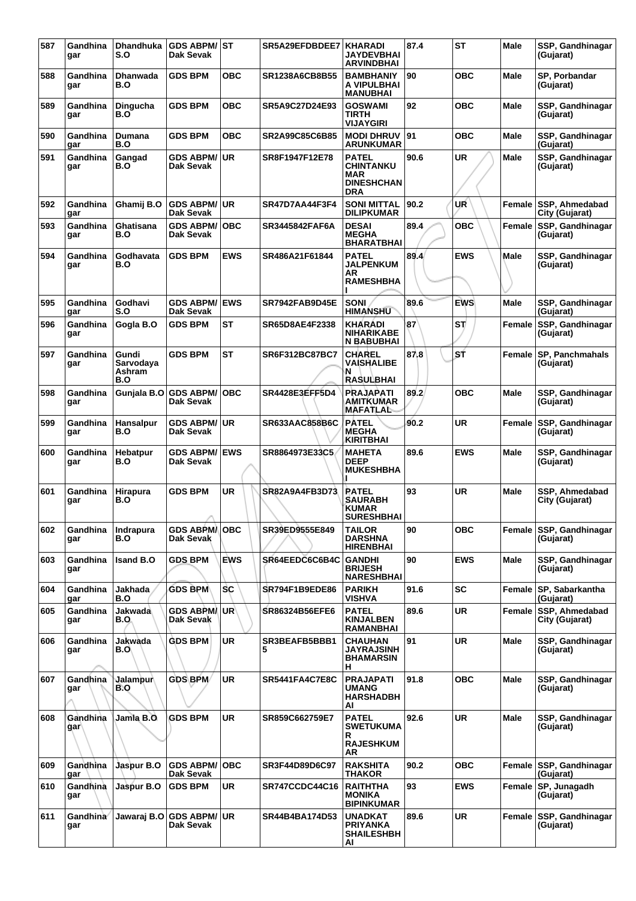| 587 | Gandhinagar | Dhandhuka S.O | GDS ABPM/ Dak Sevak | ST | SR5A29EFDBDEE7 | KHARADI JAYDEVBHAI ARVINDBHAI | 87.4 | ST | Male | SSP, Gandhinagar (Gujarat) |
|---|---|---|---|---|---|---|---|---|---|---|
| 588 | Gandhinagar | Dhanwada B.O | GDS BPM | OBC | SR1238A6CB8B55 | BAMBHANIYA VIPULBHAI MANUBHAI | 90 | OBC | Male | SP, Porbandar (Gujarat) |
| 589 | Gandhinagar | Dingucha B.O | GDS BPM | OBC | SR5A9C27D24E93 | GOSWAMI TIRTH VIJAYGIRI | 92 | OBC | Male | SSP, Gandhinagar (Gujarat) |
| 590 | Gandhinagar | Dumana B.O | GDS BPM | OBC | SR2A99C85C6B85 | MODI DHRUV ARUNKUMAR | 91 | OBC | Male | SSP, Gandhinagar (Gujarat) |
| 591 | Gandhinagar | Gangad B.O | GDS ABPM/ Dak Sevak | UR | SR8F1947F12E78 | PATEL CHINTANKUMAR DINESHCHANDRA | 90.6 | UR | Male | SSP, Gandhinagar (Gujarat) |
| 592 | Gandhinagar | Ghamij B.O | GDS ABPM/ Dak Sevak | UR | SR47D7AA44F3F4 | SONI MITTAL DILIPKUMAR | 90.2 | UR | Female | SSP, Ahmedabad City (Gujarat) |
| 593 | Gandhinagar | Ghatisana B.O | GDS ABPM/ Dak Sevak | OBC | SR3445842FAF6A | DESAI MEGHA BHARATBHAI | 89.4 | OBC | Female | SSP, Gandhinagar (Gujarat) |
| 594 | Gandhinagar | Godhavata B.O | GDS BPM | EWS | SR486A21F61844 | PATEL JALPENKUMAR RAMESHBHAI | 89.4 | EWS | Male | SSP, Gandhinagar (Gujarat) |
| 595 | Gandhinagar | Godhavi S.O | GDS ABPM/ Dak Sevak | EWS | SR7942FAB9D45E | SONI HIMANSHU | 89.6 | EWS | Male | SSP, Gandhinagar (Gujarat) |
| 596 | Gandhinagar | Gogla B.O | GDS BPM | ST | SR65D8AE4F2338 | KHARADI NIHARIKABEN BABUBHAI | 87 | ST | Female | SSP, Gandhinagar (Gujarat) |
| 597 | Gandhinagar | Gundi Sarvodaya Ashram B.O | GDS BPM | ST | SR6F312BC87BC7 | CHAREL VAISHALIBEN RASULBHAI | 87.8 | ST | Female | SP, Panchmahals (Gujarat) |
| 598 | Gandhinagar | Gunjala B.O | GDS ABPM/ Dak Sevak | OBC | SR4428E3EFF5D4 | PRAJAPATI AMITKUMAR MAFATLAL | 89.2 | OBC | Male | SSP, Gandhinagar (Gujarat) |
| 599 | Gandhinagar | Hansalpur B.O | GDS ABPM/ Dak Sevak | UR | SR633AAC858B6C | PATEL MEGHA KIRITBHAI | 90.2 | UR | Female | SSP, Gandhinagar (Gujarat) |
| 600 | Gandhinagar | Hebatpur B.O | GDS ABPM/ Dak Sevak | EWS | SR8864973E33C5 | MAHETA DEEP MUKESHBHAI | 89.6 | EWS | Male | SSP, Gandhinagar (Gujarat) |
| 601 | Gandhinagar | Hirapura B.O | GDS BPM | UR | SR82A9A4FB3D73 | PATEL SAURABH KUMAR SURESHBHAI | 93 | UR | Male | SSP, Ahmedabad City (Gujarat) |
| 602 | Gandhinagar | Indrapura B.O | GDS ABPM/ Dak Sevak | OBC | SR39ED9555E849 | TAILOR DARSHNA HIRENBHAI | 90 | OBC | Female | SSP, Gandhinagar (Gujarat) |
| 603 | Gandhinagar | Isand B.O | GDS BPM | EWS | SR64EEDC6C6B4C | GANDHI BRIJESH NARESHBHAI | 90 | EWS | Male | SSP, Gandhinagar (Gujarat) |
| 604 | Gandhinagar | Jakhada B.O | GDS BPM | SC | SR794F1B9EDE86 | PARIKH VISHVA | 91.6 | SC | Female | SP, Sabarkantha (Gujarat) |
| 605 | Gandhinagar | Jakwada B.O | GDS ABPM/ Dak Sevak | UR | SR86324B56EFE6 | PATEL KINJALBEN RAMANBHAI | 89.6 | UR | Female | SSP, Ahmedabad City (Gujarat) |
| 606 | Gandhinagar | Jakwada B.O | GDS BPM | UR | SR3BEAFB5BBB15 | CHAUHAN JAYRAJSINH BHAMARSINH | 91 | UR | Male | SSP, Gandhinagar (Gujarat) |
| 607 | Gandhinagar | Jalampur B.O | GDS BPM | UR | SR5441FA4C7E8C | PRAJAPATI UMANG HARSHADBHAI | 91.8 | OBC | Male | SSP, Gandhinagar (Gujarat) |
| 608 | Gandhinagar | Jamla B.O | GDS BPM | UR | SR859C662759E7 | PATEL SWETUKUMAR RAJESHKUMAR | 92.6 | UR | Male | SSP, Gandhinagar (Gujarat) |
| 609 | Gandhinagar | Jaspur B.O | GDS ABPM/ Dak Sevak | OBC | SR3F44D89D6C97 | RAKSHITA THAKOR | 90.2 | OBC | Female | SSP, Gandhinagar (Gujarat) |
| 610 | Gandhinagar | Jaspur B.O | GDS BPM | UR | SR747CCDC44C16 | RAITHTHA MONIKA BIPINKUMAR | 93 | EWS | Female | SP, Junagadh (Gujarat) |
| 611 | Gandhinagar | Jawaraj B.O | GDS ABPM/ Dak Sevak | UR | SR44B4BA174D53 | UNADKAT PRIYANKA SHAILESHBHAI | 89.6 | UR | Female | SSP, Gandhinagar (Gujarat) |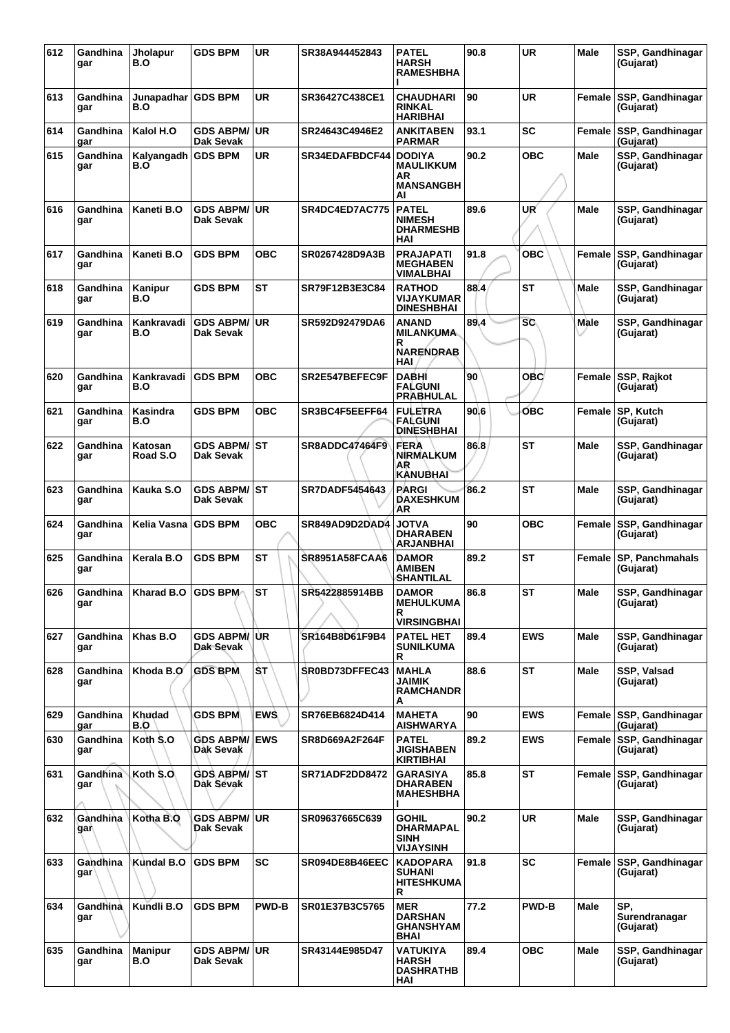| 612 | Gandhinagar | Jholapur B.O | GDS BPM | UR | SR38A944452843 | PATEL HARSH RAMESHBHAI | 90.8 | UR | Male | SSP, Gandhinagar (Gujarat) |
|---|---|---|---|---|---|---|---|---|---|---|
| 613 | Gandhinagar | Junapadhar B.O | GDS BPM | UR | SR36427C438CE1 | CHAUDHARI RINKAL HARIBHAI | 90 | UR | Female | SSP, Gandhinagar (Gujarat) |
| 614 | Gandhinagar | Kalol H.O | GDS ABPM/ Dak Sevak | UR | SR24643C4946E2 | ANKITABEN PARMAR | 93.1 | SC | Female | SSP, Gandhinagar (Gujarat) |
| 615 | Gandhinagar | Kalyangadh B.O | GDS BPM | UR | SR34EDAFBDCF44 | DODIYA MAULIKKUMAR MANSANGBHAI | 90.2 | OBC | Male | SSP, Gandhinagar (Gujarat) |
| 616 | Gandhinagar | Kaneti B.O | GDS ABPM/ Dak Sevak | UR | SR4DC4ED7AC775 | PATEL NIMESH DHARMESHBHAI | 89.6 | UR | Male | SSP, Gandhinagar (Gujarat) |
| 617 | Gandhinagar | Kaneti B.O | GDS BPM | OBC | SR0267428D9A3B | PRAJAPATI MEGHABEN VIMALBHAI | 91.8 | OBC | Female | SSP, Gandhinagar (Gujarat) |
| 618 | Gandhinagar | Kanipur B.O | GDS BPM | ST | SR79F12B3E3C84 | RATHOD VIJAYKUMAR DINESHBHAI | 88.4 | ST | Male | SSP, Gandhinagar (Gujarat) |
| 619 | Gandhinagar | Kankravadi B.O | GDS ABPM/ Dak Sevak | UR | SR592D92479DA6 | ANAND MILANKUMAR NARENDRABHAI | 89.4 | SC | Male | SSP, Gandhinagar (Gujarat) |
| 620 | Gandhinagar | Kankravadi B.O | GDS BPM | OBC | SR2E547BEFEC9F | DABHI FALGUNI PRABHULAL | 90 | OBC | Female | SSP, Rajkot (Gujarat) |
| 621 | Gandhinagar | Kasindra B.O | GDS BPM | OBC | SR3BC4F5EEFF64 | FULETRA FALGUNI DINESHBHAI | 90.6 | OBC | Female | SP, Kutch (Gujarat) |
| 622 | Gandhinagar | Katosan Road S.O | GDS ABPM/ Dak Sevak | ST | SR8ADDC47464F9 | FERA NIRMALKUMAR KANUBHAI | 86.8 | ST | Male | SSP, Gandhinagar (Gujarat) |
| 623 | Gandhinagar | Kauka S.O | GDS ABPM/ Dak Sevak | ST | SR7DADF5454643 | PARGI DAXESHKUMAR | 86.2 | ST | Male | SSP, Gandhinagar (Gujarat) |
| 624 | Gandhinagar | Kelia Vasna | GDS BPM | OBC | SR849AD9D2DAD4 | JOTVA DHARABEN ARJANBHAI | 90 | OBC | Female | SSP, Gandhinagar (Gujarat) |
| 625 | Gandhinagar | Kerala B.O | GDS BPM | ST | SR8951A58FCAA6 | DAMOR AMIBEN SHANTILAL | 89.2 | ST | Female | SP, Panchmahals (Gujarat) |
| 626 | Gandhinagar | Kharad B.O | GDS BPM | ST | SR5422885914BB | DAMOR MEHULKUMAR VIRSINGBHAI | 86.8 | ST | Male | SSP, Gandhinagar (Gujarat) |
| 627 | Gandhinagar | Khas B.O | GDS ABPM/ Dak Sevak | UR | SR164B8D61F9B4 | PATEL HET SUNILKUMAR | 89.4 | EWS | Male | SSP, Gandhinagar (Gujarat) |
| 628 | Gandhinagar | Khoda B.O | GDS BPM | ST | SR0BD73DFFEC43 | MAHLA JAIMIK RAMCHANDRA | 88.6 | ST | Male | SSP, Valsad (Gujarat) |
| 629 | Gandhinagar | Khudad B.O | GDS BPM | EWS | SR76EB6824D414 | MAHETA AISHWARYA | 90 | EWS | Female | SSP, Gandhinagar (Gujarat) |
| 630 | Gandhinagar | Koth S.O | GDS ABPM/ Dak Sevak | EWS | SR8D669A2F264F | PATEL JIGISHABEN KIRTIBHAI | 89.2 | EWS | Female | SSP, Gandhinagar (Gujarat) |
| 631 | Gandhinagar | Koth S.O | GDS ABPM/ Dak Sevak | ST | SR71ADF2DD8472 | GARASIYA DHARABEN MAHESHBHAI | 85.8 | ST | Female | SSP, Gandhinagar (Gujarat) |
| 632 | Gandhinagar | Kotha B.O | GDS ABPM/ Dak Sevak | UR | SR09637665C639 | GOHIL DHARMAPALSINH VIJAYSINH | 90.2 | UR | Male | SSP, Gandhinagar (Gujarat) |
| 633 | Gandhinagar | Kundal B.O | GDS BPM | SC | SR094DE8B46EEC | KADOPARA SUHANI HITESHKUMAR | 91.8 | SC | Female | SSP, Gandhinagar (Gujarat) |
| 634 | Gandhinagar | Kundli B.O | GDS BPM | PWD-B | SR01E37B3C5765 | MER DARSHAN GHANSHYAMBHAI | 77.2 | PWD-B | Male | SP, Surendranagar (Gujarat) |
| 635 | Gandhinagar | Manipur B.O | GDS ABPM/ Dak Sevak | UR | SR43144E985D47 | VATUKIYA HARSH DASHRATHBHAI | 89.4 | OBC | Male | SSP, Gandhinagar (Gujarat) |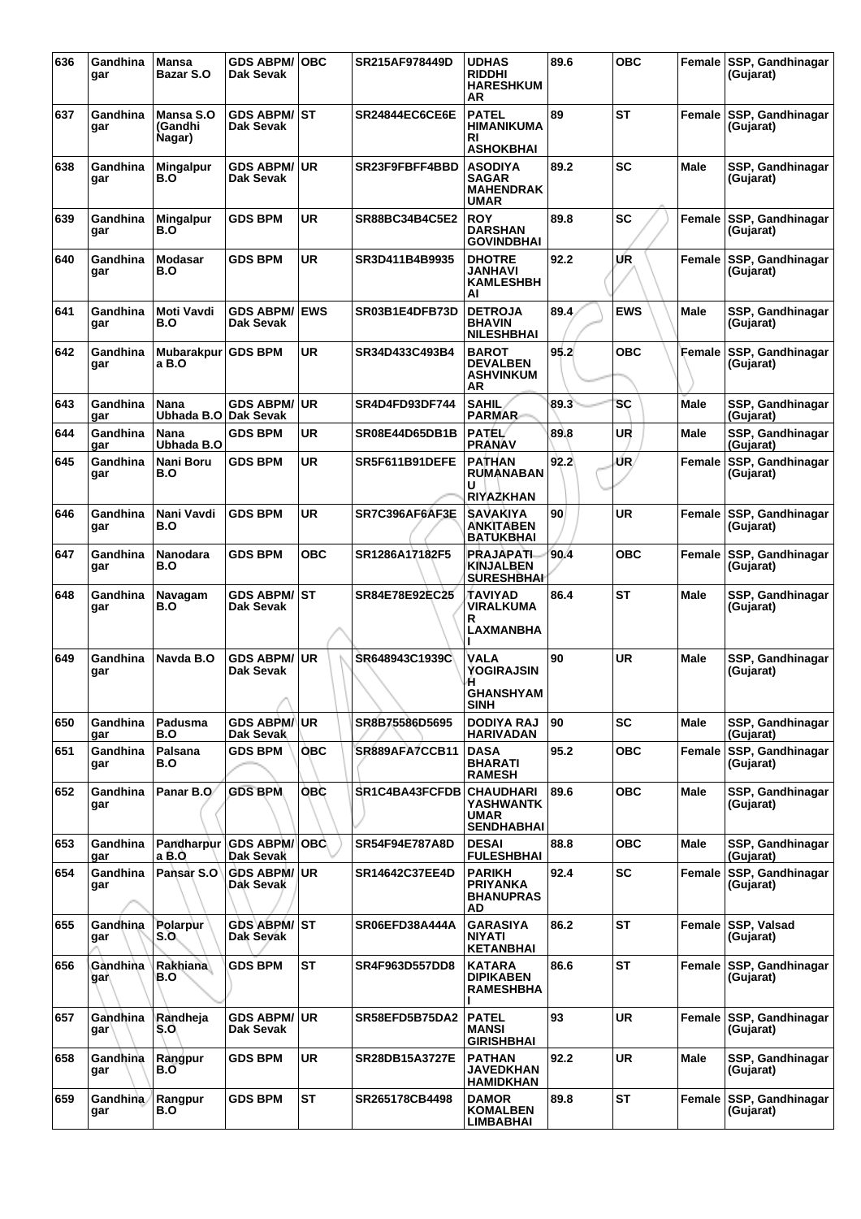| 636 | Gandhinagar | Mansa Bazar S.O | GDS ABPM/ Dak Sevak | OBC | SR215AF978449D | UDHAS RIDDHI HARESHKUMAR | 89.6 | OBC | Female | SSP, Gandhinagar (Gujarat) |
|---|---|---|---|---|---|---|---|---|---|---|
| 637 | Gandhinagar | Mansa S.O (Gandhi Nagar) | GDS ABPM/ Dak Sevak | ST | SR24844EC6CE6E | PATEL HIMANIKUMARI ASHOKBHAI | 89 | ST | Female | SSP, Gandhinagar (Gujarat) |
| 638 | Gandhinagar | Mingalpur B.O | GDS ABPM/ Dak Sevak | UR | SR23F9FBFF4BBD | ASODIYA SAGAR MAHENDRAKUMAR | 89.2 | SC | Male | SSP, Gandhinagar (Gujarat) |
| 639 | Gandhinagar | Mingalpur B.O | GDS BPM | UR | SR88BC34B4C5E2 | ROY DARSHAN GOVINDBHAI | 89.8 | SC | Female | SSP, Gandhinagar (Gujarat) |
| 640 | Gandhinagar | Modasar B.O | GDS BPM | UR | SR3D411B4B9935 | DHOTRE JANHAVI KAMLESHBHAI | 92.2 | UR | Female | SSP, Gandhinagar (Gujarat) |
| 641 | Gandhinagar | Moti Vavdi B.O | GDS ABPM/ Dak Sevak | EWS | SR03B1E4DFB73D | DETROJA BHAVIN NILESHBHAI | 89.4 | EWS | Male | SSP, Gandhinagar (Gujarat) |
| 642 | Gandhinagar | Mubarakpura B.O | GDS BPM | UR | SR34D433C493B4 | BAROT DEVALBEN ASHVINKUMAR | 95.2 | OBC | Female | SSP, Gandhinagar (Gujarat) |
| 643 | Gandhinagar | Nana Ubhada B.O | GDS ABPM/ Dak Sevak | UR | SR4D4FD93DF744 | SAHIL PARMAR | 89.3 | SC | Male | SSP, Gandhinagar (Gujarat) |
| 644 | Gandhinagar | Nana Ubhada B.O | GDS BPM | UR | SR08E44D65DB1B | PATEL PRANAV | 89.8 | UR | Male | SSP, Gandhinagar (Gujarat) |
| 645 | Gandhinagar | Nani Boru B.O | GDS BPM | UR | SR5F611B91DEFE | PATHAN RUMANABANU RIYAZKHAN | 92.2 | UR | Female | SSP, Gandhinagar (Gujarat) |
| 646 | Gandhinagar | Nani Vavdi B.O | GDS BPM | UR | SR7C396AF6AF3E | SAVAKIYA ANKITABEN BATUKBHAI | 90 | UR | Female | SSP, Gandhinagar (Gujarat) |
| 647 | Gandhinagar | Nanodara B.O | GDS BPM | OBC | SR1286A17182F5 | PRAJAPATI KINJALBEN SURESHBHAI | 90.4 | OBC | Female | SSP, Gandhinagar (Gujarat) |
| 648 | Gandhinagar | Navagam B.O | GDS ABPM/ Dak Sevak | ST | SR84E78E92EC25 | TAVIYAD VIRALKUMAR LAXMANBHAI | 86.4 | ST | Male | SSP, Gandhinagar (Gujarat) |
| 649 | Gandhinagar | Navda B.O | GDS ABPM/ Dak Sevak | UR | SR648943C1939C | VALA YOGIRAJSINH GHANSHYAMSINH | 90 | UR | Male | SSP, Gandhinagar (Gujarat) |
| 650 | Gandhinagar | Padusma B.O | GDS ABPM/ Dak Sevak | UR | SR8B75586D5695 | DODIYA RAJ HARIVADAN | 90 | SC | Male | SSP, Gandhinagar (Gujarat) |
| 651 | Gandhinagar | Palsana B.O | GDS BPM | OBC | SR889AFA7CCB11 | DASA BHARATI RAMESH | 95.2 | OBC | Female | SSP, Gandhinagar (Gujarat) |
| 652 | Gandhinagar | Panar B.O | GDS BPM | OBC | SR1C4BA43FCFDB | CHAUDHARI YASHWANTKUMAR SENDHABHAI | 89.6 | OBC | Male | SSP, Gandhinagar (Gujarat) |
| 653 | Gandhinagar | Pandharpura B.O | GDS ABPM/ Dak Sevak | OBC | SR54F94E787A8D | DESAI FULESHBHAI | 88.8 | OBC | Male | SSP, Gandhinagar (Gujarat) |
| 654 | Gandhinagar | Pansar S.O | GDS ABPM/ Dak Sevak | UR | SR14642C37EE4D | PARIKH PRIYANKA BHANUPRASAD | 92.4 | SC | Female | SSP, Gandhinagar (Gujarat) |
| 655 | Gandhinagar | Polarpur S.O | GDS ABPM/ Dak Sevak | ST | SR06EFD38A444A | GARASIYA NIYATI KETANBHAI | 86.2 | ST | Female | SSP, Valsad (Gujarat) |
| 656 | Gandhinagar | Rakhiana B.O | GDS BPM | ST | SR4F963D557DD8 | KATARA DIPIKABEN RAMESHBHAI | 86.6 | ST | Female | SSP, Gandhinagar (Gujarat) |
| 657 | Gandhinagar | Randheja S.O | GDS ABPM/ Dak Sevak | UR | SR58EFD5B75DA2 | PATEL MANSI GIRISHBHAI | 93 | UR | Female | SSP, Gandhinagar (Gujarat) |
| 658 | Gandhinagar | Rangpur B.O | GDS BPM | UR | SR28DB15A3727E | PATHAN JAVEDKHAN HAMIDKHAN | 92.2 | UR | Male | SSP, Gandhinagar (Gujarat) |
| 659 | Gandhinagar | Rangpur B.O | GDS BPM | ST | SR265178CB4498 | DAMOR KOMALBEN LIMBABHAI | 89.8 | ST | Female | SSP, Gandhinagar (Gujarat) |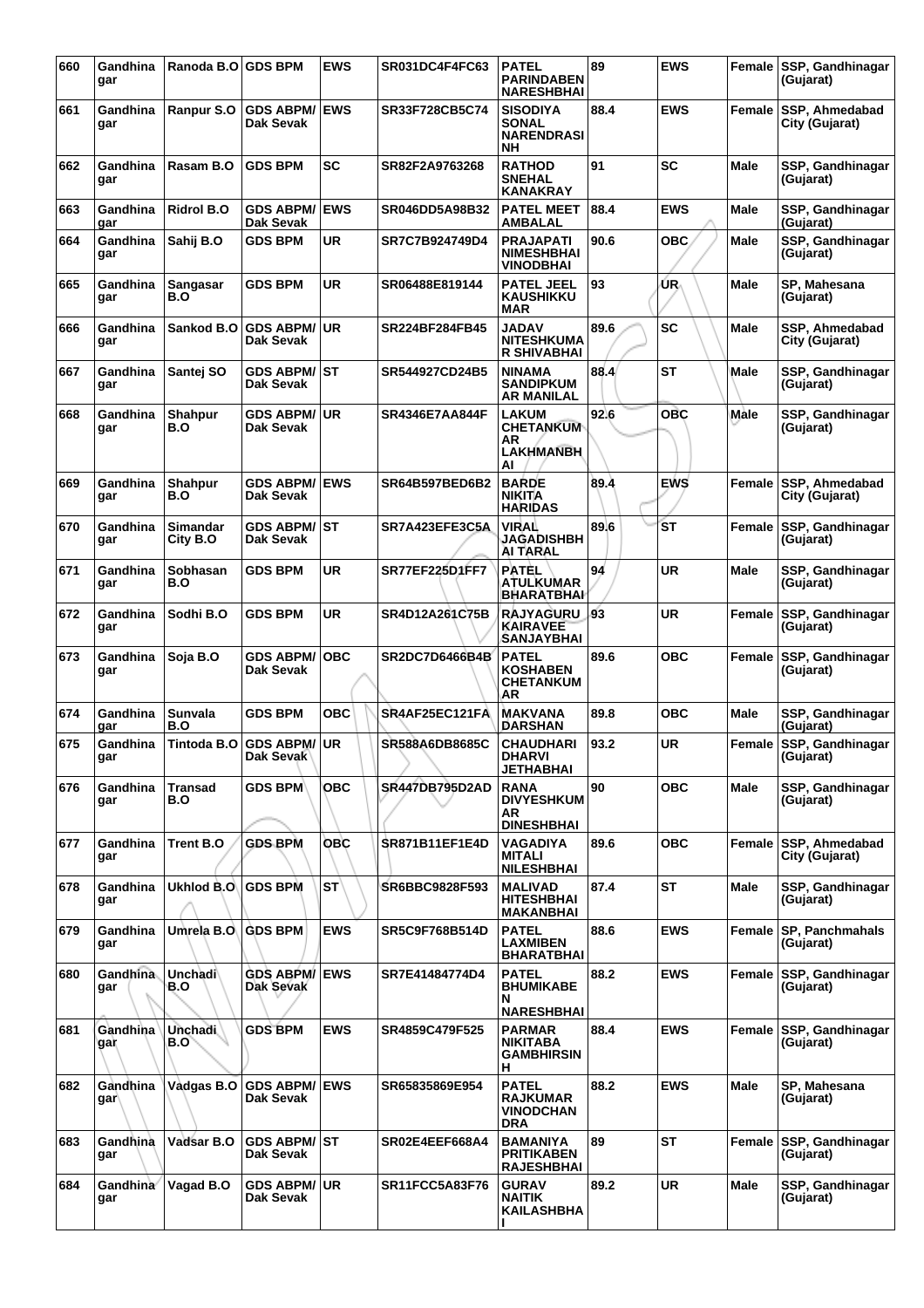| 660 | Gandhinagar | Ranoda B.O | GDS BPM | EWS | SR031DC4F4FC63 | PATEL PARINDABEN NARESHBHAI | 89 | EWS | Female | SSP, Gandhinagar (Gujarat) |
|---|---|---|---|---|---|---|---|---|---|---|
| 661 | Gandhinagar | Ranpur S.O | GDS ABPM/ Dak Sevak | EWS | SR33F728CB5C74 | SISODIYA SONAL NARENDRASINH | 88.4 | EWS | Female | SSP, Ahmedabad City (Gujarat) |
| 662 | Gandhinagar | Rasam B.O | GDS BPM | SC | SR82F2A9763268 | RATHOD SNEHAL KANAKRAY | 91 | SC | Male | SSP, Gandhinagar (Gujarat) |
| 663 | Gandhinagar | Ridrol B.O | GDS ABPM/ Dak Sevak | EWS | SR046DD5A98B32 | PATEL MEET AMBALAL | 88.4 | EWS | Male | SSP, Gandhinagar (Gujarat) |
| 664 | Gandhinagar | Sahij B.O | GDS BPM | UR | SR7C7B924749D4 | PRAJAPATI NIMESHBHAI VINODBHAI | 90.6 | OBC | Male | SSP, Gandhinagar (Gujarat) |
| 665 | Gandhinagar | Sangasar B.O | GDS BPM | UR | SR06488E819144 | PATEL JEEL KAUSHIKKUMAR | 93 | UR | Male | SP, Mahesana (Gujarat) |
| 666 | Gandhinagar | Sankod B.O | GDS ABPM/ Dak Sevak | UR | SR224BF284FB45 | JADAV NITESHKUMAR SHIVABHAI | 89.6 | SC | Male | SSP, Ahmedabad City (Gujarat) |
| 667 | Gandhinagar | Santej SO | GDS ABPM/ Dak Sevak | ST | SR544927CD24B5 | NINAMA SANDIPKUMAR MANILAL | 88.4 | ST | Male | SSP, Gandhinagar (Gujarat) |
| 668 | Gandhinagar | Shahpur B.O | GDS ABPM/ Dak Sevak | UR | SR4346E7AA844F | LAKUM CHETANKUMAR LAKHMANBHAI | 92.6 | OBC | Male | SSP, Gandhinagar (Gujarat) |
| 669 | Gandhinagar | Shahpur B.O | GDS ABPM/ Dak Sevak | EWS | SR64B597BED6B2 | BARDE NIKITA HARIDAS | 89.4 | EWS | Female | SSP, Ahmedabad City (Gujarat) |
| 670 | Gandhinagar | Simandar City B.O | GDS ABPM/ Dak Sevak | ST | SR7A423EFE3C5A | VIRAL JAGADISHBHAI TARAL | 89.6 | ST | Female | SSP, Gandhinagar (Gujarat) |
| 671 | Gandhinagar | Sobhasan B.O | GDS BPM | UR | SR77EF225D1FF7 | PATEL ATULKUMAR BHARATBHAI | 94 | UR | Male | SSP, Gandhinagar (Gujarat) |
| 672 | Gandhinagar | Sodhi B.O | GDS BPM | UR | SR4D12A261C75B | RAJYAGURU KAIRAVEE SANJAYBHAI | 93 | UR | Female | SSP, Gandhinagar (Gujarat) |
| 673 | Gandhinagar | Soja B.O | GDS ABPM/ Dak Sevak | OBC | SR2DC7D6466B4B | PATEL KOSHABEN CHETANKUMAR | 89.6 | OBC | Female | SSP, Gandhinagar (Gujarat) |
| 674 | Gandhinagar | Sunvala B.O | GDS BPM | OBC | SR4AF25EC121FA | MAKVANA DARSHAN | 89.8 | OBC | Male | SSP, Gandhinagar (Gujarat) |
| 675 | Gandhinagar | Tintoda B.O | GDS ABPM/ Dak Sevak | UR | SR588A6DB8685C | CHAUDHARI DHARVI JETHABHAI | 93.2 | UR | Female | SSP, Gandhinagar (Gujarat) |
| 676 | Gandhinagar | Transad B.O | GDS BPM | OBC | SR447DB795D2AD | RANA DIVYESHKUMAR DINESHBHAI | 90 | OBC | Male | SSP, Gandhinagar (Gujarat) |
| 677 | Gandhinagar | Trent B.O | GDS BPM | OBC | SR871B11EF1E4D | VAGADIYA MITALI NILESHBHAI | 89.6 | OBC | Female | SSP, Ahmedabad City (Gujarat) |
| 678 | Gandhinagar | Ukhlod B.O | GDS BPM | ST | SR6BBC9828F593 | MALIVAD HITESHBHAI MAKANBHAI | 87.4 | ST | Male | SSP, Gandhinagar (Gujarat) |
| 679 | Gandhinagar | Umrela B.O | GDS BPM | EWS | SR5C9F768B514D | PATEL LAXMIBEN BHARATBHAI | 88.6 | EWS | Female | SP, Panchmahals (Gujarat) |
| 680 | Gandhinagar | Unchadi B.O | GDS ABPM/ Dak Sevak | EWS | SR7E41484774D4 | PATEL BHUMIKABEN NARESHBHAI | 88.2 | EWS | Female | SSP, Gandhinagar (Gujarat) |
| 681 | Gandhinagar | Unchadi B.O | GDS BPM | EWS | SR4859C479F525 | PARMAR NIKITABA GAMBHIRSINH | 88.4 | EWS | Female | SSP, Gandhinagar (Gujarat) |
| 682 | Gandhinagar | Vadgas B.O | GDS ABPM/ Dak Sevak | EWS | SR65835869E954 | PATEL RAJKUMAR VINODCHANDRA | 88.2 | EWS | Male | SP, Mahesana (Gujarat) |
| 683 | Gandhinagar | Vadsar B.O | GDS ABPM/ Dak Sevak | ST | SR02E4EEF668A4 | BAMANIYA PRITIKABEN RAJESHBHAI | 89 | ST | Female | SSP, Gandhinagar (Gujarat) |
| 684 | Gandhinagar | Vagad B.O | GDS ABPM/ Dak Sevak | UR | SR11FCC5A83F76 | GURAV NAITIK KAILASHBHAI | 89.2 | UR | Male | SSP, Gandhinagar (Gujarat) |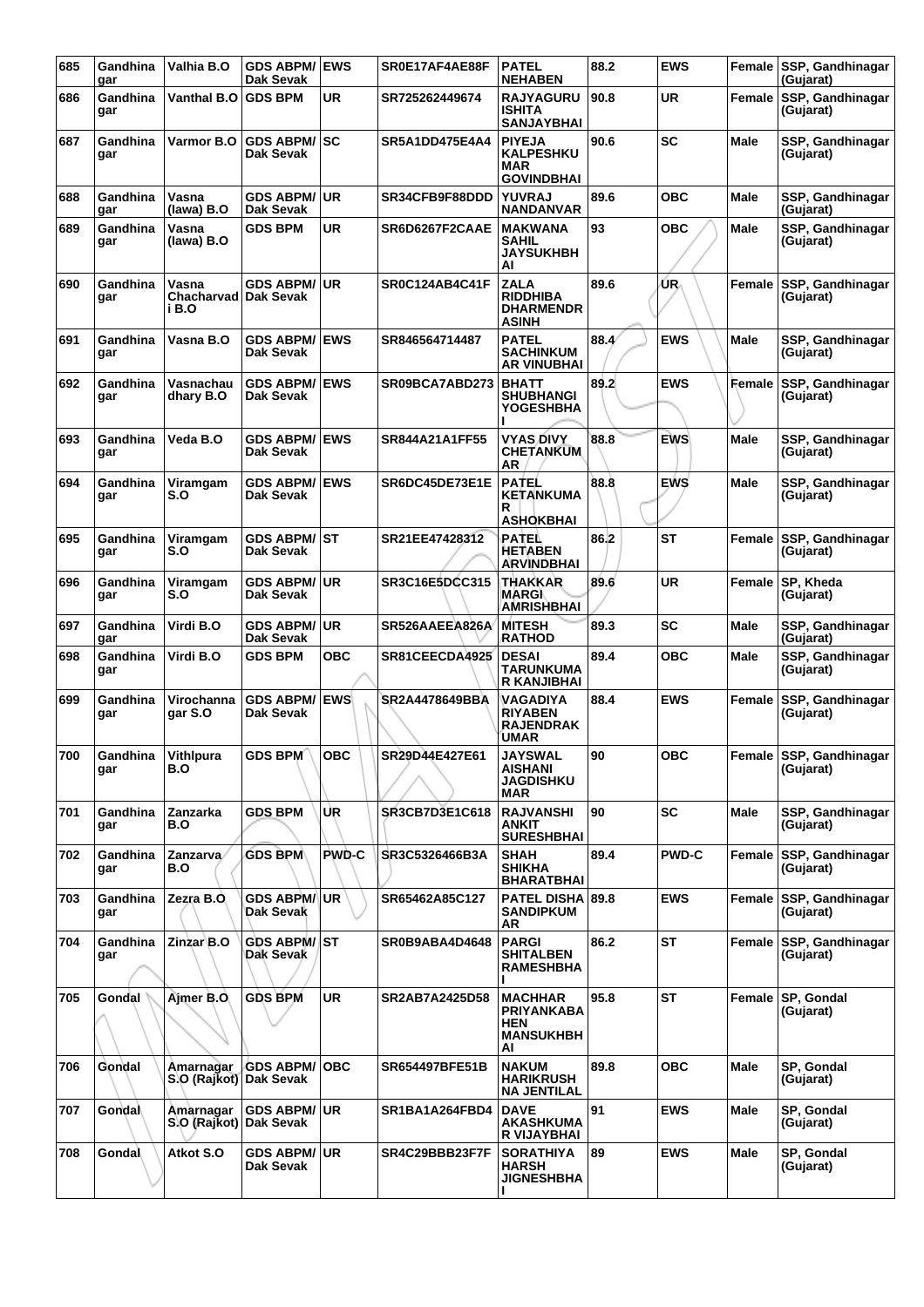| 685 | Gandhinagar | Valhia B.O | GDS ABPM/ Dak Sevak | EWS | SR0E17AF4AE88F | PATEL NEHABEN | 88.2 | EWS | Female | SSP, Gandhinagar (Gujarat) |
|---|---|---|---|---|---|---|---|---|---|---|
| 686 | Gandhinagar | Vanthal B.O | GDS BPM | UR | SR725262449674 | RAJYAGURU ISHITA SANJAYBHAI | 90.8 | UR | Female | SSP, Gandhinagar (Gujarat) |
| 687 | Gandhinagar | Varmor B.O | GDS ABPM/ Dak Sevak | SC | SR5A1DD475E4A4 | PIYEJA KALPESHKUMAR GOVINDBHAI | 90.6 | SC | Male | SSP, Gandhinagar (Gujarat) |
| 688 | Gandhinagar | Vasna (lawa) B.O | GDS ABPM/ Dak Sevak | UR | SR34CFB9F88DDD | YUVRAJ NANDANVAR | 89.6 | OBC | Male | SSP, Gandhinagar (Gujarat) |
| 689 | Gandhinagar | Vasna (lawa) B.O | GDS BPM | UR | SR6D6267F2CAAE | MAKWANA SAHIL JAYSUKHBHAI | 93 | OBC | Male | SSP, Gandhinagar (Gujarat) |
| 690 | Gandhinagar | Vasna Chacharvadi B.O | GDS ABPM/ Dak Sevak | UR | SR0C124AB4C41F | ZALA RIDDHIBA DHARMENDRASINH | 89.6 | UR | Female | SSP, Gandhinagar (Gujarat) |
| 691 | Gandhinagar | Vasna B.O | GDS ABPM/ Dak Sevak | EWS | SR846564714487 | PATEL SACHINKUMAR VINUBHAI | 88.4 | EWS | Male | SSP, Gandhinagar (Gujarat) |
| 692 | Gandhinagar | Vasnachaudhary B.O | GDS ABPM/ Dak Sevak | EWS | SR09BCA7ABD273 | BHATT SHUBHANGI YOGESHBHAI | 89.2 | EWS | Female | SSP, Gandhinagar (Gujarat) |
| 693 | Gandhinagar | Veda B.O | GDS ABPM/ Dak Sevak | EWS | SR844A21A1FF55 | VYAS DIVY CHETANKUMAR | 88.8 | EWS | Male | SSP, Gandhinagar (Gujarat) |
| 694 | Gandhinagar | Viramgam S.O | GDS ABPM/ Dak Sevak | EWS | SR6DC45DE73E1E | PATEL KETANKUMAR ASHOKBHAI | 88.8 | EWS | Male | SSP, Gandhinagar (Gujarat) |
| 695 | Gandhinagar | Viramgam S.O | GDS ABPM/ Dak Sevak | ST | SR21EE47428312 | PATEL HETABEN ARVINDBHAI | 86.2 | ST | Female | SSP, Gandhinagar (Gujarat) |
| 696 | Gandhinagar | Viramgam S.O | GDS ABPM/ Dak Sevak | UR | SR3C16E5DCC315 | THAKKAR MARGI AMRISHBHAI | 89.6 | UR | Female | SP, Kheda (Gujarat) |
| 697 | Gandhinagar | Virdi B.O | GDS ABPM/ Dak Sevak | UR | SR526AAEEA826A | MITESH RATHOD | 89.3 | SC | Male | SSP, Gandhinagar (Gujarat) |
| 698 | Gandhinagar | Virdi B.O | GDS BPM | OBC | SR81CEECDA4925 | DESAI TARUNKUMAR KANJIBHAI | 89.4 | OBC | Male | SSP, Gandhinagar (Gujarat) |
| 699 | Gandhinagar | Virochannagar S.O | GDS ABPM/ Dak Sevak | EWS | SR2A4478649BBA | VAGADIYA RIYABEN RAJENDRAKUMAR | 88.4 | EWS | Female | SSP, Gandhinagar (Gujarat) |
| 700 | Gandhinagar | Vithlpura B.O | GDS BPM | OBC | SR29D44E427E61 | JAYSWAL AISHANI JAGDISHKUMAR | 90 | OBC | Female | SSP, Gandhinagar (Gujarat) |
| 701 | Gandhinagar | Zanzarka B.O | GDS BPM | UR | SR3CB7D3E1C618 | RAJVANSHI ANKIT SURESHBHAI | 90 | SC | Male | SSP, Gandhinagar (Gujarat) |
| 702 | Gandhinagar | Zanzarva B.O | GDS BPM | PWD-C | SR3C5326466B3A | SHAH SHIKHA BHARATBHAI | 89.4 | PWD-C | Female | SSP, Gandhinagar (Gujarat) |
| 703 | Gandhinagar | Zezra B.O | GDS ABPM/ Dak Sevak | UR | SR65462A85C127 | PATEL DISHA SANDIPKUMAR | 89.8 | EWS | Female | SSP, Gandhinagar (Gujarat) |
| 704 | Gandhinagar | Zinzar B.O | GDS ABPM/ Dak Sevak | ST | SR0B9ABA4D4648 | PARGI SHITALBEN RAMESHBHAI | 86.2 | ST | Female | SSP, Gandhinagar (Gujarat) |
| 705 | Gondal | Ajmer B.O | GDS BPM | UR | SR2AB7A2425D58 | MACHHAR PRIYANKABAHEN MANSUKHBHAI | 95.8 | ST | Female | SP, Gondal (Gujarat) |
| 706 | Gondal | Amarnagar S.O (Rajkot) | GDS ABPM/ Dak Sevak | OBC | SR654497BFE51B | NAKUM HARIKRUSHNA JENTILAL | 89.8 | OBC | Male | SP, Gondal (Gujarat) |
| 707 | Gondal | Amarnagar S.O (Rajkot) | GDS ABPM/ Dak Sevak | UR | SR1BA1A264FBD4 | DAVE AKASHKUMAR VIJAYBHAI | 91 | EWS | Male | SP, Gondal (Gujarat) |
| 708 | Gondal | Atkot S.O | GDS ABPM/ Dak Sevak | UR | SR4C29BBB23F7F | SORATHIYA HARSH JIGNESHBHAI | 89 | EWS | Male | SP, Gondal (Gujarat) |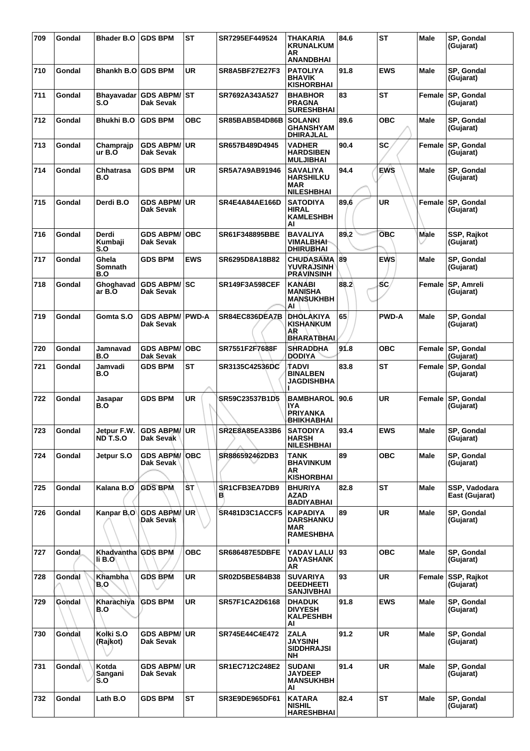| 709 | Gondal | Bhader B.O | GDS BPM | ST | SR7295EF449524 | THAKARIA KRUNALKUMAR ANANDBHAI | 84.6 | ST | Male | SP, Gondal (Gujarat) |
|---|---|---|---|---|---|---|---|---|---|---|
| 710 | Gondal | Bhankh B.O | GDS BPM | UR | SR8A5BF27E27F3 | PATOLIYA BHAVIK KISHORBHAI | 91.8 | EWS | Male | SP, Gondal (Gujarat) |
| 711 | Gondal | Bhayavadar S.O | GDS ABPM/ Dak Sevak | ST | SR7692A343A527 | BHABHOR PRAGNA SURESHBHAI | 83 | ST | Female | SP, Gondal (Gujarat) |
| 712 | Gondal | Bhukhi B.O | GDS BPM | OBC | SR85BAB5B4D86B | SOLANKI GHANSHYAM DHIRAJLAL | 89.6 | OBC | Male | SP, Gondal (Gujarat) |
| 713 | Gondal | Champrajpur B.O | GDS ABPM/ Dak Sevak | UR | SR657B489D4945 | VADHER HARDSIBEN MULJIBHAI | 90.4 | SC | Female | SP, Gondal (Gujarat) |
| 714 | Gondal | Chhatrasa B.O | GDS BPM | UR | SR5A7A9AB91946 | SAVALIYA HARSHILKUMAR NILESHBHAI | 94.4 | EWS | Male | SP, Gondal (Gujarat) |
| 715 | Gondal | Derdi B.O | GDS ABPM/ Dak Sevak | UR | SR4E4A84AE166D | SATODIYA HIRAL KAMLESHBHAI | 89.6 | UR | Female | SP, Gondal (Gujarat) |
| 716 | Gondal | Derdi Kumbaji S.O | GDS ABPM/ Dak Sevak | OBC | SR61F348895BBE | BAVALIYA VIMALBHAI DHIRUBHAI | 89.2 | OBC | Male | SSP, Rajkot (Gujarat) |
| 717 | Gondal | Ghela Somnath B.O | GDS BPM | EWS | SR6295D8A18B82 | CHUDASAMA YUVRAJSINH PRAVINSINH | 89 | EWS | Male | SP, Gondal (Gujarat) |
| 718 | Gondal | Ghoghavadar B.O | GDS ABPM/ Dak Sevak | SC | SR149F3A598CEF | KANABI MANISHA MANSUKHBHAI | 88.2 | SC | Female | SP, Amreli (Gujarat) |
| 719 | Gondal | Gomta S.O | GDS ABPM/ Dak Sevak | PWD-A | SR84EC836DEA7B | DHOLAKIYA KISHANKUMAR BHARATBHAI | 65 | PWD-A | Male | SP, Gondal (Gujarat) |
| 720 | Gondal | Jamnavad B.O | GDS ABPM/ Dak Sevak | OBC | SR7551F2F7688F | SHRADDHA DODIYA | 91.8 | OBC | Female | SP, Gondal (Gujarat) |
| 721 | Gondal | Jamvadi B.O | GDS BPM | ST | SR3135C42536DC | TADVI BINALBEN JAGDISHBHAI | 83.8 | ST | Female | SP, Gondal (Gujarat) |
| 722 | Gondal | Jasapar B.O | GDS BPM | UR | SR59C23537B1D5 | BAMBHAROLIYA PRIYANKA BHIKHABHAI | 90.6 | UR | Female | SP, Gondal (Gujarat) |
| 723 | Gondal | Jetpur F.W.ND T.S.O | GDS ABPM/ Dak Sevak | UR | SR2E8A85EA33B6 | SATODIYA HARSH NILESHBHAI | 93.4 | EWS | Male | SP, Gondal (Gujarat) |
| 724 | Gondal | Jetpur S.O | GDS ABPM/ Dak Sevak | OBC | SR886592462DB3 | TANK BHAVINKUMAR KISHORBHAI | 89 | OBC | Male | SP, Gondal (Gujarat) |
| 725 | Gondal | Kalana B.O | GDS BPM | ST | SR1CFB3EA7DB9B | BHURIYA AZAD BADIYABHAI | 82.8 | ST | Male | SSP, Vadodara East (Gujarat) |
| 726 | Gondal | Kanpar B.O | GDS ABPM/ Dak Sevak | UR | SR481D3C1ACCF5 | KAPADIYA DARSHANKUMAR RAMESHBHAI | 89 | UR | Male | SP, Gondal (Gujarat) |
| 727 | Gondal | Khadvanthali B.O | GDS BPM | OBC | SR686487E5DBFE | YADAV LALU DAYASHANKAR | 93 | OBC | Male | SP, Gondal (Gujarat) |
| 728 | Gondal | Khambha B.O | GDS BPM | UR | SR02D5BE584B38 | SUVARIYA DEEDHEETI SANJIVBHAI | 93 | UR | Female | SSP, Rajkot (Gujarat) |
| 729 | Gondal | Kharachiya B.O | GDS BPM | UR | SR57F1CA2D6168 | DHADUK DIVYESH KALPESHBHAI | 91.8 | EWS | Male | SP, Gondal (Gujarat) |
| 730 | Gondal | Kolki S.O (Rajkot) | GDS ABPM/ Dak Sevak | UR | SR745E44C4E472 | ZALA JAYSINH SIDDHRAJSINH | 91.2 | UR | Male | SP, Gondal (Gujarat) |
| 731 | Gondal | Kotda Sangani S.O | GDS ABPM/ Dak Sevak | UR | SR1EC712C248E2 | SUDANI JAYDEEP MANSUKHBHAI | 91.4 | UR | Male | SP, Gondal (Gujarat) |
| 732 | Gondal | Lath B.O | GDS BPM | ST | SR3E9DE965DF61 | KATARA NISHIL HARESHBHAI | 82.4 | ST | Male | SP, Gondal (Gujarat) |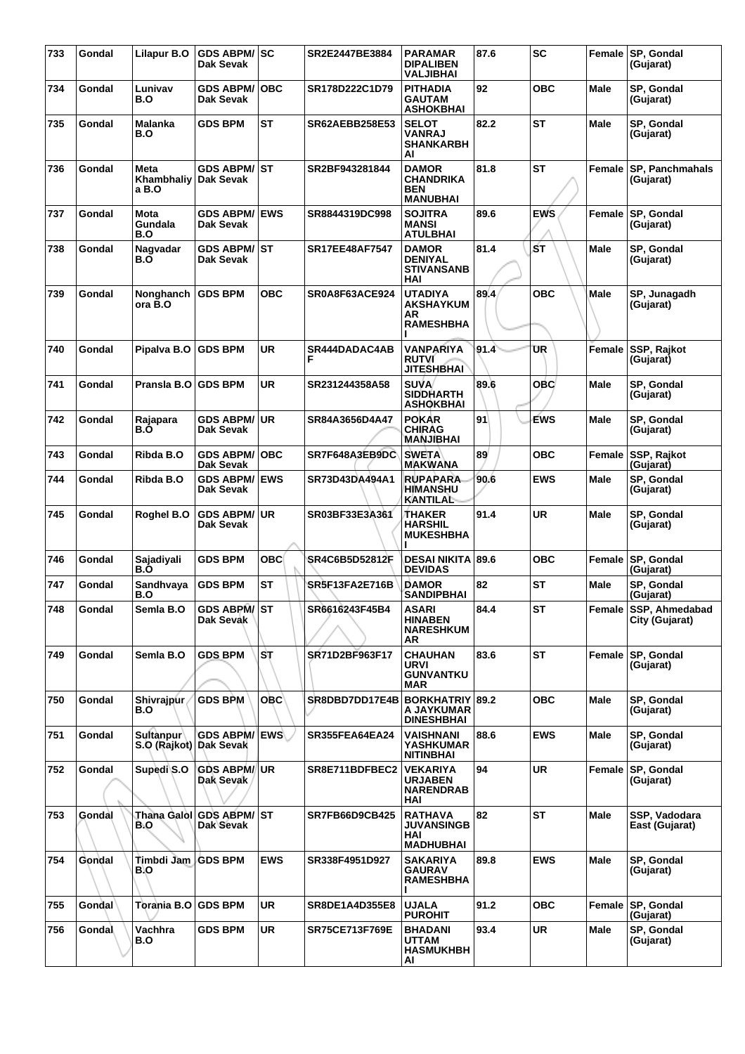| 733 | Gondal | Lilapur B.O | GDS ABPM/ Dak Sevak | SC | SR2E2447BE3884 | PARAMAR DIPALIBEN VALJIBHAI | 87.6 | SC | Female | SP, Gondal (Gujarat) |
|---|---|---|---|---|---|---|---|---|---|---|
| 734 | Gondal | Lunivav B.O | GDS ABPM/ Dak Sevak | OBC | SR178D222C1D79 | PITHADIA GAUTAM ASHOKBHAI | 92 | OBC | Male | SP, Gondal (Gujarat) |
| 735 | Gondal | Malanka B.O | GDS BPM | ST | SR62AEBB258E53 | SELOT VANRAJ SHANKARBH AI | 82.2 | ST | Male | SP, Gondal (Gujarat) |
| 736 | Gondal | Meta Khambhaliy a B.O | GDS ABPM/ Dak Sevak | ST | SR2BF943281844 | DAMOR CHANDRIKA BEN MANUBHAI | 81.8 | ST | Female | SP, Panchmahals (Gujarat) |
| 737 | Gondal | Mota Gundala B.O | GDS ABPM/ Dak Sevak | EWS | SR8844319DC998 | SOJITRA MANSI ATULBHAI | 89.6 | EWS | Female | SP, Gondal (Gujarat) |
| 738 | Gondal | Nagvadar B.O | GDS ABPM/ Dak Sevak | ST | SR17EE48AF7547 | DAMOR DENIYAL STIVANSANB HAI | 81.4 | ST | Male | SP, Gondal (Gujarat) |
| 739 | Gondal | Nonghanch ora B.O | GDS BPM | OBC | SR0A8F63ACE924 | UTADIYA AKSHAYKUM AR RAMESHBHA I | 89.4 | OBC | Male | SP, Junagadh (Gujarat) |
| 740 | Gondal | Pipalva B.O | GDS BPM | UR | SR444DADAC4AB F | VANPARIYA RUTVI JITESHBHAI | 91.4 | UR | Female | SSP, Rajkot (Gujarat) |
| 741 | Gondal | Pransla B.O | GDS BPM | UR | SR231244358A58 | SUVA SIDDHARTH ASHOKBHAI | 89.6 | OBC | Male | SP, Gondal (Gujarat) |
| 742 | Gondal | Rajapara B.O | GDS ABPM/ Dak Sevak | UR | SR84A3656D4A47 | POKAR CHIRAG MANJIBHAI | 91 | EWS | Male | SP, Gondal (Gujarat) |
| 743 | Gondal | Ribda B.O | GDS ABPM/ Dak Sevak | OBC | SR7F648A3EB9DC | SWETA MAKWANA | 89 | OBC | Female | SSP, Rajkot (Gujarat) |
| 744 | Gondal | Ribda B.O | GDS ABPM/ Dak Sevak | EWS | SR73D43DA494A1 | RUPAPARA HIMANSHU KANTILAL | 90.6 | EWS | Male | SP, Gondal (Gujarat) |
| 745 | Gondal | Roghel B.O | GDS ABPM/ Dak Sevak | UR | SR03BF33E3A361 | THAKER HARSHIL MUKESHBHA I | 91.4 | UR | Male | SP, Gondal (Gujarat) |
| 746 | Gondal | Sajadiyali B.O | GDS BPM | OBC | SR4C6B5D52812F | DESAI NIKITA DEVIDAS | 89.6 | OBC | Female | SP, Gondal (Gujarat) |
| 747 | Gondal | Sandhvaya B.O | GDS BPM | ST | SR5F13FA2E716B | DAMOR SANDIPBHAI | 82 | ST | Male | SP, Gondal (Gujarat) |
| 748 | Gondal | Semla B.O | GDS ABPM/ Dak Sevak | ST | SR6616243F45B4 | ASARI HINABEN NARESHKUM AR | 84.4 | ST | Female | SSP, Ahmedabad City (Gujarat) |
| 749 | Gondal | Semla B.O | GDS BPM | ST | SR71D2BF963F17 | CHAUHAN URVI GUNVANTKU MAR | 83.6 | ST | Female | SP, Gondal (Gujarat) |
| 750 | Gondal | Shivrajpur B.O | GDS BPM | OBC | SR8DBD7DD17E4B | BORKHATRIY A JAYKUMAR DINESHBHAI | 89.2 | OBC | Male | SP, Gondal (Gujarat) |
| 751 | Gondal | Sultanpur S.O (Rajkot) | GDS ABPM/ Dak Sevak | EWS | SR355FEA64EA24 | VAISHNANI YASHKUMAR NITINBHAI | 88.6 | EWS | Male | SP, Gondal (Gujarat) |
| 752 | Gondal | Supedi S.O | GDS ABPM/ Dak Sevak | UR | SR8E711BDFBEC2 | VEKARIYA URJABEN NARENDRAB HAI | 94 | UR | Female | SP, Gondal (Gujarat) |
| 753 | Gondal | Thana Galol B.O | GDS ABPM/ Dak Sevak | ST | SR7FB66D9CB425 | RATHAVA JUVANSINGB HAI MADHUBHAI | 82 | ST | Male | SSP, Vadodara East (Gujarat) |
| 754 | Gondal | Timbdi Jam B.O | GDS BPM | EWS | SR338F4951D927 | SAKARIYA GAURAV RAMESHBHA I | 89.8 | EWS | Male | SP, Gondal (Gujarat) |
| 755 | Gondal | Torania B.O | GDS BPM | UR | SR8DE1A4D355E8 | UJALA PUROHIT | 91.2 | OBC | Female | SP, Gondal (Gujarat) |
| 756 | Gondal | Vachhra B.O | GDS BPM | UR | SR75CE713F769E | BHADANI UTTAM HASMUKHBH AI | 93.4 | UR | Male | SP, Gondal (Gujarat) |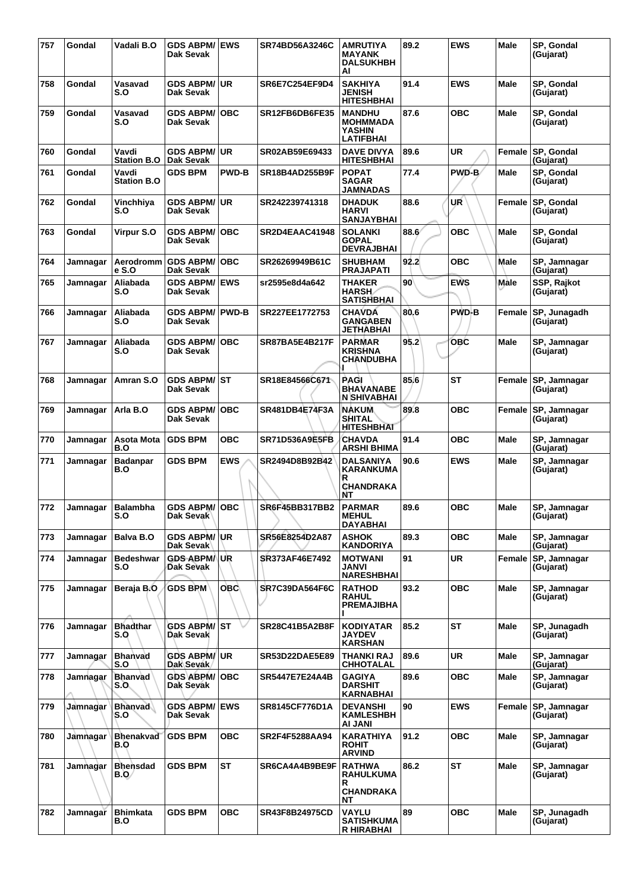| 757 | Gondal | Vadali B.O | GDS ABPM/ Dak Sevak | EWS | SR74BD56A3246C | AMRUTIYA MAYANK DALSUKHBH AI | 89.2 | EWS | Male | SP, Gondal (Gujarat) |
|---|---|---|---|---|---|---|---|---|---|---|
| 758 | Gondal | Vasavad S.O | GDS ABPM/ Dak Sevak | UR | SR6E7C254EF9D4 | SAKHIYA JENISH HITESHBHAI | 91.4 | EWS | Male | SP, Gondal (Gujarat) |
| 759 | Gondal | Vasavad S.O | GDS ABPM/ Dak Sevak | OBC | SR12FB6DB6FE35 | MANDHU MOHMMADA YASHIN LATIFBHAI | 87.6 | OBC | Male | SP, Gondal (Gujarat) |
| 760 | Gondal | Vavdi Station B.O | GDS ABPM/ Dak Sevak | UR | SR02AB59E69433 | DAVE DIVYA HITESHBHAI | 89.6 | UR | Female | SP, Gondal (Gujarat) |
| 761 | Gondal | Vavdi Station B.O | GDS BPM | PWD-B | SR18B4AD255B9F | POPAT SAGAR JAMNADAS | 77.4 | PWD-B | Male | SP, Gondal (Gujarat) |
| 762 | Gondal | Vinchhiya S.O | GDS ABPM/ Dak Sevak | UR | SR242239741318 | DHADUK HARVI SANJAYBHAI | 88.6 | UR | Female | SP, Gondal (Gujarat) |
| 763 | Gondal | Virpur S.O | GDS ABPM/ Dak Sevak | OBC | SR2D4EAAC41948 | SOLANKI GOPAL DEVRAJBHAI | 88.6 | OBC | Male | SP, Gondal (Gujarat) |
| 764 | Jamnagar | Aerodromm e S.O | GDS ABPM/ Dak Sevak | OBC | SR26269949B61C | SHUBHAM PRAJAPATI | 92.2 | OBC | Male | SP, Jamnagar (Gujarat) |
| 765 | Jamnagar | Aliabada S.O | GDS ABPM/ Dak Sevak | EWS | sr2595e8d4a642 | THAKER HARSH SATISHBHAI | 90 | EWS | Male | SSP, Rajkot (Gujarat) |
| 766 | Jamnagar | Aliabada S.O | GDS ABPM/ Dak Sevak | PWD-B | SR227EE1772753 | CHAVDA GANGABEN JETHABHAI | 80.6 | PWD-B | Female | SP, Junagadh (Gujarat) |
| 767 | Jamnagar | Aliabada S.O | GDS ABPM/ Dak Sevak | OBC | SR87BA5E4B217F | PARMAR KRISHNA CHANDUBHA I | 95.2 | OBC | Male | SP, Jamnagar (Gujarat) |
| 768 | Jamnagar | Amran S.O | GDS ABPM/ Dak Sevak | ST | SR18E84566C671 | PAGI BHAVANABE N SHIVABHAI | 85.6 | ST | Female | SP, Jamnagar (Gujarat) |
| 769 | Jamnagar | Arla B.O | GDS ABPM/ Dak Sevak | OBC | SR481DB4E74F3A | NAKUM SHITAL HITESHBHAI | 89.8 | OBC | Female | SP, Jamnagar (Gujarat) |
| 770 | Jamnagar | Asota Mota B.O | GDS BPM | OBC | SR71D536A9E5FB | CHAVDA ARSHI BHIMA | 91.4 | OBC | Male | SP, Jamnagar (Gujarat) |
| 771 | Jamnagar | Badanpar B.O | GDS BPM | EWS | SR2494D8B92B42 | DALSANIYA KARANKUMA R CHANDRAKA NT | 90.6 | EWS | Male | SP, Jamnagar (Gujarat) |
| 772 | Jamnagar | Balambha S.O | GDS ABPM/ Dak Sevak | OBC | SR6F45BB317BB2 | PARMAR MEHUL DAYABHAI | 89.6 | OBC | Male | SP, Jamnagar (Gujarat) |
| 773 | Jamnagar | Balva B.O | GDS ABPM/ Dak Sevak | UR | SR56E8254D2A87 | ASHOK KANDORIYA | 89.3 | OBC | Male | SP, Jamnagar (Gujarat) |
| 774 | Jamnagar | Bedeshwar S.O | GDS ABPM/ Dak Sevak | UR | SR373AF46E7492 | MOTWANI JANVI NARESHBHAI | 91 | UR | Female | SP, Jamnagar (Gujarat) |
| 775 | Jamnagar | Beraja B.O | GDS BPM | OBC | SR7C39DA564F6C | RATHOD RAHUL PREMAJIBHA I | 93.2 | OBC | Male | SP, Jamnagar (Gujarat) |
| 776 | Jamnagar | Bhadthar S.O | GDS ABPM/ Dak Sevak | ST | SR28C41B5A2B8F | KODIYATAR JAYDEV KARSHAN | 85.2 | ST | Male | SP, Junagadh (Gujarat) |
| 777 | Jamnagar | Bhanvad S.O | GDS ABPM/ Dak Sevak | UR | SR53D22DAE5E89 | THANKI RAJ CHHOTALAL | 89.6 | UR | Male | SP, Jamnagar (Gujarat) |
| 778 | Jamnagar | Bhanvad S.O | GDS ABPM/ Dak Sevak | OBC | SR5447E7E24A4B | GAGIYA DARSHIT KARNABHAI | 89.6 | OBC | Male | SP, Jamnagar (Gujarat) |
| 779 | Jamnagar | Bhanvad S.O | GDS ABPM/ Dak Sevak | EWS | SR8145CF776D1A | DEVANSHI KAMLESHBH AI JANI | 90 | EWS | Female | SP, Jamnagar (Gujarat) |
| 780 | Jamnagar | Bhenakvad B.O | GDS BPM | OBC | SR2F4F5288AA94 | KARATHIYA ROHIT ARVIND | 91.2 | OBC | Male | SP, Jamnagar (Gujarat) |
| 781 | Jamnagar | Bhensdad B.O | GDS BPM | ST | SR6CA4A4B9BE9F | RATHWA RAHULKUMA R CHANDRAKA NT | 86.2 | ST | Male | SP, Jamnagar (Gujarat) |
| 782 | Jamnagar | Bhimkata B.O | GDS BPM | OBC | SR43F8B24975CD | VAYLU SATISHKUMA R HIRABHAI | 89 | OBC | Male | SP, Junagadh (Gujarat) |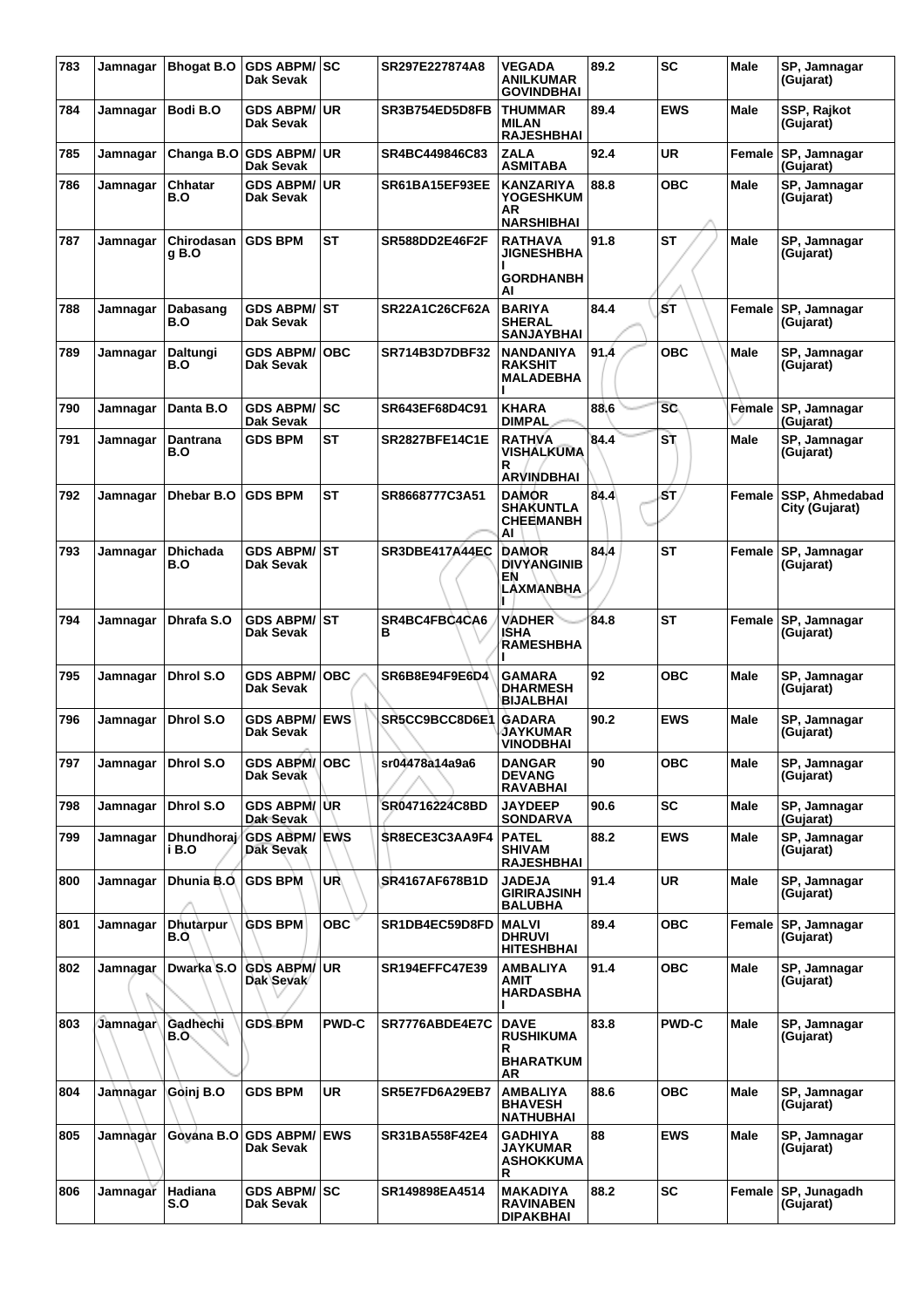| 783 | Jamnagar | Bhogat B.O | GDS ABPM/ Dak Sevak | SC | SR297E227874A8 | VEGADA ANILKUMAR GOVINDBHAI | 89.2 | SC | Male | SP, Jamnagar (Gujarat) |
|---|---|---|---|---|---|---|---|---|---|---|
| 784 | Jamnagar | Bodi B.O | GDS ABPM/ Dak Sevak | UR | SR3B754ED5D8FB | THUMMAR MILAN RAJESHBHAI | 89.4 | EWS | Male | SSP, Rajkot (Gujarat) |
| 785 | Jamnagar | Changa B.O | GDS ABPM/ Dak Sevak | UR | SR4BC449846C83 | ZALA ASMITABA | 92.4 | UR | Female | SP, Jamnagar (Gujarat) |
| 786 | Jamnagar | Chhatar B.O | GDS ABPM/ Dak Sevak | UR | SR61BA15EF93EE | KANZARIYA YOGESHKUMAR NARSHIBHAI | 88.8 | OBC | Male | SP, Jamnagar (Gujarat) |
| 787 | Jamnagar | Chirodasang B.O | GDS BPM | ST | SR588DD2E46F2F | RATHAVA JIGNESHBHAI GORDHANBHAI | 91.8 | ST | Male | SP, Jamnagar (Gujarat) |
| 788 | Jamnagar | Dabasang B.O | GDS ABPM/ Dak Sevak | ST | SR22A1C26CF62A | BARIYA SHERAL SANJAYBHAI | 84.4 | ST | Female | SP, Jamnagar (Gujarat) |
| 789 | Jamnagar | Daltungi B.O | GDS ABPM/ Dak Sevak | OBC | SR714B3D7DBF32 | NANDANIYA RAKSHIT MALADEBHAI | 91.4 | OBC | Male | SP, Jamnagar (Gujarat) |
| 790 | Jamnagar | Danta B.O | GDS ABPM/ Dak Sevak | SC | SR643EF68D4C91 | KHARA DIMPAL | 88.6 | SC | Female | SP, Jamnagar (Gujarat) |
| 791 | Jamnagar | Dantrana B.O | GDS BPM | ST | SR2827BFE14C1E | RATHVA VISHALKUMAR ARVINDBHAI | 84.4 | ST | Male | SP, Jamnagar (Gujarat) |
| 792 | Jamnagar | Dhebar B.O | GDS BPM | ST | SR8668777C3A51 | DAMOR SHAKUNTLA CHEEMANBHAI | 84.4 | ST | Female | SSP, Ahmedabad City (Gujarat) |
| 793 | Jamnagar | Dhichada B.O | GDS ABPM/ Dak Sevak | ST | SR3DBE417A44EC | DAMOR DIVYANGINIBEN LAXMANBHAI | 84.4 | ST | Female | SP, Jamnagar (Gujarat) |
| 794 | Jamnagar | Dhrafa S.O | GDS ABPM/ Dak Sevak | ST | SR4BC4FBC4CA6B | VADHER ISHA RAMESHBHAI | 84.8 | ST | Female | SP, Jamnagar (Gujarat) |
| 795 | Jamnagar | Dhrol S.O | GDS ABPM/ Dak Sevak | OBC | SR6B8E94F9E6D4 | GAMARA DHARMESH BIJALBHAI | 92 | OBC | Male | SP, Jamnagar (Gujarat) |
| 796 | Jamnagar | Dhrol S.O | GDS ABPM/ Dak Sevak | EWS | SR5CC9BCC8D6E1 | GADARA JAYKUMAR VINODBHAI | 90.2 | EWS | Male | SP, Jamnagar (Gujarat) |
| 797 | Jamnagar | Dhrol S.O | GDS ABPM/ Dak Sevak | OBC | sr04478a14a9a6 | DANGAR DEVANG RAVABHAI | 90 | OBC | Male | SP, Jamnagar (Gujarat) |
| 798 | Jamnagar | Dhrol S.O | GDS ABPM/ Dak Sevak | UR | SR04716224C8BD | JAYDEEP SONDARVA | 90.6 | SC | Male | SP, Jamnagar (Gujarat) |
| 799 | Jamnagar | Dhundhoraji B.O | GDS ABPM/ Dak Sevak | EWS | SR8ECE3C3AA9F4 | PATEL SHIVAM RAJESHBHAI | 88.2 | EWS | Male | SP, Jamnagar (Gujarat) |
| 800 | Jamnagar | Dhunia B.O | GDS BPM | UR | SR4167AF678B1D | JADEJA GIRIRAJSINH BALUBHA | 91.4 | UR | Male | SP, Jamnagar (Gujarat) |
| 801 | Jamnagar | Dhutarpur B.O | GDS BPM | OBC | SR1DB4EC59D8FD | MALVI DHRUVI HITESHBHAI | 89.4 | OBC | Female | SP, Jamnagar (Gujarat) |
| 802 | Jamnagar | Dwarka S.O | GDS ABPM/ Dak Sevak | UR | SR194EFFC47E39 | AMBALIYA AMIT HARDASBHAI | 91.4 | OBC | Male | SP, Jamnagar (Gujarat) |
| 803 | Jamnagar | Gadhechi B.O | GDS BPM | PWD-C | SR7776ABDE4E7C | DAVE RUSHIKUMAR BHARATKUMAR | 83.8 | PWD-C | Male | SP, Jamnagar (Gujarat) |
| 804 | Jamnagar | Goinj B.O | GDS BPM | UR | SR5E7FD6A29EB7 | AMBALIYA BHAVESH NATHUBHAI | 88.6 | OBC | Male | SP, Jamnagar (Gujarat) |
| 805 | Jamnagar | Govana B.O | GDS ABPM/ Dak Sevak | EWS | SR31BA558F42E4 | GADHIYA JAYKUMAR ASHOKKUMAR | 88 | EWS | Male | SP, Jamnagar (Gujarat) |
| 806 | Jamnagar | Hadiana S.O | GDS ABPM/ Dak Sevak | SC | SR149898EA4514 | MAKADIYA RAVINABEN DIPAKBHAI | 88.2 | SC | Female | SP, Junagadh (Gujarat) |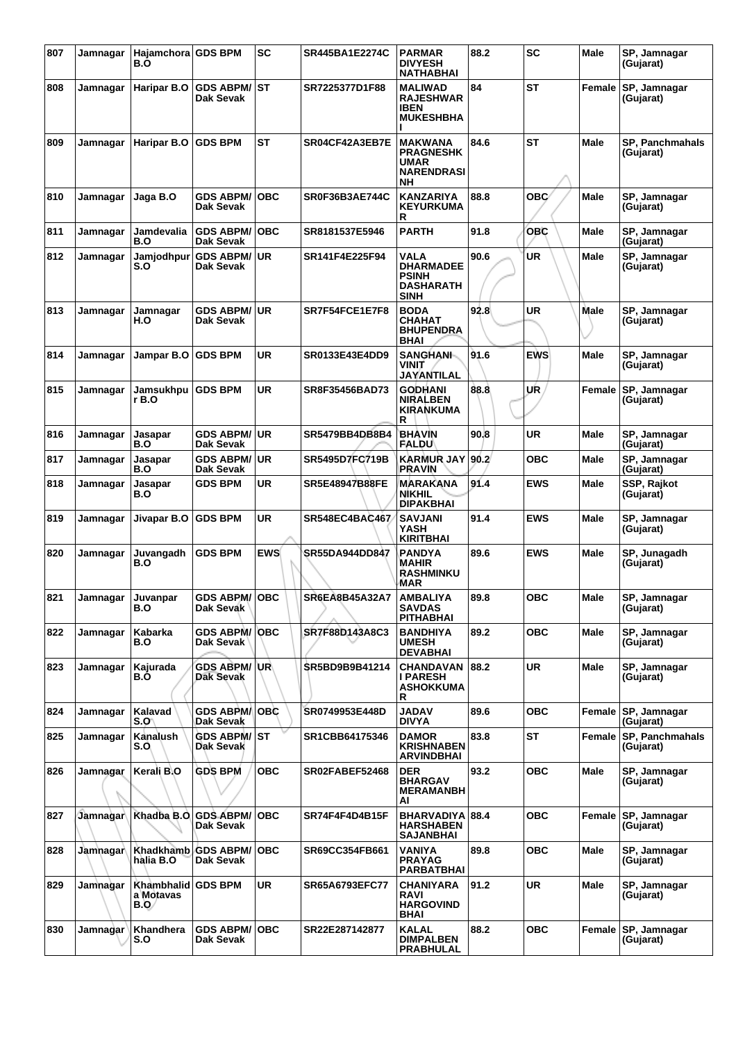| 807 | Jamnagar | Hajamchora B.O | GDS BPM | SC | SR445BA1E2274C | PARMAR DIVYESH NATHABHAI | 88.2 | SC | Male | SP, Jamnagar (Gujarat) |
|---|---|---|---|---|---|---|---|---|---|---|
| 808 | Jamnagar | Haripar B.O | GDS ABPM/ Dak Sevak | ST | SR7225377D1F88 | MALIWAD RAJESHWAR IBEN MUKESHBHA I | 84 | ST | Female | SP, Jamnagar (Gujarat) |
| 809 | Jamnagar | Haripar B.O | GDS BPM | ST | SR04CF42A3EB7E | MAKWANA PRAGNESHK UMAR NARENDRASI NH | 84.6 | ST | Male | SP, Panchmahals (Gujarat) |
| 810 | Jamnagar | Jaga B.O | GDS ABPM/ Dak Sevak | OBC | SR0F36B3AE744C | KANZARIYA KEYURKUMA R | 88.8 | OBC | Male | SP, Jamnagar (Gujarat) |
| 811 | Jamnagar | Jamdevalia B.O | GDS ABPM/ Dak Sevak | OBC | SR8181537E5946 | PARTH | 91.8 | OBC | Male | SP, Jamnagar (Gujarat) |
| 812 | Jamnagar | Jamjodhpur S.O | GDS ABPM/ Dak Sevak | UR | SR141F4E225F94 | VALA DHARMADEE PSINH DASHARATH SINH | 90.6 | UR | Male | SP, Jamnagar (Gujarat) |
| 813 | Jamnagar | Jamnagar H.O | GDS ABPM/ Dak Sevak | UR | SR7F54FCE1E7F8 | BODA CHAHAT BHUPENDRA BHAI | 92.8 | UR | Male | SP, Jamnagar (Gujarat) |
| 814 | Jamnagar | Jampar B.O | GDS BPM | UR | SR0133E43E4DD9 | SANGHANI VINIT JAYANTILAL | 91.6 | EWS | Male | SP, Jamnagar (Gujarat) |
| 815 | Jamnagar | Jamsukhpu r B.O | GDS BPM | UR | SR8F35456BAD73 | GODHANI NIRALBEN KIRANKUMA R | 88.8 | UR | Female | SP, Jamnagar (Gujarat) |
| 816 | Jamnagar | Jasapar B.O | GDS ABPM/ Dak Sevak | UR | SR5479BB4DB8B4 | BHAVIN FALDU | 90.8 | UR | Male | SP, Jamnagar (Gujarat) |
| 817 | Jamnagar | Jasapar B.O | GDS ABPM/ Dak Sevak | UR | SR5495D7FC719B | KARMUR JAY PRAVIN | 90.2 | OBC | Male | SP, Jamnagar (Gujarat) |
| 818 | Jamnagar | Jasapar B.O | GDS BPM | UR | SR5E48947B88FE | MARAKANA NIKHIL DIPAKBHAI | 91.4 | EWS | Male | SSP, Rajkot (Gujarat) |
| 819 | Jamnagar | Jivapar B.O | GDS BPM | UR | SR548EC4BAC467 | SAVJANI YASH KIRITBHAI | 91.4 | EWS | Male | SP, Jamnagar (Gujarat) |
| 820 | Jamnagar | Juvangadh B.O | GDS BPM | EWS | SR55DA944DD847 | PANDYA MAHIR RASHMINKU MAR | 89.6 | EWS | Male | SP, Junagadh (Gujarat) |
| 821 | Jamnagar | Juvanpar B.O | GDS ABPM/ Dak Sevak | OBC | SR6EA8B45A32A7 | AMBALIYA SAVDAS PITHABHAI | 89.8 | OBC | Male | SP, Jamnagar (Gujarat) |
| 822 | Jamnagar | Kabarka B.O | GDS ABPM/ Dak Sevak | OBC | SR7F88D143A8C3 | BANDHIYA UMESH DEVABHAI | 89.2 | OBC | Male | SP, Jamnagar (Gujarat) |
| 823 | Jamnagar | Kajurada B.O | GDS ABPM/ Dak Sevak | UR | SR5BD9B9B41214 | CHANDAVAN I PARESH ASHOKKUMA R | 88.2 | UR | Male | SP, Jamnagar (Gujarat) |
| 824 | Jamnagar | Kalavad S.O | GDS ABPM/ Dak Sevak | OBC | SR0749953E448D | JADAV DIVYA | 89.6 | OBC | Female | SP, Jamnagar (Gujarat) |
| 825 | Jamnagar | Kanalush S.O | GDS ABPM/ Dak Sevak | ST | SR1CBB64175346 | DAMOR KRISHNABEN ARVINDBHAI | 83.8 | ST | Female | SP, Panchmahals (Gujarat) |
| 826 | Jamnagar | Kerali B.O | GDS BPM | OBC | SR02FABEF52468 | DER BHARGAV MERAMANBH AI | 93.2 | OBC | Male | SP, Jamnagar (Gujarat) |
| 827 | Jamnagar | Khadba B.O | GDS ABPM/ Dak Sevak | OBC | SR74F4F4D4B15F | BHARVADIYA HARSHABEN SAJANBHAI | 88.4 | OBC | Female | SP, Jamnagar (Gujarat) |
| 828 | Jamnagar | Khadkhamb halia B.O | GDS ABPM/ Dak Sevak | OBC | SR69CC354FB661 | VANIYA PRAYAG PARBATBHAI | 89.8 | OBC | Male | SP, Jamnagar (Gujarat) |
| 829 | Jamnagar | Khambhalid a Motavas B.O | GDS BPM | UR | SR65A6793EFC77 | CHANIYARA RAVI HARGOVIND BHAI | 91.2 | UR | Male | SP, Jamnagar (Gujarat) |
| 830 | Jamnagar | Khandhera S.O | GDS ABPM/ Dak Sevak | OBC | SR22E287142877 | KALAL DIMPALBEN PRABHULAL | 88.2 | OBC | Female | SP, Jamnagar (Gujarat) |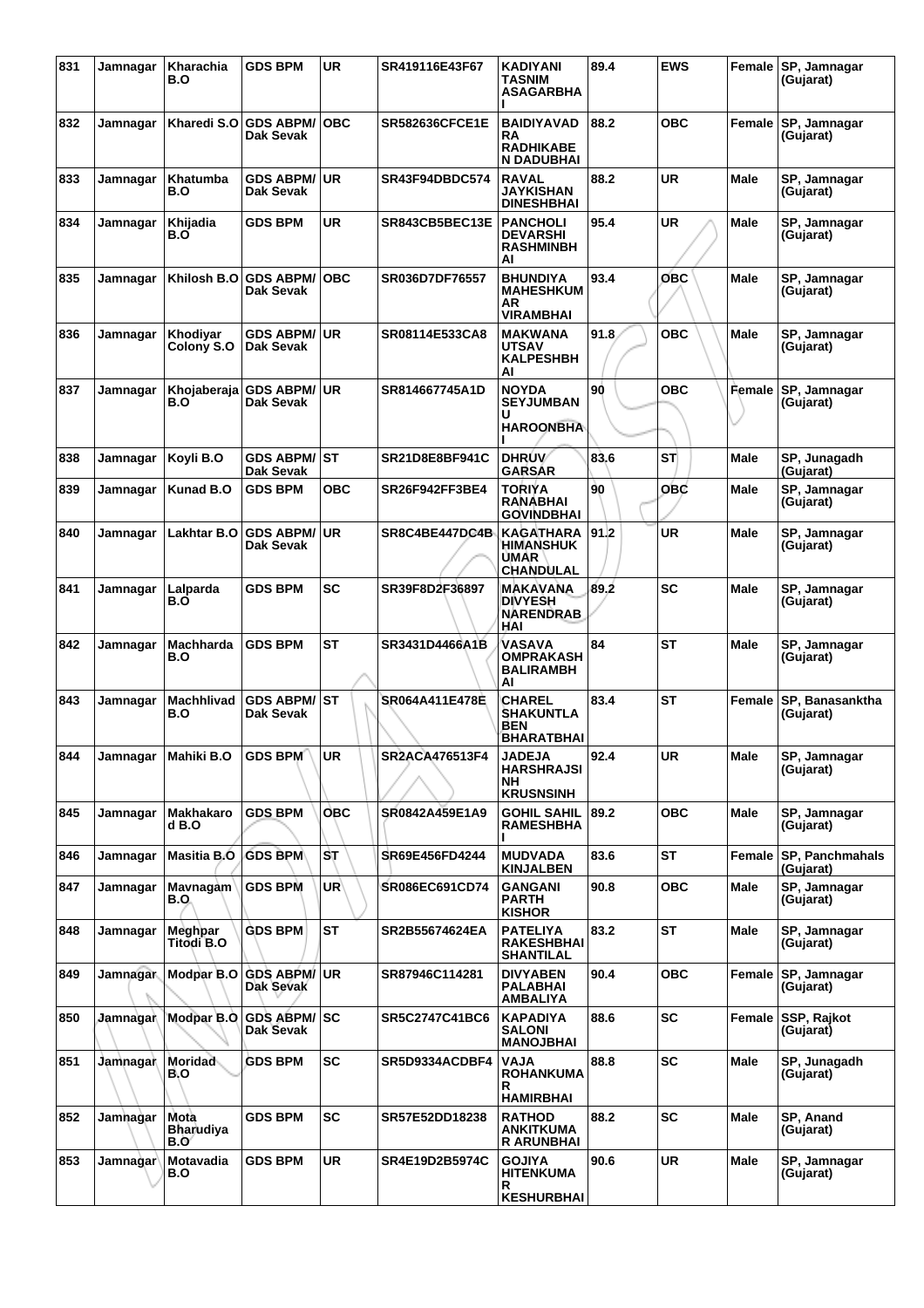| 831 | Jamnagar | Kharachia B.O | GDS BPM | UR | SR419116E43F67 | KADIYANI TASNIM ASAGARBHA I | 89.4 | EWS | Female | SP, Jamnagar (Gujarat) |
|---|---|---|---|---|---|---|---|---|---|---|
| 832 | Jamnagar | Kharedi S.O | GDS ABPM/ Dak Sevak | OBC | SR582636CFCE1E | BAIDIYAVAD RA RADHIKABE N DADUBHAI | 88.2 | OBC | Female | SP, Jamnagar (Gujarat) |
| 833 | Jamnagar | Khatumba B.O | GDS ABPM/ Dak Sevak | UR | SR43F94DBDC574 | RAVAL JAYKISHAN DINESHBHAI | 88.2 | UR | Male | SP, Jamnagar (Gujarat) |
| 834 | Jamnagar | Khijadia B.O | GDS BPM | UR | SR843CB5BEC13E | PANCHOLI DEVARSHI RASHMINBH AI | 95.4 | UR | Male | SP, Jamnagar (Gujarat) |
| 835 | Jamnagar | Khilosh B.O | GDS ABPM/ Dak Sevak | OBC | SR036D7DF76557 | BHUNDIYA MAHESHKUM AR VIRAMBHAI | 93.4 | OBC | Male | SP, Jamnagar (Gujarat) |
| 836 | Jamnagar | Khodiyar Colony S.O | GDS ABPM/ Dak Sevak | UR | SR08114E533CA8 | MAKWANA UTSAV KALPESHBH AI | 91.8 | OBC | Male | SP, Jamnagar (Gujarat) |
| 837 | Jamnagar | Khojaberaja B.O | GDS ABPM/ Dak Sevak | UR | SR814667745A1D | NOYDA SEYJUMBAN U HAROONBHA I | 90 | OBC | Female | SP, Jamnagar (Gujarat) |
| 838 | Jamnagar | Koyli B.O | GDS ABPM/ Dak Sevak | ST | SR21D8E8BF941C | DHRUV GARSAR | 83.6 | ST | Male | SP, Junagadh (Gujarat) |
| 839 | Jamnagar | Kunad B.O | GDS BPM | OBC | SR26F942FF3BE4 | TORIYA RANABHAI GOVINDBHAI | 90 | OBC | Male | SP, Jamnagar (Gujarat) |
| 840 | Jamnagar | Lakhtar B.O | GDS ABPM/ Dak Sevak | UR | SR8C4BE447DC4B | KAGATHARA HIMANSHUK UMAR CHANDULAL | 91.2 | UR | Male | SP, Jamnagar (Gujarat) |
| 841 | Jamnagar | Lalparda B.O | GDS BPM | SC | SR39F8D2F36897 | MAKAVANA DIVYESH NARENDRAB HAI | 89.2 | SC | Male | SP, Jamnagar (Gujarat) |
| 842 | Jamnagar | Machharda B.O | GDS BPM | ST | SR3431D4466A1B | VASAVA OMPRAKASH BALIRAMBH AI | 84 | ST | Male | SP, Jamnagar (Gujarat) |
| 843 | Jamnagar | Machhlivad B.O | GDS ABPM/ Dak Sevak | ST | SR064A411E478E | CHAREL SHAKUNTLA BEN BHARATBHAI | 83.4 | ST | Female | SP, Banasanktha (Gujarat) |
| 844 | Jamnagar | Mahiki B.O | GDS BPM | UR | SR2ACA476513F4 | JADEJA HARSHRAJSI NH KRUSNSINH | 92.4 | UR | Male | SP, Jamnagar (Gujarat) |
| 845 | Jamnagar | Makhakaro d B.O | GDS BPM | OBC | SR0842A459E1A9 | GOHIL SAHIL RAMESHBHA I | 89.2 | OBC | Male | SP, Jamnagar (Gujarat) |
| 846 | Jamnagar | Masitia B.O | GDS BPM | ST | SR69E456FD4244 | MUDVADA KINJALBEN | 83.6 | ST | Female | SP, Panchmahals (Gujarat) |
| 847 | Jamnagar | Mavnagam B.O | GDS BPM | UR | SR086EC691CD74 | GANGANI PARTH KISHOR | 90.8 | OBC | Male | SP, Jamnagar (Gujarat) |
| 848 | Jamnagar | Meghpar Titodi B.O | GDS BPM | ST | SR2B55674624EA | PATELIYA RAKESHBHAI SHANTILAL | 83.2 | ST | Male | SP, Jamnagar (Gujarat) |
| 849 | Jamnagar | Modpar B.O | GDS ABPM/ Dak Sevak | UR | SR87946C114281 | DIVYABEN PALABHAI AMBALIYA | 90.4 | OBC | Female | SP, Jamnagar (Gujarat) |
| 850 | Jamnagar | Modpar B.O | GDS ABPM/ Dak Sevak | SC | SR5C2747C41BC6 | KAPADIYA SALONI MANOJBHAI | 88.6 | SC | Female | SSP, Rajkot (Gujarat) |
| 851 | Jamnagar | Moridad B.O | GDS BPM | SC | SR5D9334ACDBF4 | VAJA ROHANKUMA R HAMIRBHAI | 88.8 | SC | Male | SP, Junagadh (Gujarat) |
| 852 | Jamnagar | Mota Bharudiya B.O | GDS BPM | SC | SR57E52DD18238 | RATHOD ANKITKUMA R ARUNBHAI | 88.2 | SC | Male | SP, Anand (Gujarat) |
| 853 | Jamnagar | Motavadia B.O | GDS BPM | UR | SR4E19D2B5974C | GOJIYA HITENKUMA R KESHURBHAI | 90.6 | UR | Male | SP, Jamnagar (Gujarat) |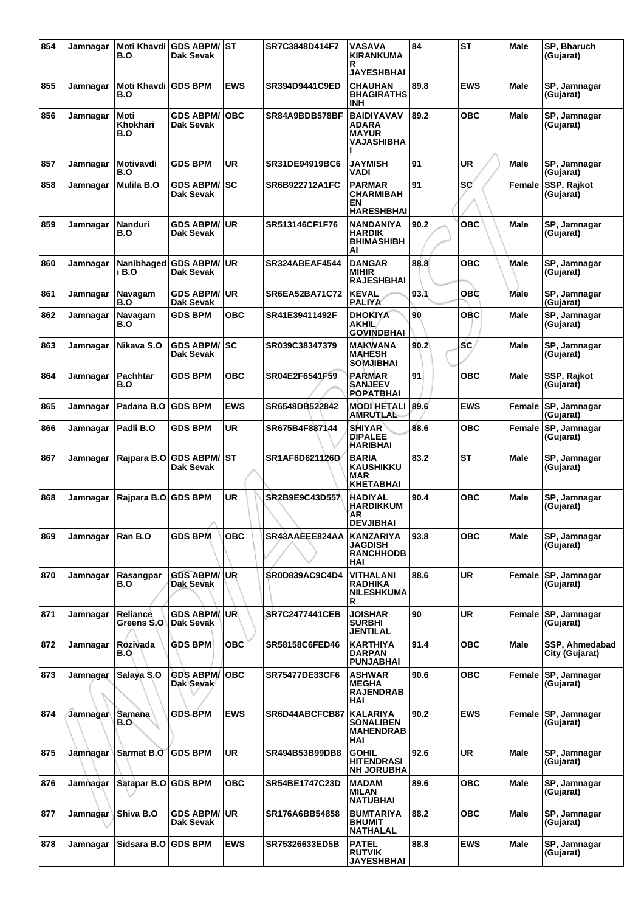| 854 | Jamnagar | Moti Khavdi B.O | GDS ABPM/ Dak Sevak | ST | SR7C3848D414F7 | VASAVA KIRANKUMAR JAYESHBHAI | 84 | ST | Male | SP, Bharuch (Gujarat) |
|---|---|---|---|---|---|---|---|---|---|---|
| 855 | Jamnagar | Moti Khavdi B.O | GDS BPM | EWS | SR394D9441C9ED | CHAUHAN BHAGIRATHSINH | 89.8 | EWS | Male | SP, Jamnagar (Gujarat) |
| 856 | Jamnagar | Moti Khokhari B.O | GDS ABPM/ Dak Sevak | OBC | SR84A9BDB578BF | BAIDIYAVAVADARA MAYUR VAJASHIBHAI | 89.2 | OBC | Male | SP, Jamnagar (Gujarat) |
| 857 | Jamnagar | Motivavdi B.O | GDS BPM | UR | SR31DE94919BC6 | JAYMISH VADI | 91 | UR | Male | SP, Jamnagar (Gujarat) |
| 858 | Jamnagar | Mulila B.O | GDS ABPM/ Dak Sevak | SC | SR6B922712A1FC | PARMAR CHARMIBAHEN HARESHBHAI | 91 | SC | Female | SSP, Rajkot (Gujarat) |
| 859 | Jamnagar | Nanduri B.O | GDS ABPM/ Dak Sevak | UR | SR513146CF1F76 | NANDANIYA HARDIK BHIMASHIBHAI | 90.2 | OBC | Male | SP, Jamnagar (Gujarat) |
| 860 | Jamnagar | Nanibhagedi B.O | GDS ABPM/ Dak Sevak | UR | SR324ABEAF4544 | DANGAR MIHIR RAJESHBHAI | 88.8 | OBC | Male | SP, Jamnagar (Gujarat) |
| 861 | Jamnagar | Navagam B.O | GDS ABPM/ Dak Sevak | UR | SR6EA52BA71C72 | KEVAL PALIYA | 93.1 | OBC | Male | SP, Jamnagar (Gujarat) |
| 862 | Jamnagar | Navagam B.O | GDS BPM | OBC | SR41E39411492F | DHOKIYA AKHIL GOVINDBHAI | 90 | OBC | Male | SP, Jamnagar (Gujarat) |
| 863 | Jamnagar | Nikava S.O | GDS ABPM/ Dak Sevak | SC | SR039C38347379 | MAKWANA MAHESH SOMJIBHAI | 90.2 | SC | Male | SP, Jamnagar (Gujarat) |
| 864 | Jamnagar | Pachhtar B.O | GDS BPM | OBC | SR04E2F6541F59 | PARMAR SANJEEV POPATBHAI | 91 | OBC | Male | SSP, Rajkot (Gujarat) |
| 865 | Jamnagar | Padana B.O | GDS BPM | EWS | SR6548DB522842 | MODI HETALI AMRUTLAL | 89.6 | EWS | Female | SP, Jamnagar (Gujarat) |
| 866 | Jamnagar | Padli B.O | GDS BPM | UR | SR675B4F887144 | SHIYAR DIPALEE HARIBHAI | 88.6 | OBC | Female | SP, Jamnagar (Gujarat) |
| 867 | Jamnagar | Rajpara B.O | GDS ABPM/ Dak Sevak | ST | SR1AF6D621126D | BARIA KAUSHIKKUMAR KHETABHAI | 83.2 | ST | Male | SP, Jamnagar (Gujarat) |
| 868 | Jamnagar | Rajpara B.O | GDS BPM | UR | SR2B9E9C43D557 | HADIYAL HARDIKKUMAR DEVJIBHAI | 90.4 | OBC | Male | SP, Jamnagar (Gujarat) |
| 869 | Jamnagar | Ran B.O | GDS BPM | OBC | SR43AAEEE824AA | KANZARIYA JAGDISH RANCHHODBHAI | 93.8 | OBC | Male | SP, Jamnagar (Gujarat) |
| 870 | Jamnagar | Rasangpar B.O | GDS ABPM/ Dak Sevak | UR | SR0D839AC9C4D4 | VITHALANI RADHIKA NILESHKUMAR | 88.6 | UR | Female | SP, Jamnagar (Gujarat) |
| 871 | Jamnagar | Reliance Greens S.O | GDS ABPM/ Dak Sevak | UR | SR7C2477441CEB | JOISHAR SURBHI JENTILAL | 90 | UR | Female | SP, Jamnagar (Gujarat) |
| 872 | Jamnagar | Rozivada B.O | GDS BPM | OBC | SR58158C6FED46 | KARTHIYA DARPAN PUNJABHAI | 91.4 | OBC | Male | SSP, Ahmedabad City (Gujarat) |
| 873 | Jamnagar | Salaya S.O | GDS ABPM/ Dak Sevak | OBC | SR75477DE33CF6 | ASHWAR MEGHA RAJENDRABHAI | 90.6 | OBC | Female | SP, Jamnagar (Gujarat) |
| 874 | Jamnagar | Samana B.O | GDS BPM | EWS | SR6D44ABCFCB87 | KALARIYA SONALIBEN MAHENDRABHAI | 90.2 | EWS | Female | SP, Jamnagar (Gujarat) |
| 875 | Jamnagar | Sarmat B.O | GDS BPM | UR | SR494B53B99DB8 | GOHIL HITENDRASINH JORUBHA | 92.6 | UR | Male | SP, Jamnagar (Gujarat) |
| 876 | Jamnagar | Satapar B.O | GDS BPM | OBC | SR54BE1747C23D | MADAM MILAN NATUBHAI | 89.6 | OBC | Male | SP, Jamnagar (Gujarat) |
| 877 | Jamnagar | Shiva B.O | GDS ABPM/ Dak Sevak | UR | SR176A6BB54858 | BUMTARIYA BHUMIT NATHALAL | 88.2 | OBC | Male | SP, Jamnagar (Gujarat) |
| 878 | Jamnagar | Sidsara B.O | GDS BPM | EWS | SR75326633ED5B | PATEL RUTVIK JAYESHBHAI | 88.8 | EWS | Male | SP, Jamnagar (Gujarat) |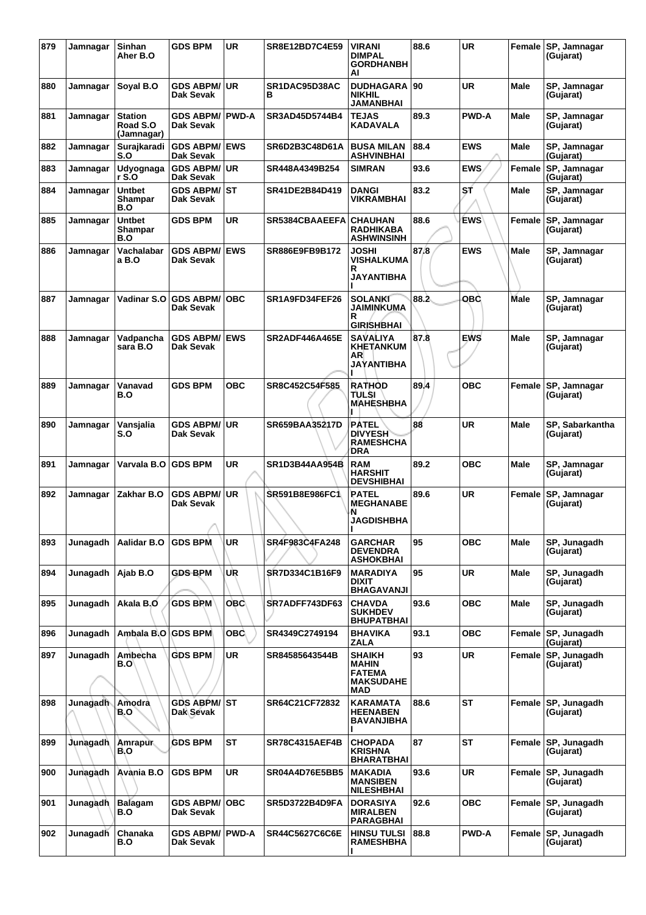| 879 | Jamnagar | Sinhan Aher B.O | GDS BPM | UR | SR8E12BD7C4E59 | VIRANI DIMPAL GORDHANBHAI | 88.6 | UR | Female | SP, Jamnagar (Gujarat) |
|---|---|---|---|---|---|---|---|---|---|---|
| 880 | Jamnagar | Soyal B.O | GDS ABPM/ Dak Sevak | UR | SR1DAC95D38ACB | DUDHAGARA NIKHIL JAMANBHAI | 90 | UR | Male | SP, Jamnagar (Gujarat) |
| 881 | Jamnagar | Station Road S.O (Jamnagar) | GDS ABPM/ Dak Sevak | PWD-A | SR3AD45D5744B4 | TEJAS KADAVALA | 89.3 | PWD-A | Male | SP, Jamnagar (Gujarat) |
| 882 | Jamnagar | Surajkaradi S.O | GDS ABPM/ Dak Sevak | EWS | SR6D2B3C48D61A | BUSA MILAN ASHVINBHAI | 88.4 | EWS | Male | SP, Jamnagar (Gujarat) |
| 883 | Jamnagar | Udyognagar S.O | GDS ABPM/ Dak Sevak | UR | SR448A4349B254 | SIMRAN | 93.6 | EWS | Female | SP, Jamnagar (Gujarat) |
| 884 | Jamnagar | Untbet Shampar B.O | GDS ABPM/ Dak Sevak | ST | SR41DE2B84D419 | DANGI VIKRAMBHAI | 83.2 | ST | Male | SP, Jamnagar (Gujarat) |
| 885 | Jamnagar | Untbet Shampar B.O | GDS BPM | UR | SR5384CBAAEEFA | CHAUHAN RADHIKABA ASHWINSINH | 88.6 | EWS | Female | SP, Jamnagar (Gujarat) |
| 886 | Jamnagar | Vachalabara B.O | GDS ABPM/ Dak Sevak | EWS | SR886E9FB9B172 | JOSHI VISHALKUMAR JAYANTIBHAI | 87.8 | EWS | Male | SP, Jamnagar (Gujarat) |
| 887 | Jamnagar | Vadinar S.O | GDS ABPM/ Dak Sevak | OBC | SR1A9FD34FEF26 | SOLANKI JAIMINKUMAR GIRISHBHAI | 88.2 | OBC | Male | SP, Jamnagar (Gujarat) |
| 888 | Jamnagar | Vadpanchasara B.O | GDS ABPM/ Dak Sevak | EWS | SR2ADF446A465E | SAVALIYA KHETANKUMAR JAYANTIBHAI | 87.8 | EWS | Male | SP, Jamnagar (Gujarat) |
| 889 | Jamnagar | Vanavad B.O | GDS BPM | OBC | SR8C452C54F585 | RATHOD TULSI MAHESHBHAI | 89.4 | OBC | Female | SP, Jamnagar (Gujarat) |
| 890 | Jamnagar | Vansjalia S.O | GDS ABPM/ Dak Sevak | UR | SR659BAA35217D | PATEL DIVYESH RAMESHCHADRA | 88 | UR | Male | SP, Sabarkantha (Gujarat) |
| 891 | Jamnagar | Varvala B.O | GDS BPM | UR | SR1D3B44AA954B | RAM HARSHIT DEVSHIBHAI | 89.2 | OBC | Male | SP, Jamnagar (Gujarat) |
| 892 | Jamnagar | Zakhar B.O | GDS ABPM/ Dak Sevak | UR | SR591B8E986FC1 | PATEL MEGHANABEN JAGDISHBHAI | 89.6 | UR | Female | SP, Jamnagar (Gujarat) |
| 893 | Junagadh | Aalidar B.O | GDS BPM | UR | SR4F983C4FA248 | GARCHAR DEVENDRA ASHOKBHAI | 95 | OBC | Male | SP, Junagadh (Gujarat) |
| 894 | Junagadh | Ajab B.O | GDS BPM | UR | SR7D334C1B16F9 | MARADIYA DIXIT BHAGAVANJI | 95 | UR | Male | SP, Junagadh (Gujarat) |
| 895 | Junagadh | Akala B.O | GDS BPM | OBC | SR7ADFF743DF63 | CHAVDA SUKHDEV BHUPATBHAI | 93.6 | OBC | Male | SP, Junagadh (Gujarat) |
| 896 | Junagadh | Ambala B.O | GDS BPM | OBC | SR4349C2749194 | BHAVIKA ZALA | 93.1 | OBC | Female | SP, Junagadh (Gujarat) |
| 897 | Junagadh | Ambecha B.O | GDS BPM | UR | SR84585643544B | SHAIKH MAHIN FATEMA MAKSUDAHEMAD | 93 | UR | Female | SP, Junagadh (Gujarat) |
| 898 | Junagadh | Amodra B.O | GDS ABPM/ Dak Sevak | ST | SR64C21CF72832 | KARAMATA HEENABEN BAVANJIBHAI | 88.6 | ST | Female | SP, Junagadh (Gujarat) |
| 899 | Junagadh | Amrapur B.O | GDS BPM | ST | SR78C4315AEF4B | CHOPADA KRISHNA BHARATBHAI | 87 | ST | Female | SP, Junagadh (Gujarat) |
| 900 | Junagadh | Avania B.O | GDS BPM | UR | SR04A4D76E5BB5 | MAKADIA MANSIBEN NILESHBHAI | 93.6 | UR | Female | SP, Junagadh (Gujarat) |
| 901 | Junagadh | Balagam B.O | GDS ABPM/ Dak Sevak | OBC | SR5D3722B4D9FA | DORASIYA MIRALBEN PARAGBHAI | 92.6 | OBC | Female | SP, Junagadh (Gujarat) |
| 902 | Junagadh | Chanaka B.O | GDS ABPM/ Dak Sevak | PWD-A | SR44C5627C6C6E | HINSU TULSI RAMESHBHAI | 88.8 | PWD-A | Female | SP, Junagadh (Gujarat) |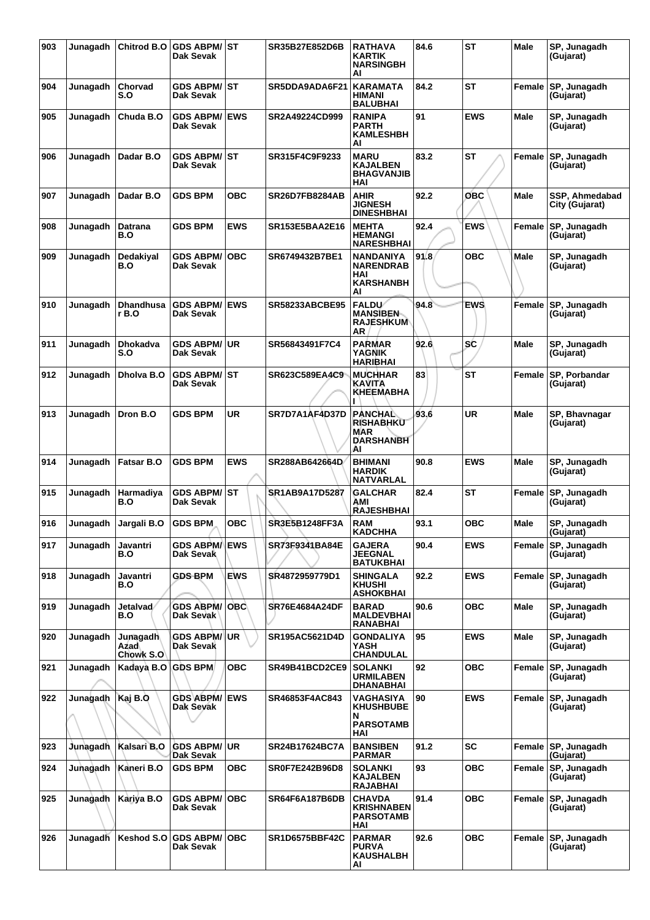| 903 | Junagadh | Chitrod B.O | GDS ABPM/ Dak Sevak | ST | SR35B27E852D6B | RATHAVA KARTIK NARSINGBHAI | 84.6 | ST | Male | SP, Junagadh (Gujarat) |
|---|---|---|---|---|---|---|---|---|---|---|
| 904 | Junagadh | Chorvad S.O | GDS ABPM/ Dak Sevak | ST | SR5DDA9ADA6F21 | KARAMATA HIMANI BALUBHAI | 84.2 | ST | Female | SP, Junagadh (Gujarat) |
| 905 | Junagadh | Chuda B.O | GDS ABPM/ Dak Sevak | EWS | SR2A49224CD999 | RANIPA PARTH KAMLESHBHAI | 91 | EWS | Male | SP, Junagadh (Gujarat) |
| 906 | Junagadh | Dadar B.O | GDS ABPM/ Dak Sevak | ST | SR315F4C9F9233 | MARU KAJALBEN BHAGVANJIBHAI | 83.2 | ST | Female | SP, Junagadh (Gujarat) |
| 907 | Junagadh | Dadar B.O | GDS BPM | OBC | SR26D7FB8284AB | AHIR JIGNESH DINESHBHAI | 92.2 | OBC | Male | SSP, Ahmedabad City (Gujarat) |
| 908 | Junagadh | Datrana B.O | GDS BPM | EWS | SR153E5BAA2E16 | MEHTA HEMANGI NARESHBHAI | 92.4 | EWS | Female | SP, Junagadh (Gujarat) |
| 909 | Junagadh | Dedakiyal B.O | GDS ABPM/ Dak Sevak | OBC | SR6749432B7BE1 | NANDANIYA NARENDRABHAI KARSHANBHAI | 91.8 | OBC | Male | SP, Junagadh (Gujarat) |
| 910 | Junagadh | Dhandhusar B.O | GDS ABPM/ Dak Sevak | EWS | SR58233ABCBE95 | FALDU MANSIBEN RAJESHKUMAR | 94.8 | EWS | Female | SP, Junagadh (Gujarat) |
| 911 | Junagadh | Dhokadva S.O | GDS ABPM/ Dak Sevak | UR | SR56843491F7C4 | PARMAR YAGNIK HARIBHAI | 92.6 | SC | Male | SP, Junagadh (Gujarat) |
| 912 | Junagadh | Dholva B.O | GDS ABPM/ Dak Sevak | ST | SR623C589EA4C9 | MUCHHAR KAVITA KHEEMABHAI | 83 | ST | Female | SP, Porbandar (Gujarat) |
| 913 | Junagadh | Dron B.O | GDS BPM | UR | SR7D7A1AF4D37D | PANCHAL RISHABHKUMAR DARSHANBHAI | 93.6 | UR | Male | SP, Bhavnagar (Gujarat) |
| 914 | Junagadh | Fatsar B.O | GDS BPM | EWS | SR288AB642664D | BHIMANI HARDIK NATVARLAL | 90.8 | EWS | Male | SP, Junagadh (Gujarat) |
| 915 | Junagadh | Harmadiya B.O | GDS ABPM/ Dak Sevak | ST | SR1AB9A17D5287 | GALCHAR AMI RAJESHBHAI | 82.4 | ST | Female | SP, Junagadh (Gujarat) |
| 916 | Junagadh | Jargali B.O | GDS BPM | OBC | SR3E5B1248FF3A | RAM KADCHHA | 93.1 | OBC | Male | SP, Junagadh (Gujarat) |
| 917 | Junagadh | Javantri B.O | GDS ABPM/ Dak Sevak | EWS | SR73F9341BA84E | GAJERA JEEGNAL BATUKBHAI | 90.4 | EWS | Female | SP, Junagadh (Gujarat) |
| 918 | Junagadh | Javantri B.O | GDS BPM | EWS | SR4872959779D1 | SHINGALA KHUSHI ASHOKBHAI | 92.2 | EWS | Female | SP, Junagadh (Gujarat) |
| 919 | Junagadh | Jetalvad B.O | GDS ABPM/ Dak Sevak | OBC | SR76E4684A24DF | BARAD MALDEVBHAI RANABHAI | 90.6 | OBC | Male | SP, Junagadh (Gujarat) |
| 920 | Junagadh | Junagadh Azad Chowk S.O | GDS ABPM/ Dak Sevak | UR | SR195AC5621D4D | GONDALIYA YASH CHANDULAL | 95 | EWS | Male | SP, Junagadh (Gujarat) |
| 921 | Junagadh | Kadaya B.O | GDS BPM | OBC | SR49B41BCD2CE9 | SOLANKI URMILABEN DHANABHAI | 92 | OBC | Female | SP, Junagadh (Gujarat) |
| 922 | Junagadh | Kaj B.O | GDS ABPM/ Dak Sevak | EWS | SR46853F4AC843 | VAGHASIYA KHUSHBUBEN PARSOTAMBHAI | 90 | EWS | Female | SP, Junagadh (Gujarat) |
| 923 | Junagadh | Kalsari B.O | GDS ABPM/ Dak Sevak | UR | SR24B17624BC7A | BANSIBEN PARMAR | 91.2 | SC | Female | SP, Junagadh (Gujarat) |
| 924 | Junagadh | Kaneri B.O | GDS BPM | OBC | SR0F7E242B96D8 | SOLANKI KAJALBEN RAJABHAI | 93 | OBC | Female | SP, Junagadh (Gujarat) |
| 925 | Junagadh | Kariya B.O | GDS ABPM/ Dak Sevak | OBC | SR64F6A187B6DB | CHAVDA KRISHNABEN PARSOTAMBHAI | 91.4 | OBC | Female | SP, Junagadh (Gujarat) |
| 926 | Junagadh | Keshod S.O | GDS ABPM/ Dak Sevak | OBC | SR1D6575BBF42C | PARMAR PURVA KAUSHALBHAI | 92.6 | OBC | Female | SP, Junagadh (Gujarat) |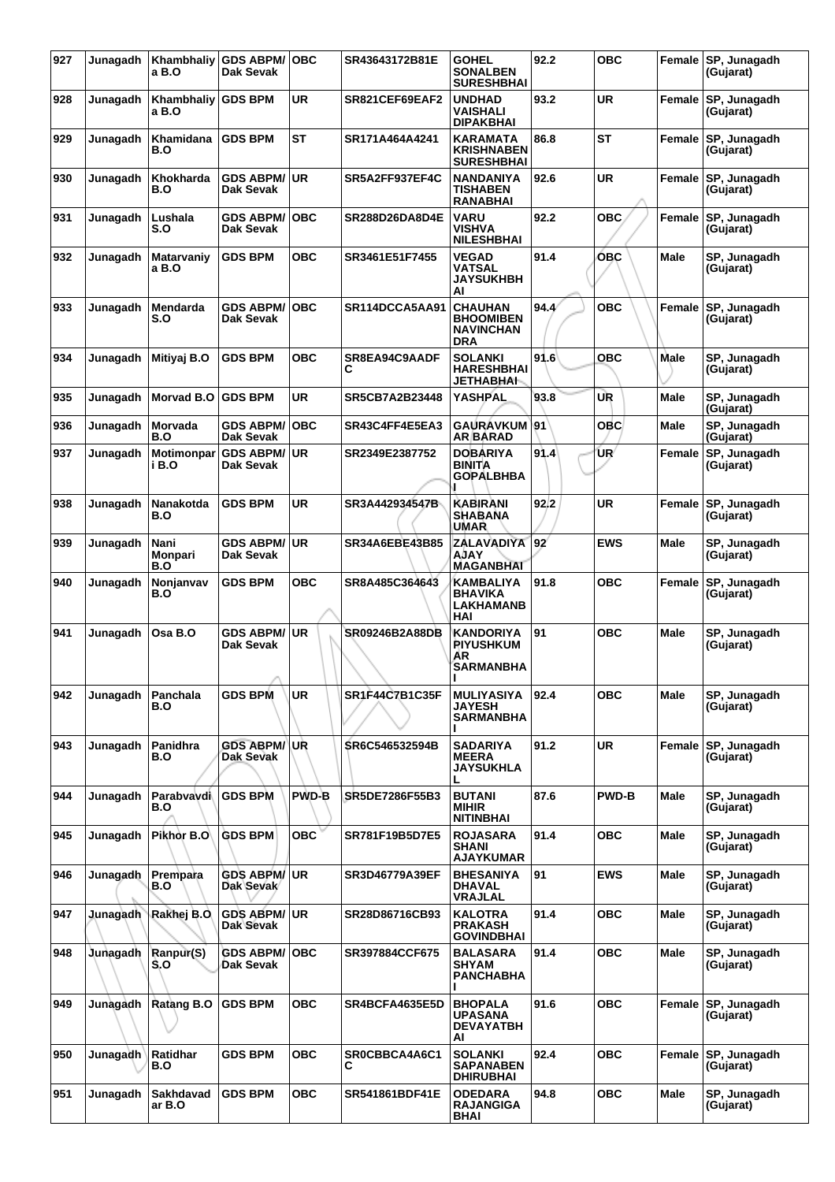| 927 | Junagadh | Khambhaliya B.O | GDS ABPM/ Dak Sevak | OBC | SR43643172B81E | GOHEL SONALBEN SURESHBHAI | 92.2 | OBC | Female | SP, Junagadh (Gujarat) |
|---|---|---|---|---|---|---|---|---|---|---|
| 928 | Junagadh | Khambhaliya B.O | GDS BPM | UR | SR821CEF69EAF2 | UNDHAD VAISHALI DIPAKBHAI | 93.2 | UR | Female | SP, Junagadh (Gujarat) |
| 929 | Junagadh | Khamidana B.O | GDS BPM | ST | SR171A464A4241 | KARAMATA KRISHNABEN SURESHBHAI | 86.8 | ST | Female | SP, Junagadh (Gujarat) |
| 930 | Junagadh | Khokharda B.O | GDS ABPM/ Dak Sevak | UR | SR5A2FF937EF4C | NANDANIYA TISHABEN RANABHAI | 92.6 | UR | Female | SP, Junagadh (Gujarat) |
| 931 | Junagadh | Lushala S.O | GDS ABPM/ Dak Sevak | OBC | SR288D26DA8D4E | VARU VISHVA NILESHBHAI | 92.2 | OBC | Female | SP, Junagadh (Gujarat) |
| 932 | Junagadh | Matarvaniya B.O | GDS BPM | OBC | SR3461E51F7455 | VEGAD VATSAL JAYSUKHBHAI | 91.4 | OBC | Male | SP, Junagadh (Gujarat) |
| 933 | Junagadh | Mendarda S.O | GDS ABPM/ Dak Sevak | OBC | SR114DCCA5AA91 | CHAUHAN BHOOMIBEN NAVINCHANDRA | 94.4 | OBC | Female | SP, Junagadh (Gujarat) |
| 934 | Junagadh | Mitiyaj B.O | GDS BPM | OBC | SR8EA94C9AADFC | SOLANKI HARESHBHAI JETHABHAI | 91.6 | OBC | Male | SP, Junagadh (Gujarat) |
| 935 | Junagadh | Morvad B.O | GDS BPM | UR | SR5CB7A2B23448 | YASHPAL | 93.8 | UR | Male | SP, Junagadh (Gujarat) |
| 936 | Junagadh | Morvada B.O | GDS ABPM/ Dak Sevak | OBC | SR43C4FF4E5EA3 | GAURAVKUMAR BARAD | 91 | OBC | Male | SP, Junagadh (Gujarat) |
| 937 | Junagadh | Motimonpari B.O | GDS ABPM/ Dak Sevak | UR | SR2349E2387752 | DOBARIYA BINITA GOPALBHBAI | 91.4 | UR | Female | SP, Junagadh (Gujarat) |
| 938 | Junagadh | Nanakotda B.O | GDS BPM | UR | SR3A442934547B | KABIRANI SHABANA UMAR | 92.2 | UR | Female | SP, Junagadh (Gujarat) |
| 939 | Junagadh | Nani Monpari B.O | GDS ABPM/ Dak Sevak | UR | SR34A6EBE43B85 | ZALAVADIYA AJAY MAGANBHAI | 92 | EWS | Male | SP, Junagadh (Gujarat) |
| 940 | Junagadh | Nonjanvav B.O | GDS BPM | OBC | SR8A485C364643 | KAMBALIYA BHAVIKA LAKHAMANBHAI | 91.8 | OBC | Female | SP, Junagadh (Gujarat) |
| 941 | Junagadh | Osa B.O | GDS ABPM/ Dak Sevak | UR | SR09246B2A88DB | KANDORIYA PIYUSHKUMAR SARMANBHAI | 91 | OBC | Male | SP, Junagadh (Gujarat) |
| 942 | Junagadh | Panchala B.O | GDS BPM | UR | SR1F44C7B1C35F | MULIYASIYA JAYESH SARMANBHAI | 92.4 | OBC | Male | SP, Junagadh (Gujarat) |
| 943 | Junagadh | Panidhra B.O | GDS ABPM/ Dak Sevak | UR | SR6C546532594B | SADARIYA MEERA JAYSUKHLAL | 91.2 | UR | Female | SP, Junagadh (Gujarat) |
| 944 | Junagadh | Parabvavdi B.O | GDS BPM | PWD-B | SR5DE7286F55B3 | BUTANI MIHIR NITINBHAI | 87.6 | PWD-B | Male | SP, Junagadh (Gujarat) |
| 945 | Junagadh | Pikhor B.O | GDS BPM | OBC | SR781F19B5D7E5 | ROJASARA SHANI AJAYKUMAR | 91.4 | OBC | Male | SP, Junagadh (Gujarat) |
| 946 | Junagadh | Prempara B.O | GDS ABPM/ Dak Sevak | UR | SR3D46779A39EF | BHESANIYA DHAVAL VRAJLAL | 91 | EWS | Male | SP, Junagadh (Gujarat) |
| 947 | Junagadh | Rakhej B.O | GDS ABPM/ Dak Sevak | UR | SR28D86716CB93 | KALOTRA PRAKASH GOVINDBHAI | 91.4 | OBC | Male | SP, Junagadh (Gujarat) |
| 948 | Junagadh | Ranpur(S) S.O | GDS ABPM/ Dak Sevak | OBC | SR397884CCF675 | BALASARA SHYAM PANCHABHAI | 91.4 | OBC | Male | SP, Junagadh (Gujarat) |
| 949 | Junagadh | Ratang B.O | GDS BPM | OBC | SR4BCFA4635E5D | BHOPALA UPASANA DEVAYATBHAI | 91.6 | OBC | Female | SP, Junagadh (Gujarat) |
| 950 | Junagadh | Ratidhar B.O | GDS BPM | OBC | SR0CBBCA4A6C1C | SOLANKI SAPANABEN DHIRUBHAI | 92.4 | OBC | Female | SP, Junagadh (Gujarat) |
| 951 | Junagadh | Sakhdavadar B.O | GDS BPM | OBC | SR541861BDF41E | ODEDARA RAJANGIGA BHAI | 94.8 | OBC | Male | SP, Junagadh (Gujarat) |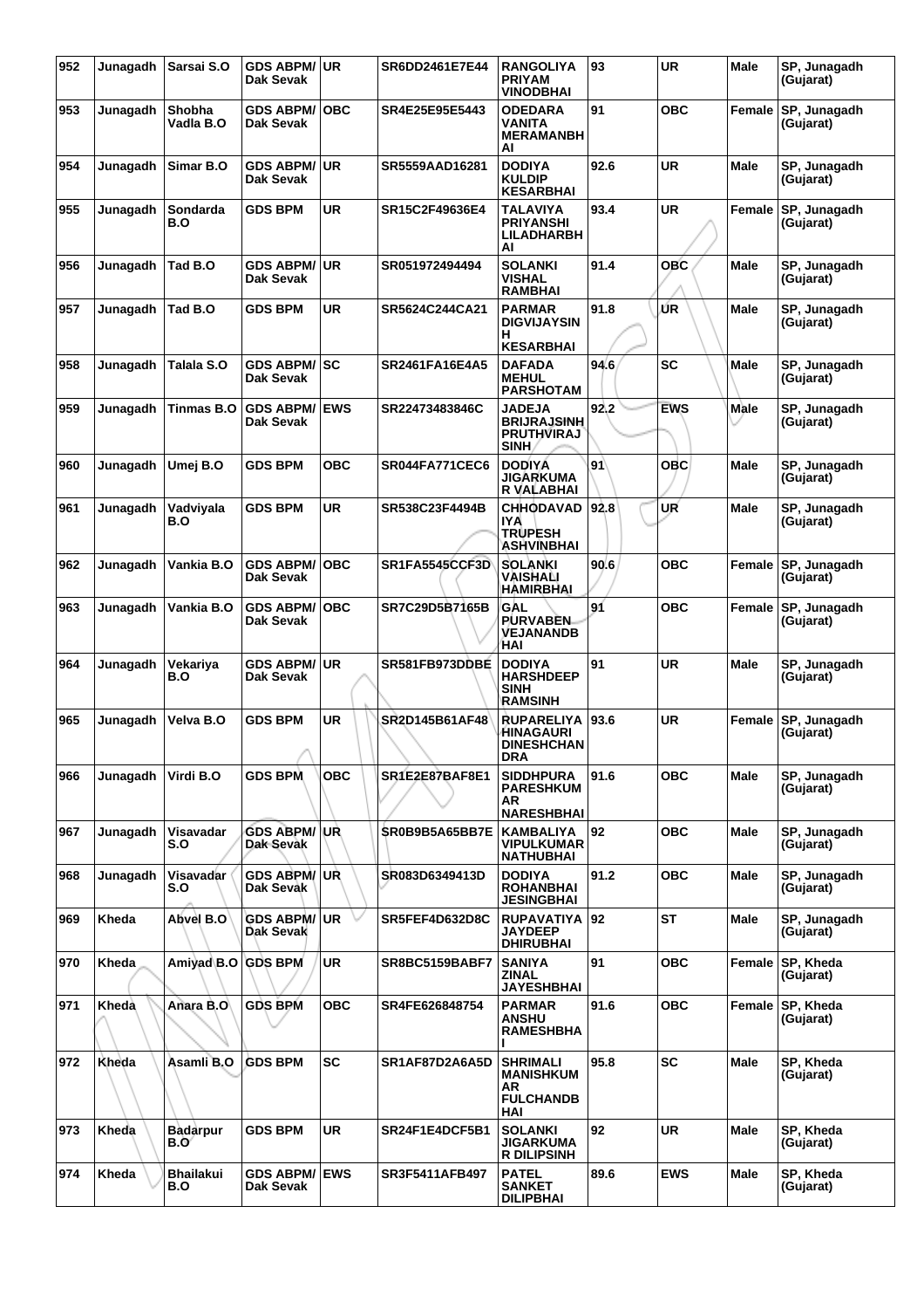| 952 | Junagadh | Sarsai S.O | GDS ABPM/ Dak Sevak | UR | SR6DD2461E7E44 | RANGOLIYA PRIYAM VINODBHAI | 93 | UR | Male | SP, Junagadh (Gujarat) |
|---|---|---|---|---|---|---|---|---|---|---|
| 953 | Junagadh | Shobha Vadla B.O | GDS ABPM/ Dak Sevak | OBC | SR4E25E95E5443 | ODEDARA VANITA MERAMANBH AI | 91 | OBC | Female | SP, Junagadh (Gujarat) |
| 954 | Junagadh | Simar B.O | GDS ABPM/ Dak Sevak | UR | SR5559AAD16281 | DODIYA KULDIP KESARBHAI | 92.6 | UR | Male | SP, Junagadh (Gujarat) |
| 955 | Junagadh | Sondarda B.O | GDS BPM | UR | SR15C2F49636E4 | TALAVIYA PRIYANSHI LILADHARBH AI | 93.4 | UR | Female | SP, Junagadh (Gujarat) |
| 956 | Junagadh | Tad B.O | GDS ABPM/ Dak Sevak | UR | SR051972494494 | SOLANKI VISHAL RAMBHAI | 91.4 | OBC | Male | SP, Junagadh (Gujarat) |
| 957 | Junagadh | Tad B.O | GDS BPM | UR | SR5624C244CA21 | PARMAR DIGVIJAYSIN H KESARBHAI | 91.8 | UR | Male | SP, Junagadh (Gujarat) |
| 958 | Junagadh | Talala S.O | GDS ABPM/ Dak Sevak | SC | SR2461FA16E4A5 | DAFADA MEHUL PARSHOTAM | 94.6 | SC | Male | SP, Junagadh (Gujarat) |
| 959 | Junagadh | Tinmas B.O | GDS ABPM/ Dak Sevak | EWS | SR22473483846C | JADEJA BRIJRAJSINH PRUTHVIRAJ SINH | 92.2 | EWS | Male | SP, Junagadh (Gujarat) |
| 960 | Junagadh | Umej B.O | GDS BPM | OBC | SR044FA771CEC6 | DODIYA JIGARKUMA R VALABHAI | 91 | OBC | Male | SP, Junagadh (Gujarat) |
| 961 | Junagadh | Vadviyala B.O | GDS BPM | UR | SR538C23F4494B | CHHODAVAD IYA TRUPESH ASHVINBHAI | 92.8 | UR | Male | SP, Junagadh (Gujarat) |
| 962 | Junagadh | Vankia B.O | GDS ABPM/ Dak Sevak | OBC | SR1FA5545CCF3D | SOLANKI VAISHALI HAMIRBHAI | 90.6 | OBC | Female | SP, Junagadh (Gujarat) |
| 963 | Junagadh | Vankia B.O | GDS ABPM/ Dak Sevak | OBC | SR7C29D5B7165B | GAL PURVABEN VEJANANDB HAI | 91 | OBC | Female | SP, Junagadh (Gujarat) |
| 964 | Junagadh | Vekariya B.O | GDS ABPM/ Dak Sevak | UR | SR581FB973DDBE | DODIYA HARSHDEEP SINH RAMSINH | 91 | UR | Male | SP, Junagadh (Gujarat) |
| 965 | Junagadh | Velva B.O | GDS BPM | UR | SR2D145B61AF48 | RUPARELIYA HINAGAURI DINESHCHAN DRA | 93.6 | UR | Female | SP, Junagadh (Gujarat) |
| 966 | Junagadh | Virdi B.O | GDS BPM | OBC | SR1E2E87BAF8E1 | SIDDHPURA PARESHKUM AR NARESHBHAI | 91.6 | OBC | Male | SP, Junagadh (Gujarat) |
| 967 | Junagadh | Visavadar S.O | GDS ABPM/ Dak Sevak | UR | SR0B9B5A65BB7E | KAMBALIYA VIPULKUMAR NATHUBHAI | 92 | OBC | Male | SP, Junagadh (Gujarat) |
| 968 | Junagadh | Visavadar S.O | GDS ABPM/ Dak Sevak | UR | SR083D6349413D | DODIYA ROHANBHAI JESINGBHAI | 91.2 | OBC | Male | SP, Junagadh (Gujarat) |
| 969 | Kheda | Abvel B.O | GDS ABPM/ Dak Sevak | UR | SR5FEF4D632D8C | RUPAVATIYA JAYDEEP DHIRUBHAI | 92 | ST | Male | SP, Junagadh (Gujarat) |
| 970 | Kheda | Amiyad B.O | GDS BPM | UR | SR8BC5159BABF7 | SANIYA ZINAL JAYESHBHAI | 91 | OBC | Female | SP, Kheda (Gujarat) |
| 971 | Kheda | Anara B.O | GDS BPM | OBC | SR4FE626848754 | PARMAR ANSHU RAMESHBHA I | 91.6 | OBC | Female | SP, Kheda (Gujarat) |
| 972 | Kheda | Asamli B.O | GDS BPM | SC | SR1AF87D2A6A5D | SHRIMALI MANISHKUM AR FULCHANDB HAI | 95.8 | SC | Male | SP, Kheda (Gujarat) |
| 973 | Kheda | Badarpur B.O | GDS BPM | UR | SR24F1E4DCF5B1 | SOLANKI JIGARKUMA R DILIPSINH | 92 | UR | Male | SP, Kheda (Gujarat) |
| 974 | Kheda | Bhailakui B.O | GDS ABPM/ Dak Sevak | EWS | SR3F5411AFB497 | PATEL SANKET DILIPBHAI | 89.6 | EWS | Male | SP, Kheda (Gujarat) |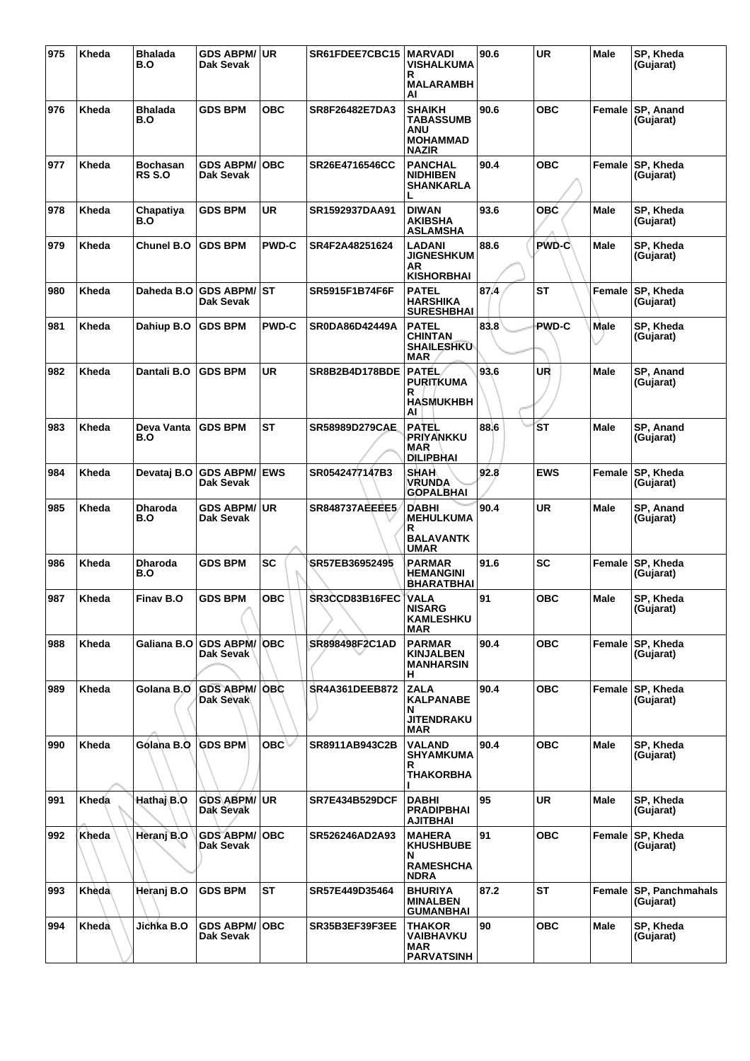| 975 | Kheda | Bhalada B.O | GDS ABPM/ Dak Sevak | UR | SR61FDEE7CBC15 | MARVADI VISHALKUMAR MALARAMBHAI | 90.6 | UR | Male | SP, Kheda (Gujarat) |
|---|---|---|---|---|---|---|---|---|---|---|
| 976 | Kheda | Bhalada B.O | GDS BPM | OBC | SR8F26482E7DA3 | SHAIKH TABASSUMBANU MOHAMMAD NAZIR | 90.6 | OBC | Female | SP, Anand (Gujarat) |
| 977 | Kheda | Bochasan RS S.O | GDS ABPM/ Dak Sevak | OBC | SR26E4716546CC | PANCHAL NIDHIBEN SHANKARLAL | 90.4 | OBC | Female | SP, Kheda (Gujarat) |
| 978 | Kheda | Chapatiya B.O | GDS BPM | UR | SR1592937DAA91 | DIWAN AKIBSHA ASLAMSHA | 93.6 | OBC | Male | SP, Kheda (Gujarat) |
| 979 | Kheda | Chunel B.O | GDS BPM | PWD-C | SR4F2A48251624 | LADANI JIGNESHKUMAR KISHORBHAI | 88.6 | PWD-C | Male | SP, Kheda (Gujarat) |
| 980 | Kheda | Daheda B.O | GDS ABPM/ Dak Sevak | ST | SR5915F1B74F6F | PATEL HARSHIKA SURESHBHAI | 87.4 | ST | Female | SP, Kheda (Gujarat) |
| 981 | Kheda | Dahiup B.O | GDS BPM | PWD-C | SR0DA86D42449A | PATEL CHINTAN SHAILESHKUMAR | 83.8 | PWD-C | Male | SP, Kheda (Gujarat) |
| 982 | Kheda | Dantali B.O | GDS BPM | UR | SR8B2B4D178BDE | PATEL PURITKUMAR HASMUKHBHAI | 93.6 | UR | Male | SP, Anand (Gujarat) |
| 983 | Kheda | Deva Vanta B.O | GDS BPM | ST | SR58989D279CAE | PATEL PRIYANKKUMAR DILIPBHAI | 88.6 | ST | Male | SP, Anand (Gujarat) |
| 984 | Kheda | Devataj B.O | GDS ABPM/ Dak Sevak | EWS | SR0542477147B3 | SHAH VRUNDA GOPALBHAI | 92.8 | EWS | Female | SP, Kheda (Gujarat) |
| 985 | Kheda | Dharoda B.O | GDS ABPM/ Dak Sevak | UR | SR848737AEEEE5 | DABHI MEHULKUMAR BALAVANTKUMAR | 90.4 | UR | Male | SP, Anand (Gujarat) |
| 986 | Kheda | Dharoda B.O | GDS BPM | SC | SR57EB36952495 | PARMAR HEMANGINI BHARATBHAI | 91.6 | SC | Female | SP, Kheda (Gujarat) |
| 987 | Kheda | Finav B.O | GDS BPM | OBC | SR3CCD83B16FEC | VALA NISARG KAMLESHKUMAR | 91 | OBC | Male | SP, Kheda (Gujarat) |
| 988 | Kheda | Galiana B.O | GDS ABPM/ Dak Sevak | OBC | SR898498F2C1AD | PARMAR KINJALBEN MANHARSINH | 90.4 | OBC | Female | SP, Kheda (Gujarat) |
| 989 | Kheda | Golana B.O | GDS ABPM/ Dak Sevak | OBC | SR4A361DEEB872 | ZALA KALPANABEN JITENDRAKUMAR | 90.4 | OBC | Female | SP, Kheda (Gujarat) |
| 990 | Kheda | Golana B.O | GDS BPM | OBC | SR8911AB943C2B | VALAND SHYAMKUMAR THAKORBHAI | 90.4 | OBC | Male | SP, Kheda (Gujarat) |
| 991 | Kheda | Hathaj B.O | GDS ABPM/ Dak Sevak | UR | SR7E434B529DCF | DABHI PRADIPBHAI AJITBHAI | 95 | UR | Male | SP, Kheda (Gujarat) |
| 992 | Kheda | Heranj B.O | GDS ABPM/ Dak Sevak | OBC | SR526246AD2A93 | MAHERA KHUSHBUBEN RAMESHCHANDRA | 91 | OBC | Female | SP, Kheda (Gujarat) |
| 993 | Kheda | Heranj B.O | GDS BPM | ST | SR57E449D35464 | BHURIYA MINALBEN GUMANBHAI | 87.2 | ST | Female | SP, Panchmahals (Gujarat) |
| 994 | Kheda | Jichka B.O | GDS ABPM/ Dak Sevak | OBC | SR35B3EF39F3EE | THAKOR VAIBHAVKUMAR PARVATSINH | 90 | OBC | Male | SP, Kheda (Gujarat) |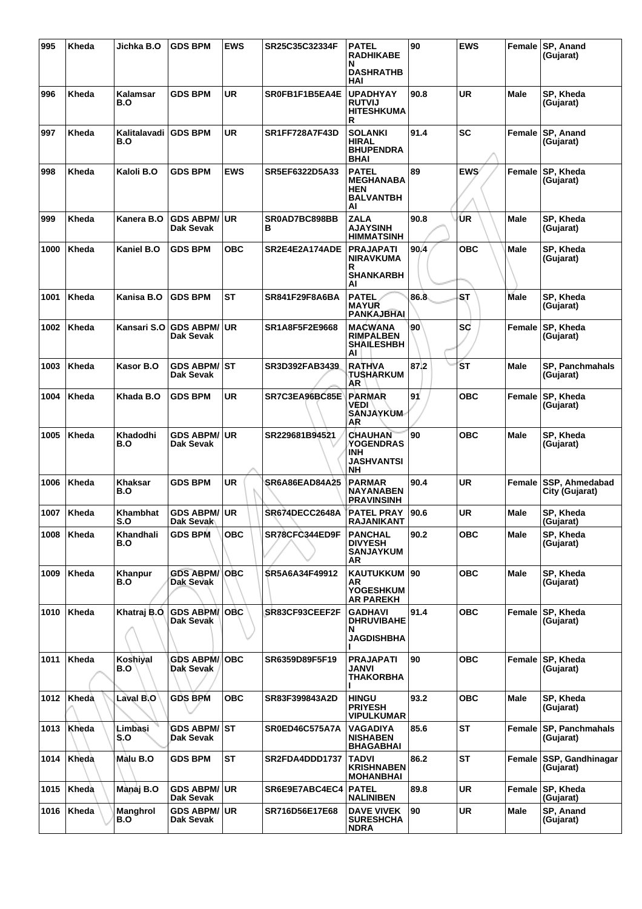| 995 | Kheda | Jichka B.O | GDS BPM | EWS | SR25C35C32334F | PATEL RADHIKABEN DASHRATHBHAI | 90 | EWS | Female | SP, Anand (Gujarat) |
|---|---|---|---|---|---|---|---|---|---|---|
| 996 | Kheda | Kalamsar B.O | GDS BPM | UR | SR0FB1F1B5EA4E | UPADHYAY RUTVIJ HITESHKUMAR | 90.8 | UR | Male | SP, Kheda (Gujarat) |
| 997 | Kheda | Kalitalavadi B.O | GDS BPM | UR | SR1FF728A7F43D | SOLANKI HIRAL BHUPENDRABHAI | 91.4 | SC | Female | SP, Anand (Gujarat) |
| 998 | Kheda | Kaloli B.O | GDS BPM | EWS | SR5EF6322D5A33 | PATEL MEGHANABAHEN BALVANTBHAI | 89 | EWS | Female | SP, Kheda (Gujarat) |
| 999 | Kheda | Kanera B.O | GDS ABPM/ Dak Sevak | UR | SR0AD7BC898BBB | ZALA AJAYSINH HIMMATSINH | 90.8 | UR | Male | SP, Kheda (Gujarat) |
| 1000 | Kheda | Kaniel B.O | GDS BPM | OBC | SR2E4E2A174ADE | PRAJAPATI NIRAVKUMAR SHANKARBHAI | 90.4 | OBC | Male | SP, Kheda (Gujarat) |
| 1001 | Kheda | Kanisa B.O | GDS BPM | ST | SR841F29F8A6BA | PATEL MAYUR PANKAJBHAI | 86.8 | ST | Male | SP, Kheda (Gujarat) |
| 1002 | Kheda | Kansari S.O | GDS ABPM/ Dak Sevak | UR | SR1A8F5F2E9668 | MACWANA RIMPALBEN SHAILESHBHAI | 90 | SC | Female | SP, Kheda (Gujarat) |
| 1003 | Kheda | Kasor B.O | GDS ABPM/ Dak Sevak | ST | SR3D392FAB3439 | RATHVA TUSHARKUMAR | 87.2 | ST | Male | SP, Panchmahals (Gujarat) |
| 1004 | Kheda | Khada B.O | GDS BPM | UR | SR7C3EA96BC85E | PARMAR VEDI SANJAYKUMAR | 91 | OBC | Female | SP, Kheda (Gujarat) |
| 1005 | Kheda | Khadodhi B.O | GDS ABPM/ Dak Sevak | UR | SR229681B94521 | CHAUHAN YOGENDRASINH JASHVANTSINH | 90 | OBC | Male | SP, Kheda (Gujarat) |
| 1006 | Kheda | Khaksar B.O | GDS BPM | UR | SR6A86EAD84A25 | PARMAR NAYANABEN PRAVINSINH | 90.4 | UR | Female | SSP, Ahmedabad City (Gujarat) |
| 1007 | Kheda | Khambhat S.O | GDS ABPM/ Dak Sevak | UR | SR674DECC2648A | PATEL PRAY RAJANIKANT | 90.6 | UR | Male | SP, Kheda (Gujarat) |
| 1008 | Kheda | Khandhali B.O | GDS BPM | OBC | SR78CFC344ED9F | PANCHAL DIVYESH SANJAYKUMAR | 90.2 | OBC | Male | SP, Kheda (Gujarat) |
| 1009 | Kheda | Khanpur B.O | GDS ABPM/ Dak Sevak | OBC | SR5A6A34F49912 | KAUTUKKUMAR YOGESHKUMAR PAREKH | 90 | OBC | Male | SP, Kheda (Gujarat) |
| 1010 | Kheda | Khatraj B.O | GDS ABPM/ Dak Sevak | OBC | SR83CF93CEEF2F | GADHAVI DHRUVIBAHEN JAGDISHBHAI | 91.4 | OBC | Female | SP, Kheda (Gujarat) |
| 1011 | Kheda | Koshiyal B.O | GDS ABPM/ Dak Sevak | OBC | SR6359D89F5F19 | PRAJAPATI JANVI THAKORBHAI | 90 | OBC | Female | SP, Kheda (Gujarat) |
| 1012 | Kheda | Laval B.O | GDS BPM | OBC | SR83F399843A2D | HINGU PRIYESH VIPULKUMAR | 93.2 | OBC | Male | SP, Kheda (Gujarat) |
| 1013 | Kheda | Limbasi S.O | GDS ABPM/ Dak Sevak | ST | SR0ED46C575A7A | VAGADIYA NISHABEN BHAGABHAI | 85.6 | ST | Female | SP, Panchmahals (Gujarat) |
| 1014 | Kheda | Malu B.O | GDS BPM | ST | SR2FDA4DDD1737 | TADVI KRISHNABEN MOHANBHAI | 86.2 | ST | Female | SSP, Gandhinagar (Gujarat) |
| 1015 | Kheda | Manaj B.O | GDS ABPM/ Dak Sevak | UR | SR6E9E7ABC4EC4 | PATEL NALINIBEN | 89.8 | UR | Female | SP, Kheda (Gujarat) |
| 1016 | Kheda | Manghrol B.O | GDS ABPM/ Dak Sevak | UR | SR716D56E17E68 | DAVE VIVEK SURESHCHANDRA | 90 | UR | Male | SP, Anand (Gujarat) |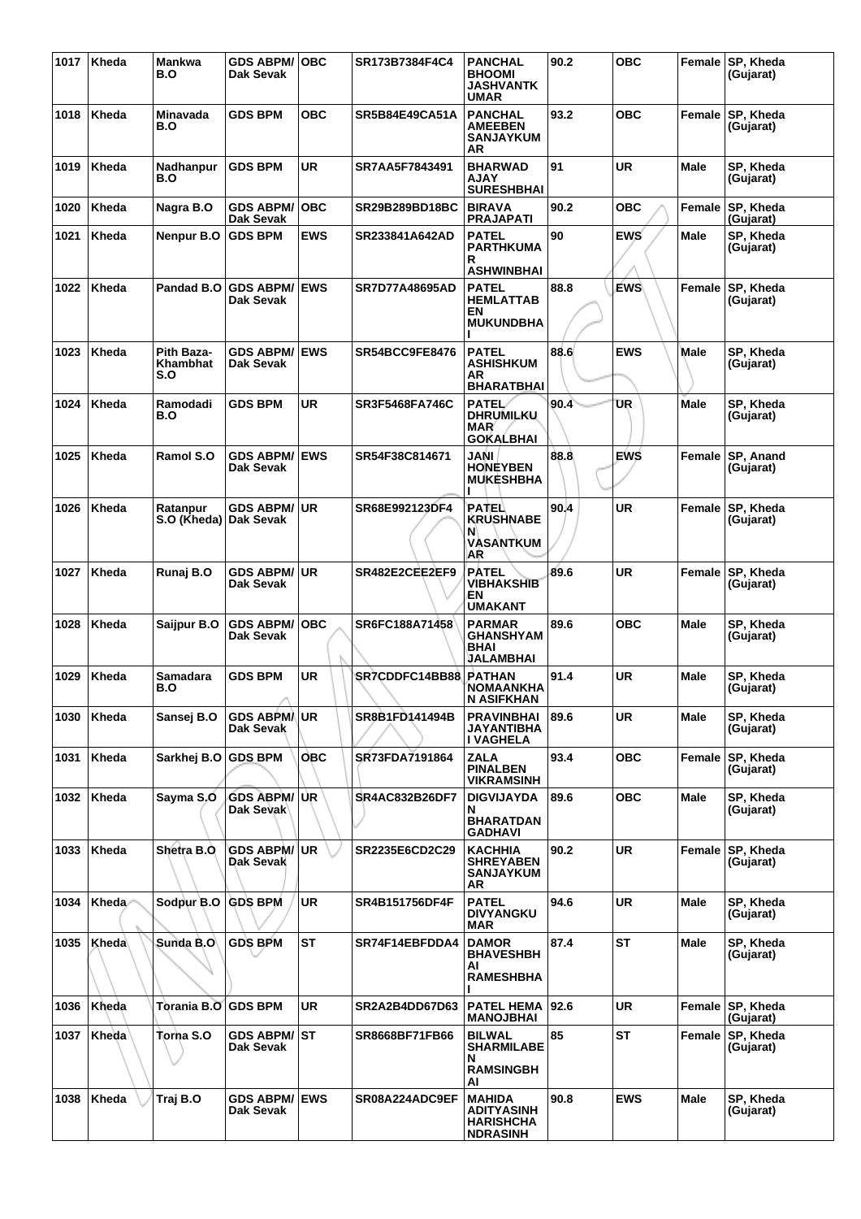| 1017 | Kheda | Mankwa B.O | GDS ABPM/ Dak Sevak | OBC | SR173B7384F4C4 | PANCHAL BHOOMI JASHVANTKUMAR | 90.2 | OBC | Female | SP, Kheda (Gujarat) |
|---|---|---|---|---|---|---|---|---|---|---|
| 1018 | Kheda | Minavada B.O | GDS BPM | OBC | SR5B84E49CA51A | PANCHAL AMEEBEN SANJAYKUMAR | 93.2 | OBC | Female | SP, Kheda (Gujarat) |
| 1019 | Kheda | Nadhanpur B.O | GDS BPM | UR | SR7AA5F7843491 | BHARWAD AJAY SURESHBHAI | 91 | UR | Male | SP, Kheda (Gujarat) |
| 1020 | Kheda | Nagra B.O | GDS ABPM/ Dak Sevak | OBC | SR29B289BD18BC | BIRAVA PRAJAPATI | 90.2 | OBC | Female | SP, Kheda (Gujarat) |
| 1021 | Kheda | Nenpur B.O | GDS BPM | EWS | SR233841A642AD | PATEL PARTHKUMAR ASHWINBHAI | 90 | EWS | Male | SP, Kheda (Gujarat) |
| 1022 | Kheda | Pandad B.O | GDS ABPM/ Dak Sevak | EWS | SR7D77A48695AD | PATEL HEMLATTABEN MUKUNDBHAI | 88.8 | EWS | Female | SP, Kheda (Gujarat) |
| 1023 | Kheda | Pith Baza-Khambhat S.O | GDS ABPM/ Dak Sevak | EWS | SR54BCC9FE8476 | PATEL ASHISHKUMAR BHARATBHAI | 88.6 | EWS | Male | SP, Kheda (Gujarat) |
| 1024 | Kheda | Ramodadi B.O | GDS BPM | UR | SR3F5468FA746C | PATEL DHRUMILKUMAR GOKALBHAI | 90.4 | UR | Male | SP, Kheda (Gujarat) |
| 1025 | Kheda | Ramol S.O | GDS ABPM/ Dak Sevak | EWS | SR54F38C814671 | JANI HONEYBEN MUKESHBHAI | 88.8 | EWS | Female | SP, Anand (Gujarat) |
| 1026 | Kheda | Ratanpur S.O (Kheda) | GDS ABPM/ Dak Sevak | UR | SR68E992123DF4 | PATEL KRUSHNABEN VASANTKUMAR | 90.4 | UR | Female | SP, Kheda (Gujarat) |
| 1027 | Kheda | Runaj B.O | GDS ABPM/ Dak Sevak | UR | SR482E2CEE2EF9 | PATEL VIBHAKSHIBEN UMAKANT | 89.6 | UR | Female | SP, Kheda (Gujarat) |
| 1028 | Kheda | Saijpur B.O | GDS ABPM/ Dak Sevak | OBC | SR6FC188A71458 | PARMAR GHANSHYAMBHAI JALAMBHAI | 89.6 | OBC | Male | SP, Kheda (Gujarat) |
| 1029 | Kheda | Samadara B.O | GDS BPM | UR | SR7CDDFC14BB88 | PATHAN NOMAANKHAN ASIFKHAN | 91.4 | UR | Male | SP, Kheda (Gujarat) |
| 1030 | Kheda | Sansej B.O | GDS ABPM/ Dak Sevak | UR | SR8B1FD141494B | PRAVINBHAI JAYANTIBHAI VAGHELA | 89.6 | UR | Male | SP, Kheda (Gujarat) |
| 1031 | Kheda | Sarkhej B.O | GDS BPM | OBC | SR73FDA7191864 | ZALA PINALBEN VIKRAMSINH | 93.4 | OBC | Female | SP, Kheda (Gujarat) |
| 1032 | Kheda | Sayma S.O | GDS ABPM/ Dak Sevak | UR | SR4AC832B26DF7 | DIGVIJAYDAN BHARATDAN GADHAVI | 89.6 | OBC | Male | SP, Kheda (Gujarat) |
| 1033 | Kheda | Shetra B.O | GDS ABPM/ Dak Sevak | UR | SR2235E6CD2C29 | KACHHIA SHREYABEN SANJAYKUMAR | 90.2 | UR | Female | SP, Kheda (Gujarat) |
| 1034 | Kheda | Sodpur B.O | GDS BPM | UR | SR4B151756DF4F | PATEL DIVYANGKUMAR | 94.6 | UR | Male | SP, Kheda (Gujarat) |
| 1035 | Kheda | Sunda B.O | GDS BPM | ST | SR74F14EBFDDA4 | DAMOR BHAVESHBHAI RAMESHBHAI | 87.4 | ST | Male | SP, Kheda (Gujarat) |
| 1036 | Kheda | Torania B.O | GDS BPM | UR | SR2A2B4DD67D63 | PATEL HEMA MANOJBHAI | 92.6 | UR | Female | SP, Kheda (Gujarat) |
| 1037 | Kheda | Torna S.O | GDS ABPM/ Dak Sevak | ST | SR8668BF71FB66 | BILWAL SHARMILABEN RAMSINGBHAI | 85 | ST | Female | SP, Kheda (Gujarat) |
| 1038 | Kheda | Traj B.O | GDS ABPM/ Dak Sevak | EWS | SR08A224ADC9EF | MAHIDA ADITYASINH HARISHCHANDRASINH | 90.8 | EWS | Male | SP, Kheda (Gujarat) |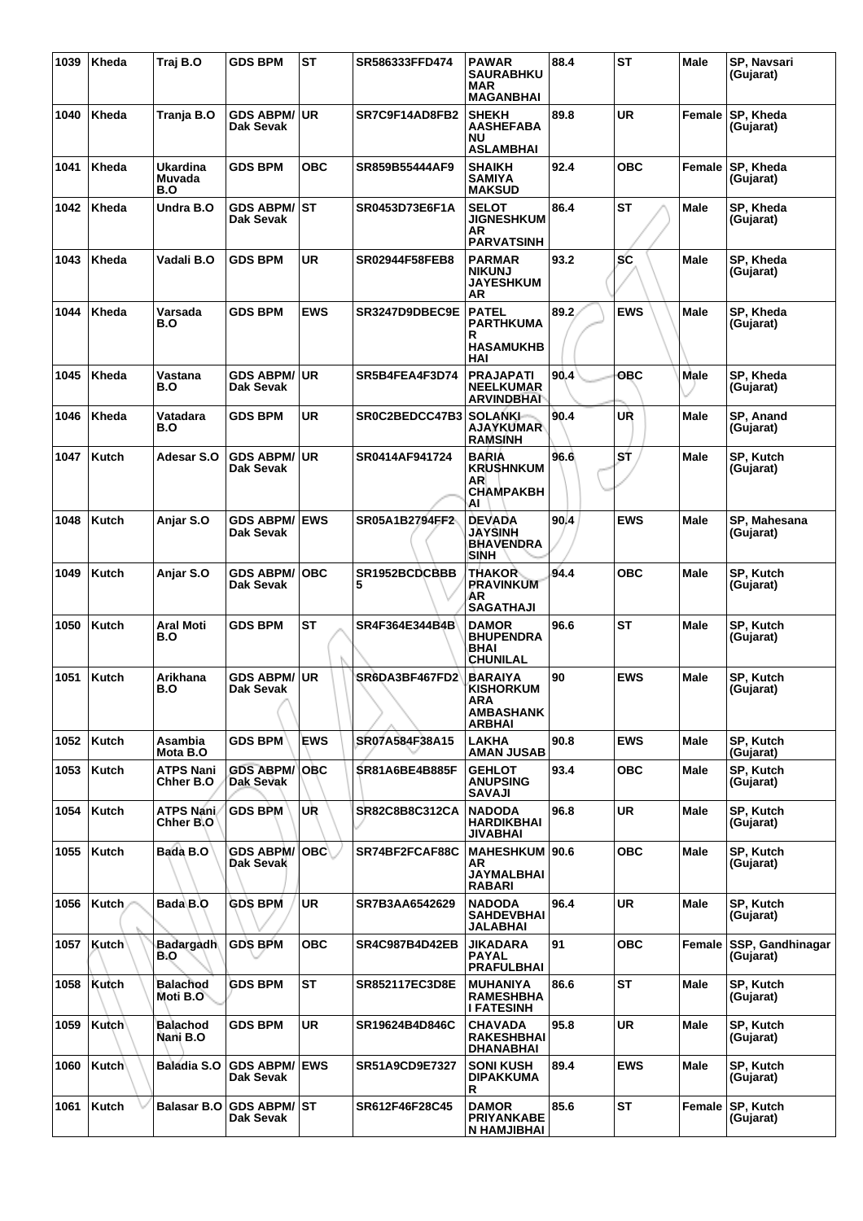| 1039 | Kheda | Traj B.O | GDS BPM | ST | SR586333FFD474 | PAWAR SAURABHKUMAR MAGANBHAI | 88.4 | ST | Male | SP, Navsari (Gujarat) |
|---|---|---|---|---|---|---|---|---|---|---|
| 1040 | Kheda | Tranja B.O | GDS ABPM/ Dak Sevak | UR | SR7C9F14AD8FB2 | SHEKH AASHEFABANU ASLAMBHAI | 89.8 | UR | Female | SP, Kheda (Gujarat) |
| 1041 | Kheda | Ukardina Muvada B.O | GDS BPM | OBC | SR859B55444AF9 | SHAIKH SAMIYA MAKSUD | 92.4 | OBC | Female | SP, Kheda (Gujarat) |
| 1042 | Kheda | Undra B.O | GDS ABPM/ Dak Sevak | ST | SR0453D73E6F1A | SELOT JIGNESHKUMAR PARVATSINH | 86.4 | ST | Male | SP, Kheda (Gujarat) |
| 1043 | Kheda | Vadali B.O | GDS BPM | UR | SR02944F58FEB8 | PARMAR NIKUNJ JAYESHKUMAR | 93.2 | SC | Male | SP, Kheda (Gujarat) |
| 1044 | Kheda | Varsada B.O | GDS BPM | EWS | SR3247D9DBEC9E | PATEL PARTHKUMAR HASAMUKHBHAI | 89.2 | EWS | Male | SP, Kheda (Gujarat) |
| 1045 | Kheda | Vastana B.O | GDS ABPM/ Dak Sevak | UR | SR5B4FEA4F3D74 | PRAJAPATI NEELKUMAR ARVINDBHAI | 90.4 | OBC | Male | SP, Kheda (Gujarat) |
| 1046 | Kheda | Vatadara B.O | GDS BPM | UR | SR0C2BEDCC47B3 | SOLANKI AJAYKUMAR RAMSINH | 90.4 | UR | Male | SP, Anand (Gujarat) |
| 1047 | Kutch | Adesar S.O | GDS ABPM/ Dak Sevak | UR | SR0414AF941724 | BARIA KRUSHNKUMAR CHAMPAKBHAI | 96.6 | ST | Male | SP, Kutch (Gujarat) |
| 1048 | Kutch | Anjar S.O | GDS ABPM/ Dak Sevak | EWS | SR05A1B2794FF2 | DEVADA JAYSINH BHAVENDRASINH | 90.4 | EWS | Male | SP, Mahesana (Gujarat) |
| 1049 | Kutch | Anjar S.O | GDS ABPM/ Dak Sevak | OBC | SR1952BCDCBBB5 | THAKOR PRAVINKUMAR SAGATHAJI | 94.4 | OBC | Male | SP, Kutch (Gujarat) |
| 1050 | Kutch | Aral Moti B.O | GDS BPM | ST | SR4F364E344B4B | DAMOR BHUPENDRABHAI CHUNILAL | 96.6 | ST | Male | SP, Kutch (Gujarat) |
| 1051 | Kutch | Arikhana B.O | GDS ABPM/ Dak Sevak | UR | SR6DA3BF467FD2 | BARAIYA KISHORKUMARA AMBASHANKARBHAI | 90 | EWS | Male | SP, Kutch (Gujarat) |
| 1052 | Kutch | Asambia Mota B.O | GDS BPM | EWS | SR07A584F38A15 | LAKHA AMAN JUSAB | 90.8 | EWS | Male | SP, Kutch (Gujarat) |
| 1053 | Kutch | ATPS Nani Chher B.O | GDS ABPM/ Dak Sevak | OBC | SR81A6BE4B885F | GEHLOT ANUPSING SAVAJI | 93.4 | OBC | Male | SP, Kutch (Gujarat) |
| 1054 | Kutch | ATPS Nani Chher B.O | GDS BPM | UR | SR82C8B8C312CA | NADODA HARDIKBHAI JIVABHAI | 96.8 | UR | Male | SP, Kutch (Gujarat) |
| 1055 | Kutch | Bada B.O | GDS ABPM/ Dak Sevak | OBC | SR74BF2FCAF88C | MAHESHKUMAR JAYMALBHAI RABARI | 90.6 | OBC | Male | SP, Kutch (Gujarat) |
| 1056 | Kutch | Bada B.O | GDS BPM | UR | SR7B3AA6542629 | NADODA SAHDEVBHAI JALABHAI | 96.4 | UR | Male | SP, Kutch (Gujarat) |
| 1057 | Kutch | Badargadh B.O | GDS BPM | OBC | SR4C987B4D42EB | JIKADARA PAYAL PRAFULBHAI | 91 | OBC | Female | SSP, Gandhinagar (Gujarat) |
| 1058 | Kutch | Balachod Moti B.O | GDS BPM | ST | SR852117EC3D8E | MUHANIYA RAMESHBHAI FATESINH | 86.6 | ST | Male | SP, Kutch (Gujarat) |
| 1059 | Kutch | Balachod Nani B.O | GDS BPM | UR | SR19624B4D846C | CHAVADA RAKESHBHAI DHANABHAI | 95.8 | UR | Male | SP, Kutch (Gujarat) |
| 1060 | Kutch | Baladia S.O | GDS ABPM/ Dak Sevak | EWS | SR51A9CD9E7327 | SONI KUSH DIPAKKUMAR | 89.4 | EWS | Male | SP, Kutch (Gujarat) |
| 1061 | Kutch | Balasar B.O | GDS ABPM/ Dak Sevak | ST | SR612F46F28C45 | DAMOR PRIYANKABEN HAMJIBHAI | 85.6 | ST | Female | SP, Kutch (Gujarat) |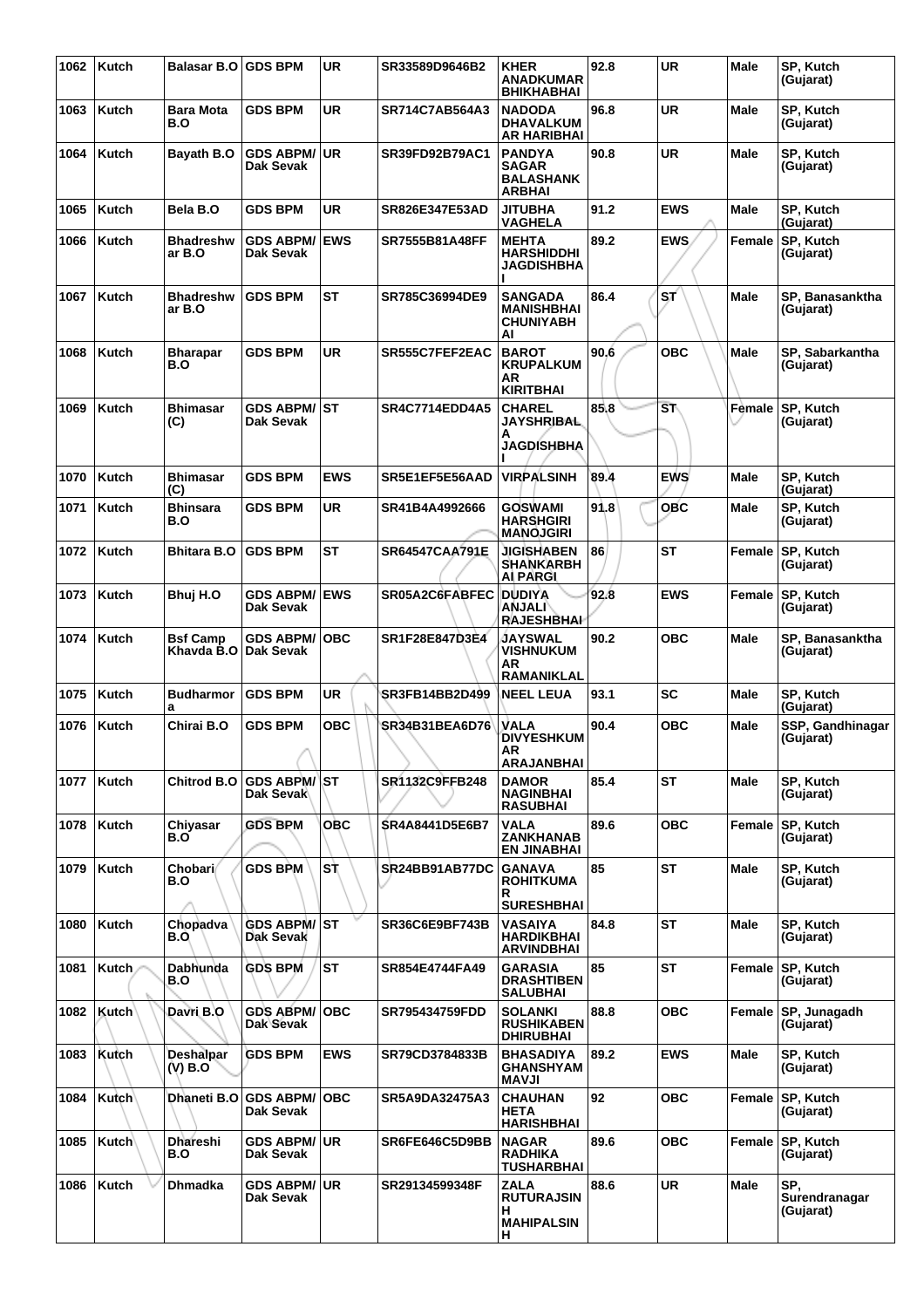| 1062 | Kutch | Balasar B.O | GDS BPM | UR | SR33589D9646B2 | KHER ANADKUMAR BHIKHABHAI | 92.8 | UR | Male | SP, Kutch (Gujarat) |
|---|---|---|---|---|---|---|---|---|---|---|
| 1063 | Kutch | Bara Mota B.O | GDS BPM | UR | SR714C7AB564A3 | NADODA DHAVALKUM AR HARIBHAI | 96.8 | UR | Male | SP, Kutch (Gujarat) |
| 1064 | Kutch | Bayath B.O | GDS ABPM/ Dak Sevak | UR | SR39FD92B79AC1 | PANDYA SAGAR BALASHANK ARBHAI | 90.8 | UR | Male | SP, Kutch (Gujarat) |
| 1065 | Kutch | Bela B.O | GDS BPM | UR | SR826E347E53AD | JITUBHA VAGHELA | 91.2 | EWS | Male | SP, Kutch (Gujarat) |
| 1066 | Kutch | Bhadreshw ar B.O | GDS ABPM/ Dak Sevak | EWS | SR7555B81A48FF | MEHTA HARSHIDDHI JAGDISHBHA I | 89.2 | EWS | Female | SP, Kutch (Gujarat) |
| 1067 | Kutch | Bhadreshw ar B.O | GDS BPM | ST | SR785C36994DE9 | SANGADA MANISHBHAI CHUNIYABH AI | 86.4 | ST | Male | SP, Banasanktha (Gujarat) |
| 1068 | Kutch | Bharapar B.O | GDS BPM | UR | SR555C7FEF2EAC | BAROT KRUPALKUM AR KIRITBHAI | 90.6 | OBC | Male | SP, Sabarkantha (Gujarat) |
| 1069 | Kutch | Bhimasar (C) | GDS ABPM/ Dak Sevak | ST | SR4C7714EDD4A5 | CHAREL JAYSHRIBAL A JAGDISHBHA I | 85.8 | ST | Female | SP, Kutch (Gujarat) |
| 1070 | Kutch | Bhimasar (C) | GDS BPM | EWS | SR5E1EF5E56AAD | VIRPALSINH | 89.4 | EWS | Male | SP, Kutch (Gujarat) |
| 1071 | Kutch | Bhinsara B.O | GDS BPM | UR | SR41B4A4992666 | GOSWAMI HARSHGIRI MANOJGIRI | 91.8 | OBC | Male | SP, Kutch (Gujarat) |
| 1072 | Kutch | Bhitara B.O | GDS BPM | ST | SR64547CAA791E | JIGISHABEN SHANKARBH AI PARGI | 86 | ST | Female | SP, Kutch (Gujarat) |
| 1073 | Kutch | Bhuj H.O | GDS ABPM/ Dak Sevak | EWS | SR05A2C6FABFEC | DUDIYA ANJALI RAJESHBHAI | 92.8 | EWS | Female | SP, Kutch (Gujarat) |
| 1074 | Kutch | Bsf Camp Khavda B.O | GDS ABPM/ Dak Sevak | OBC | SR1F28E847D3E4 | JAYSWAL VISHNUKUM AR RAMANIKLAL | 90.2 | OBC | Male | SP, Banasanktha (Gujarat) |
| 1075 | Kutch | Budharmor a | GDS BPM | UR | SR3FB14BB2D499 | NEEL LEUA | 93.1 | SC | Male | SP, Kutch (Gujarat) |
| 1076 | Kutch | Chirai B.O | GDS BPM | OBC | SR34B31BEA6D76 | VALA DIVYESHKUM AR ARAJANBHAI | 90.4 | OBC | Male | SSP, Gandhinagar (Gujarat) |
| 1077 | Kutch | Chitrod B.O | GDS ABPM/ Dak Sevak | ST | SR1132C9FFB248 | DAMOR NAGINBHAI RASUBHAI | 85.4 | ST | Male | SP, Kutch (Gujarat) |
| 1078 | Kutch | Chiyasar B.O | GDS BPM | OBC | SR4A8441D5E6B7 | VALA ZANKHANAB EN JINABHAI | 89.6 | OBC | Female | SP, Kutch (Gujarat) |
| 1079 | Kutch | Chobari B.O | GDS BPM | ST | SR24BB91AB77DC | GANAVA ROHITKUMA R SURESHBHAI | 85 | ST | Male | SP, Kutch (Gujarat) |
| 1080 | Kutch | Chopadva B.O | GDS ABPM/ Dak Sevak | ST | SR36C6E9BF743B | VASAIYA HARDIKBHAI ARVINDBHAI | 84.8 | ST | Male | SP, Kutch (Gujarat) |
| 1081 | Kutch | Dabhunda B.O | GDS BPM | ST | SR854E4744FA49 | GARASIA DRASHTIBEN SALUBHAI | 85 | ST | Female | SP, Kutch (Gujarat) |
| 1082 | Kutch | Davri B.O | GDS ABPM/ Dak Sevak | OBC | SR795434759FDD | SOLANKI RUSHIKABEN DHIRUBHAI | 88.8 | OBC | Female | SP, Junagadh (Gujarat) |
| 1083 | Kutch | Deshalpar (V) B.O | GDS BPM | EWS | SR79CD3784833B | BHASADIYA GHANSHYAM MAVJI | 89.2 | EWS | Male | SP, Kutch (Gujarat) |
| 1084 | Kutch | Dhaneti B.O | GDS ABPM/ Dak Sevak | OBC | SR5A9DA32475A3 | CHAUHAN HETA HARISHBHAI | 92 | OBC | Female | SP, Kutch (Gujarat) |
| 1085 | Kutch | Dhareshi B.O | GDS ABPM/ Dak Sevak | UR | SR6FE646C5D9BB | NAGAR RADHIKA TUSHARBHAI | 89.6 | OBC | Female | SP, Kutch (Gujarat) |
| 1086 | Kutch | Dhmadka | GDS ABPM/ Dak Sevak | UR | SR29134599348F | ZALA RUTURAJSIN H MAHIPALSIN H | 88.6 | UR | Male | SP, Surendranagar (Gujarat) |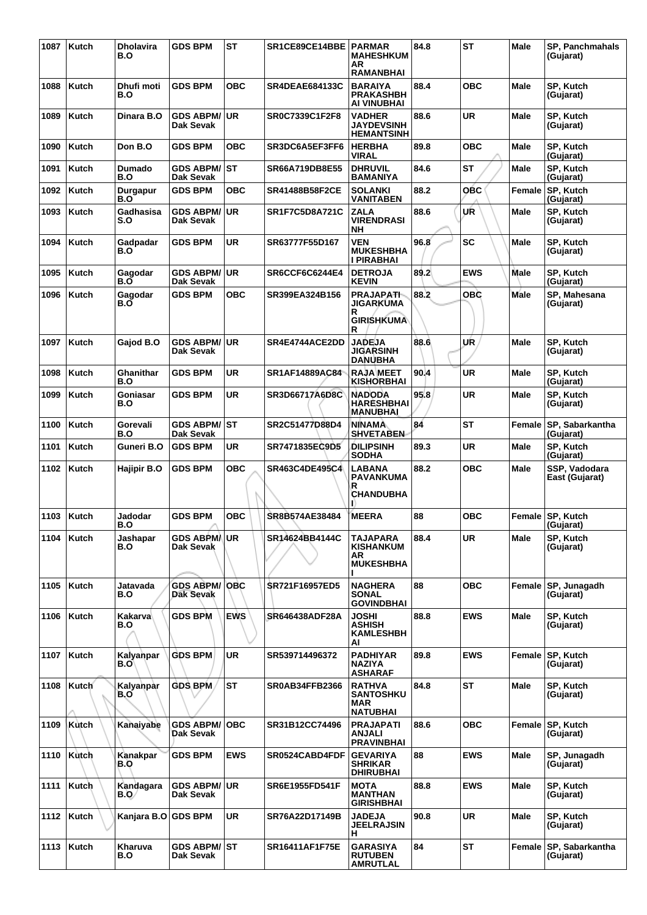| 1087 | Kutch | Dholavira B.O | GDS BPM | ST | SR1CE89CE14BBE | PARMAR MAHESHKUMAR RAMANBHAI | 84.8 | ST | Male | SP, Panchmahals (Gujarat) |
|---|---|---|---|---|---|---|---|---|---|---|
| 1088 | Kutch | Dhufi moti B.O | GDS BPM | OBC | SR4DEAE684133C | BARAIYA PRAKASHBHAI VINUBHAI | 88.4 | OBC | Male | SP, Kutch (Gujarat) |
| 1089 | Kutch | Dinara B.O | GDS ABPM/ Dak Sevak | UR | SR0C7339C1F2F8 | VADHER JAYDEVSINH HEMANTSINH | 88.6 | UR | Male | SP, Kutch (Gujarat) |
| 1090 | Kutch | Don B.O | GDS BPM | OBC | SR3DC6A5EF3FF6 | HERBHA VIRAL | 89.8 | OBC | Male | SP, Kutch (Gujarat) |
| 1091 | Kutch | Dumado B.O | GDS ABPM/ Dak Sevak | ST | SR66A719DB8E55 | DHRUVIL BAMANIYA | 84.6 | ST | Male | SP, Kutch (Gujarat) |
| 1092 | Kutch | Durgapur B.O | GDS BPM | OBC | SR41488B58F2CE | SOLANKI VANITABEN | 88.2 | OBC | Female | SP, Kutch (Gujarat) |
| 1093 | Kutch | Gadhasisa S.O | GDS ABPM/ Dak Sevak | UR | SR1F7C5D8A721C | ZALA VIRENDRASINH | 88.6 | UR | Male | SP, Kutch (Gujarat) |
| 1094 | Kutch | Gadpadar B.O | GDS BPM | UR | SR63777F55D167 | VEN MUKESHBHAI PIRABHAI | 96.8 | SC | Male | SP, Kutch (Gujarat) |
| 1095 | Kutch | Gagodar B.O | GDS ABPM/ Dak Sevak | UR | SR6CCF6C6244E4 | DETROJA KEVIN | 89.2 | EWS | Male | SP, Kutch (Gujarat) |
| 1096 | Kutch | Gagodar B.O | GDS BPM | OBC | SR399EA324B156 | PRAJAPATI JIGARKUMAR GIRISHKUMAR | 88.2 | OBC | Male | SP, Mahesana (Gujarat) |
| 1097 | Kutch | Gajod B.O | GDS ABPM/ Dak Sevak | UR | SR4E4744ACE2DD | JADEJA JIGARSINH DANUBHA | 88.6 | UR | Male | SP, Kutch (Gujarat) |
| 1098 | Kutch | Ghanithar B.O | GDS BPM | UR | SR1AF14889AC84 | RAJA MEET KISHORBHAI | 90.4 | UR | Male | SP, Kutch (Gujarat) |
| 1099 | Kutch | Goniasar B.O | GDS BPM | UR | SR3D66717A6D8C | NADODA HARESHBHAI MANUBHAI | 95.8 | UR | Male | SP, Kutch (Gujarat) |
| 1100 | Kutch | Gorevali B.O | GDS ABPM/ Dak Sevak | ST | SR2C51477D88D4 | NINAMA SHVETABEN | 84 | ST | Female | SP, Sabarkantha (Gujarat) |
| 1101 | Kutch | Guneri B.O | GDS BPM | UR | SR7471835EC9D5 | DILIPSINH SODHA | 89.3 | UR | Male | SP, Kutch (Gujarat) |
| 1102 | Kutch | Hajipir B.O | GDS BPM | OBC | SR463C4DE495C4 | LABANA PAVANKUMAR CHANDUBHAI | 88.2 | OBC | Male | SSP, Vadodara East (Gujarat) |
| 1103 | Kutch | Jadodar B.O | GDS BPM | OBC | SR8B574AE38484 | MEERA | 88 | OBC | Female | SP, Kutch (Gujarat) |
| 1104 | Kutch | Jashapar B.O | GDS ABPM/ Dak Sevak | UR | SR14624BB4144C | TAJAPARA KISHANKUMAR MUKESHBHAI | 88.4 | UR | Male | SP, Kutch (Gujarat) |
| 1105 | Kutch | Jatavada B.O | GDS ABPM/ Dak Sevak | OBC | SR721F16957ED5 | NAGHERA SONAL GOVINDBHAI | 88 | OBC | Female | SP, Junagadh (Gujarat) |
| 1106 | Kutch | Kakarva B.O | GDS BPM | EWS | SR646438ADF28A | JOSHI ASHISH KAMLESHBHAI | 88.8 | EWS | Male | SP, Kutch (Gujarat) |
| 1107 | Kutch | Kalyanpar B.O | GDS BPM | UR | SR539714496372 | PADHIYAR NAZIYA ASHARAF | 89.8 | EWS | Female | SP, Kutch (Gujarat) |
| 1108 | Kutch | Kalyanpar B.O | GDS BPM | ST | SR0AB34FFB2366 | RATHVA SANTOSHKUMAR NATUBHAI | 84.8 | ST | Male | SP, Kutch (Gujarat) |
| 1109 | Kutch | Kanaiyabe | GDS ABPM/ Dak Sevak | OBC | SR31B12CC74496 | PRAJAPATI ANJALI PRAVINBHAI | 88.6 | OBC | Female | SP, Kutch (Gujarat) |
| 1110 | Kutch | Kanakpar B.O | GDS BPM | EWS | SR0524CABD4FDF | GEVARIYA SHRIKAR DHIRUBHAI | 88 | EWS | Male | SP, Junagadh (Gujarat) |
| 1111 | Kutch | Kandagara B.O | GDS ABPM/ Dak Sevak | UR | SR6E1955FD541F | MOTA MANTHAN GIRISHBHAI | 88.8 | EWS | Male | SP, Kutch (Gujarat) |
| 1112 | Kutch | Kanjara B.O | GDS BPM | UR | SR76A22D17149B | JADEJA JEELRAJSINH | 90.8 | UR | Male | SP, Kutch (Gujarat) |
| 1113 | Kutch | Kharuva B.O | GDS ABPM/ Dak Sevak | ST | SR16411AF1F75E | GARASIYA RUTUBEN AMRUTLAL | 84 | ST | Female | SP, Sabarkantha (Gujarat) |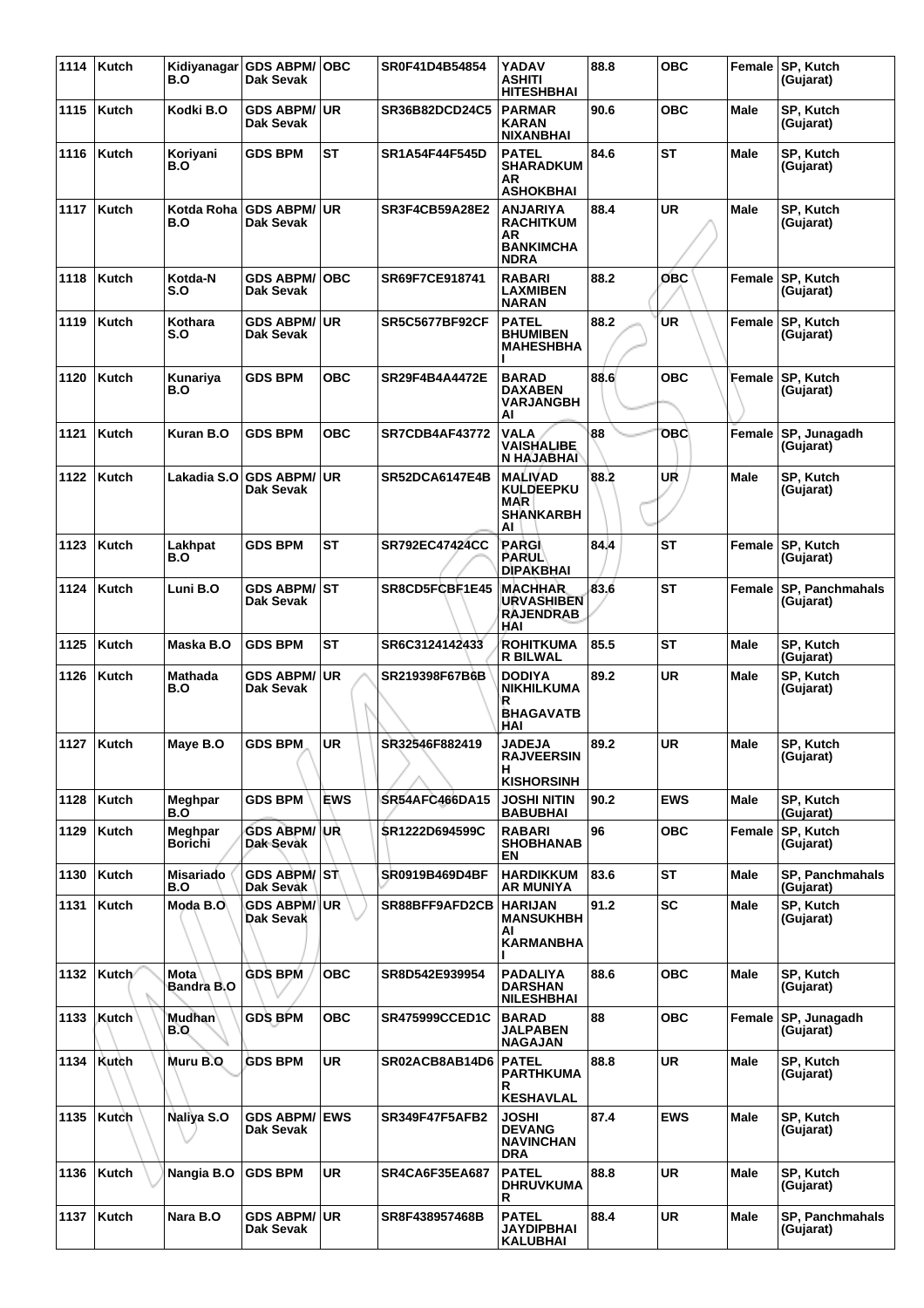| 1114 | Kutch | Kidiyanagar B.O | GDS ABPM/ Dak Sevak | OBC | SR0F41D4B54854 | YADAV ASHITI HITESHBHAI | 88.8 | OBC | Female | SP, Kutch (Gujarat) |
|---|---|---|---|---|---|---|---|---|---|---|
| 1115 | Kutch | Kodki B.O | GDS ABPM/ Dak Sevak | UR | SR36B82DCD24C5 | PARMAR KARAN NIXANBHAI | 90.6 | OBC | Male | SP, Kutch (Gujarat) |
| 1116 | Kutch | Koriyani B.O | GDS BPM | ST | SR1A54F44F545D | PATEL SHARADKUMAR ASHOKBHAI | 84.6 | ST | Male | SP, Kutch (Gujarat) |
| 1117 | Kutch | Kotda Roha B.O | GDS ABPM/ Dak Sevak | UR | SR3F4CB59A28E2 | ANJARIYA RACHITKUMAR BANKIMCHANDRA | 88.4 | UR | Male | SP, Kutch (Gujarat) |
| 1118 | Kutch | Kotda-N S.O | GDS ABPM/ Dak Sevak | OBC | SR69F7CE918741 | RABARI LAXMIBEN NARAN | 88.2 | OBC | Female | SP, Kutch (Gujarat) |
| 1119 | Kutch | Kothara S.O | GDS ABPM/ Dak Sevak | UR | SR5C5677BF92CF | PATEL BHUMIBEN MAHESHBHAI | 88.2 | UR | Female | SP, Kutch (Gujarat) |
| 1120 | Kutch | Kunariya B.O | GDS BPM | OBC | SR29F4B4A4472E | BARAD DAXABEN VARJANGBHAI | 88.6 | OBC | Female | SP, Kutch (Gujarat) |
| 1121 | Kutch | Kuran B.O | GDS BPM | OBC | SR7CDB4AF43772 | VALA VAISHALIBEN HAJABHAI | 88 | OBC | Female | SP, Junagadh (Gujarat) |
| 1122 | Kutch | Lakadia S.O | GDS ABPM/ Dak Sevak | UR | SR52DCA6147E4B | MALIVAD KULDEEPKUMAR SHANKARBHAI | 88.2 | UR | Male | SP, Kutch (Gujarat) |
| 1123 | Kutch | Lakhpat B.O | GDS BPM | ST | SR792EC47424CC | PARGI PARUL DIPAKBHAI | 84.4 | ST | Female | SP, Kutch (Gujarat) |
| 1124 | Kutch | Luni B.O | GDS ABPM/ Dak Sevak | ST | SR8CD5FCBF1E45 | MACHHAR URVASHIBEN RAJENDRABHAI | 83.6 | ST | Female | SP, Panchmahals (Gujarat) |
| 1125 | Kutch | Maska B.O | GDS BPM | ST | SR6C3124142433 | ROHITKUMAR BILWAL | 85.5 | ST | Male | SP, Kutch (Gujarat) |
| 1126 | Kutch | Mathada B.O | GDS ABPM/ Dak Sevak | UR | SR219398F67B6B | DODIYA NIKHILKUMAR BHAGAVATBHAI | 89.2 | UR | Male | SP, Kutch (Gujarat) |
| 1127 | Kutch | Maye B.O | GDS BPM | UR | SR32546F882419 | JADEJA RAJVEERSINH KISHORSINH | 89.2 | UR | Male | SP, Kutch (Gujarat) |
| 1128 | Kutch | Meghpar B.O | GDS BPM | EWS | SR54AFC466DA15 | JOSHI NITIN BABUBHAI | 90.2 | EWS | Male | SP, Kutch (Gujarat) |
| 1129 | Kutch | Meghpar Borichi | GDS ABPM/ Dak Sevak | UR | SR1222D694599C | RABARI SHOBHANABEN | 96 | OBC | Female | SP, Kutch (Gujarat) |
| 1130 | Kutch | Misariado B.O | GDS ABPM/ Dak Sevak | ST | SR0919B469D4BF | HARDIKKUMAR MUNIYA | 83.6 | ST | Male | SP, Panchmahals (Gujarat) |
| 1131 | Kutch | Moda B.O | GDS ABPM/ Dak Sevak | UR | SR88BFF9AFD2CB | HARIJAN MANSUKHBHAI KARMANBHAI | 91.2 | SC | Male | SP, Kutch (Gujarat) |
| 1132 | Kutch | Mota Bandra B.O | GDS BPM | OBC | SR8D542E939954 | PADALIYA DARSHAN NILESHBHAI | 88.6 | OBC | Male | SP, Kutch (Gujarat) |
| 1133 | Kutch | Mudhan B.O | GDS BPM | OBC | SR475999CCED1C | BARAD JALPABEN NAGAJAN | 88 | OBC | Female | SP, Junagadh (Gujarat) |
| 1134 | Kutch | Muru B.O | GDS BPM | UR | SR02ACB8AB14D6 | PATEL PARTHKUMAR KESHAVLAL | 88.8 | UR | Male | SP, Kutch (Gujarat) |
| 1135 | Kutch | Naliya S.O | GDS ABPM/ Dak Sevak | EWS | SR349F47F5AFB2 | JOSHI DEVANG NAVINCHANDRA | 87.4 | EWS | Male | SP, Kutch (Gujarat) |
| 1136 | Kutch | Nangia B.O | GDS BPM | UR | SR4CA6F35EA687 | PATEL DHRUVKUMAR | 88.8 | UR | Male | SP, Kutch (Gujarat) |
| 1137 | Kutch | Nara B.O | GDS ABPM/ Dak Sevak | UR | SR8F438957468B | PATEL JAYDIPBHAI KALUBHAI | 88.4 | UR | Male | SP, Panchmahals (Gujarat) |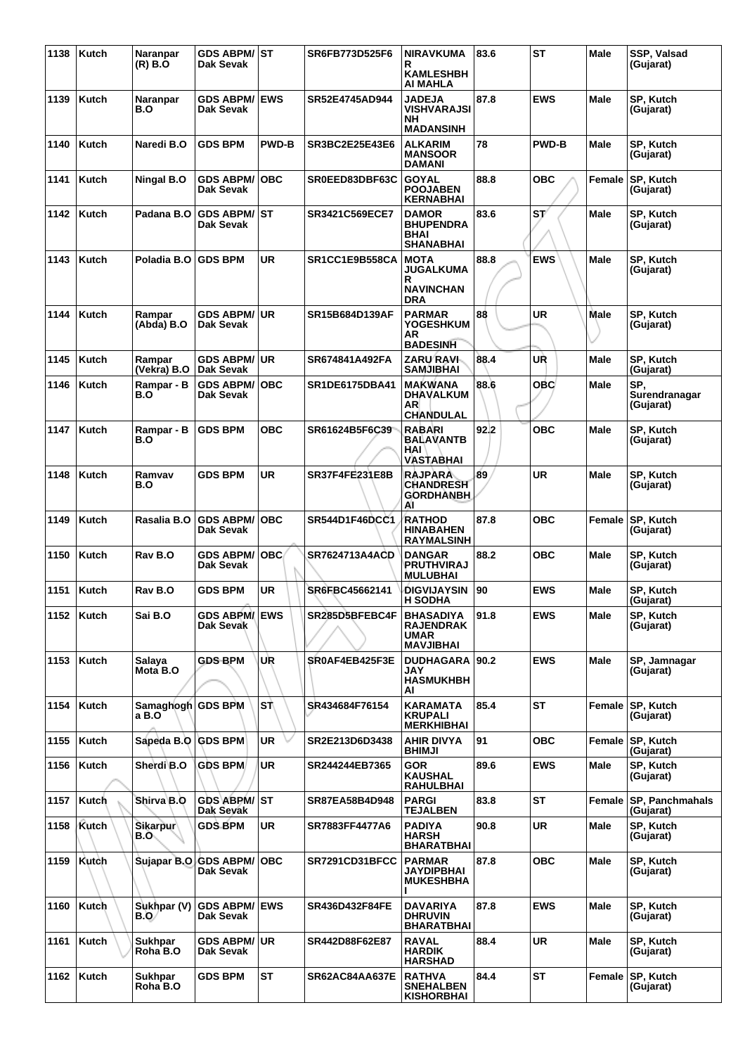| 1138 | Kutch | Naranpar (R) B.O | GDS ABPM/ Dak Sevak | ST | SR6FB773D525F6 | NIRAVKUMAR KAMLESHBHAI MAHLA | 83.6 | ST | Male | SSP, Valsad (Gujarat) |
|---|---|---|---|---|---|---|---|---|---|---|
| 1139 | Kutch | Naranpar B.O | GDS ABPM/ Dak Sevak | EWS | SR52E4745AD944 | JADEJA VISHVARAJSINH MADANSINH | 87.8 | EWS | Male | SP, Kutch (Gujarat) |
| 1140 | Kutch | Naredi B.O | GDS BPM | PWD-B | SR3BC2E25E43E6 | ALKARIM MANSOOR DAMANI | 78 | PWD-B | Male | SP, Kutch (Gujarat) |
| 1141 | Kutch | Ningal B.O | GDS ABPM/ Dak Sevak | OBC | SR0EED83DBF63C | GOYAL POOJABEN KERNABHAI | 88.8 | OBC | Female | SP, Kutch (Gujarat) |
| 1142 | Kutch | Padana B.O | GDS ABPM/ Dak Sevak | ST | SR3421C569ECE7 | DAMOR BHUPENDRA BHAI SHANABHAI | 83.6 | ST | Male | SP, Kutch (Gujarat) |
| 1143 | Kutch | Poladia B.O | GDS BPM | UR | SR1CC1E9B558CA | MOTA JUGALKUMAR NAVINCHANDRA | 88.8 | EWS | Male | SP, Kutch (Gujarat) |
| 1144 | Kutch | Rampar (Abda) B.O | GDS ABPM/ Dak Sevak | UR | SR15B684D139AF | PARMAR YOGESHKUMAR BADESINH | 88 | UR | Male | SP, Kutch (Gujarat) |
| 1145 | Kutch | Rampar (Vekra) B.O | GDS ABPM/ Dak Sevak | UR | SR674841A492FA | ZARU RAVI SAMJIBHAI | 88.4 | UR | Male | SP, Kutch (Gujarat) |
| 1146 | Kutch | Rampar - B B.O | GDS ABPM/ Dak Sevak | OBC | SR1DE6175DBA41 | MAKWANA DHAVALKUMAR CHANDULAL | 88.6 | OBC | Male | SP, Surendranagar (Gujarat) |
| 1147 | Kutch | Rampar - B B.O | GDS BPM | OBC | SR61624B5F6C39 | RABARI BALAVANTBHAI VASTABHAI | 92.2 | OBC | Male | SP, Kutch (Gujarat) |
| 1148 | Kutch | Ramvav B.O | GDS BPM | UR | SR37F4FE231E8B | RAJPARA CHANDRESH GORDHANBHAI | 89 | UR | Male | SP, Kutch (Gujarat) |
| 1149 | Kutch | Rasalia B.O | GDS ABPM/ Dak Sevak | OBC | SR544D1F46DCC1 | RATHOD HINABAHEN RAYMALSINH | 87.8 | OBC | Female | SP, Kutch (Gujarat) |
| 1150 | Kutch | Rav B.O | GDS ABPM/ Dak Sevak | OBC | SR7624713A4ACD | DANGAR PRUTHVIRAJ MULUBHAI | 88.2 | OBC | Male | SP, Kutch (Gujarat) |
| 1151 | Kutch | Rav B.O | GDS BPM | UR | SR6FBC45662141 | DIGVIJAYSINH SODHA | 90 | EWS | Male | SP, Kutch (Gujarat) |
| 1152 | Kutch | Sai B.O | GDS ABPM/ Dak Sevak | EWS | SR285D5BFEBC4F | BHASADIYA RAJENDRAKUMAR MAVJIBHAI | 91.8 | EWS | Male | SP, Kutch (Gujarat) |
| 1153 | Kutch | Salaya Mota B.O | GDS BPM | UR | SR0AF4EB425F3E | DUDHAGARA JAY HASMUKHBHAI | 90.2 | EWS | Male | SP, Jamnagar (Gujarat) |
| 1154 | Kutch | Samaghogha B.O | GDS BPM | ST | SR434684F76154 | KARAMATA KRUPALI MERKHIBHAI | 85.4 | ST | Female | SP, Kutch (Gujarat) |
| 1155 | Kutch | Sapeda B.O | GDS BPM | UR | SR2E213D6D3438 | AHIR DIVYA BHIMJI | 91 | OBC | Female | SP, Kutch (Gujarat) |
| 1156 | Kutch | Sherdi B.O | GDS BPM | UR | SR244244EB7365 | GOR KAUSHAL RAHULBHAI | 89.6 | EWS | Male | SP, Kutch (Gujarat) |
| 1157 | Kutch | Shirva B.O | GDS ABPM/ Dak Sevak | ST | SR87EA58B4D948 | PARGI TEJALBEN | 83.8 | ST | Female | SP, Panchmahals (Gujarat) |
| 1158 | Kutch | Sikarpur B.O | GDS BPM | UR | SR7883FF4477A6 | PADIYA HARSH BHARATBHAI | 90.8 | UR | Male | SP, Kutch (Gujarat) |
| 1159 | Kutch | Sujapar B.O | GDS ABPM/ Dak Sevak | OBC | SR7291CD31BFCC | PARMAR JAYDIPBHAI MUKESHBHAI | 87.8 | OBC | Male | SP, Kutch (Gujarat) |
| 1160 | Kutch | Sukhpar (V) B.O | GDS ABPM/ Dak Sevak | EWS | SR436D432F84FE | DAVARIYA DHRUVIN BHARATBHAI | 87.8 | EWS | Male | SP, Kutch (Gujarat) |
| 1161 | Kutch | Sukhpar Roha B.O | GDS ABPM/ Dak Sevak | UR | SR442D88F62E87 | RAVAL HARDIK HARSHAD | 88.4 | UR | Male | SP, Kutch (Gujarat) |
| 1162 | Kutch | Sukhpar Roha B.O | GDS BPM | ST | SR62AC84AA637E | RATHVA SNEHALBEN KISHORBHAI | 84.4 | ST | Female | SP, Kutch (Gujarat) |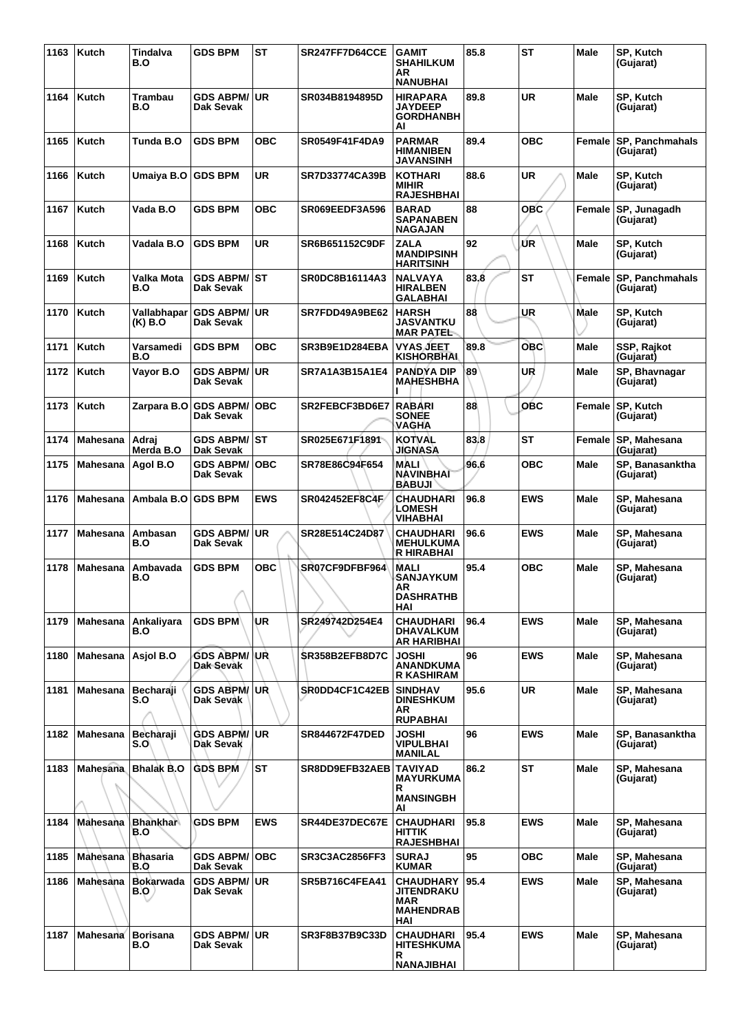| 1163 | Kutch | Tindalva B.O | GDS BPM | ST | SR247FF7D64CCE | GAMIT SHAHILKUMAR NANUBHAI | 85.8 | ST | Male | SP, Kutch (Gujarat) |
|---|---|---|---|---|---|---|---|---|---|---|
| 1164 | Kutch | Trambau B.O | GDS ABPM/ Dak Sevak | UR | SR034B8194895D | HIRAPARA JAYDEEP GORDHANBHAI | 89.8 | UR | Male | SP, Kutch (Gujarat) |
| 1165 | Kutch | Tunda B.O | GDS BPM | OBC | SR0549F41F4DA9 | PARMAR HIMANIBEN JAVANSINH | 89.4 | OBC | Female | SP, Panchmahals (Gujarat) |
| 1166 | Kutch | Umaiya B.O | GDS BPM | UR | SR7D33774CA39B | KOTHARI MIHIR RAJESHBHAI | 88.6 | UR | Male | SP, Kutch (Gujarat) |
| 1167 | Kutch | Vada B.O | GDS BPM | OBC | SR069EEDF3A596 | BARAD SAPANABEN NAGAJAN | 88 | OBC | Female | SP, Junagadh (Gujarat) |
| 1168 | Kutch | Vadala B.O | GDS BPM | UR | SR6B651152C9DF | ZALA MANDIPSINH HARITSINH | 92 | UR | Male | SP, Kutch (Gujarat) |
| 1169 | Kutch | Valka Mota B.O | GDS ABPM/ Dak Sevak | ST | SR0DC8B16114A3 | NALVAYA HIRALBEN GALABHAI | 83.8 | ST | Female | SP, Panchmahals (Gujarat) |
| 1170 | Kutch | Vallabhapar (K) B.O | GDS ABPM/ Dak Sevak | UR | SR7FDD49A9BE62 | HARSH JASVANTKUMAR PATEL | 88 | UR | Male | SP, Kutch (Gujarat) |
| 1171 | Kutch | Varsamedi B.O | GDS BPM | OBC | SR3B9E1D284EBA | VYAS JEET KISHORBHAI | 89.8 | OBC | Male | SSP, Rajkot (Gujarat) |
| 1172 | Kutch | Vayor B.O | GDS ABPM/ Dak Sevak | UR | SR7A1A3B15A1E4 | PANDYA DIP MAHESHBHAI | 89 | UR | Male | SP, Bhavnagar (Gujarat) |
| 1173 | Kutch | Zarpara B.O | GDS ABPM/ Dak Sevak | OBC | SR2FEBCF3BD6E7 | RABARI SONEE VAGHA | 88 | OBC | Female | SP, Kutch (Gujarat) |
| 1174 | Mahesana | Adraj Merda B.O | GDS ABPM/ Dak Sevak | ST | SR025E671F1891 | KOTVAL JIGNASA | 83.8 | ST | Female | SP, Mahesana (Gujarat) |
| 1175 | Mahesana | Agol B.O | GDS ABPM/ Dak Sevak | OBC | SR78E86C94F654 | MALI NAVINBHAI BABUJI | 96.6 | OBC | Male | SP, Banasanktha (Gujarat) |
| 1176 | Mahesana | Ambala B.O | GDS BPM | EWS | SR042452EF8C4F | CHAUDHARI LOMESH VIHABHAI | 96.8 | EWS | Male | SP, Mahesana (Gujarat) |
| 1177 | Mahesana | Ambasan B.O | GDS ABPM/ Dak Sevak | UR | SR28E514C24D87 | CHAUDHARI MEHULKUMAR HIRABHAI | 96.6 | EWS | Male | SP, Mahesana (Gujarat) |
| 1178 | Mahesana | Ambavada B.O | GDS BPM | OBC | SR07CF9DFBF964 | MALI SANJAYKUMAR DASHRATHBHAI | 95.4 | OBC | Male | SP, Mahesana (Gujarat) |
| 1179 | Mahesana | Ankaliyara B.O | GDS BPM | UR | SR249742D254E4 | CHAUDHARI DHAVALKUMAR HARIBHAI | 96.4 | EWS | Male | SP, Mahesana (Gujarat) |
| 1180 | Mahesana | Asjol B.O | GDS ABPM/ Dak Sevak | UR | SR358B2EFB8D7C | JOSHI ANANDKUMAR KASHIRAM | 96 | EWS | Male | SP, Mahesana (Gujarat) |
| 1181 | Mahesana | Becharaji S.O | GDS ABPM/ Dak Sevak | UR | SR0DD4CF1C42EB | SINDHAV DINESHKUMAR RUPABHAI | 95.6 | UR | Male | SP, Mahesana (Gujarat) |
| 1182 | Mahesana | Becharaji S.O | GDS ABPM/ Dak Sevak | UR | SR844672F47DED | JOSHI VIPULBHAI MANILAL | 96 | EWS | Male | SP, Banasanktha (Gujarat) |
| 1183 | Mahesana | Bhalak B.O | GDS BPM | ST | SR8DD9EFB32AEB | TAVIYAD MAYURKUMAR MANSINGBHAI | 86.2 | ST | Male | SP, Mahesana (Gujarat) |
| 1184 | Mahesana | Bhankhar B.O | GDS BPM | EWS | SR44DE37DEC67E | CHAUDHARI HITTIK RAJESHBHAI | 95.8 | EWS | Male | SP, Mahesana (Gujarat) |
| 1185 | Mahesana | Bhasaria B.O | GDS ABPM/ Dak Sevak | OBC | SR3C3AC2856FF3 | SURAJ KUMAR | 95 | OBC | Male | SP, Mahesana (Gujarat) |
| 1186 | Mahesana | Bokarwada B.O | GDS ABPM/ Dak Sevak | UR | SR5B716C4FEA41 | CHAUDHARY JITENDRAKUMAR MAHENDRABHAI | 95.4 | EWS | Male | SP, Mahesana (Gujarat) |
| 1187 | Mahesana | Borisana B.O | GDS ABPM/ Dak Sevak | UR | SR3F8B37B9C33D | CHAUDHARI HITESHKUMAR NANAJIBHAI | 95.4 | EWS | Male | SP, Mahesana (Gujarat) |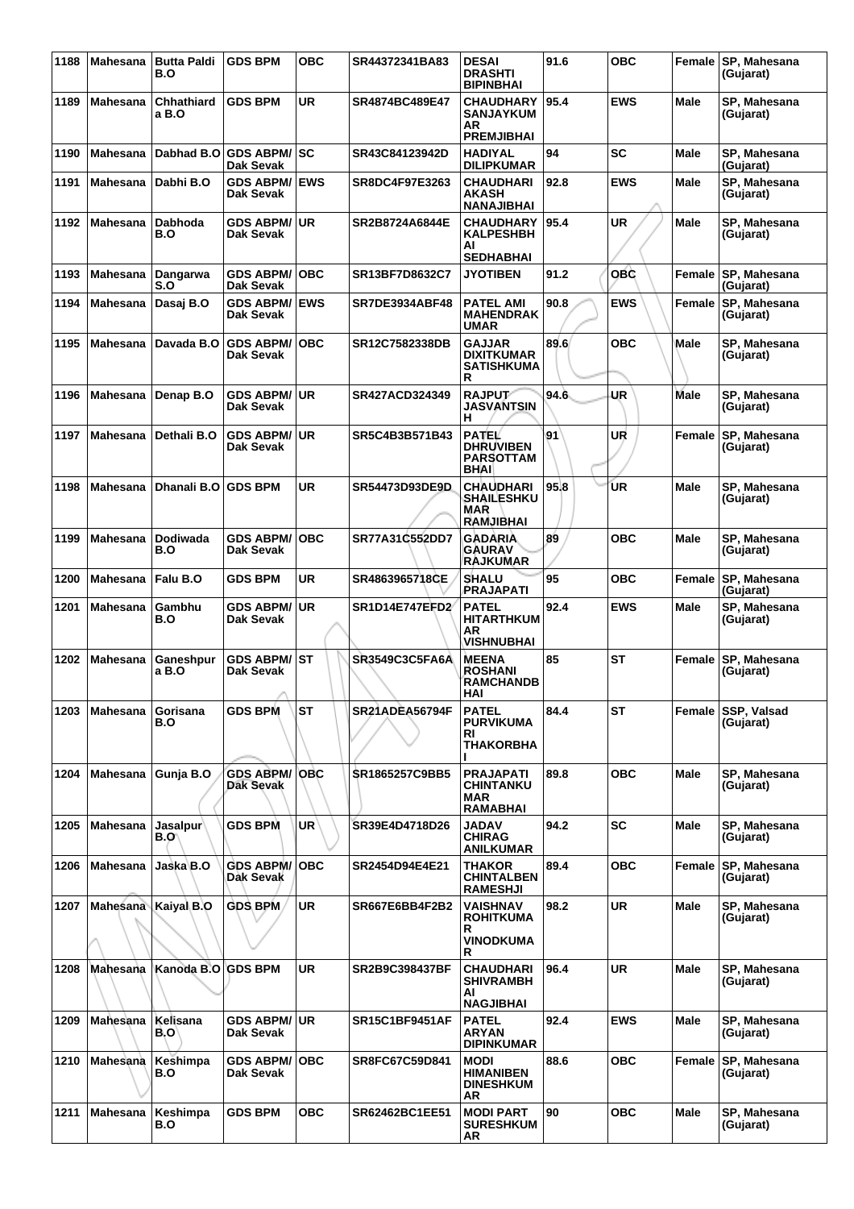| 1188 | Mahesana | Butta Paldi B.O | GDS BPM | OBC | SR44372341BA83 | DESAI DRASHTI BIPINBHAI | 91.6 | OBC | Female | SP, Mahesana (Gujarat) |
|---|---|---|---|---|---|---|---|---|---|---|
| 1189 | Mahesana | Chhathiard a B.O | GDS BPM | UR | SR4874BC489E47 | CHAUDHARY SANJAYKUM AR PREMJIBHAI | 95.4 | EWS | Male | SP, Mahesana (Gujarat) |
| 1190 | Mahesana | Dabhad B.O | GDS ABPM/ Dak Sevak | SC | SR43C84123942D | HADIYAL DILIPKUMAR | 94 | SC | Male | SP, Mahesana (Gujarat) |
| 1191 | Mahesana | Dabhi B.O | GDS ABPM/ Dak Sevak | EWS | SR8DC4F97E3263 | CHAUDHARI AKASH NANAJIBHAI | 92.8 | EWS | Male | SP, Mahesana (Gujarat) |
| 1192 | Mahesana | Dabhoda B.O | GDS ABPM/ Dak Sevak | UR | SR2B8724A6844E | CHAUDHARY KALPESHBH AI SEDHABHAI | 95.4 | UR | Male | SP, Mahesana (Gujarat) |
| 1193 | Mahesana | Dangarwa S.O | GDS ABPM/ Dak Sevak | OBC | SR13BF7D8632C7 | JYOTIBEN | 91.2 | OBC | Female | SP, Mahesana (Gujarat) |
| 1194 | Mahesana | Dasaj B.O | GDS ABPM/ Dak Sevak | EWS | SR7DE3934ABF48 | PATEL AMI MAHENDRAK UMAR | 90.8 | EWS | Female | SP, Mahesana (Gujarat) |
| 1195 | Mahesana | Davada B.O | GDS ABPM/ Dak Sevak | OBC | SR12C7582338DB | GAJJAR DIXITKUMAR SATISHKUMA R | 89.6 | OBC | Male | SP, Mahesana (Gujarat) |
| 1196 | Mahesana | Denap B.O | GDS ABPM/ Dak Sevak | UR | SR427ACD324349 | RAJPUT JASVANTSIN H | 94.6 | UR | Male | SP, Mahesana (Gujarat) |
| 1197 | Mahesana | Dethali B.O | GDS ABPM/ Dak Sevak | UR | SR5C4B3B571B43 | PATEL DHRUVIBEN PARSOTTAM BHAI | 91 | UR | Female | SP, Mahesana (Gujarat) |
| 1198 | Mahesana | Dhanali B.O | GDS BPM | UR | SR54473D93DE9D | CHAUDHARI SHAILESHKU MAR RAMJIBHAI | 95.8 | UR | Male | SP, Mahesana (Gujarat) |
| 1199 | Mahesana | Dodiwada B.O | GDS ABPM/ Dak Sevak | OBC | SR77A31C552DD7 | GADARIA GAURAV RAJKUMAR | 89 | OBC | Male | SP, Mahesana (Gujarat) |
| 1200 | Mahesana | Falu B.O | GDS BPM | UR | SR4863965718CE | SHALU PRAJAPATI | 95 | OBC | Female | SP, Mahesana (Gujarat) |
| 1201 | Mahesana | Gambhu B.O | GDS ABPM/ Dak Sevak | UR | SR1D14E747EFD2 | PATEL HITARTHKUM AR VISHNUBHAI | 92.4 | EWS | Male | SP, Mahesana (Gujarat) |
| 1202 | Mahesana | Ganeshpur a B.O | GDS ABPM/ Dak Sevak | ST | SR3549C3C5FA6A | MEENA ROSHANI RAMCHANDB HAI | 85 | ST | Female | SP, Mahesana (Gujarat) |
| 1203 | Mahesana | Gorisana B.O | GDS BPM | ST | SR21ADEA56794F | PATEL PURVIKUMA RI THAKORBHA I | 84.4 | ST | Female | SSP, Valsad (Gujarat) |
| 1204 | Mahesana | Gunja B.O | GDS ABPM/ Dak Sevak | OBC | SR1865257C9BB5 | PRAJAPATI CHINTANKU MAR RAMABHAI | 89.8 | OBC | Male | SP, Mahesana (Gujarat) |
| 1205 | Mahesana | Jasalpur B.O | GDS BPM | UR | SR39E4D4718D26 | JADAV CHIRAG ANILKUMAR | 94.2 | SC | Male | SP, Mahesana (Gujarat) |
| 1206 | Mahesana | Jaska B.O | GDS ABPM/ Dak Sevak | OBC | SR2454D94E4E21 | THAKOR CHINTALBEN RAMESHJI | 89.4 | OBC | Female | SP, Mahesana (Gujarat) |
| 1207 | Mahesana | Kaiyal B.O | GDS BPM | UR | SR667E6BB4F2B2 | VAISHNAV ROHITKUMA R VINODKUMA R | 98.2 | UR | Male | SP, Mahesana (Gujarat) |
| 1208 | Mahesana | Kanoda B.O | GDS BPM | UR | SR2B9C398437BF | CHAUDHARI SHIVRAMBH AI NAGJIBHAI | 96.4 | UR | Male | SP, Mahesana (Gujarat) |
| 1209 | Mahesana | Kelisana B.O | GDS ABPM/ Dak Sevak | UR | SR15C1BF9451AF | PATEL ARYAN DIPINKUMAR | 92.4 | EWS | Male | SP, Mahesana (Gujarat) |
| 1210 | Mahesana | Keshimpa B.O | GDS ABPM/ Dak Sevak | OBC | SR8FC67C59D841 | MODI HIMANIBEN DINESHKUM AR | 88.6 | OBC | Female | SP, Mahesana (Gujarat) |
| 1211 | Mahesana | Keshimpa B.O | GDS BPM | OBC | SR62462BC1EE51 | MODI PART SURESHKUM AR | 90 | OBC | Male | SP, Mahesana (Gujarat) |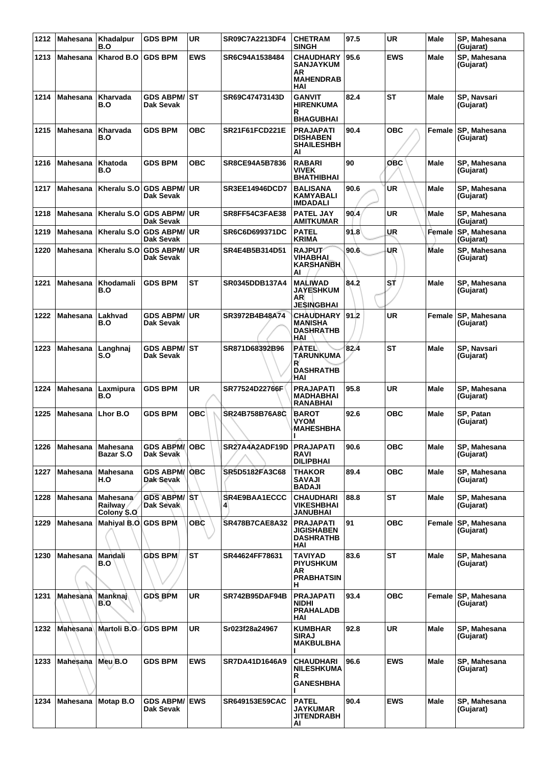| 1212 | Mahesana | Khadalpur B.O | GDS BPM | UR | SR09C7A2213DF4 | CHETRAM SINGH | 97.5 | UR | Male | SP, Mahesana (Gujarat) |
|---|---|---|---|---|---|---|---|---|---|---|
| 1213 | Mahesana | Kharod B.O | GDS BPM | EWS | SR6C94A1538484 | CHAUDHARY SANJAYKUMAR MAHENDRABHAI | 95.6 | EWS | Male | SP, Mahesana (Gujarat) |
| 1214 | Mahesana | Kharvada B.O | GDS ABPM/ Dak Sevak | ST | SR69C47473143D | GANVIT HIRENKUMAR BHAGUBHAI | 82.4 | ST | Male | SP, Navsari (Gujarat) |
| 1215 | Mahesana | Kharvada B.O | GDS BPM | OBC | SR21F61FCD221E | PRAJAPATI DISHABEN SHAILESHBHAI | 90.4 | OBC | Female | SP, Mahesana (Gujarat) |
| 1216 | Mahesana | Khatoda B.O | GDS BPM | OBC | SR8CE94A5B7836 | RABARI VIVEK BHATHIBHAI | 90 | OBC | Male | SP, Mahesana (Gujarat) |
| 1217 | Mahesana | Kheralu S.O | GDS ABPM/ Dak Sevak | UR | SR3EE14946DCD7 | BALISANA KAMYABALI IMDADALI | 90.6 | UR | Male | SP, Mahesana (Gujarat) |
| 1218 | Mahesana | Kheralu S.O | GDS ABPM/ Dak Sevak | UR | SR8FF54C3FAE38 | PATEL JAY AMITKUMAR | 90.4 | UR | Male | SP, Mahesana (Gujarat) |
| 1219 | Mahesana | Kheralu S.O | GDS ABPM/ Dak Sevak | UR | SR6C6D699371DC | PATEL KRIMA | 91.8 | UR | Female | SP, Mahesana (Gujarat) |
| 1220 | Mahesana | Kheralu S.O | GDS ABPM/ Dak Sevak | UR | SR4E4B5B314D51 | RAJPUT VIHABHAI KARSHANBHAI | 90.6 | UR | Male | SP, Mahesana (Gujarat) |
| 1221 | Mahesana | Khodamali B.O | GDS BPM | ST | SR0345DDB137A4 | MALIWAD JAYESHKUMAR JESINGBHAI | 84.2 | ST | Male | SP, Mahesana (Gujarat) |
| 1222 | Mahesana | Lakhvad B.O | GDS ABPM/ Dak Sevak | UR | SR3972B4B48A74 | CHAUDHARY MANISHA DASHRATHBHAI | 91.2 | UR | Female | SP, Mahesana (Gujarat) |
| 1223 | Mahesana | Langhnaj S.O | GDS ABPM/ Dak Sevak | ST | SR871D68392B96 | PATEL TARUNKUMAR DASHRATHBHAI | 82.4 | ST | Male | SP, Navsari (Gujarat) |
| 1224 | Mahesana | Laxmipura B.O | GDS BPM | UR | SR77524D22766F | PRAJAPATI MADHABHAI RANABHAI | 95.8 | UR | Male | SP, Mahesana (Gujarat) |
| 1225 | Mahesana | Lhor B.O | GDS BPM | OBC | SR24B758B76A8C | BAROT VYOM MAHESHBHAI | 92.6 | OBC | Male | SP, Patan (Gujarat) |
| 1226 | Mahesana | Mahesana Bazar S.O | GDS ABPM/ Dak Sevak | OBC | SR27A4A2ADF19D | PRAJAPATI RAVI DILIPBHAI | 90.6 | OBC | Male | SP, Mahesana (Gujarat) |
| 1227 | Mahesana | Mahesana H.O | GDS ABPM/ Dak Sevak | OBC | SR5D5182FA3C68 | THAKOR SAVAJI BADAJI | 89.4 | OBC | Male | SP, Mahesana (Gujarat) |
| 1228 | Mahesana | Mahesana Railway Colony S.O | GDS ABPM/ Dak Sevak | ST | SR4E9BAA1ECCC4 | CHAUDHARI VIKESHBHAI JANUBHAI | 88.8 | ST | Male | SP, Mahesana (Gujarat) |
| 1229 | Mahesana | Mahiyal B.O | GDS BPM | OBC | SR478B7CAE8A32 | PRAJAPATI JIGISHABEN DASHRATHBHAI | 91 | OBC | Female | SP, Mahesana (Gujarat) |
| 1230 | Mahesana | Mandali B.O | GDS BPM | ST | SR44624FF78631 | TAVIYAD PIYUSHKUMAR PRABHATSINH | 83.6 | ST | Male | SP, Mahesana (Gujarat) |
| 1231 | Mahesana | Manknaj B.O | GDS BPM | UR | SR742B95DAF94B | PRAJAPATI NIDHI PRAHALADBHAI | 93.4 | OBC | Female | SP, Mahesana (Gujarat) |
| 1232 | Mahesana | Martoli B.O | GDS BPM | UR | Sr023f28a24967 | KUMBHAR SIRAJ MAKBULBHAI | 92.8 | UR | Male | SP, Mahesana (Gujarat) |
| 1233 | Mahesana | Meu B.O | GDS BPM | EWS | SR7DA41D1646A9 | CHAUDHARI NILESHKUMAR GANESHBHAI | 96.6 | EWS | Male | SP, Mahesana (Gujarat) |
| 1234 | Mahesana | Motap B.O | GDS ABPM/ Dak Sevak | EWS | SR649153E59CAC | PATEL JAYKUMAR JITENDRABHAI | 90.4 | EWS | Male | SP, Mahesana (Gujarat) |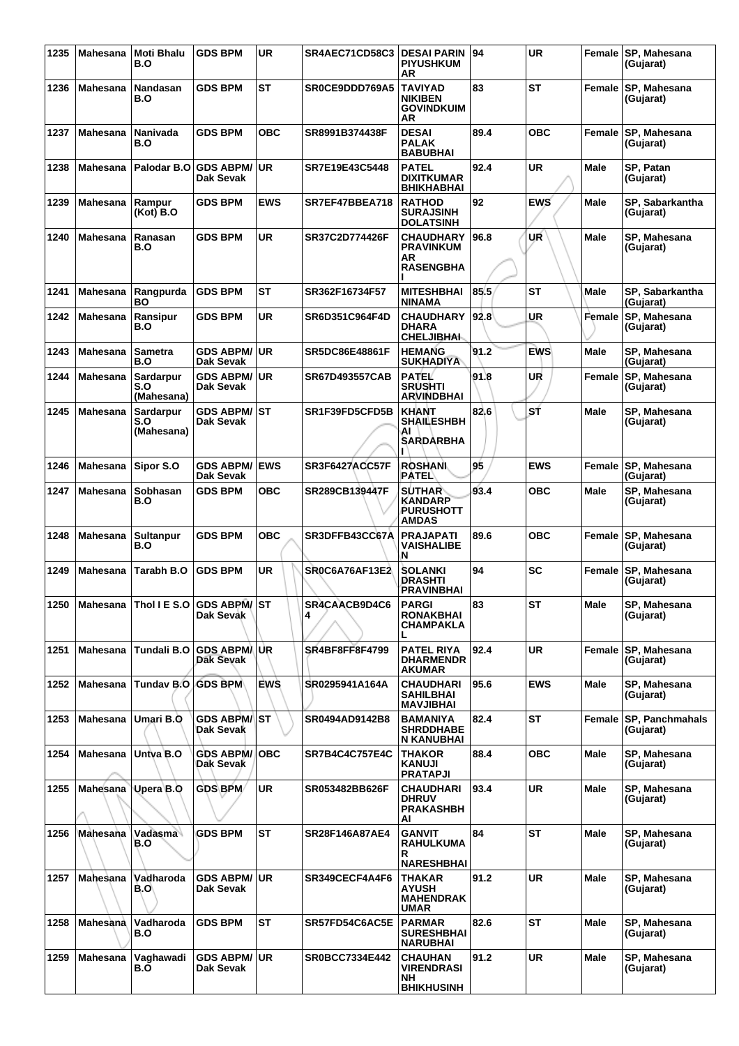| 1235 | Mahesana | Moti Bhalu B.O | GDS BPM | UR | SR4AEC71CD58C3 | DESAI PARIN PIYUSHKUM AR | 94 | UR | Female | SP, Mahesana (Gujarat) |
|---|---|---|---|---|---|---|---|---|---|---|
| 1236 | Mahesana | Nandasan B.O | GDS BPM | ST | SR0CE9DDD769A5 | TAVIYAD NIKIBEN GOVINDKUIM AR | 83 | ST | Female | SP, Mahesana (Gujarat) |
| 1237 | Mahesana | Nanivada B.O | GDS BPM | OBC | SR8991B374438F | DESAI PALAK BABUBHAI | 89.4 | OBC | Female | SP, Mahesana (Gujarat) |
| 1238 | Mahesana | Palodar B.O | GDS ABPM/ Dak Sevak | UR | SR7E19E43C5448 | PATEL DIXITKUMAR BHIKHABHAI | 92.4 | UR | Male | SP, Patan (Gujarat) |
| 1239 | Mahesana | Rampur (Kot) B.O | GDS BPM | EWS | SR7EF47BBEA718 | RATHOD SURAJSINH DOLATSINH | 92 | EWS | Male | SP, Sabarkantha (Gujarat) |
| 1240 | Mahesana | Ranasan B.O | GDS BPM | UR | SR37C2D774426F | CHAUDHARY PRAVINKUM AR RASENGBHA I | 96.8 | UR | Male | SP, Mahesana (Gujarat) |
| 1241 | Mahesana | Rangpurda BO | GDS BPM | ST | SR362F16734F57 | MITESHBHAI NINAMA | 85.5 | ST | Male | SP, Sabarkantha (Gujarat) |
| 1242 | Mahesana | Ransipur B.O | GDS BPM | UR | SR6D351C964F4D | CHAUDHARY DHARA CHELJIBHAI | 92.8 | UR | Female | SP, Mahesana (Gujarat) |
| 1243 | Mahesana | Sametra B.O | GDS ABPM/ Dak Sevak | UR | SR5DC86E48861F | HEMANG SUKHADIYA | 91.2 | EWS | Male | SP, Mahesana (Gujarat) |
| 1244 | Mahesana | Sardarpur S.O (Mahesana) | GDS ABPM/ Dak Sevak | UR | SR67D493557CAB | PATEL SRUSHTI ARVINDBHAI | 91.8 | UR | Female | SP, Mahesana (Gujarat) |
| 1245 | Mahesana | Sardarpur S.O (Mahesana) | GDS ABPM/ Dak Sevak | ST | SR1F39FD5CFD5B | KHANT SHAILESHBH AI SARDARBHA I | 82.6 | ST | Male | SP, Mahesana (Gujarat) |
| 1246 | Mahesana | Sipor S.O | GDS ABPM/ Dak Sevak | EWS | SR3F6427ACC57F | ROSHANI PATEL | 95 | EWS | Female | SP, Mahesana (Gujarat) |
| 1247 | Mahesana | Sobhasan B.O | GDS BPM | OBC | SR289CB139447F | SUTHAR KANDARP PURUSHOTT AMDAS | 93.4 | OBC | Male | SP, Mahesana (Gujarat) |
| 1248 | Mahesana | Sultanpur B.O | GDS BPM | OBC | SR3DFFB43CC67A | PRAJAPATI VAISHALIBE N | 89.6 | OBC | Female | SP, Mahesana (Gujarat) |
| 1249 | Mahesana | Tarabh B.O | GDS BPM | UR | SR0C6A76AF13E2 | SOLANKI DRASHTI PRAVINBHAI | 94 | SC | Female | SP, Mahesana (Gujarat) |
| 1250 | Mahesana | Thol I E S.O | GDS ABPM/ Dak Sevak | ST | SR4CAACB9D4C6 4 | PARGI RONAKBHAI CHAMPAKLA L | 83 | ST | Male | SP, Mahesana (Gujarat) |
| 1251 | Mahesana | Tundali B.O | GDS ABPM/ Dak Sevak | UR | SR4BF8FF8F4799 | PATEL RIYA DHARMENDR AKUMAR | 92.4 | UR | Female | SP, Mahesana (Gujarat) |
| 1252 | Mahesana | Tundav B.O | GDS BPM | EWS | SR0295941A164A | CHAUDHARI SAHILBHAI MAVJIBHAI | 95.6 | EWS | Male | SP, Mahesana (Gujarat) |
| 1253 | Mahesana | Umari B.O | GDS ABPM/ Dak Sevak | ST | SR0494AD9142B8 | BAMANIYA SHRDDHABE N KANUBHAI | 82.4 | ST | Female | SP, Panchmahals (Gujarat) |
| 1254 | Mahesana | Untva B.O | GDS ABPM/ Dak Sevak | OBC | SR7B4C4C757E4C | THAKOR KANUJI PRATAPJI | 88.4 | OBC | Male | SP, Mahesana (Gujarat) |
| 1255 | Mahesana | Upera B.O | GDS BPM | UR | SR053482BB626F | CHAUDHARI DHRUV PRAKASHBH AI | 93.4 | UR | Male | SP, Mahesana (Gujarat) |
| 1256 | Mahesana | Vadasma B.O | GDS BPM | ST | SR28F146A87AE4 | GANVIT RAHULKUMA R NARESHBHAI | 84 | ST | Male | SP, Mahesana (Gujarat) |
| 1257 | Mahesana | Vadharoda B.O | GDS ABPM/ Dak Sevak | UR | SR349CECF4A4F6 | THAKAR AYUSH MAHENDRAK UMAR | 91.2 | UR | Male | SP, Mahesana (Gujarat) |
| 1258 | Mahesana | Vadharoda B.O | GDS BPM | ST | SR57FD54C6AC5E | PARMAR SURESHBHAI NARUBHAI | 82.6 | ST | Male | SP, Mahesana (Gujarat) |
| 1259 | Mahesana | Vaghawadi B.O | GDS ABPM/ Dak Sevak | UR | SR0BCC7334E442 | CHAUHAN VIRENDRASI NH BHIKHUSINH | 91.2 | UR | Male | SP, Mahesana (Gujarat) |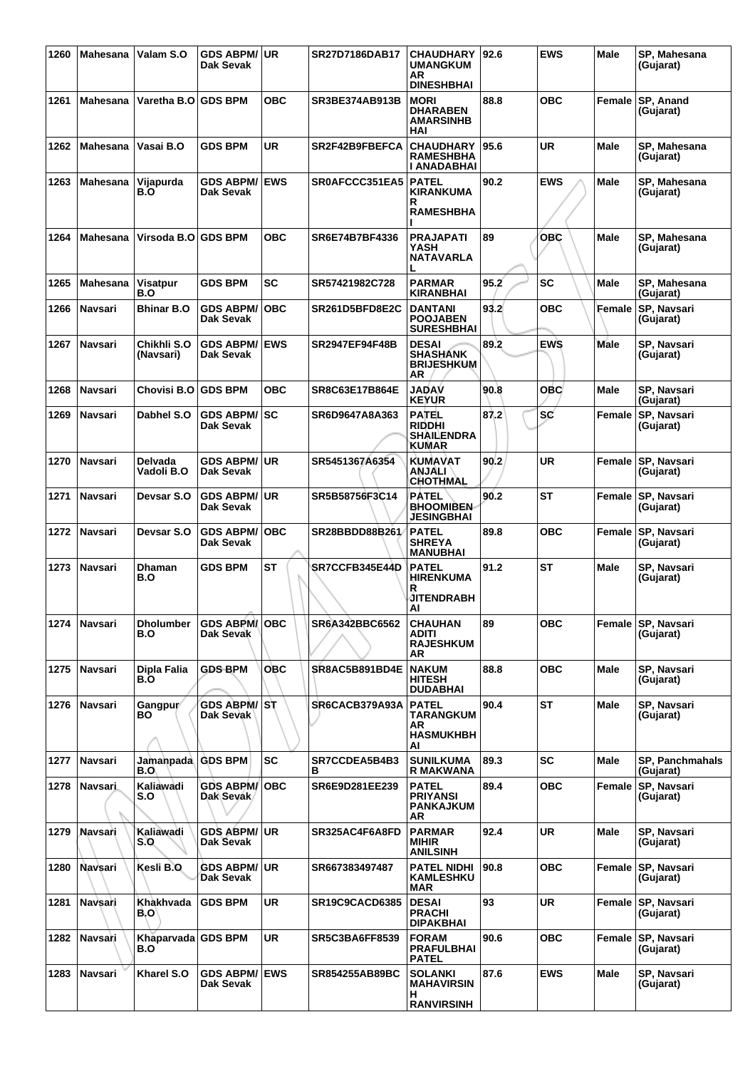| 1260 | Mahesana | Valam S.O | GDS ABPM/ Dak Sevak | UR | SR27D7186DAB17 | CHAUDHARY UMANGKUMAR DINESHBHAI | 92.6 | EWS | Male | SP, Mahesana (Gujarat) |
|---|---|---|---|---|---|---|---|---|---|---|
| 1261 | Mahesana | Varetha B.O | GDS BPM | OBC | SR3BE374AB913B | MORI DHARABEN AMARSINHBHAI | 88.8 | OBC | Female | SP, Anand (Gujarat) |
| 1262 | Mahesana | Vasai B.O | GDS BPM | UR | SR2F42B9FBEFCA | CHAUDHARY RAMESHBHAI ANADABHAI | 95.6 | UR | Male | SP, Mahesana (Gujarat) |
| 1263 | Mahesana | Vijapurda B.O | GDS ABPM/ Dak Sevak | EWS | SR0AFCCC351EA5 | PATEL KIRANKUMAR RAMESHBHAI | 90.2 | EWS | Male | SP, Mahesana (Gujarat) |
| 1264 | Mahesana | Virsoda B.O | GDS BPM | OBC | SR6E74B7BF4336 | PRAJAPATI YASH NATAVARLAL | 89 | OBC | Male | SP, Mahesana (Gujarat) |
| 1265 | Mahesana | Visatpur B.O | GDS BPM | SC | SR57421982C728 | PARMAR KIRANBHAI | 95.2 | SC | Male | SP, Mahesana (Gujarat) |
| 1266 | Navsari | Bhinar B.O | GDS ABPM/ Dak Sevak | OBC | SR261D5BFD8E2C | DANTANI POOJABEN SURESHBHAI | 93.2 | OBC | Female | SP, Navsari (Gujarat) |
| 1267 | Navsari | Chikhli S.O (Navsari) | GDS ABPM/ Dak Sevak | EWS | SR2947EF94F48B | DESAI SHASHANK BRIJESHKUMAR | 89.2 | EWS | Male | SP, Navsari (Gujarat) |
| 1268 | Navsari | Chovisi B.O | GDS BPM | OBC | SR8C63E17B864E | JADAV KEYUR | 90.8 | OBC | Male | SP, Navsari (Gujarat) |
| 1269 | Navsari | Dabhel S.O | GDS ABPM/ Dak Sevak | SC | SR6D9647A8A363 | PATEL RIDDHI SHAILENDRA KUMAR | 87.2 | SC | Female | SP, Navsari (Gujarat) |
| 1270 | Navsari | Delvada Vadoli B.O | GDS ABPM/ Dak Sevak | UR | SR5451367A6354 | KUMAVAT ANJALI CHOTHMAL | 90.2 | UR | Female | SP, Navsari (Gujarat) |
| 1271 | Navsari | Devsar S.O | GDS ABPM/ Dak Sevak | UR | SR5B58756F3C14 | PATEL BHOOMIBEN JESINGBHAI | 90.2 | ST | Female | SP, Navsari (Gujarat) |
| 1272 | Navsari | Devsar S.O | GDS ABPM/ Dak Sevak | OBC | SR28BBDD88B261 | PATEL SHREYA MANUBHAI | 89.8 | OBC | Female | SP, Navsari (Gujarat) |
| 1273 | Navsari | Dhaman B.O | GDS BPM | ST | SR7CCFB345E44D | PATEL HIRENKUMAR JITENDRABHAI | 91.2 | ST | Male | SP, Navsari (Gujarat) |
| 1274 | Navsari | Dholumber B.O | GDS ABPM/ Dak Sevak | OBC | SR6A342BBC6562 | CHAUHAN ADITI RAJESHKUMAR | 89 | OBC | Female | SP, Navsari (Gujarat) |
| 1275 | Navsari | Dipla Falia B.O | GDS BPM | OBC | SR8AC5B891BD4E | NAKUM HITESH DUDABHAI | 88.8 | OBC | Male | SP, Navsari (Gujarat) |
| 1276 | Navsari | Gangpur BO | GDS ABPM/ Dak Sevak | ST | SR6CACB379A93A | PATEL TARANGKUMAR HASMUKHBHAI | 90.4 | ST | Male | SP, Navsari (Gujarat) |
| 1277 | Navsari | Jamanpada B.O | GDS BPM | SC | SR7CCDEA5B4B3B | SUNILKUMAR MAKWANA | 89.3 | SC | Male | SP, Panchmahals (Gujarat) |
| 1278 | Navsari | Kaliawadi S.O | GDS ABPM/ Dak Sevak | OBC | SR6E9D281EE239 | PATEL PRIYANSI PANKAJKUMAR | 89.4 | OBC | Female | SP, Navsari (Gujarat) |
| 1279 | Navsari | Kaliawadi S.O | GDS ABPM/ Dak Sevak | UR | SR325AC4F6A8FD | PARMAR MIHIR ANILSINH | 92.4 | UR | Male | SP, Navsari (Gujarat) |
| 1280 | Navsari | Kesli B.O | GDS ABPM/ Dak Sevak | UR | SR667383497487 | PATEL NIDHI KAMLESHKUMAR | 90.8 | OBC | Female | SP, Navsari (Gujarat) |
| 1281 | Navsari | Khakhvada B.O | GDS BPM | UR | SR19C9CACD6385 | DESAI PRACHI DIPAKBHAI | 93 | UR | Female | SP, Navsari (Gujarat) |
| 1282 | Navsari | Khaparvada B.O | GDS BPM | UR | SR5C3BA6FF8539 | FORAM PRAFULBHAI PATEL | 90.6 | OBC | Female | SP, Navsari (Gujarat) |
| 1283 | Navsari | Kharel S.O | GDS ABPM/ Dak Sevak | EWS | SR854255AB89BC | SOLANKI MAHAVIRSINH RANVIRSINH | 87.6 | EWS | Male | SP, Navsari (Gujarat) |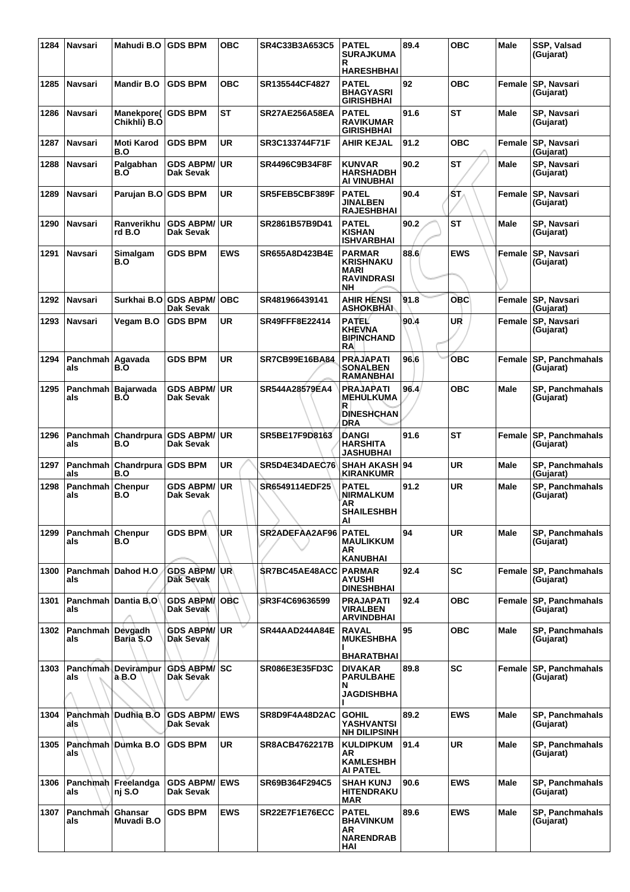| 1284 | Navsari | Mahudi B.O | GDS BPM | OBC | SR4C33B3A653C5 | PATEL SURAJKUMAR HARESHBHAI | 89.4 | OBC | Male | SSP, Valsad (Gujarat) |
|---|---|---|---|---|---|---|---|---|---|---|
| 1285 | Navsari | Mandir B.O | GDS BPM | OBC | SR135544CF4827 | PATEL BHAGYASRI GIRISHBHAI | 92 | OBC | Female | SP, Navsari (Gujarat) |
| 1286 | Navsari | Manekpore( Chikhli) B.O | GDS BPM | ST | SR27AE256A58EA | PATEL RAVIKUMAR GIRISHBHAI | 91.6 | ST | Male | SP, Navsari (Gujarat) |
| 1287 | Navsari | Moti Karod B.O | GDS BPM | UR | SR3C133744F71F | AHIR KEJAL | 91.2 | OBC | Female | SP, Navsari (Gujarat) |
| 1288 | Navsari | Palgabhan B.O | GDS ABPM/ Dak Sevak | UR | SR4496C9B34F8F | KUNVAR HARSHADBHAI VINUBHAI | 90.2 | ST | Male | SP, Navsari (Gujarat) |
| 1289 | Navsari | Parujan B.O | GDS BPM | UR | SR5FEB5CBF389F | PATEL JINALBEN RAJESHBHAI | 90.4 | ST | Female | SP, Navsari (Gujarat) |
| 1290 | Navsari | Ranverikhurd B.O | GDS ABPM/ Dak Sevak | UR | SR2861B57B9D41 | PATEL KISHAN ISHVARBHAI | 90.2 | ST | Male | SP, Navsari (Gujarat) |
| 1291 | Navsari | Simalgam B.O | GDS BPM | EWS | SR655A8D423B4E | PARMAR KRISHNAKUMARI RAVINDRASINH | 88.6 | EWS | Female | SP, Navsari (Gujarat) |
| 1292 | Navsari | Surkhai B.O | GDS ABPM/ Dak Sevak | OBC | SR481966439141 | AHIR HENSI ASHOKBHAI | 91.8 | OBC | Female | SP, Navsari (Gujarat) |
| 1293 | Navsari | Vegam B.O | GDS BPM | UR | SR49FFF8E22414 | PATEL KHEVNA BIPINCHANDRA | 90.4 | UR | Female | SP, Navsari (Gujarat) |
| 1294 | Panchmahals | Agavada B.O | GDS BPM | UR | SR7CB99E16BA84 | PRAJAPATI SONALBEN RAMANBHAI | 96.6 | OBC | Female | SP, Panchmahals (Gujarat) |
| 1295 | Panchmahals | Bajarwada B.O | GDS ABPM/ Dak Sevak | UR | SR544A28579EA4 | PRAJAPATI MEHULKUMAR DINESHCHANDRA | 96.4 | OBC | Male | SP, Panchmahals (Gujarat) |
| 1296 | Panchmahals | Chandrpura B.O | GDS ABPM/ Dak Sevak | UR | SR5BE17F9D8163 | DANGI HARSHITA JASHUBHAI | 91.6 | ST | Female | SP, Panchmahals (Gujarat) |
| 1297 | Panchmahals | Chandrpura B.O | GDS BPM | UR | SR5D4E34DAEC76 | SHAH AKASH KIRANKUMR | 94 | UR | Male | SP, Panchmahals (Gujarat) |
| 1298 | Panchmahals | Chenpur B.O | GDS ABPM/ Dak Sevak | UR | SR6549114EDF25 | PATEL NIRMALKUMAR SHAILESHBHAI | 91.2 | UR | Male | SP, Panchmahals (Gujarat) |
| 1299 | Panchmahals | Chenpur B.O | GDS BPM | UR | SR2ADEFAA2AF96 | PATEL MAULIKKUMAR KANUBHAI | 94 | UR | Male | SP, Panchmahals (Gujarat) |
| 1300 | Panchmahals | Dahod H.O | GDS ABPM/ Dak Sevak | UR | SR7BC45AE48ACC | PARMAR AYUSHI DINESHBHAI | 92.4 | SC | Female | SP, Panchmahals (Gujarat) |
| 1301 | Panchmahals | Dantia B.O | GDS ABPM/ Dak Sevak | OBC | SR3F4C69636599 | PRAJAPATI VIRALBEN ARVINDBHAI | 92.4 | OBC | Female | SP, Panchmahals (Gujarat) |
| 1302 | Panchmahals | Devgadh Baria S.O | GDS ABPM/ Dak Sevak | UR | SR44AAD244A84E | RAVAL MUKESHBHAI BHARATBHAI | 95 | OBC | Male | SP, Panchmahals (Gujarat) |
| 1303 | Panchmahals | Devirampura B.O | GDS ABPM/ Dak Sevak | SC | SR086E3E35FD3C | DIVAKAR PARULBAHEN JAGDISHBHAI | 89.8 | SC | Female | SP, Panchmahals (Gujarat) |
| 1304 | Panchmahals | Dudhia B.O | GDS ABPM/ Dak Sevak | EWS | SR8D9F4A48D2AC | GOHIL YASHVANTSINH DILIPSINH | 89.2 | EWS | Male | SP, Panchmahals (Gujarat) |
| 1305 | Panchmahals | Dumka B.O | GDS BPM | UR | SR8ACB4762217B | KULDIPKUMAR KAMLESHBHAI PATEL | 91.4 | UR | Male | SP, Panchmahals (Gujarat) |
| 1306 | Panchmahals | Freelandganj S.O | GDS ABPM/ Dak Sevak | EWS | SR69B364F294C5 | SHAH KUNJ HITENDRAKUMAR | 90.6 | EWS | Male | SP, Panchmahals (Gujarat) |
| 1307 | Panchmahals | Ghansar Muvadi B.O | GDS BPM | EWS | SR22E7F1E76ECC | PATEL BHAVINKUMAR NARENDRABHAI | 89.6 | EWS | Male | SP, Panchmahals (Gujarat) |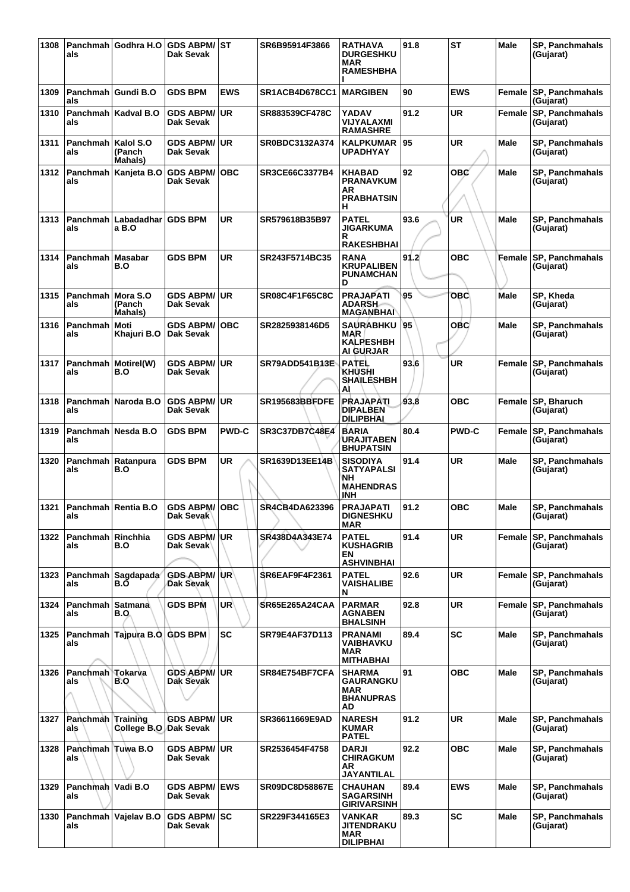| 1308 | Panchmahals | Godhra H.O | GDS ABPM/ Dak Sevak | ST | SR6B95914F3866 | RATHAVA DURGESHKUMAR RAMESHBHAI | 91.8 | ST | Male | SP, Panchmahals (Gujarat) |
|---|---|---|---|---|---|---|---|---|---|---|
| 1309 | Panchmahals | Gundi B.O | GDS BPM | EWS | SR1ACB4D678CC1 | MARGIBEN | 90 | EWS | Female | SP, Panchmahals (Gujarat) |
| 1310 | Panchmahals | Kadval B.O | GDS ABPM/ Dak Sevak | UR | SR883539CF478C | YADAV VIJYALAXMI RAMASHRE | 91.2 | UR | Female | SP, Panchmahals (Gujarat) |
| 1311 | Panchmahals | Kalol S.O (Panch Mahals) | GDS ABPM/ Dak Sevak | UR | SR0BDC3132A374 | KALPKUMAR UPADHYAY | 95 | UR | Male | SP, Panchmahals (Gujarat) |
| 1312 | Panchmahals | Kanjeta B.O | GDS ABPM/ Dak Sevak | OBC | SR3CE66C3377B4 | KHABAD PRANAVKUMAR PRABHATSINH | 92 | OBC | Male | SP, Panchmahals (Gujarat) |
| 1313 | Panchmahals | Labadadhara B.O | GDS BPM | UR | SR579618B35B97 | PATEL JIGARKUMAR RAKESHBHAI | 93.6 | UR | Male | SP, Panchmahals (Gujarat) |
| 1314 | Panchmahals | Masabar B.O | GDS BPM | UR | SR243F5714BC35 | RANA KRUPALIBEN PUNAMCHAND | 91.2 | OBC | Female | SP, Panchmahals (Gujarat) |
| 1315 | Panchmahals | Mora S.O (Panch Mahals) | GDS ABPM/ Dak Sevak | UR | SR08C4F1F65C8C | PRAJAPATI ADARSH MAGANBHAI | 95 | OBC | Male | SP, Kheda (Gujarat) |
| 1316 | Panchmahals | Moti Khajuri B.O | GDS ABPM/ Dak Sevak | OBC | SR2825938146D5 | SAURABHKUMAR KALPESHBHAI GURJAR | 95 | OBC | Male | SP, Panchmahals (Gujarat) |
| 1317 | Panchmahals | Motirel(W) B.O | GDS ABPM/ Dak Sevak | UR | SR79ADD541B13E | PATEL KHUSHI SHAILESHBHAI | 93.6 | UR | Female | SP, Panchmahals (Gujarat) |
| 1318 | Panchmahals | Naroda B.O | GDS ABPM/ Dak Sevak | UR | SR195683BBFDFE | PRAJAPATI DIPALBEN DILIPBHAI | 93.8 | OBC | Female | SP, Bharuch (Gujarat) |
| 1319 | Panchmahals | Nesda B.O | GDS BPM | PWD-C | SR3C37DB7C48E4 | BARIA URAJITABEN BHUPATSIN | 80.4 | PWD-C | Female | SP, Panchmahals (Gujarat) |
| 1320 | Panchmahals | Ratanpura B.O | GDS BPM | UR | SR1639D13EE14B | SISODIYA SATYAPALSINH MAHENDRASINH | 91.4 | UR | Male | SP, Panchmahals (Gujarat) |
| 1321 | Panchmahals | Rentia B.O | GDS ABPM/ Dak Sevak | OBC | SR4CB4DA623396 | PRAJAPATI DIGNESHKUMAR | 91.2 | OBC | Male | SP, Panchmahals (Gujarat) |
| 1322 | Panchmahals | Rinchhia B.O | GDS ABPM/ Dak Sevak | UR | SR438D4A343E74 | PATEL KUSHAGRIBEN ASHVINBHAI | 91.4 | UR | Female | SP, Panchmahals (Gujarat) |
| 1323 | Panchmahals | Sagdapada B.O | GDS ABPM/ Dak Sevak | UR | SR6EAF9F4F2361 | PATEL VAISHALIBEN | 92.6 | UR | Female | SP, Panchmahals (Gujarat) |
| 1324 | Panchmahals | Satmana B.O | GDS BPM | UR | SR65E265A24CAA | PARMAR AGNABEN BHALSINH | 92.8 | UR | Female | SP, Panchmahals (Gujarat) |
| 1325 | Panchmahals | Tajpura B.O | GDS BPM | SC | SR79E4AF37D113 | PRANAMI VAIBHAVKUMAR MITHABHAI | 89.4 | SC | Male | SP, Panchmahals (Gujarat) |
| 1326 | Panchmahals | Tokarva B.O | GDS ABPM/ Dak Sevak | UR | SR84E754BF7CFA | SHARMA GAURANGKUMAR BHANUPRASAD | 91 | OBC | Male | SP, Panchmahals (Gujarat) |
| 1327 | Panchmahals | Training College B.O | GDS ABPM/ Dak Sevak | UR | SR36611669E9AD | NARESH KUMAR PATEL | 91.2 | UR | Male | SP, Panchmahals (Gujarat) |
| 1328 | Panchmahals | Tuwa B.O | GDS ABPM/ Dak Sevak | UR | SR2536454F4758 | DARJI CHIRAGKUMAR JAYANTILAL | 92.2 | OBC | Male | SP, Panchmahals (Gujarat) |
| 1329 | Panchmahals | Vadi B.O | GDS ABPM/ Dak Sevak | EWS | SR09DC8D58867E | CHAUHAN SAGARSINH GIRIVARSINH | 89.4 | EWS | Male | SP, Panchmahals (Gujarat) |
| 1330 | Panchmahals | Vajelav B.O | GDS ABPM/ Dak Sevak | SC | SR229F344165E3 | VANKAR JITENDRAKUMAR DILIPBHAI | 89.3 | SC | Male | SP, Panchmahals (Gujarat) |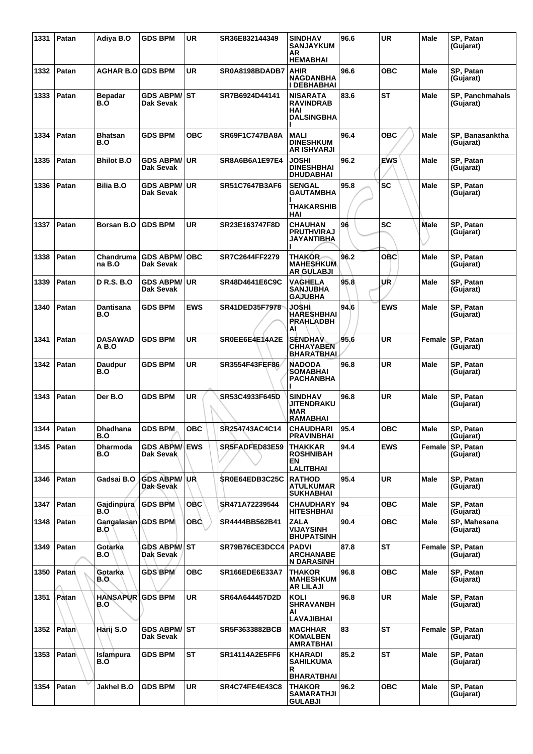| 1331 | Patan | Adiya B.O | GDS BPM | UR | SR36E832144349 | SINDHAV SANJAYKUMAR HEMABHAI | 96.6 | UR | Male | SP, Patan (Gujarat) |
|---|---|---|---|---|---|---|---|---|---|---|
| 1332 | Patan | AGHAR B.O | GDS BPM | UR | SR0A8198BDADB7 | AHIR NAGDANBHAI DEBHABHAI | 96.6 | OBC | Male | SP, Patan (Gujarat) |
| 1333 | Patan | Bepadar B.O | GDS ABPM/ Dak Sevak | ST | SR7B6924D44141 | NISARATA RAVINDRABHAI DALSINGBHAI | 83.6 | ST | Male | SP, Panchmahals (Gujarat) |
| 1334 | Patan | Bhatsan B.O | GDS BPM | OBC | SR69F1C747BA8A | MALI DINESHKUMAR ISHVARJI | 96.4 | OBC | Male | SP, Banasanktha (Gujarat) |
| 1335 | Patan | Bhilot B.O | GDS ABPM/ Dak Sevak | UR | SR8A6B6A1E97E4 | JOSHI DINESHBHAI DHUDABHAI | 96.2 | EWS | Male | SP, Patan (Gujarat) |
| 1336 | Patan | Bilia B.O | GDS ABPM/ Dak Sevak | UR | SR51C7647B3AF6 | SENGAL GAUTAMBHAI THAKARSHIBHAI | 95.8 | SC | Male | SP, Patan (Gujarat) |
| 1337 | Patan | Borsan B.O | GDS BPM | UR | SR23E163747F8D | CHAUHAN PRUTHVIRAJ JAYANTIBHAI | 96 | SC | Male | SP, Patan (Gujarat) |
| 1338 | Patan | Chandrumana B.O | GDS ABPM/ Dak Sevak | OBC | SR7C2644FF2279 | THAKOR MAHESHKUMAR GULABJI | 96.2 | OBC | Male | SP, Patan (Gujarat) |
| 1339 | Patan | D R.S. B.O | GDS ABPM/ Dak Sevak | UR | SR48D4641E6C9C | VAGHELA SANJUBHA GAJUBHA | 95.8 | UR | Male | SP, Patan (Gujarat) |
| 1340 | Patan | Dantisana B.O | GDS BPM | EWS | SR41DED35F7978 | JOSHI HARESHBHAI PRAHLADBHAI | 94.6 | EWS | Male | SP, Patan (Gujarat) |
| 1341 | Patan | DASAWADA B.O | GDS BPM | UR | SR0EE6E4E14A2E | SENDHAV CHHAYABEN BHARATBHAI | 95.6 | UR | Female | SP, Patan (Gujarat) |
| 1342 | Patan | Daudpur B.O | GDS BPM | UR | SR3554F43FEF86 | NADODA SOMABHAI PACHANBHAI | 96.8 | UR | Male | SP, Patan (Gujarat) |
| 1343 | Patan | Der B.O | GDS BPM | UR | SR53C4933F645D | SINDHAV JITENDRAKUMAR RAMABHAI | 96.8 | UR | Male | SP, Patan (Gujarat) |
| 1344 | Patan | Dhadhana B.O | GDS BPM | OBC | SR254743AC4C14 | CHAUDHARI PRAVINBHAI | 95.4 | OBC | Male | SP, Patan (Gujarat) |
| 1345 | Patan | Dharmoda B.O | GDS ABPM/ Dak Sevak | EWS | SR5FADFED83E59 | THAKKAR ROSHNIBAHEN LALITBHAI | 94.4 | EWS | Female | SP, Patan (Gujarat) |
| 1346 | Patan | Gadsai B.O | GDS ABPM/ Dak Sevak | UR | SR0E64EDB3C25C | RATHOD ATULKUMAR SUKHABHAI | 95.4 | UR | Male | SP, Patan (Gujarat) |
| 1347 | Patan | Gajdinpura B.O | GDS BPM | OBC | SR471A72239544 | CHAUDHARY HITESHBHAI | 94 | OBC | Male | SP, Patan (Gujarat) |
| 1348 | Patan | Gangalasan B.O | GDS BPM | OBC | SR4444BB562B41 | ZALA VIJAYSINH BHUPATSINH | 90.4 | OBC | Male | SP, Mahesana (Gujarat) |
| 1349 | Patan | Gotarka B.O | GDS ABPM/ Dak Sevak | ST | SR79B76CE3DCC4 | PADVI ARCHANABEN DARASINH | 87.8 | ST | Female | SP, Patan (Gujarat) |
| 1350 | Patan | Gotarka B.O | GDS BPM | OBC | SR166EDE6E33A7 | THAKOR MAHESHKUMAR LILAJI | 96.8 | OBC | Male | SP, Patan (Gujarat) |
| 1351 | Patan | HANSAPUR B.O | GDS BPM | UR | SR64A644457D2D | KOLI SHRAVANBHAI LAVAJIBHAI | 96.8 | UR | Male | SP, Patan (Gujarat) |
| 1352 | Patan | Harij S.O | GDS ABPM/ Dak Sevak | ST | SR5F3633882BCB | MACHHAR KOMALBEN AMRATBHAI | 83 | ST | Female | SP, Patan (Gujarat) |
| 1353 | Patan | Islampura B.O | GDS BPM | ST | SR14114A2E5FF6 | KHARADI SAHILKUMAR BHARATBHAI | 85.2 | ST | Male | SP, Patan (Gujarat) |
| 1354 | Patan | Jakhel B.O | GDS BPM | UR | SR4C74FE4E43C8 | THAKOR SAMARATHJI GULABJI | 96.2 | OBC | Male | SP, Patan (Gujarat) |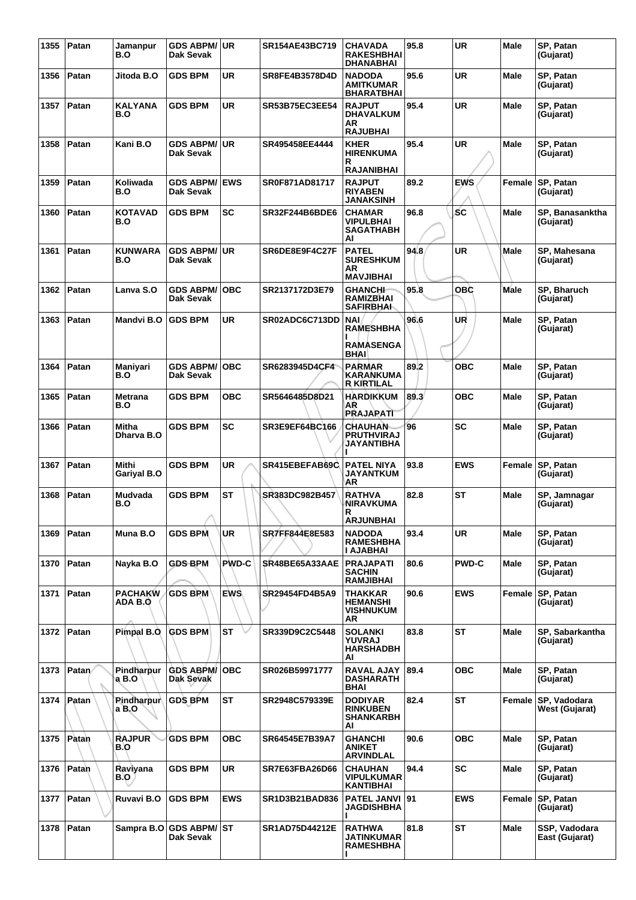| 1355 | Patan | Jamanpur B.O | GDS ABPM/ Dak Sevak | UR | SR154AE43BC719 | CHAVADA RAKESHBHAI DHANABHAI | 95.8 | UR | Male | SP, Patan (Gujarat) |
|---|---|---|---|---|---|---|---|---|---|---|
| 1356 | Patan | Jitoda B.O | GDS BPM | UR | SR8FE4B3578D4D | NADODA AMITKUMAR BHARATBHAI | 95.6 | UR | Male | SP, Patan (Gujarat) |
| 1357 | Patan | KALYANA B.O | GDS BPM | UR | SR53B75EC3EE54 | RAJPUT DHAVALKUMAR RAJUBHAI | 95.4 | UR | Male | SP, Patan (Gujarat) |
| 1358 | Patan | Kani B.O | GDS ABPM/ Dak Sevak | UR | SR495458EE4444 | KHER HIRENKUMAR RAJANIBHAI | 95.4 | UR | Male | SP, Patan (Gujarat) |
| 1359 | Patan | Koliwada B.O | GDS ABPM/ Dak Sevak | EWS | SR0F871AD81717 | RAJPUT RIYABEN JANAKSINH | 89.2 | EWS | Female | SP, Patan (Gujarat) |
| 1360 | Patan | KOTAVAD B.O | GDS BPM | SC | SR32F244B6BDE6 | CHAMAR VIPULBHAI SAGATHABHAI | 96.8 | SC | Male | SP, Banasanktha (Gujarat) |
| 1361 | Patan | KUNWARA B.O | GDS ABPM/ Dak Sevak | UR | SR6DE8E9F4C27F | PATEL SURESHKUMAR MAVJIBHAI | 94.8 | UR | Male | SP, Mahesana (Gujarat) |
| 1362 | Patan | Lanva S.O | GDS ABPM/ Dak Sevak | OBC | SR2137172D3E79 | GHANCHI RAMIZBHAI SAFIRBHAI | 95.8 | OBC | Male | SP, Bharuch (Gujarat) |
| 1363 | Patan | Mandvi B.O | GDS BPM | UR | SR02ADC6C713DD | NAI RAMESHBHAI RAMASENGABHAI | 96.6 | UR | Male | SP, Patan (Gujarat) |
| 1364 | Patan | Maniyari B.O | GDS ABPM/ Dak Sevak | OBC | SR6283945D4CF4 | PARMAR KARANKUMAR KIRTILAL | 89.2 | OBC | Male | SP, Patan (Gujarat) |
| 1365 | Patan | Metrana B.O | GDS BPM | OBC | SR5646485D8D21 | HARDIKKUMAR PRAJAPATI | 89.3 | OBC | Male | SP, Patan (Gujarat) |
| 1366 | Patan | Mitha Dharva B.O | GDS BPM | SC | SR3E9EF64BC166 | CHAUHAN PRUTHVIRAJ JAYANTIBHAI | 96 | SC | Male | SP, Patan (Gujarat) |
| 1367 | Patan | Mithi Gariyal B.O | GDS BPM | UR | SR415EBEFAB69C | PATEL NIYA JAYANTKUMAR | 93.8 | EWS | Female | SP, Patan (Gujarat) |
| 1368 | Patan | Mudvada B.O | GDS BPM | ST | SR383DC982B457 | RATHVA NIRAVKUMAR ARJUNBHAI | 82.8 | ST | Male | SP, Jamnagar (Gujarat) |
| 1369 | Patan | Muna B.O | GDS BPM | UR | SR7FF844E8E583 | NADODA RAMESHBHAI AJABHAI | 93.4 | UR | Male | SP, Patan (Gujarat) |
| 1370 | Patan | Nayka B.O | GDS BPM | PWD-C | SR48BE65A33AAE | PRAJAPATI SACHIN RAMJIBHAI | 80.6 | PWD-C | Male | SP, Patan (Gujarat) |
| 1371 | Patan | PACHAKWADA B.O | GDS BPM | EWS | SR29454FD4B5A9 | THAKKAR HEMANSHI VISHNUKUMAR | 90.6 | EWS | Female | SP, Patan (Gujarat) |
| 1372 | Patan | Pimpal B.O | GDS BPM | ST | SR339D9C2C5448 | SOLANKI YUVRAJ HARSHADBHAI | 83.8 | ST | Male | SP, Sabarkantha (Gujarat) |
| 1373 | Patan | Pindharpura B.O | GDS ABPM/ Dak Sevak | OBC | SR026B59971777 | RAVAL AJAY DASHARATHBHAI | 89.4 | OBC | Male | SP, Patan (Gujarat) |
| 1374 | Patan | Pindharpura B.O | GDS BPM | ST | SR2948C579339E | DODIYAR RINKUBEN SHANKARBHAI | 82.4 | ST | Female | SP, Vadodara West (Gujarat) |
| 1375 | Patan | RAJPUR B.O | GDS BPM | OBC | SR64545E7B39A7 | GHANCHI ANIKET ARVINDLAL | 90.6 | OBC | Male | SP, Patan (Gujarat) |
| 1376 | Patan | Raviyana B.O | GDS BPM | UR | SR7E63FBA26D66 | CHAUHAN VIPULKUMAR KANTIBHAI | 94.4 | SC | Male | SP, Patan (Gujarat) |
| 1377 | Patan | Ruvavi B.O | GDS BPM | EWS | SR1D3B21BAD836 | PATEL JANVI JAGDISHBHAI | 91 | EWS | Female | SP, Patan (Gujarat) |
| 1378 | Patan | Sampra B.O | GDS ABPM/ Dak Sevak | ST | SR1AD75D44212E | RATHWA JATINKUMAR RAMESHBHAI | 81.8 | ST | Male | SSP, Vadodara East (Gujarat) |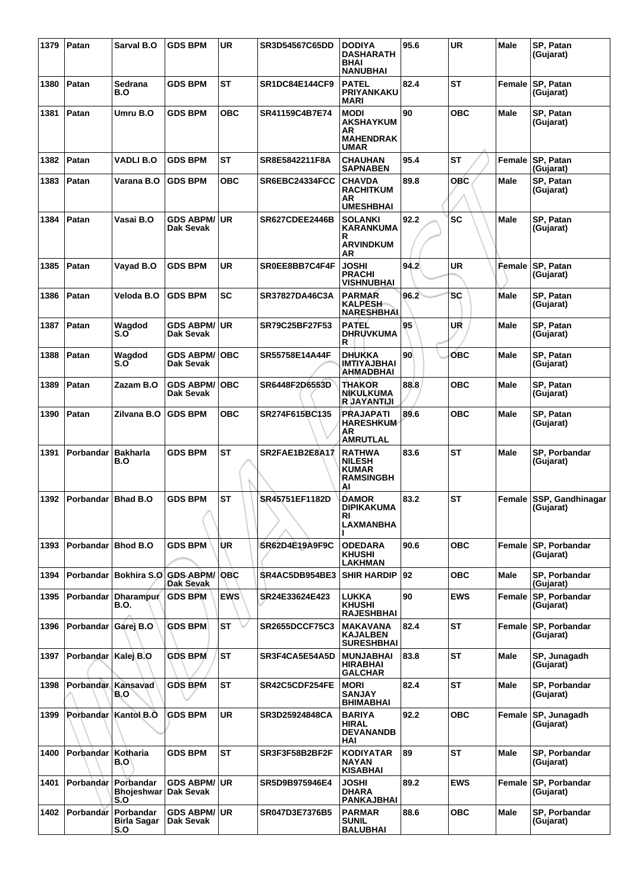| 1379 | Patan | Sarval B.O | GDS BPM | UR | SR3D54567C65DD | DODIYA DASHARATH BHAI NANUBHAI | 95.6 | UR | Male | SP, Patan (Gujarat) |
|---|---|---|---|---|---|---|---|---|---|---|
| 1380 | Patan | Sedrana B.O | GDS BPM | ST | SR1DC84E144CF9 | PATEL PRIYANKAKUMARI | 82.4 | ST | Female | SP, Patan (Gujarat) |
| 1381 | Patan | Umru B.O | GDS BPM | OBC | SR41159C4B7E74 | MODI AKSHAYKUMAR MAHENDRAKUMAR | 90 | OBC | Male | SP, Patan (Gujarat) |
| 1382 | Patan | VADLI B.O | GDS BPM | ST | SR8E5842211F8A | CHAUHAN SAPNABEN | 95.4 | ST | Female | SP, Patan (Gujarat) |
| 1383 | Patan | Varana B.O | GDS BPM | OBC | SR6EBC24334FCC | CHAVDA RACHITKUMAR UMESHBHAI | 89.8 | OBC | Male | SP, Patan (Gujarat) |
| 1384 | Patan | Vasai B.O | GDS ABPM/ Dak Sevak | UR | SR627CDEE2446B | SOLANKI KARANKUMAR ARVINDKUMAR | 92.2 | SC | Male | SP, Patan (Gujarat) |
| 1385 | Patan | Vayad B.O | GDS BPM | UR | SR0EE8BB7C4F4F | JOSHI PRACHI VISHNUBHAI | 94.2 | UR | Female | SP, Patan (Gujarat) |
| 1386 | Patan | Veloda B.O | GDS BPM | SC | SR37827DA46C3A | PARMAR KALPESH NARESHBHAI | 96.2 | SC | Male | SP, Patan (Gujarat) |
| 1387 | Patan | Wagdod S.O | GDS ABPM/ Dak Sevak | UR | SR79C25BF27F53 | PATEL DHRUVKUMAR | 95 | UR | Male | SP, Patan (Gujarat) |
| 1388 | Patan | Wagdod S.O | GDS ABPM/ Dak Sevak | OBC | SR55758E14A44F | DHUKKA IMTIYAJBHAI AHMADBHAI | 90 | OBC | Male | SP, Patan (Gujarat) |
| 1389 | Patan | Zazam B.O | GDS ABPM/ Dak Sevak | OBC | SR6448F2D6553D | THAKOR NIKULKUMAR JAYANTIJI | 88.8 | OBC | Male | SP, Patan (Gujarat) |
| 1390 | Patan | Zilvana B.O | GDS BPM | OBC | SR274F615BC135 | PRAJAPATI HARESHKUMAR AMRUTLAL | 89.6 | OBC | Male | SP, Patan (Gujarat) |
| 1391 | Porbandar | Bakharla B.O | GDS BPM | ST | SR2FAE1B2E8A17 | RATHWA NILESH KUMAR RAMSINGBHAI | 83.6 | ST | Male | SP, Porbandar (Gujarat) |
| 1392 | Porbandar | Bhad B.O | GDS BPM | ST | SR45751EF1182D | DAMOR DIPIKAKUMARI LAXMANBHAI | 83.2 | ST | Female | SSP, Gandhinagar (Gujarat) |
| 1393 | Porbandar | Bhod B.O | GDS BPM | UR | SR62D4E19A9F9C | ODEDARA KHUSHI LAKHMAN | 90.6 | OBC | Female | SP, Porbandar (Gujarat) |
| 1394 | Porbandar | Bokhira S.O | GDS ABPM/ Dak Sevak | OBC | SR4AC5DB954BE3 | SHIR HARDIP | 92 | OBC | Male | SP, Porbandar (Gujarat) |
| 1395 | Porbandar | Dharampur B.O. | GDS BPM | EWS | SR24E33624E423 | LUKKA KHUSHI RAJESHBHAI | 90 | EWS | Female | SP, Porbandar (Gujarat) |
| 1396 | Porbandar | Garej B.O | GDS BPM | ST | SR2655DCCF75C3 | MAKAVANA KAJALBEN SURESHBHAI | 82.4 | ST | Female | SP, Porbandar (Gujarat) |
| 1397 | Porbandar | Kalej B.O | GDS BPM | ST | SR3F4CA5E54A5D | MUNJABHAI HIRABHAI GALCHAR | 83.8 | ST | Male | SP, Junagadh (Gujarat) |
| 1398 | Porbandar | Kansavad B.O | GDS BPM | ST | SR42C5CDF254FE | MORI SANJAY BHIMABHAI | 82.4 | ST | Male | SP, Porbandar (Gujarat) |
| 1399 | Porbandar | Kantol B.O | GDS BPM | UR | SR3D25924848CA | BARIYA HIRAL DEVANANDBHAI | 92.2 | OBC | Female | SP, Junagadh (Gujarat) |
| 1400 | Porbandar | Kotharia B.O | GDS BPM | ST | SR3F3F58B2BF2F | KODIYATAR NAYAN KISABHAI | 89 | ST | Male | SP, Porbandar (Gujarat) |
| 1401 | Porbandar | Porbandar Bhojeshwar S.O | GDS ABPM/ Dak Sevak | UR | SR5D9B975946E4 | JOSHI DHARA PANKAJBHAI | 89.2 | EWS | Female | SP, Porbandar (Gujarat) |
| 1402 | Porbandar | Porbandar Birla Sagar S.O | GDS ABPM/ Dak Sevak | UR | SR047D3E7376B5 | PARMAR SUNIL BALUBHAI | 88.6 | OBC | Male | SP, Porbandar (Gujarat) |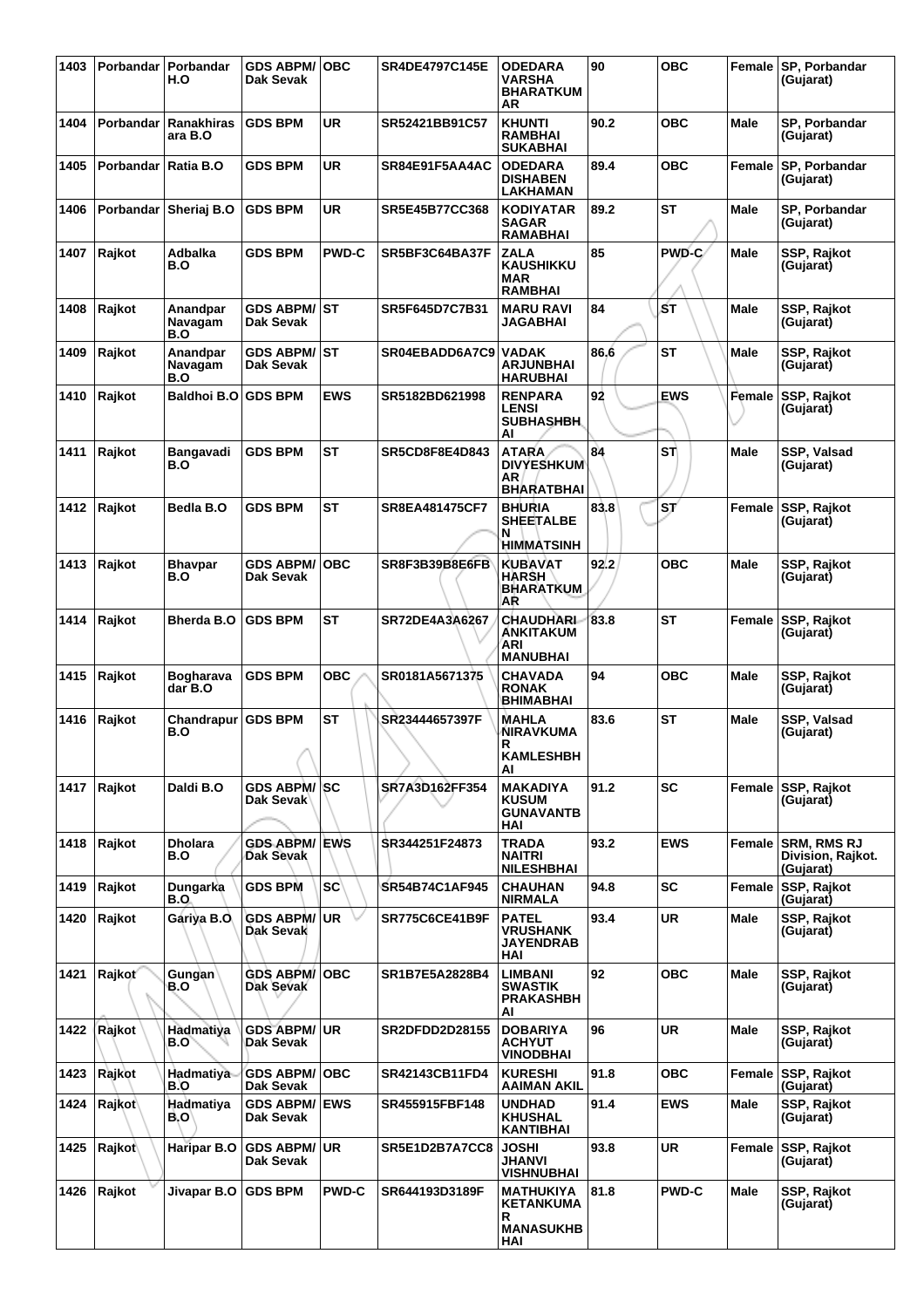| 1403 | Porbandar | Porbandar H.O | GDS ABPM/ Dak Sevak | OBC | SR4DE4797C145E | ODEDARA VARSHA BHARATKUMAR | 90 | OBC | Female | SP, Porbandar (Gujarat) |
|---|---|---|---|---|---|---|---|---|---|---|
| 1404 | Porbandar | Ranakhiras ara B.O | GDS BPM | UR | SR52421BB91C57 | KHUNTI RAMBHAI SUKABHAI | 90.2 | OBC | Male | SP, Porbandar (Gujarat) |
| 1405 | Porbandar | Ratia B.O | GDS BPM | UR | SR84E91F5AA4AC | ODEDARA DISHABEN LAKHAMAN | 89.4 | OBC | Female | SP, Porbandar (Gujarat) |
| 1406 | Porbandar | Sheriaj B.O | GDS BPM | UR | SR5E45B77CC368 | KODIYATAR SAGAR RAMABHAI | 89.2 | ST | Male | SP, Porbandar (Gujarat) |
| 1407 | Rajkot | Adbalka B.O | GDS BPM | PWD-C | SR5BF3C64BA37F | ZALA KAUSHIKKUMAR RAMBHAI | 85 | PWD-C | Male | SSP, Rajkot (Gujarat) |
| 1408 | Rajkot | Anandpar Navagam B.O | GDS ABPM/ Dak Sevak | ST | SR5F645D7C7B31 | MARU RAVI JAGABHAI | 84 | ST | Male | SSP, Rajkot (Gujarat) |
| 1409 | Rajkot | Anandpar Navagam B.O | GDS ABPM/ Dak Sevak | ST | SR04EBADD6A7C9 | VADAK ARJUNBHAI HARUBHAI | 86.6 | ST | Male | SSP, Rajkot (Gujarat) |
| 1410 | Rajkot | Baldhoi B.O | GDS BPM | EWS | SR5182BD621998 | RENPARA LENSI SUBHASHBHAI | 92 | EWS | Female | SSP, Rajkot (Gujarat) |
| 1411 | Rajkot | Bangavadi B.O | GDS BPM | ST | SR5CD8F8E4D843 | ATARA DIVYESHKUMAR BHARATBHAI | 84 | ST | Male | SSP, Valsad (Gujarat) |
| 1412 | Rajkot | Bedla B.O | GDS BPM | ST | SR8EA481475CF7 | BHURIA SHEETALBEN HIMMATSINH | 83.8 | ST | Female | SSP, Rajkot (Gujarat) |
| 1413 | Rajkot | Bhavpar B.O | GDS ABPM/ Dak Sevak | OBC | SR8F3B39B8E6FB | KUBAVAT HARSH BHARATKUMAR | 92.2 | OBC | Male | SSP, Rajkot (Gujarat) |
| 1414 | Rajkot | Bherda B.O | GDS BPM | ST | SR72DE4A3A6267 | CHAUDHARI ANKITAKUMARI MANUBHAI | 83.8 | ST | Female | SSP, Rajkot (Gujarat) |
| 1415 | Rajkot | Bogharavadar B.O | GDS BPM | OBC | SR0181A5671375 | CHAVADA RONAK BHIMABHAI | 94 | OBC | Male | SSP, Rajkot (Gujarat) |
| 1416 | Rajkot | Chandrapur B.O | GDS BPM | ST | SR23444657397F | MAHLA NIRAVKUMAR KAMLESHBHAI | 83.6 | ST | Male | SSP, Valsad (Gujarat) |
| 1417 | Rajkot | Daldi B.O | GDS ABPM/ Dak Sevak | SC | SR7A3D162FF354 | MAKADIYA KUSUM GUNAVANTBHAI | 91.2 | SC | Female | SSP, Rajkot (Gujarat) |
| 1418 | Rajkot | Dholara B.O | GDS ABPM/ Dak Sevak | EWS | SR344251F24873 | TRADA NAITRI NILESHBHAI | 93.2 | EWS | Female | SRM, RMS RJ Division, Rajkot. (Gujarat) |
| 1419 | Rajkot | Dungarka B.O | GDS BPM | SC | SR54B74C1AF945 | CHAUHAN NIRMALA | 94.8 | SC | Female | SSP, Rajkot (Gujarat) |
| 1420 | Rajkot | Gariya B.O | GDS ABPM/ Dak Sevak | UR | SR775C6CE41B9F | PATEL VRUSHANK JAYENDRABHAI | 93.4 | UR | Male | SSP, Rajkot (Gujarat) |
| 1421 | Rajkot | Gungan B.O | GDS ABPM/ Dak Sevak | OBC | SR1B7E5A2828B4 | LIMBANI SWASTIK PRAKASHBHAI | 92 | OBC | Male | SSP, Rajkot (Gujarat) |
| 1422 | Rajkot | Hadmatiya B.O | GDS ABPM/ Dak Sevak | UR | SR2DFDD2D28155 | DOBARIYA ACHYUT VINODBHAI | 96 | UR | Male | SSP, Rajkot (Gujarat) |
| 1423 | Rajkot | Hadmatiya B.O | GDS ABPM/ Dak Sevak | OBC | SR42143CB11FD4 | KURESHI AAIMAN AKIL | 91.8 | OBC | Female | SSP, Rajkot (Gujarat) |
| 1424 | Rajkot | Hadmatiya B.O | GDS ABPM/ Dak Sevak | EWS | SR455915FBF148 | UNDHAD KHUSHAL KANTIBHAI | 91.4 | EWS | Male | SSP, Rajkot (Gujarat) |
| 1425 | Rajkot | Haripar B.O | GDS ABPM/ Dak Sevak | UR | SR5E1D2B7A7CC8 | JOSHI JHANVI VISHNUBHAI | 93.8 | UR | Female | SSP, Rajkot (Gujarat) |
| 1426 | Rajkot | Jivapar B.O | GDS BPM | PWD-C | SR644193D3189F | MATHUKIYA KETANKUMAR MANASUKHBHAI | 81.8 | PWD-C | Male | SSP, Rajkot (Gujarat) |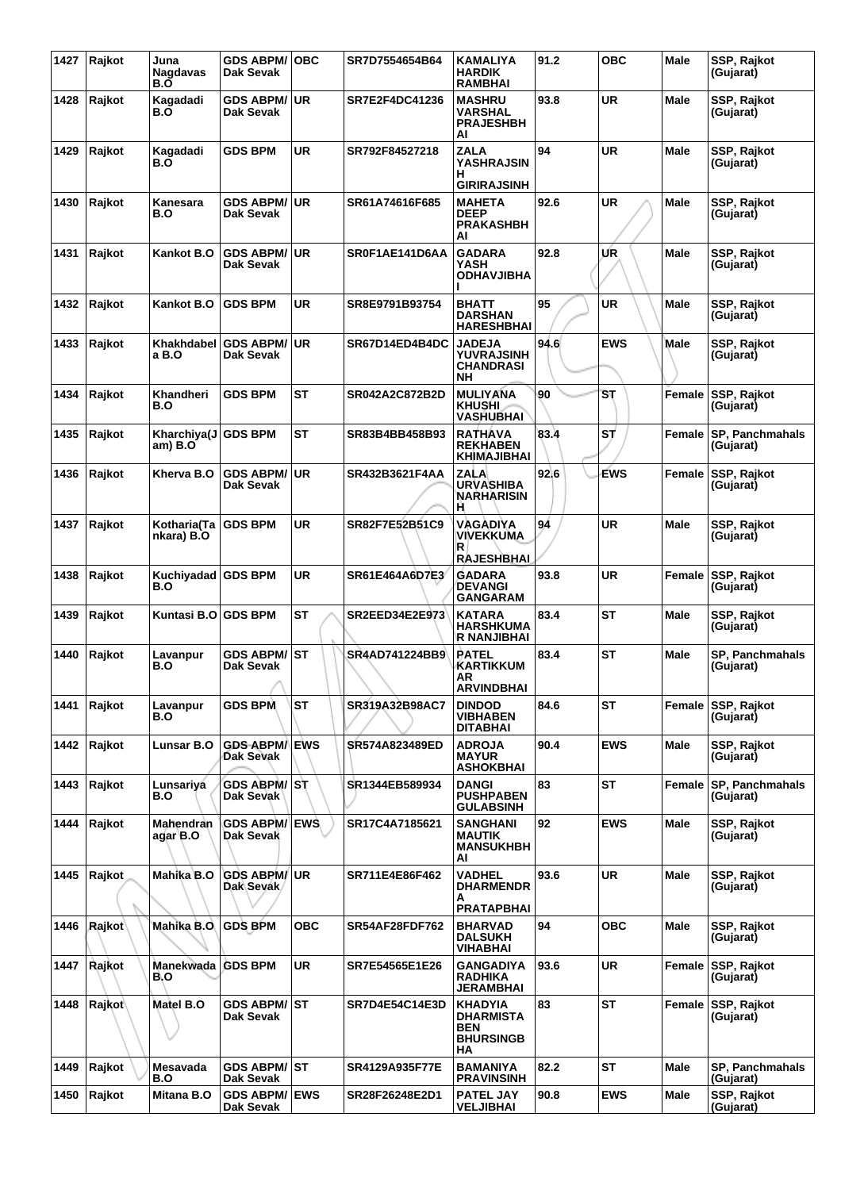| 1427 | Rajkot | Juna Nagdavas B.O | GDS ABPM/ Dak Sevak | OBC | SR7D7554654B64 | KAMALIYA HARDIK RAMBHAI | 91.2 | OBC | Male | SSP, Rajkot (Gujarat) |
|---|---|---|---|---|---|---|---|---|---|---|
| 1428 | Rajkot | Kagadadi B.O | GDS ABPM/ Dak Sevak | UR | SR7E2F4DC41236 | MASHRU VARSHAL PRAJESHBHAI | 93.8 | UR | Male | SSP, Rajkot (Gujarat) |
| 1429 | Rajkot | Kagadadi B.O | GDS BPM | UR | SR792F84527218 | ZALA YASHRAJSINH GIRIRAJSINH | 94 | UR | Male | SSP, Rajkot (Gujarat) |
| 1430 | Rajkot | Kanesara B.O | GDS ABPM/ Dak Sevak | UR | SR61A74616F685 | MAHETA DEEP PRAKASHBHAI | 92.6 | UR | Male | SSP, Rajkot (Gujarat) |
| 1431 | Rajkot | Kankot B.O | GDS ABPM/ Dak Sevak | UR | SR0F1AE141D6AA | GADARA YASH ODHAVJIBHAI | 92.8 | UR | Male | SSP, Rajkot (Gujarat) |
| 1432 | Rajkot | Kankot B.O | GDS BPM | UR | SR8E9791B93754 | BHATT DARSHAN HARESHBHAI | 95 | UR | Male | SSP, Rajkot (Gujarat) |
| 1433 | Rajkot | Khakhdabela B.O | GDS ABPM/ Dak Sevak | UR | SR67D14ED4B4DC | JADEJA YUVRAJSINH CHANDRASINH | 94.6 | EWS | Male | SSP, Rajkot (Gujarat) |
| 1434 | Rajkot | Khandheri B.O | GDS BPM | ST | SR042A2C872B2D | MULIYANA KHUSHI VASHUBHAI | 90 | ST | Female | SSP, Rajkot (Gujarat) |
| 1435 | Rajkot | Kharchiya(Jam) B.O | GDS BPM | ST | SR83B4BB458B93 | RATHAVA REKHABEN KHIMAJIBHAI | 83.4 | ST | Female | SP, Panchmahals (Gujarat) |
| 1436 | Rajkot | Kherva B.O | GDS ABPM/ Dak Sevak | UR | SR432B3621F4AA | ZALA URVASHIBA NARHARISINH | 92.6 | EWS | Female | SSP, Rajkot (Gujarat) |
| 1437 | Rajkot | Kotharia(Tankara) B.O | GDS BPM | UR | SR82F7E52B51C9 | VAGADIYA VIVEKKUMAR RAJESHBHAI | 94 | UR | Male | SSP, Rajkot (Gujarat) |
| 1438 | Rajkot | Kuchiyadad B.O | GDS BPM | UR | SR61E464A6D7E3 | GADARA DEVANGI GANGARAM | 93.8 | UR | Female | SSP, Rajkot (Gujarat) |
| 1439 | Rajkot | Kuntasi B.O | GDS BPM | ST | SR2EED34E2E973 | KATARA HARSHKUMAR NANJIBHAI | 83.4 | ST | Male | SSP, Rajkot (Gujarat) |
| 1440 | Rajkot | Lavanpur B.O | GDS ABPM/ Dak Sevak | ST | SR4AD741224BB9 | PATEL KARTIKKUMAR ARVINDBHAI | 83.4 | ST | Male | SP, Panchmahals (Gujarat) |
| 1441 | Rajkot | Lavanpur B.O | GDS BPM | ST | SR319A32B98AC7 | DINDOD VIBHABEN DITABHAI | 84.6 | ST | Female | SSP, Rajkot (Gujarat) |
| 1442 | Rajkot | Lunsar B.O | GDS ABPM/ Dak Sevak | EWS | SR574A823489ED | ADROJA MAYUR ASHOKBHAI | 90.4 | EWS | Male | SSP, Rajkot (Gujarat) |
| 1443 | Rajkot | Lunsariya B.O | GDS ABPM/ Dak Sevak | ST | SR1344EB589934 | DANGI PUSHPABEN GULABSINH | 83 | ST | Female | SP, Panchmahals (Gujarat) |
| 1444 | Rajkot | Mahendranagar B.O | GDS ABPM/ Dak Sevak | EWS | SR17C4A7185621 | SANGHANI MAUTIK MANSUKHBHAI | 92 | EWS | Male | SSP, Rajkot (Gujarat) |
| 1445 | Rajkot | Mahika B.O | GDS ABPM/ Dak Sevak | UR | SR711E4E86F462 | VADHEL DHARMENDRA PRATAPBHAI | 93.6 | UR | Male | SSP, Rajkot (Gujarat) |
| 1446 | Rajkot | Mahika B.O | GDS BPM | OBC | SR54AF28FDF762 | BHARVAD DALSUKH VIHABHAI | 94 | OBC | Male | SSP, Rajkot (Gujarat) |
| 1447 | Rajkot | Manekwada B.O | GDS BPM | UR | SR7E54565E1E26 | GANGADIYA RADHIKA JERAMBHAI | 93.6 | UR | Female | SSP, Rajkot (Gujarat) |
| 1448 | Rajkot | Matel B.O | GDS ABPM/ Dak Sevak | ST | SR7D4E54C14E3D | KHADYIA DHARMISTABEN BHURSINGBHA | 83 | ST | Female | SSP, Rajkot (Gujarat) |
| 1449 | Rajkot | Mesavada B.O | GDS ABPM/ Dak Sevak | ST | SR4129A935F77E | BAMANIYA PRAVINSINH | 82.2 | ST | Male | SP, Panchmahals (Gujarat) |
| 1450 | Rajkot | Mitana B.O | GDS ABPM/ Dak Sevak | EWS | SR28F26248E2D1 | PATEL JAY VELJIBHAI | 90.8 | EWS | Male | SSP, Rajkot (Gujarat) |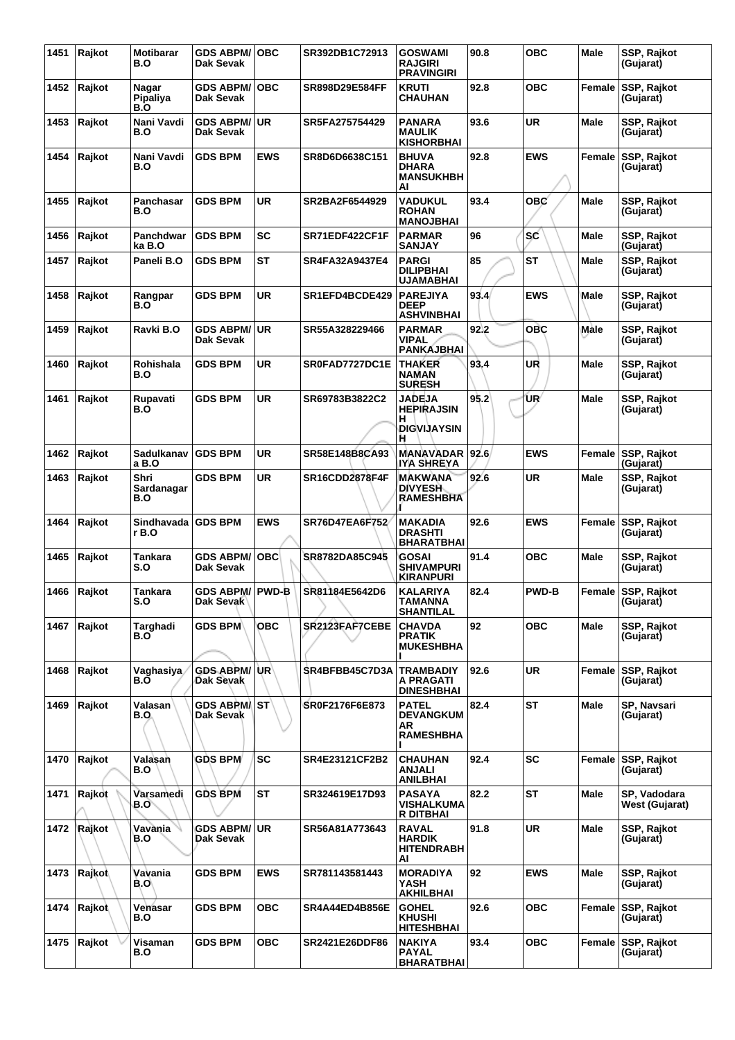| 1451 | Rajkot | Motibarar B.O | GDS ABPM/ Dak Sevak | OBC | SR392DB1C72913 | GOSWAMI RAJGIRI PRAVINGIRI | 90.8 | OBC | Male | SSP, Rajkot (Gujarat) |
|---|---|---|---|---|---|---|---|---|---|---|
| 1452 | Rajkot | Nagar Pipaliya B.O | GDS ABPM/ Dak Sevak | OBC | SR898D29E584FF | KRUTI CHAUHAN | 92.8 | OBC | Female | SSP, Rajkot (Gujarat) |
| 1453 | Rajkot | Nani Vavdi B.O | GDS ABPM/ Dak Sevak | UR | SR5FA275754429 | PANARA MAULIK KISHORBHAI | 93.6 | UR | Male | SSP, Rajkot (Gujarat) |
| 1454 | Rajkot | Nani Vavdi B.O | GDS BPM | EWS | SR8D6D6638C151 | BHUVA DHARA MANSUKHBHAI | 92.8 | EWS | Female | SSP, Rajkot (Gujarat) |
| 1455 | Rajkot | Panchasar B.O | GDS BPM | UR | SR2BA2F6544929 | VADUKUL ROHAN MANOJBHAI | 93.4 | OBC | Male | SSP, Rajkot (Gujarat) |
| 1456 | Rajkot | Panchdwarka B.O | GDS BPM | SC | SR71EDF422CF1F | PARMAR SANJAY | 96 | SC | Male | SSP, Rajkot (Gujarat) |
| 1457 | Rajkot | Paneli B.O | GDS BPM | ST | SR4FA32A9437E4 | PARGI DILIPBHAI UJAMABHAI | 85 | ST | Male | SSP, Rajkot (Gujarat) |
| 1458 | Rajkot | Rangpar B.O | GDS BPM | UR | SR1EFD4BCDE429 | PAREJIYA DEEP ASHVINBHAI | 93.4 | EWS | Male | SSP, Rajkot (Gujarat) |
| 1459 | Rajkot | Ravki B.O | GDS ABPM/ Dak Sevak | UR | SR55A328229466 | PARMAR VIPAL PANKAJBHAI | 92.2 | OBC | Male | SSP, Rajkot (Gujarat) |
| 1460 | Rajkot | Rohishala B.O | GDS BPM | UR | SR0FAD7727DC1E | THAKER NAMAN SURESH | 93.4 | UR | Male | SSP, Rajkot (Gujarat) |
| 1461 | Rajkot | Rupavati B.O | GDS BPM | UR | SR69783B3822C2 | JADEJA HEPIRAJSINH DIGVIJAYSINH | 95.2 | UR | Male | SSP, Rajkot (Gujarat) |
| 1462 | Rajkot | Sadulkanava B.O | GDS BPM | UR | SR58E148B8CA93 | MANAVADARIYA SHREYA | 92.6 | EWS | Female | SSP, Rajkot (Gujarat) |
| 1463 | Rajkot | Shri Sardanagar B.O | GDS BPM | UR | SR16CDD2878F4F | MAKWANA DIVYESH RAMESHBHAI | 92.6 | UR | Male | SSP, Rajkot (Gujarat) |
| 1464 | Rajkot | Sindhavadar B.O | GDS BPM | EWS | SR76D47EA6F752 | MAKADIA DRASHTI BHARATBHAI | 92.6 | EWS | Female | SSP, Rajkot (Gujarat) |
| 1465 | Rajkot | Tankara S.O | GDS ABPM/ Dak Sevak | OBC | SR8782DA85C945 | GOSAI SHIVAMPURI KIRANPURI | 91.4 | OBC | Male | SSP, Rajkot (Gujarat) |
| 1466 | Rajkot | Tankara S.O | GDS ABPM/ Dak Sevak | PWD-B | SR81184E5642D6 | KALARIYA TAMANNA SHANTILAL | 82.4 | PWD-B | Female | SSP, Rajkot (Gujarat) |
| 1467 | Rajkot | Targhadi B.O | GDS BPM | OBC | SR2123FAF7CEBE | CHAVDA PRATIK MUKESHBHAI | 92 | OBC | Male | SSP, Rajkot (Gujarat) |
| 1468 | Rajkot | Vaghasiya B.O | GDS ABPM/ Dak Sevak | UR | SR4BFBB45C7D3A | TRAMBADIYA PRAGATI DINESHBHAI | 92.6 | UR | Female | SSP, Rajkot (Gujarat) |
| 1469 | Rajkot | Valasan B.O | GDS ABPM/ Dak Sevak | ST | SR0F2176F6E873 | PATEL DEVANGKUMAR RAMESHBHAI | 82.4 | ST | Male | SP, Navsari (Gujarat) |
| 1470 | Rajkot | Valasan B.O | GDS BPM | SC | SR4E23121CF2B2 | CHAUHAN ANJALI ANILBHAI | 92.4 | SC | Female | SSP, Rajkot (Gujarat) |
| 1471 | Rajkot | Varsamedi B.O | GDS BPM | ST | SR324619E17D93 | PASAYA VISHALKUMAR DITBHAI | 82.2 | ST | Male | SP, Vadodara West (Gujarat) |
| 1472 | Rajkot | Vavania B.O | GDS ABPM/ Dak Sevak | UR | SR56A81A773643 | RAVAL HARDIK HITENDRABHAI | 91.8 | UR | Male | SSP, Rajkot (Gujarat) |
| 1473 | Rajkot | Vavania B.O | GDS BPM | EWS | SR781143581443 | MORADIYA YASH AKHILBHAI | 92 | EWS | Male | SSP, Rajkot (Gujarat) |
| 1474 | Rajkot | Venasar B.O | GDS BPM | OBC | SR4A44ED4B856E | GOHEL KHUSHI HITESHBHAI | 92.6 | OBC | Female | SSP, Rajkot (Gujarat) |
| 1475 | Rajkot | Visaman B.O | GDS BPM | OBC | SR2421E26DDF86 | NAKIYA PAYAL BHARATBHAI | 93.4 | OBC | Female | SSP, Rajkot (Gujarat) |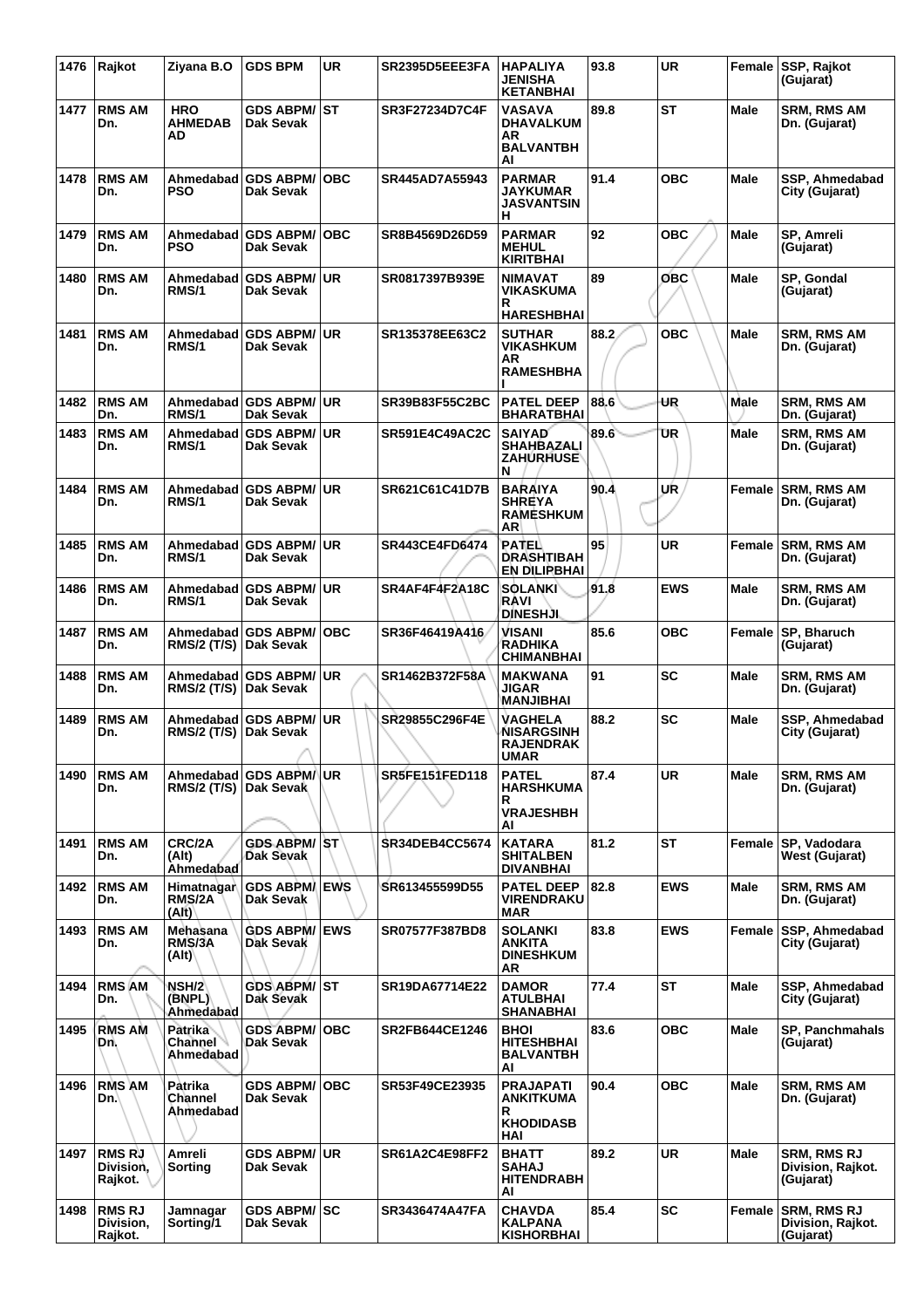| 1476 | Rajkot | Ziyana B.O | GDS BPM | UR | SR2395D5EEE3FA | HAPALIYA JENISHA KETANBHAI | 93.8 | UR | Female | SSP, Rajkot (Gujarat) |
|---|---|---|---|---|---|---|---|---|---|---|
| 1477 | RMS AM Dn. | HRO AHMEDAB AD | GDS ABPM/ Dak Sevak | ST | SR3F27234D7C4F | VASAVA DHAVALKUM AR BALVANTBH AI | 89.8 | ST | Male | SRM, RMS AM Dn. (Gujarat) |
| 1478 | RMS AM Dn. | Ahmedabad PSO | GDS ABPM/ Dak Sevak | OBC | SR445AD7A55943 | PARMAR JAYKUMAR JASVANTSIN H | 91.4 | OBC | Male | SSP, Ahmedabad City (Gujarat) |
| 1479 | RMS AM Dn. | Ahmedabad PSO | GDS ABPM/ Dak Sevak | OBC | SR8B4569D26D59 | PARMAR MEHUL KIRITBHAI | 92 | OBC | Male | SP, Amreli (Gujarat) |
| 1480 | RMS AM Dn. | Ahmedabad RMS/1 | GDS ABPM/ Dak Sevak | UR | SR0817397B939E | NIMAVAT VIKASKUMA R HARESHBHAI | 89 | OBC | Male | SP, Gondal (Gujarat) |
| 1481 | RMS AM Dn. | Ahmedabad RMS/1 | GDS ABPM/ Dak Sevak | UR | SR135378EE63C2 | SUTHAR VIKASHKUM AR RAMESHBHA I | 88.2 | OBC | Male | SRM, RMS AM Dn. (Gujarat) |
| 1482 | RMS AM Dn. | Ahmedabad RMS/1 | GDS ABPM/ Dak Sevak | UR | SR39B83F55C2BC | PATEL DEEP BHARATBHAI | 88.6 | UR | Male | SRM, RMS AM Dn. (Gujarat) |
| 1483 | RMS AM Dn. | Ahmedabad RMS/1 | GDS ABPM/ Dak Sevak | UR | SR591E4C49AC2C | SAIYAD SHAHBAZALI ZAHURHUSE N | 89.6 | UR | Male | SRM, RMS AM Dn. (Gujarat) |
| 1484 | RMS AM Dn. | Ahmedabad RMS/1 | GDS ABPM/ Dak Sevak | UR | SR621C61C41D7B | BARAIYA SHREYA RAMESHKUM AR | 90.4 | UR | Female | SRM, RMS AM Dn. (Gujarat) |
| 1485 | RMS AM Dn. | Ahmedabad RMS/1 | GDS ABPM/ Dak Sevak | UR | SR443CE4FD6474 | PATEL DRASHTIBAH EN DILIPBHAI | 95 | UR | Female | SRM, RMS AM Dn. (Gujarat) |
| 1486 | RMS AM Dn. | Ahmedabad RMS/1 | GDS ABPM/ Dak Sevak | UR | SR4AF4F4F2A18C | SOLANKI RAVI DINESHJI | 91.8 | EWS | Male | SRM, RMS AM Dn. (Gujarat) |
| 1487 | RMS AM Dn. | Ahmedabad RMS/2 (T/S) | GDS ABPM/ Dak Sevak | OBC | SR36F46419A416 | VISANI RADHIKA CHIMANBHAI | 85.6 | OBC | Female | SP, Bharuch (Gujarat) |
| 1488 | RMS AM Dn. | Ahmedabad RMS/2 (T/S) | GDS ABPM/ Dak Sevak | UR | SR1462B372F58A | MAKWANA JIGAR MANJIBHAI | 91 | SC | Male | SRM, RMS AM Dn. (Gujarat) |
| 1489 | RMS AM Dn. | Ahmedabad RMS/2 (T/S) | GDS ABPM/ Dak Sevak | UR | SR29855C296F4E | VAGHELA NISARGSINH RAJENDRAK UMAR | 88.2 | SC | Male | SSP, Ahmedabad City (Gujarat) |
| 1490 | RMS AM Dn. | Ahmedabad RMS/2 (T/S) | GDS ABPM/ Dak Sevak | UR | SR5FE151FED118 | PATEL HARSHKUMA R VRAJESHBH AI | 87.4 | UR | Male | SRM, RMS AM Dn. (Gujarat) |
| 1491 | RMS AM Dn. | CRC/2A (Alt) Ahmedabad | GDS ABPM/ Dak Sevak | ST | SR34DEB4CC5674 | KATARA SHITALBEN DIVANBHAI | 81.2 | ST | Female | SP, Vadodara West (Gujarat) |
| 1492 | RMS AM Dn. | Himatnagar RMS/2A (Alt) | GDS ABPM/ Dak Sevak | EWS | SR613455599D55 | PATEL DEEP VIRENDRAKU MAR | 82.8 | EWS | Male | SRM, RMS AM Dn. (Gujarat) |
| 1493 | RMS AM Dn. | Mehasana RMS/3A (Alt) | GDS ABPM/ Dak Sevak | EWS | SR07577F387BD8 | SOLANKI ANKITA DINESHKUM AR | 83.8 | EWS | Female | SSP, Ahmedabad City (Gujarat) |
| 1494 | RMS AM Dn. | NSH/2 (BNPL) Ahmedabad | GDS ABPM/ Dak Sevak | ST | SR19DA67714E22 | DAMOR ATULBHAI SHANABHAI | 77.4 | ST | Male | SSP, Ahmedabad City (Gujarat) |
| 1495 | RMS AM Dn. | Patrika Channel Ahmedabad | GDS ABPM/ Dak Sevak | OBC | SR2FB644CE1246 | BHOI HITESHBHAI BALVANTBH AI | 83.6 | OBC | Male | SP, Panchmahals (Gujarat) |
| 1496 | RMS AM Dn. | Patrika Channel Ahmedabad | GDS ABPM/ Dak Sevak | OBC | SR53F49CE23935 | PRAJAPATI ANKITKUMA R KHODIDASB HAI | 90.4 | OBC | Male | SRM, RMS AM Dn. (Gujarat) |
| 1497 | RMS RJ Division, Rajkot. | Amreli Sorting | GDS ABPM/ Dak Sevak | UR | SR61A2C4E98FF2 | BHATT SAHAJ HITENDRABH AI | 89.2 | UR | Male | SRM, RMS RJ Division, Rajkot. (Gujarat) |
| 1498 | RMS RJ Division, Rajkot. | Jamnagar Sorting/1 | GDS ABPM/ Dak Sevak | SC | SR3436474A47FA | CHAVDA KALPANA KISHORBHAI | 85.4 | SC | Female | SRM, RMS RJ Division, Rajkot. (Gujarat) |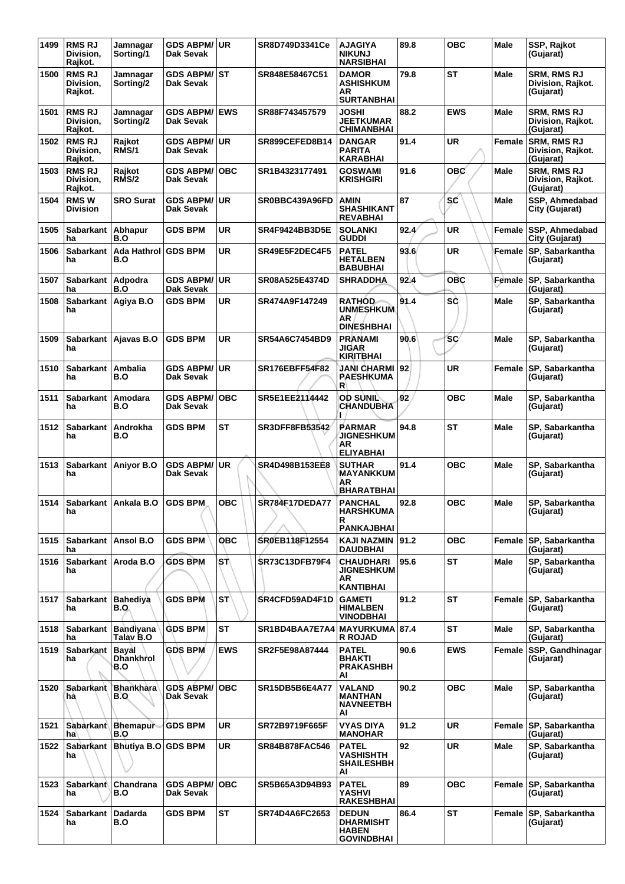| 1499 | RMS RJ Division, Rajkot. | Jamnagar Sorting/1 | GDS ABPM/ Dak Sevak | UR | SR8D749D3341Ce | AJAGIYA NIKUNJ NARSIBHAI | 89.8 | OBC | Male | SSP, Rajkot (Gujarat) |
|---|---|---|---|---|---|---|---|---|---|---|
| 1500 | RMS RJ Division, Rajkot. | Jamnagar Sorting/2 | GDS ABPM/ Dak Sevak | ST | SR848E58467C51 | DAMOR ASHISHKUM AR SURTANBHAI | 79.8 | ST | Male | SRM, RMS RJ Division, Rajkot. (Gujarat) |
| 1501 | RMS RJ Division, Rajkot. | Jamnagar Sorting/2 | GDS ABPM/ Dak Sevak | EWS | SR88F743457579 | JOSHI JEETKUMAR CHIMANBHAI | 88.2 | EWS | Male | SRM, RMS RJ Division, Rajkot. (Gujarat) |
| 1502 | RMS RJ Division, Rajkot. | Rajkot RMS/1 | GDS ABPM/ Dak Sevak | UR | SR899CEFED8B14 | DANGAR PARITA KARABHAI | 91.4 | UR | Female | SRM, RMS RJ Division, Rajkot. (Gujarat) |
| 1503 | RMS RJ Division, Rajkot. | Rajkot RMS/2 | GDS ABPM/ Dak Sevak | OBC | SR1B4323177491 | GOSWAMI KRISHGIRI | 91.6 | OBC | Male | SRM, RMS RJ Division, Rajkot. (Gujarat) |
| 1504 | RMS W Division | SRO Surat | GDS ABPM/ Dak Sevak | UR | SR0BBC439A96FD | AMIN SHASHIKANT REVABHAI | 87 | SC | Male | SSP, Ahmedabad City (Gujarat) |
| 1505 | Sabarkantha | Abhapur B.O | GDS BPM | UR | SR4F9424BB3D5E | SOLANKI GUDDI | 92.4 | UR | Female | SSP, Ahmedabad City (Gujarat) |
| 1506 | Sabarkantha | Ada Hathrol B.O | GDS BPM | UR | SR49E5F2DEC4F5 | PATEL HETALBEN BABUBHAI | 93.6 | UR | Female | SP, Sabarkantha (Gujarat) |
| 1507 | Sabarkantha | Adpodra B.O | GDS ABPM/ Dak Sevak | UR | SR08A525E4374D | SHRADDHA | 92.4 | OBC | Female | SP, Sabarkantha (Gujarat) |
| 1508 | Sabarkantha | Agiya B.O | GDS BPM | UR | SR474A9F147249 | RATHOD UNMESHKUM AR DINESHBHAI | 91.4 | SC | Male | SP, Sabarkantha (Gujarat) |
| 1509 | Sabarkantha | Ajavas B.O | GDS BPM | UR | SR54A6C7454BD9 | PRANAMI JIGAR KIRITBHAI | 90.6 | SC | Male | SP, Sabarkantha (Gujarat) |
| 1510 | Sabarkantha | Ambalia B.O | GDS ABPM/ Dak Sevak | UR | SR176EBFF54F82 | JANI CHARMI PAESHKUMA R | 92 | UR | Female | SP, Sabarkantha (Gujarat) |
| 1511 | Sabarkantha | Amodara B.O | GDS ABPM/ Dak Sevak | OBC | SR5E1EE2114442 | OD SUNIL CHANDUBHA I | 92 | OBC | Male | SP, Sabarkantha (Gujarat) |
| 1512 | Sabarkantha | Androkha B.O | GDS BPM | ST | SR3DFF8FB53542 | PARMAR JIGNESHKUM AR ELIYABHAI | 94.8 | ST | Male | SP, Sabarkantha (Gujarat) |
| 1513 | Sabarkantha | Aniyor B.O | GDS ABPM/ Dak Sevak | UR | SR4D498B153EE8 | SUTHAR MAYANKKUM AR BHARATBHAI | 91.4 | OBC | Male | SP, Sabarkantha (Gujarat) |
| 1514 | Sabarkantha | Ankala B.O | GDS BPM | OBC | SR784F17DEDA77 | PANCHAL HARSHKUMA R PANKAJBHAI | 92.8 | OBC | Male | SP, Sabarkantha (Gujarat) |
| 1515 | Sabarkantha | Ansol B.O | GDS BPM | OBC | SR0EB118F12554 | KAJI NAZMIN DAUDBHAI | 91.2 | OBC | Female | SP, Sabarkantha (Gujarat) |
| 1516 | Sabarkantha | Aroda B.O | GDS BPM | ST | SR73C13DFB79F4 | CHAUDHARI JIGNESHKUM AR KANTIBHAI | 95.6 | ST | Male | SP, Sabarkantha (Gujarat) |
| 1517 | Sabarkantha | Bahediya B.O | GDS BPM | ST | SR4CFD59AD4F1D | GAMETI HIMALBEN VINODBHAI | 91.2 | ST | Female | SP, Sabarkantha (Gujarat) |
| 1518 | Sabarkantha | Bandiyana Talav B.O | GDS BPM | ST | SR1BD4BAA7E7A4 | MAYURKUMA R ROJAD | 87.4 | ST | Male | SP, Sabarkantha (Gujarat) |
| 1519 | Sabarkantha | Bayal Dhankhrol B.O | GDS BPM | EWS | SR2F5E98A87444 | PATEL BHAKTI PRAKASHBH AI | 90.6 | EWS | Female | SSP, Gandhinagar (Gujarat) |
| 1520 | Sabarkantha | Bhankhara B.O | GDS ABPM/ Dak Sevak | OBC | SR15DB5B6E4A77 | VALAND MANTHAN NAVNEETBH AI | 90.2 | OBC | Male | SP, Sabarkantha (Gujarat) |
| 1521 | Sabarkantha | Bhemapur B.O | GDS BPM | UR | SR72B9719F665F | VYAS DIYA MANOHAR | 91.2 | UR | Female | SP, Sabarkantha (Gujarat) |
| 1522 | Sabarkantha | Bhutiya B.O | GDS BPM | UR | SR84B878FAC546 | PATEL VASHISHTH SHAILESHBH AI | 92 | UR | Male | SP, Sabarkantha (Gujarat) |
| 1523 | Sabarkantha | Chandrana B.O | GDS ABPM/ Dak Sevak | OBC | SR5B65A3D94B93 | PATEL YASHVI RAKESHBHAI | 89 | OBC | Female | SP, Sabarkantha (Gujarat) |
| 1524 | Sabarkantha | Dadarda B.O | GDS BPM | ST | SR74D4A6FC2653 | DEDUN DHARMISHT HABEN GOVINDBHAI | 86.4 | ST | Female | SP, Sabarkantha (Gujarat) |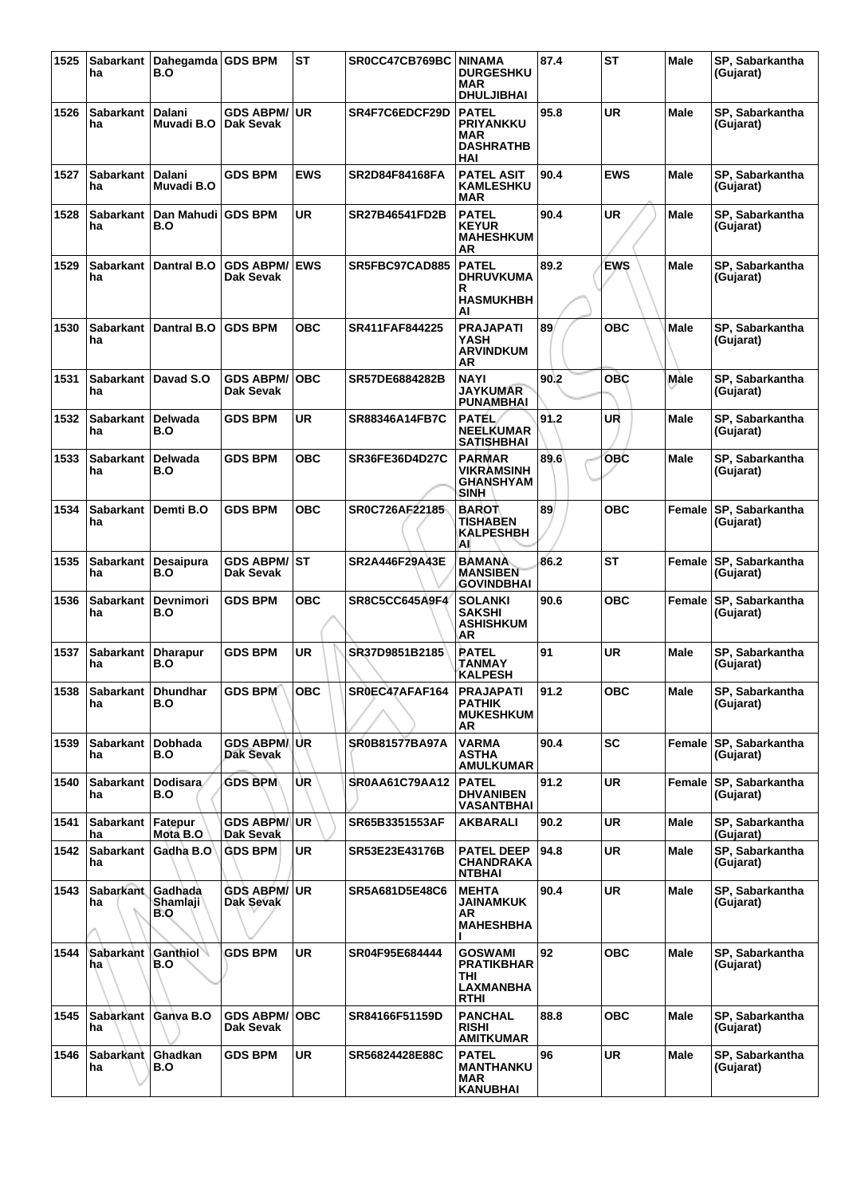| 1525 | Sabarkantha | Dahegamda B.O | GDS BPM | ST | SR0CC47CB769BC | NINAMA DURGESHKUMAR DHULJIBHAI | 87.4 | ST | Male | SP, Sabarkantha (Gujarat) |
|---|---|---|---|---|---|---|---|---|---|---|
| 1526 | Sabarkantha | Dalani Muvadi B.O | GDS ABPM/ Dak Sevak | UR | SR4F7C6EDCF29D | PATEL PRIYANKKUMAR DASHRATHBHAI | 95.8 | UR | Male | SP, Sabarkantha (Gujarat) |
| 1527 | Sabarkantha | Dalani Muvadi B.O | GDS BPM | EWS | SR2D84F84168FA | PATEL ASIT KAMLESHKUMAR | 90.4 | EWS | Male | SP, Sabarkantha (Gujarat) |
| 1528 | Sabarkantha | Dan Mahudi B.O | GDS BPM | UR | SR27B46541FD2B | PATEL KEYUR MAHESHKUMAR | 90.4 | UR | Male | SP, Sabarkantha (Gujarat) |
| 1529 | Sabarkantha | Dantral B.O | GDS ABPM/ Dak Sevak | EWS | SR5FBC97CAD885 | PATEL DHRUVKUMAR HASMUKHBHAI | 89.2 | EWS | Male | SP, Sabarkantha (Gujarat) |
| 1530 | Sabarkantha | Dantral B.O | GDS BPM | OBC | SR411FAF844225 | PRAJAPATI YASH ARVINDKUMAR | 89 | OBC | Male | SP, Sabarkantha (Gujarat) |
| 1531 | Sabarkantha | Davad S.O | GDS ABPM/ Dak Sevak | OBC | SR57DE6884282B | NAYI JAYKUMAR PUNAMBHAI | 90.2 | OBC | Male | SP, Sabarkantha (Gujarat) |
| 1532 | Sabarkantha | Delwada B.O | GDS BPM | UR | SR88346A14FB7C | PATEL NEELKUMAR SATISHBHAI | 91.2 | UR | Male | SP, Sabarkantha (Gujarat) |
| 1533 | Sabarkantha | Delwada B.O | GDS BPM | OBC | SR36FE36D4D27C | PARMAR VIKRAMSINH GHANSHYAMSINH | 89.6 | OBC | Male | SP, Sabarkantha (Gujarat) |
| 1534 | Sabarkantha | Demti B.O | GDS BPM | OBC | SR0C726AF22185 | BAROT TISHABEN KALPESHBHAI | 89 | OBC | Female | SP, Sabarkantha (Gujarat) |
| 1535 | Sabarkantha | Desaipura B.O | GDS ABPM/ Dak Sevak | ST | SR2A446F29A43E | BAMANA MANSIBEN GOVINDBHAI | 86.2 | ST | Female | SP, Sabarkantha (Gujarat) |
| 1536 | Sabarkantha | Devnimori B.O | GDS BPM | OBC | SR8C5CC645A9F4 | SOLANKI SAKSHI ASHISHKUMAR | 90.6 | OBC | Female | SP, Sabarkantha (Gujarat) |
| 1537 | Sabarkantha | Dharapur B.O | GDS BPM | UR | SR37D9851B2185 | PATEL TANMAY KALPESH | 91 | UR | Male | SP, Sabarkantha (Gujarat) |
| 1538 | Sabarkantha | Dhundhar B.O | GDS BPM | OBC | SR0EC47AFAF164 | PRAJAPATI PATHIK MUKESHKUMAR | 91.2 | OBC | Male | SP, Sabarkantha (Gujarat) |
| 1539 | Sabarkantha | Dobhada B.O | GDS ABPM/ Dak Sevak | UR | SR0B81577BA97A | VARMA ASTHA AMULKUMAR | 90.4 | SC | Female | SP, Sabarkantha (Gujarat) |
| 1540 | Sabarkantha | Dodisara B.O | GDS BPM | UR | SR0AA61C79AA12 | PATEL DHVANIBEN VASANTBHAI | 91.2 | UR | Female | SP, Sabarkantha (Gujarat) |
| 1541 | Sabarkantha | Fatepur Mota B.O | GDS ABPM/ Dak Sevak | UR | SR65B3351553AF | AKBARALI | 90.2 | UR | Male | SP, Sabarkantha (Gujarat) |
| 1542 | Sabarkantha | Gadha B.O | GDS BPM | UR | SR53E23E43176B | PATEL DEEP CHANDRAKANTBHAI | 94.8 | UR | Male | SP, Sabarkantha (Gujarat) |
| 1543 | Sabarkantha | Gadhada Shamlaji B.O | GDS ABPM/ Dak Sevak | UR | SR5A681D5E48C6 | MEHTA JAINAMKUMAR MAHESHBHAI | 90.4 | UR | Male | SP, Sabarkantha (Gujarat) |
| 1544 | Sabarkantha | Ganthiol B.O | GDS BPM | UR | SR04F95E684444 | GOSWAMI PRATIKBHARTHI LAXMANBHARTHI | 92 | OBC | Male | SP, Sabarkantha (Gujarat) |
| 1545 | Sabarkantha | Ganva B.O | GDS ABPM/ Dak Sevak | OBC | SR84166F51159D | PANCHAL RISHI AMITKUMAR | 88.8 | OBC | Male | SP, Sabarkantha (Gujarat) |
| 1546 | Sabarkantha | Ghadkan B.O | GDS BPM | UR | SR56824428E88C | PATEL MANTHANKUMAR KANUBHAI | 96 | UR | Male | SP, Sabarkantha (Gujarat) |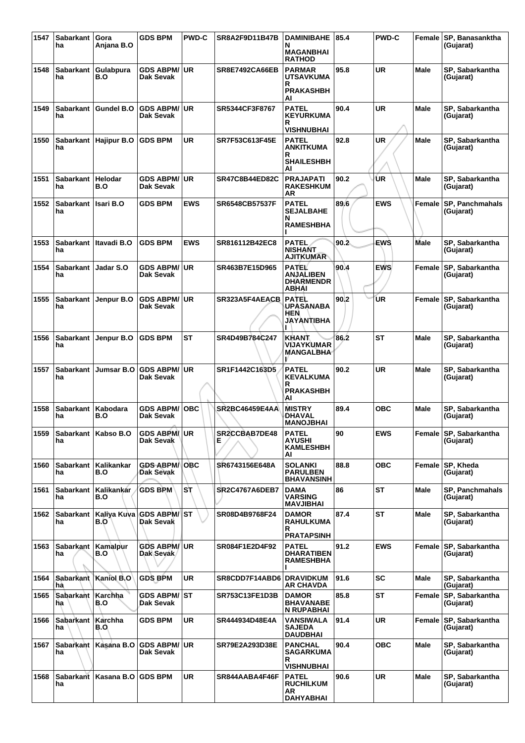| 1547 | Sabarkantha | Gora Anjana B.O | GDS BPM | PWD-C | SR8A2F9D11B47B | DAMINIBAHEN MAGANBHAI RATHOD | 85.4 | PWD-C | Female | SP, Banasanktha (Gujarat) |
|---|---|---|---|---|---|---|---|---|---|---|
| 1548 | Sabarkantha | Gulabpura B.O | GDS ABPM/ Dak Sevak | UR | SR8E7492CA66EB | PARMAR UTSAVKUMAR PRAKASHBHAI | 95.8 | UR | Male | SP, Sabarkantha (Gujarat) |
| 1549 | Sabarkantha | Gundel B.O | GDS ABPM/ Dak Sevak | UR | SR5344CF3F8767 | PATEL KEYURKUMAR VISHNUBHAI | 90.4 | UR | Male | SP, Sabarkantha (Gujarat) |
| 1550 | Sabarkantha | Hajipur B.O | GDS BPM | UR | SR7F53C613F45E | PATEL ANKITKUMAR SHAILESHBHAI | 92.8 | UR | Male | SP, Sabarkantha (Gujarat) |
| 1551 | Sabarkantha | Helodar B.O | GDS ABPM/ Dak Sevak | UR | SR47C8B44ED82C | PRAJAPATI RAKESHKUMAR | 90.2 | UR | Male | SP, Sabarkantha (Gujarat) |
| 1552 | Sabarkantha | Isari B.O | GDS BPM | EWS | SR6548CB57537F | PATEL SEJALBAHEN RAMESHBHAI | 89.6 | EWS | Female | SP, Panchmahals (Gujarat) |
| 1553 | Sabarkantha | Itavadi B.O | GDS BPM | EWS | SR816112B42EC8 | PATEL NISHANT AJITKUMAR | 90.2 | EWS | Male | SP, Sabarkantha (Gujarat) |
| 1554 | Sabarkantha | Jadar S.O | GDS ABPM/ Dak Sevak | UR | SR463B7E15D965 | PATEL ANJALIBEN DHARMENDRABHAI | 90.4 | EWS | Female | SP, Sabarkantha (Gujarat) |
| 1555 | Sabarkantha | Jenpur B.O | GDS ABPM/ Dak Sevak | UR | SR323A5F4AEACB | PATEL UPASANABAHEN JAYANTIBHAI | 90.2 | UR | Female | SP, Sabarkantha (Gujarat) |
| 1556 | Sabarkantha | Jenpur B.O | GDS BPM | ST | SR4D49B784C247 | KHANT VIJAYKUMAR MANGALBHAI | 86.2 | ST | Male | SP, Sabarkantha (Gujarat) |
| 1557 | Sabarkantha | Jumsar B.O | GDS ABPM/ Dak Sevak | UR | SR1F1442C163D5 | PATEL KEVALKUMAR PRAKASHBHAI | 90.2 | UR | Male | SP, Sabarkantha (Gujarat) |
| 1558 | Sabarkantha | Kabodara B.O | GDS ABPM/ Dak Sevak | OBC | SR2BC46459E4AA | MISTRY DHAVAL MANOJBHAI | 89.4 | OBC | Male | SP, Sabarkantha (Gujarat) |
| 1559 | Sabarkantha | Kabso B.O | GDS ABPM/ Dak Sevak | UR | SR2CCBAB7DE48E | PATEL AYUSHI KAMLESHBHAI | 90 | EWS | Female | SP, Sabarkantha (Gujarat) |
| 1560 | Sabarkantha | Kalikankar B.O | GDS ABPM/ Dak Sevak | OBC | SR6743156E648A | SOLANKI PARULBEN BHAVANSINH | 88.8 | OBC | Female | SP, Kheda (Gujarat) |
| 1561 | Sabarkantha | Kalikankar B.O | GDS BPM | ST | SR2C4767A6DEB7 | DAMA VARSING MAVJIBHAI | 86 | ST | Male | SP, Panchmahals (Gujarat) |
| 1562 | Sabarkantha | Kaliya Kuva B.O | GDS ABPM/ Dak Sevak | ST | SR08D4B9768F24 | DAMOR RAHULKUMAR PRATAPSINH | 87.4 | ST | Male | SP, Sabarkantha (Gujarat) |
| 1563 | Sabarkantha | Kamalpur B.O | GDS ABPM/ Dak Sevak | UR | SR084F1E2D4F92 | PATEL DHARATIBEN RAMESHBHAI | 91.2 | EWS | Female | SP, Sabarkantha (Gujarat) |
| 1564 | Sabarkantha | Kaniol B.O | GDS BPM | UR | SR8CDD7F14ABD6 | DRAVIDKUMAR CHAVDA | 91.6 | SC | Male | SP, Sabarkantha (Gujarat) |
| 1565 | Sabarkantha | Karchha B.O | GDS ABPM/ Dak Sevak | ST | SR753C13FE1D3B | DAMOR BHAVANABEN RUPABHAI | 85.8 | ST | Female | SP, Sabarkantha (Gujarat) |
| 1566 | Sabarkantha | Karchha B.O | GDS BPM | UR | SR444934D48E4A | VANSIWALA SAJEDA DAUDBHAI | 91.4 | UR | Female | SP, Sabarkantha (Gujarat) |
| 1567 | Sabarkantha | Kasana B.O | GDS ABPM/ Dak Sevak | UR | SR79E2A293D38E | PANCHAL SAGARKUMAR VISHNUBHAI | 90.4 | OBC | Male | SP, Sabarkantha (Gujarat) |
| 1568 | Sabarkantha | Kasana B.O | GDS BPM | UR | SR844AABA4F46F | PATEL RUCHILKUMAR DAHYABHAI | 90.6 | UR | Male | SP, Sabarkantha (Gujarat) |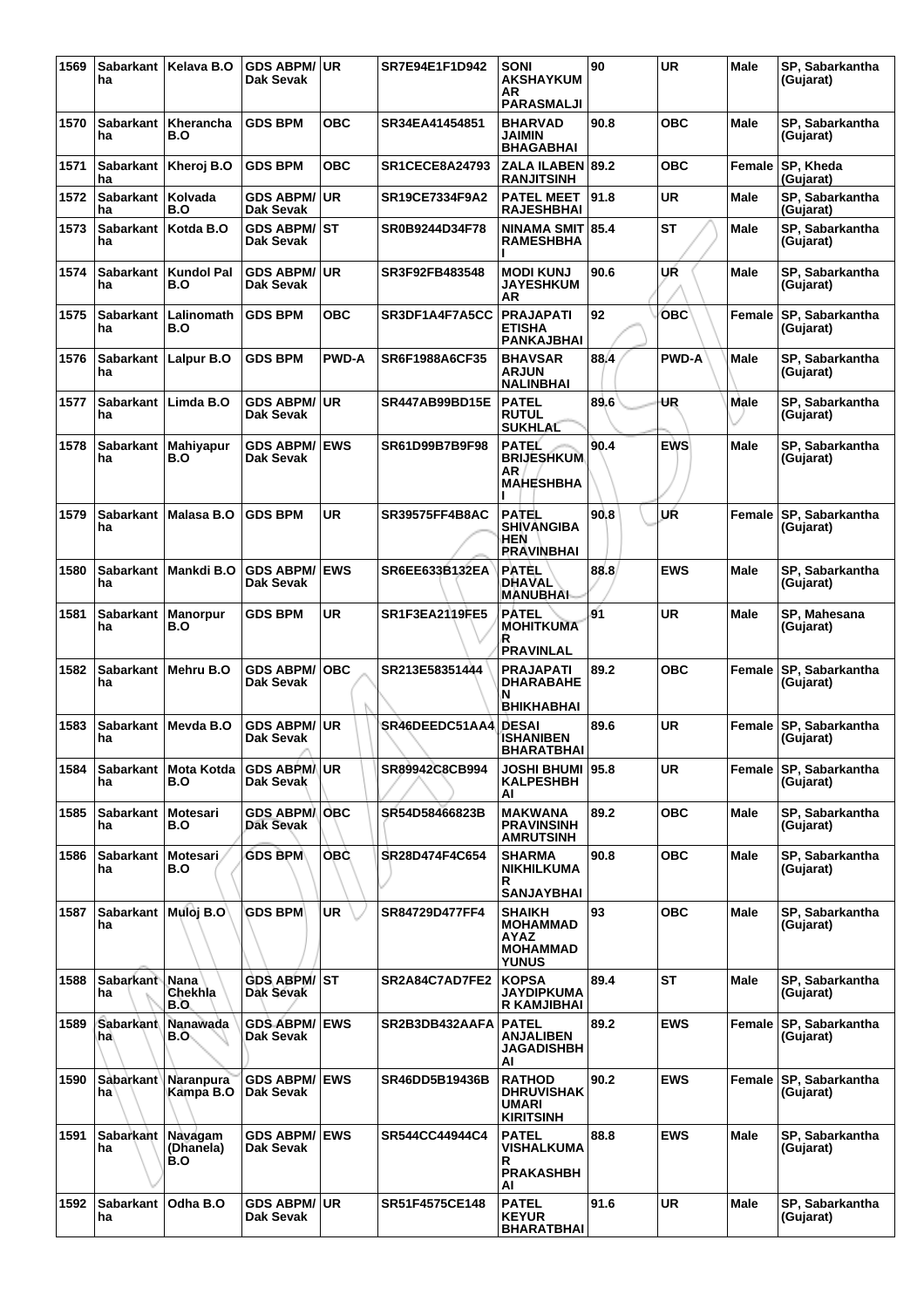| 1569 | Sabarkantha | Kelava B.O | GDS ABPM/ Dak Sevak | UR | SR7E94E1F1D942 | SONI AKSHAYKUMAR PARASMALJI | 90 | UR | Male | SP, Sabarkantha (Gujarat) |
|---|---|---|---|---|---|---|---|---|---|---|
| 1570 | Sabarkantha | Kherancha B.O | GDS BPM | OBC | SR34EA41454851 | BHARVAD JAIMIN BHAGABHAI | 90.8 | OBC | Male | SP, Sabarkantha (Gujarat) |
| 1571 | Sabarkantha | Kheroj B.O | GDS BPM | OBC | SR1CECE8A24793 | ZALA ILABEN RANJITSINH | 89.2 | OBC | Female | SP, Kheda (Gujarat) |
| 1572 | Sabarkantha | Kolvada B.O | GDS ABPM/ Dak Sevak | UR | SR19CE7334F9A2 | PATEL MEET RAJESHBHAI | 91.8 | UR | Male | SP, Sabarkantha (Gujarat) |
| 1573 | Sabarkantha | Kotda B.O | GDS ABPM/ Dak Sevak | ST | SR0B9244D34F78 | NINAMA SMIT RAMESHBHAI | 85.4 | ST | Male | SP, Sabarkantha (Gujarat) |
| 1574 | Sabarkantha | Kundol Pal B.O | GDS ABPM/ Dak Sevak | UR | SR3F92FB483548 | MODI KUNJ JAYESHKUMAR | 90.6 | UR | Male | SP, Sabarkantha (Gujarat) |
| 1575 | Sabarkantha | Lalinomath B.O | GDS BPM | OBC | SR3DF1A4F7A5CC | PRAJAPATI ETISHA PANKAJBHAI | 92 | OBC | Female | SP, Sabarkantha (Gujarat) |
| 1576 | Sabarkantha | Lalpur B.O | GDS BPM | PWD-A | SR6F1988A6CF35 | BHAVSAR ARJUN NALINBHAI | 88.4 | PWD-A | Male | SP, Sabarkantha (Gujarat) |
| 1577 | Sabarkantha | Limda B.O | GDS ABPM/ Dak Sevak | UR | SR447AB99BD15E | PATEL RUTUL SUKHLAL | 89.6 | UR | Male | SP, Sabarkantha (Gujarat) |
| 1578 | Sabarkantha | Mahiyapur B.O | GDS ABPM/ Dak Sevak | EWS | SR61D99B7B9F98 | PATEL BRIJESHKUMAR MAHESHBHAI | 90.4 | EWS | Male | SP, Sabarkantha (Gujarat) |
| 1579 | Sabarkantha | Malasa B.O | GDS BPM | UR | SR39575FF4B8AC | PATEL SHIVANGIBAHEN PRAVINBHAI | 90.8 | UR | Female | SP, Sabarkantha (Gujarat) |
| 1580 | Sabarkantha | Mankdi B.O | GDS ABPM/ Dak Sevak | EWS | SR6EE633B132EA | PATEL DHAVAL MANUBHAI | 88.8 | EWS | Male | SP, Sabarkantha (Gujarat) |
| 1581 | Sabarkantha | Manorpur B.O | GDS BPM | UR | SR1F3EA2119FE5 | PATEL MOHITKUMAR PRAVINLAL | 91 | UR | Male | SP, Mahesana (Gujarat) |
| 1582 | Sabarkantha | Mehru B.O | GDS ABPM/ Dak Sevak | OBC | SR213E58351444 | PRAJAPATI DHARABAHEN BHIKHABHAI | 89.2 | OBC | Female | SP, Sabarkantha (Gujarat) |
| 1583 | Sabarkantha | Mevda B.O | GDS ABPM/ Dak Sevak | UR | SR46DEEDC51AA4 | DESAI ISHANIBEN BHARATBHAI | 89.6 | UR | Female | SP, Sabarkantha (Gujarat) |
| 1584 | Sabarkantha | Mota Kotda B.O | GDS ABPM/ Dak Sevak | UR | SR89942C8CB994 | JOSHI BHUMI KALPESHBHAI | 95.8 | UR | Female | SP, Sabarkantha (Gujarat) |
| 1585 | Sabarkantha | Motesari B.O | GDS ABPM/ Dak Sevak | OBC | SR54D58466823B | MAKWANA PRAVINSINH AMRUTSINH | 89.2 | OBC | Male | SP, Sabarkantha (Gujarat) |
| 1586 | Sabarkantha | Motesari B.O | GDS BPM | OBC | SR28D474F4C654 | SHARMA NIKHILKUMAR SANJAYBHAI | 90.8 | OBC | Male | SP, Sabarkantha (Gujarat) |
| 1587 | Sabarkantha | Muloj B.O | GDS BPM | UR | SR84729D477FF4 | SHAIKH MOHAMMAD AYAZ MOHAMMAD YUNUS | 93 | OBC | Male | SP, Sabarkantha (Gujarat) |
| 1588 | Sabarkantha | Nana Chekhla B.O | GDS ABPM/ Dak Sevak | ST | SR2A84C7AD7FE2 | KOPSA JAYDIPKUMAR KAMJIBHAI | 89.4 | ST | Male | SP, Sabarkantha (Gujarat) |
| 1589 | Sabarkantha | Nanawada B.O | GDS ABPM/ Dak Sevak | EWS | SR2B3DB432AAFA | PATEL ANJALIBEN JAGADISHBHAI | 89.2 | EWS | Female | SP, Sabarkantha (Gujarat) |
| 1590 | Sabarkantha | Naranpura Kampa B.O | GDS ABPM/ Dak Sevak | EWS | SR46DD5B19436B | RATHOD DHRUVISHAKUMARI KIRITSINH | 90.2 | EWS | Female | SP, Sabarkantha (Gujarat) |
| 1591 | Sabarkantha | Navagam (Dhanela) B.O | GDS ABPM/ Dak Sevak | EWS | SR544CC44944C4 | PATEL VISHALKUMAR PRAKASHBHAI | 88.8 | EWS | Male | SP, Sabarkantha (Gujarat) |
| 1592 | Sabarkantha | Odha B.O | GDS ABPM/ Dak Sevak | UR | SR51F4575CE148 | PATEL KEYUR BHARATBHAI | 91.6 | UR | Male | SP, Sabarkantha (Gujarat) |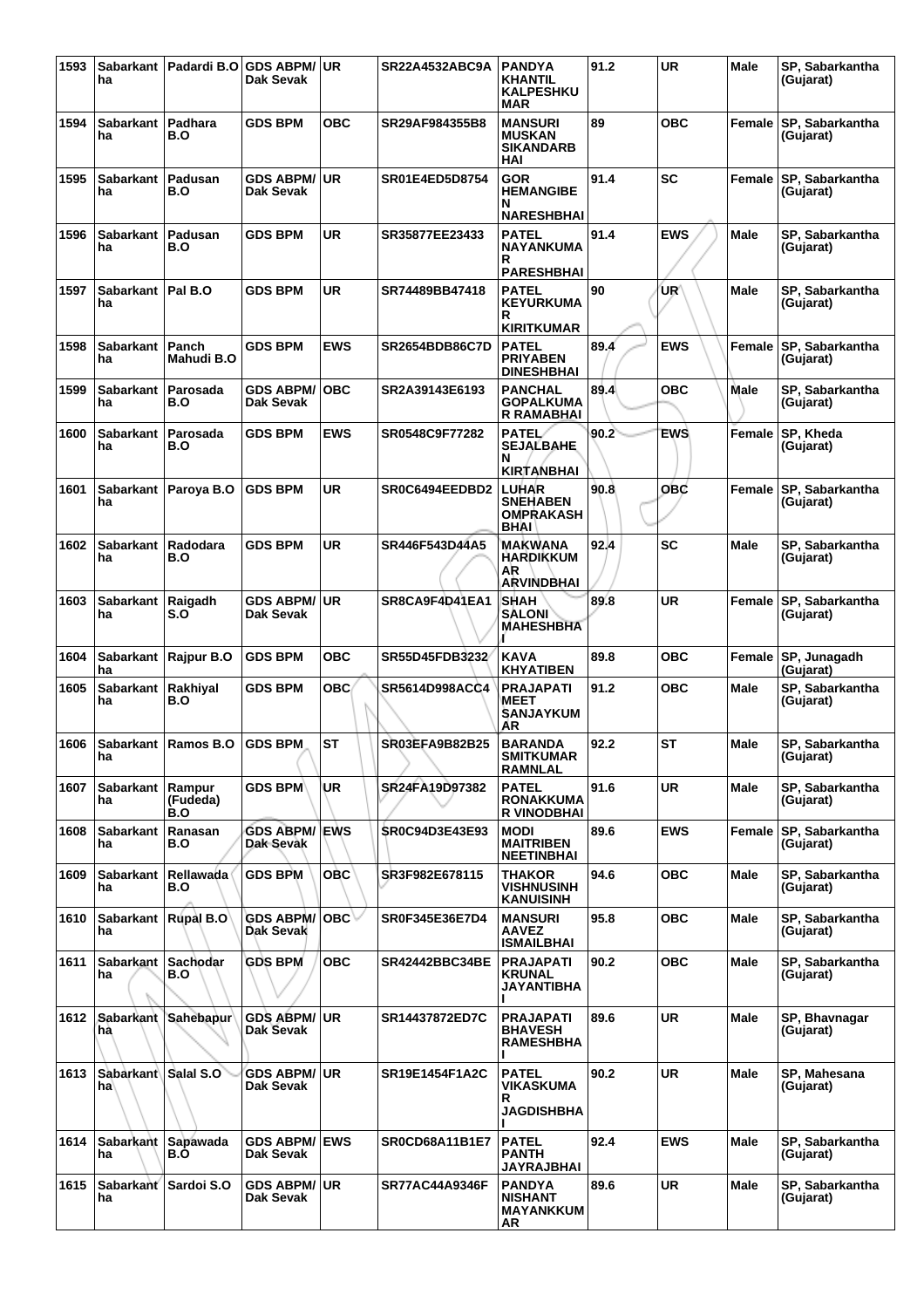| 1593 | Sabarkantha | Padardi B.O | GDS ABPM/ Dak Sevak | UR | SR22A4532ABC9A | PANDYA KHANTIL KALPESHKUMAR | 91.2 | UR | Male | SP, Sabarkantha (Gujarat) |
|---|---|---|---|---|---|---|---|---|---|---|
| 1594 | Sabarkantha | Padhara B.O | GDS BPM | OBC | SR29AF984355B8 | MANSURI MUSKAN SIKANDARBHAI | 89 | OBC | Female | SP, Sabarkantha (Gujarat) |
| 1595 | Sabarkantha | Padusan B.O | GDS ABPM/ Dak Sevak | UR | SR01E4ED5D8754 | GOR HEMANGIBEN NARESHBHAI | 91.4 | SC | Female | SP, Sabarkantha (Gujarat) |
| 1596 | Sabarkantha | Padusan B.O | GDS BPM | UR | SR35877EE23433 | PATEL NAYANKUMAR PARESHBHAI | 91.4 | EWS | Male | SP, Sabarkantha (Gujarat) |
| 1597 | Sabarkantha | Pal B.O | GDS BPM | UR | SR74489BB47418 | PATEL KEYURKUMAR KIRITKUMAR | 90 | UR | Male | SP, Sabarkantha (Gujarat) |
| 1598 | Sabarkantha | Panch Mahudi B.O | GDS BPM | EWS | SR2654BDB86C7D | PATEL PRIYABEN DINESHBHAI | 89.4 | EWS | Female | SP, Sabarkantha (Gujarat) |
| 1599 | Sabarkantha | Parosada B.O | GDS ABPM/ Dak Sevak | OBC | SR2A39143E6193 | PANCHAL GOPALKUMAR RAMABHAI | 89.4 | OBC | Male | SP, Sabarkantha (Gujarat) |
| 1600 | Sabarkantha | Parosada B.O | GDS BPM | EWS | SR0548C9F77282 | PATEL SEJALBAHEN KIRTANBHAI | 90.2 | EWS | Female | SP, Kheda (Gujarat) |
| 1601 | Sabarkantha | Paroya B.O | GDS BPM | UR | SR0C6494EEDBD2 | LUHAR SNEHABEN OMPRAKASH BHAI | 90.8 | OBC | Female | SP, Sabarkantha (Gujarat) |
| 1602 | Sabarkantha | Radodara B.O | GDS BPM | UR | SR446F543D44A5 | MAKWANA HARDIKKUMAR ARVINDBHAI | 92.4 | SC | Male | SP, Sabarkantha (Gujarat) |
| 1603 | Sabarkantha | Raigadh S.O | GDS ABPM/ Dak Sevak | UR | SR8CA9F4D41EA1 | SHAH SALONI MAHESHBHAI | 89.8 | UR | Female | SP, Sabarkantha (Gujarat) |
| 1604 | Sabarkantha | Rajpur B.O | GDS BPM | OBC | SR55D45FDB3232 | KAVA KHYATIBEN | 89.8 | OBC | Female | SP, Junagadh (Gujarat) |
| 1605 | Sabarkantha | Rakhiyal B.O | GDS BPM | OBC | SR5614D998ACC4 | PRAJAPATI MEET SANJAYKUMAR | 91.2 | OBC | Male | SP, Sabarkantha (Gujarat) |
| 1606 | Sabarkantha | Ramos B.O | GDS BPM | ST | SR03EFA9B82B25 | BARANDA SMITKUMAR RAMNLAL | 92.2 | ST | Male | SP, Sabarkantha (Gujarat) |
| 1607 | Sabarkantha | Rampur (Fudeda) B.O | GDS BPM | UR | SR24FA19D97382 | PATEL RONAKKUMAR VINODBHAI | 91.6 | UR | Male | SP, Sabarkantha (Gujarat) |
| 1608 | Sabarkantha | Ranasan B.O | GDS ABPM/ Dak Sevak | EWS | SR0C94D3E43E93 | MODI MAITRIBEN NEETINBHAI | 89.6 | EWS | Female | SP, Sabarkantha (Gujarat) |
| 1609 | Sabarkantha | Rellawada B.O | GDS BPM | OBC | SR3F982E678115 | THAKOR VISHNUSINH KANUISINH | 94.6 | OBC | Male | SP, Sabarkantha (Gujarat) |
| 1610 | Sabarkantha | Rupal B.O | GDS ABPM/ Dak Sevak | OBC | SR0F345E36E7D4 | MANSURI AAVEZ ISMAILBHAI | 95.8 | OBC | Male | SP, Sabarkantha (Gujarat) |
| 1611 | Sabarkantha | Sachodar B.O | GDS BPM | OBC | SR42442BBC34BE | PRAJAPATI KRUNAL JAYANTIBHAI | 90.2 | OBC | Male | SP, Sabarkantha (Gujarat) |
| 1612 | Sabarkantha | Sahebapur | GDS ABPM/ Dak Sevak | UR | SR14437872ED7C | PRAJAPATI BHAVESH RAMESHBHAI | 89.6 | UR | Male | SP, Bhavnagar (Gujarat) |
| 1613 | Sabarkantha | Salal S.O | GDS ABPM/ Dak Sevak | UR | SR19E1454F1A2C | PATEL VIKASKUMAR JAGDISHBHAI | 90.2 | UR | Male | SP, Mahesana (Gujarat) |
| 1614 | Sabarkantha | Sapawada B.O | GDS ABPM/ Dak Sevak | EWS | SR0CD68A11B1E7 | PATEL PANTH JAYRAJBHAI | 92.4 | EWS | Male | SP, Sabarkantha (Gujarat) |
| 1615 | Sabarkantha | Sardoi S.O | GDS ABPM/ Dak Sevak | UR | SR77AC44A9346F | PANDYA NISHANT MAYANKKUMAR | 89.6 | UR | Male | SP, Sabarkantha (Gujarat) |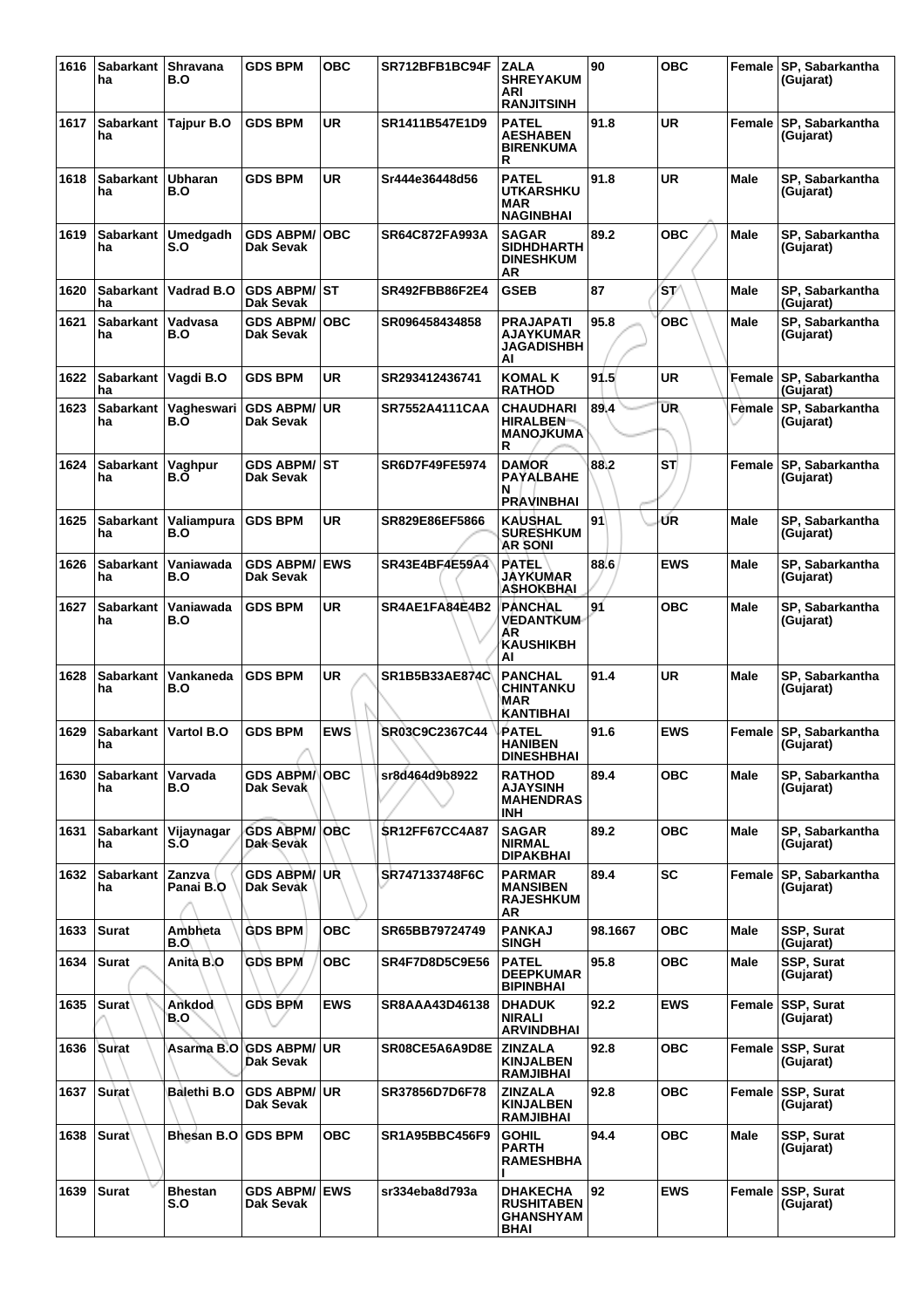| 1616 | Sabarkantha | Shravana B.O | GDS BPM | OBC | SR712BFB1BC94F | ZALA SHREYAKUMARI RANJITSINH | 90 | OBC | Female | SP, Sabarkantha (Gujarat) |
|---|---|---|---|---|---|---|---|---|---|---|
| 1617 | Sabarkantha | Tajpur B.O | GDS BPM | UR | SR1411B547E1D9 | PATEL AESHABEN BIRENKUMAR | 91.8 | UR | Female | SP, Sabarkantha (Gujarat) |
| 1618 | Sabarkantha | Ubharan B.O | GDS BPM | UR | Sr444e36448d56 | PATEL UTKARSHKUMAR NAGINBHAI | 91.8 | UR | Male | SP, Sabarkantha (Gujarat) |
| 1619 | Sabarkantha | Umedgadh S.O | GDS ABPM/ Dak Sevak | OBC | SR64C872FA993A | SAGAR SIDHDHARTH DINESHKUMAR | 89.2 | OBC | Male | SP, Sabarkantha (Gujarat) |
| 1620 | Sabarkantha | Vadrad B.O | GDS ABPM/ Dak Sevak | ST | SR492FBB86F2E4 | GSEB | 87 | ST | Male | SP, Sabarkantha (Gujarat) |
| 1621 | Sabarkantha | Vadvasa B.O | GDS ABPM/ Dak Sevak | OBC | SR096458434858 | PRAJAPATI AJAYKUMAR JAGADISHBHAI | 95.8 | OBC | Male | SP, Sabarkantha (Gujarat) |
| 1622 | Sabarkantha | Vagdi B.O | GDS BPM | UR | SR293412436741 | KOMAL K RATHOD | 91.5 | UR | Female | SP, Sabarkantha (Gujarat) |
| 1623 | Sabarkantha | Vagheswari B.O | GDS ABPM/ Dak Sevak | UR | SR7552A4111CAA | CHAUDHARI HIRALBEN MANOJKUMAR | 89.4 | UR | Female | SP, Sabarkantha (Gujarat) |
| 1624 | Sabarkantha | Vaghpur B.O | GDS ABPM/ Dak Sevak | ST | SR6D7F49FE5974 | DAMOR PAYALBAHEN PRAVINBHAI | 88.2 | ST | Female | SP, Sabarkantha (Gujarat) |
| 1625 | Sabarkantha | Valiampura B.O | GDS BPM | UR | SR829E86EF5866 | KAUSHAL SURESHKUMAR SONI | 91 | UR | Male | SP, Sabarkantha (Gujarat) |
| 1626 | Sabarkantha | Vaniawada B.O | GDS ABPM/ Dak Sevak | EWS | SR43E4BF4E59A4 | PATEL JAYKUMAR ASHOKBHAI | 88.6 | EWS | Male | SP, Sabarkantha (Gujarat) |
| 1627 | Sabarkantha | Vaniawada B.O | GDS BPM | UR | SR4AE1FA84E4B2 | PANCHAL VEDANTKUMAR KAUSHIKBHAI | 91 | OBC | Male | SP, Sabarkantha (Gujarat) |
| 1628 | Sabarkantha | Vankaneda B.O | GDS BPM | UR | SR1B5B33AE874C | PANCHAL CHINTANKUMAR KANTIBHAI | 91.4 | UR | Male | SP, Sabarkantha (Gujarat) |
| 1629 | Sabarkantha | Vartol B.O | GDS BPM | EWS | SR03C9C2367C44 | PATEL HANIBEN DINESHBHAI | 91.6 | EWS | Female | SP, Sabarkantha (Gujarat) |
| 1630 | Sabarkantha | Varvada B.O | GDS ABPM/ Dak Sevak | OBC | sr8d464d9b8922 | RATHOD AJAYSINH MAHENDRASINH | 89.4 | OBC | Male | SP, Sabarkantha (Gujarat) |
| 1631 | Sabarkantha | Vijaynagar S.O | GDS ABPM/ Dak Sevak | OBC | SR12FF67CC4A87 | SAGAR NIRMAL DIPAKBHAI | 89.2 | OBC | Male | SP, Sabarkantha (Gujarat) |
| 1632 | Sabarkantha | Zanzva Panai B.O | GDS ABPM/ Dak Sevak | UR | SR747133748F6C | PARMAR MANSIBEN RAJESHKUMAR | 89.4 | SC | Female | SP, Sabarkantha (Gujarat) |
| 1633 | Surat | Ambheta B.O | GDS BPM | OBC | SR65BB79724749 | PANKAJ SINGH | 98.1667 | OBC | Male | SSP, Surat (Gujarat) |
| 1634 | Surat | Anita B.O | GDS BPM | OBC | SR4F7D8D5C9E56 | PATEL DEEPKUMAR BIPINBHAI | 95.8 | OBC | Male | SSP, Surat (Gujarat) |
| 1635 | Surat | Ankdod B.O | GDS BPM | EWS | SR8AAA43D46138 | DHADUK NIRALI ARVINDBHAI | 92.2 | EWS | Female | SSP, Surat (Gujarat) |
| 1636 | Surat | Asarma B.O | GDS ABPM/ Dak Sevak | UR | SR08CE5A6A9D8E | ZINZALA KINJALBEN RAMJIBHAI | 92.8 | OBC | Female | SSP, Surat (Gujarat) |
| 1637 | Surat | Balethi B.O | GDS ABPM/ Dak Sevak | UR | SR37856D7D6F78 | ZINZALA KINJALBEN RAMJIBHAI | 92.8 | OBC | Female | SSP, Surat (Gujarat) |
| 1638 | Surat | Bhesan B.O | GDS BPM | OBC | SR1A95BBC456F9 | GOHIL PARTH RAMESHBHAI | 94.4 | OBC | Male | SSP, Surat (Gujarat) |
| 1639 | Surat | Bhestan S.O | GDS ABPM/ Dak Sevak | EWS | sr334eba8d793a | DHAKECHA RUSHITABEN GHANSHYAMBHAI | 92 | EWS | Female | SSP, Surat (Gujarat) |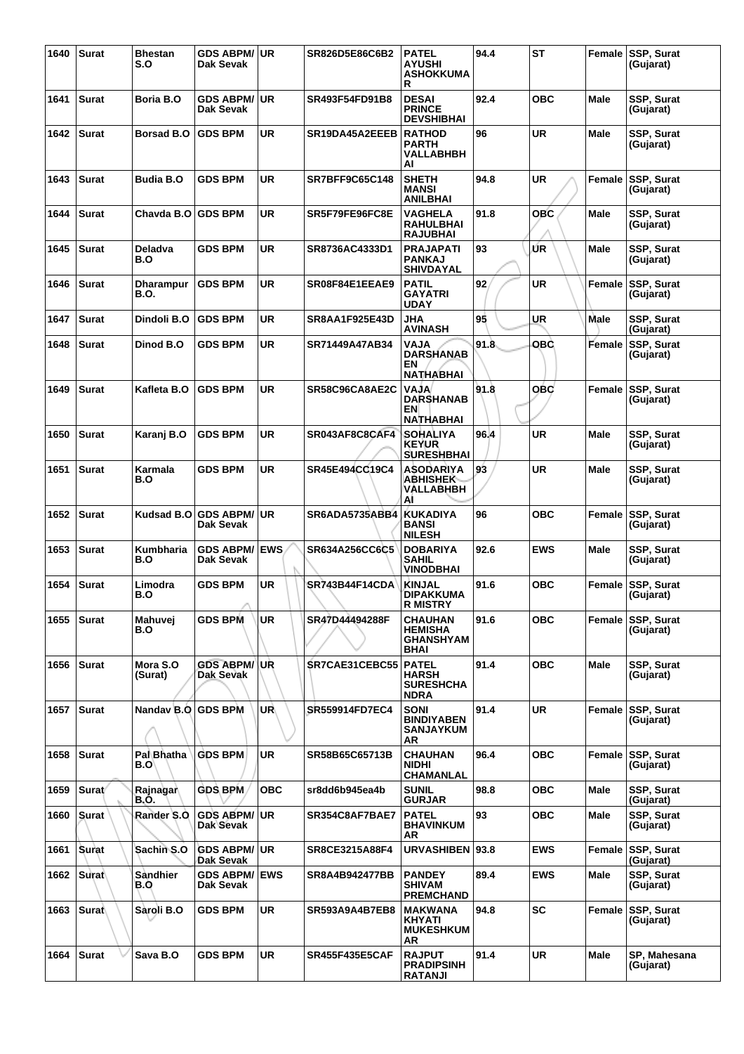| 1640 | Surat | Bhestan S.O | GDS ABPM/ Dak Sevak | UR | SR826D5E86C6B2 | PATEL AYUSHI ASHOKKUMA R | 94.4 | ST | Female | SSP, Surat (Gujarat) |
|---|---|---|---|---|---|---|---|---|---|---|
| 1641 | Surat | Boria B.O | GDS ABPM/ Dak Sevak | UR | SR493F54FD91B8 | DESAI PRINCE DEVSHIBHAI | 92.4 | OBC | Male | SSP, Surat (Gujarat) |
| 1642 | Surat | Borsad B.O | GDS BPM | UR | SR19DA45A2EEEB | RATHOD PARTH VALLABHBH AI | 96 | UR | Male | SSP, Surat (Gujarat) |
| 1643 | Surat | Budia B.O | GDS BPM | UR | SR7BFF9C65C148 | SHETH MANSI ANILBHAI | 94.8 | UR | Female | SSP, Surat (Gujarat) |
| 1644 | Surat | Chavda B.O | GDS BPM | UR | SR5F79FE96FC8E | VAGHELA RAHULBHAI RAJUBHAI | 91.8 | OBC | Male | SSP, Surat (Gujarat) |
| 1645 | Surat | Deladva B.O | GDS BPM | UR | SR8736AC4333D1 | PRAJAPATI PANKAJ SHIVDAYAL | 93 | UR | Male | SSP, Surat (Gujarat) |
| 1646 | Surat | Dharampur B.O. | GDS BPM | UR | SR08F84E1EEAE9 | PATIL GAYATRI UDAY | 92 | UR | Female | SSP, Surat (Gujarat) |
| 1647 | Surat | Dindoli B.O | GDS BPM | UR | SR8AA1F925E43D | JHA AVINASH | 95 | UR | Male | SSP, Surat (Gujarat) |
| 1648 | Surat | Dinod B.O | GDS BPM | UR | SR71449A47AB34 | VAJA DARSHANAB EN NATHABHAI | 91.8 | OBC | Female | SSP, Surat (Gujarat) |
| 1649 | Surat | Kafleta B.O | GDS BPM | UR | SR58C96CA8AE2C | VAJA DARSHANAB EN NATHABHAI | 91.8 | OBC | Female | SSP, Surat (Gujarat) |
| 1650 | Surat | Karanj B.O | GDS BPM | UR | SR043AF8C8CAF4 | SOHALIYA KEYUR SURESHBHAI | 96.4 | UR | Male | SSP, Surat (Gujarat) |
| 1651 | Surat | Karmala B.O | GDS BPM | UR | SR45E494CC19C4 | ASODARIYA ABHISHEK VALLABHBH AI | 93 | UR | Male | SSP, Surat (Gujarat) |
| 1652 | Surat | Kudsad B.O | GDS ABPM/ Dak Sevak | UR | SR6ADA5735ABB4 | KUKADIYA BANSI NILESH | 96 | OBC | Female | SSP, Surat (Gujarat) |
| 1653 | Surat | Kumbharia B.O | GDS ABPM/ Dak Sevak | EWS | SR634A256CC6C5 | DOBARIYA SAHIL VINODBHAI | 92.6 | EWS | Male | SSP, Surat (Gujarat) |
| 1654 | Surat | Limodra B.O | GDS BPM | UR | SR743B44F14CDA | KINJAL DIPAKKUMA R MISTRY | 91.6 | OBC | Female | SSP, Surat (Gujarat) |
| 1655 | Surat | Mahuvej B.O | GDS BPM | UR | SR47D44494288F | CHAUHAN HEMISHA GHANSHYAM BHAI | 91.6 | OBC | Female | SSP, Surat (Gujarat) |
| 1656 | Surat | Mora S.O (Surat) | GDS ABPM/ Dak Sevak | UR | SR7CAE31CEBC55 | PATEL HARSH SURESHCHA NDRA | 91.4 | OBC | Male | SSP, Surat (Gujarat) |
| 1657 | Surat | Nandav B.O | GDS BPM | UR | SR559914FD7EC4 | SONI BINDIYABEN SANJAYKUM AR | 91.4 | UR | Female | SSP, Surat (Gujarat) |
| 1658 | Surat | Pal Bhatha B.O | GDS BPM | UR | SR58B65C65713B | CHAUHAN NIDHI CHAMANLAL | 96.4 | OBC | Female | SSP, Surat (Gujarat) |
| 1659 | Surat | Rajnagar B.O. | GDS BPM | OBC | sr8dd6b945ea4b | SUNIL GURJAR | 98.8 | OBC | Male | SSP, Surat (Gujarat) |
| 1660 | Surat | Rander S.O | GDS ABPM/ Dak Sevak | UR | SR354C8AF7BAE7 | PATEL BHAVINKUM AR | 93 | OBC | Male | SSP, Surat (Gujarat) |
| 1661 | Surat | Sachin S.O | GDS ABPM/ Dak Sevak | UR | SR8CE3215A88F4 | URVASHIBEN | 93.8 | EWS | Female | SSP, Surat (Gujarat) |
| 1662 | Surat | Sandhier B.O | GDS ABPM/ Dak Sevak | EWS | SR8A4B942477BB | PANDEY SHIVAM PREMCHAND | 89.4 | EWS | Male | SSP, Surat (Gujarat) |
| 1663 | Surat | Saroli B.O | GDS BPM | UR | SR593A9A4B7EB8 | MAKWANA KHYATI MUKESHKUM AR | 94.8 | SC | Female | SSP, Surat (Gujarat) |
| 1664 | Surat | Sava B.O | GDS BPM | UR | SR455F435E5CAF | RAJPUT PRADIPSINH RATANJI | 91.4 | UR | Male | SP, Mahesana (Gujarat) |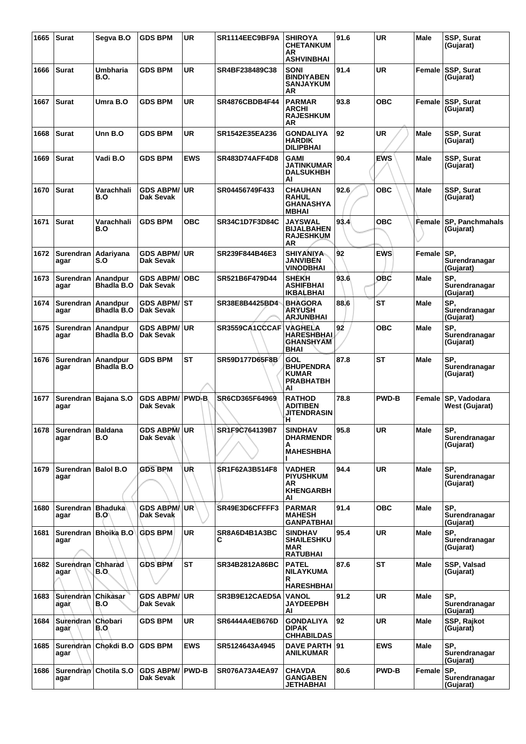| 1665 | Surat | Segva B.O | GDS BPM | UR | SR1114EEC9BF9A | SHIROYA CHETANKUMAR ASHVINBHAI | 91.6 | UR | Male | SSP, Surat (Gujarat) |
|---|---|---|---|---|---|---|---|---|---|---|
| 1666 | Surat | Umbharia B.O. | GDS BPM | UR | SR4BF238489C38 | SONI BINDIYABEN SANJAYKUMAR | 91.4 | UR | Female | SSP, Surat (Gujarat) |
| 1667 | Surat | Umra B.O | GDS BPM | UR | SR4876CBDB4F44 | PARMAR ARCHI RAJESHKUMAR | 93.8 | OBC | Female | SSP, Surat (Gujarat) |
| 1668 | Surat | Unn B.O | GDS BPM | UR | SR1542E35EA236 | GONDALIYA HARDIK DILIPBHAI | 92 | UR | Male | SSP, Surat (Gujarat) |
| 1669 | Surat | Vadi B.O | GDS BPM | EWS | SR483D74AFF4D8 | GAMI JATINKUMAR DALSUKHBHAI | 90.4 | EWS | Male | SSP, Surat (Gujarat) |
| 1670 | Surat | Varachhali B.O | GDS ABPM/ Dak Sevak | UR | SR04456749F433 | CHAUHAN RAHUL GHANASHYAMBHAI | 92.6 | OBC | Male | SSP, Surat (Gujarat) |
| 1671 | Surat | Varachhali B.O | GDS BPM | OBC | SR34C1D7F3D84C | JAYSWAL BIJALBAHEN RAJESHKUMAR | 93.4 | OBC | Female | SP, Panchmahals (Gujarat) |
| 1672 | Surendranagar | Adariyana S.O | GDS ABPM/ Dak Sevak | UR | SR239F844B46E3 | SHIYANIYA JANVIBEN VINODBHAI | 92 | EWS | Female | SP, Surendranagar (Gujarat) |
| 1673 | Surendranagar | Anandpur Bhadla B.O | GDS ABPM/ Dak Sevak | OBC | SR521B6F479D44 | SHEKH ASHIFBHAI IKBALBHAI | 93.6 | OBC | Male | SP, Surendranagar (Gujarat) |
| 1674 | Surendranagar | Anandpur Bhadla B.O | GDS ABPM/ Dak Sevak | ST | SR38E8B4425BD4 | BHAGORA ARYUSH ARJUNBHAI | 88.6 | ST | Male | SP, Surendranagar (Gujarat) |
| 1675 | Surendranagar | Anandpur Bhadla B.O | GDS ABPM/ Dak Sevak | UR | SR3559CA1CCCAF | VAGHELA HARESHBHAI GHANSHYAMBHAI | 92 | OBC | Male | SP, Surendranagar (Gujarat) |
| 1676 | Surendranagar | Anandpur Bhadla B.O | GDS BPM | ST | SR59D177D65F8B | GOL BHUPENDRAKUMAR PRABHATBHAI | 87.8 | ST | Male | SP, Surendranagar (Gujarat) |
| 1677 | Surendranagar | Bajana S.O | GDS ABPM/ Dak Sevak | PWD-B | SR6CD365F64969 | RATHOD ADITIBEN JITENDRASINH | 78.8 | PWD-B | Female | SP, Vadodara West (Gujarat) |
| 1678 | Surendranagar | Baldana B.O | GDS ABPM/ Dak Sevak | UR | SR1F9C764139B7 | SINDHAV DHARMENDRA MAHESHBHAI | 95.8 | UR | Male | SP, Surendranagar (Gujarat) |
| 1679 | Surendranagar | Balol B.O | GDS BPM | UR | SR1F62A3B514F8 | VADHER PIYUSHKUMAR KHENGARBHAI | 94.4 | UR | Male | SP, Surendranagar (Gujarat) |
| 1680 | Surendranagar | Bhaduka B.O | GDS ABPM/ Dak Sevak | UR | SR49E3D6CFFFF3 | PARMAR MAHESH GANPATBHAI | 91.4 | OBC | Male | SP, Surendranagar (Gujarat) |
| 1681 | Surendranagar | Bhoika B.O | GDS BPM | UR | SR8A6D4B1A3BCC | SINDHAV SHAILESHKUMAR RATUBHAI | 95.4 | UR | Male | SP, Surendranagar (Gujarat) |
| 1682 | Surendranagar | Chharad B.O | GDS BPM | ST | SR34B2812A86BC | PATEL NILAYKUMAR HARESHBHAI | 87.6 | ST | Male | SSP, Valsad (Gujarat) |
| 1683 | Surendranagar | Chikasar B.O | GDS ABPM/ Dak Sevak | UR | SR3B9E12CAED5A | VANOL JAYDEEPBHAI | 91.2 | UR | Male | SP, Surendranagar (Gujarat) |
| 1684 | Surendranagar | Chobari B.O | GDS BPM | UR | SR6444A4EB676D | GONDALIYA DIPAK CHHABILDAS | 92 | UR | Male | SSP, Rajkot (Gujarat) |
| 1685 | Surendranagar | Chokdi B.O | GDS BPM | EWS | SR5124643A4945 | DAVE PARTH ANILKUMAR | 91 | EWS | Male | SP, Surendranagar (Gujarat) |
| 1686 | Surendranagar | Chotila S.O | GDS ABPM/ Dak Sevak | PWD-B | SR076A73A4EA97 | CHAVDA GANGABEN JETHABHAI | 80.6 | PWD-B | Female | SP, Surendranagar (Gujarat) |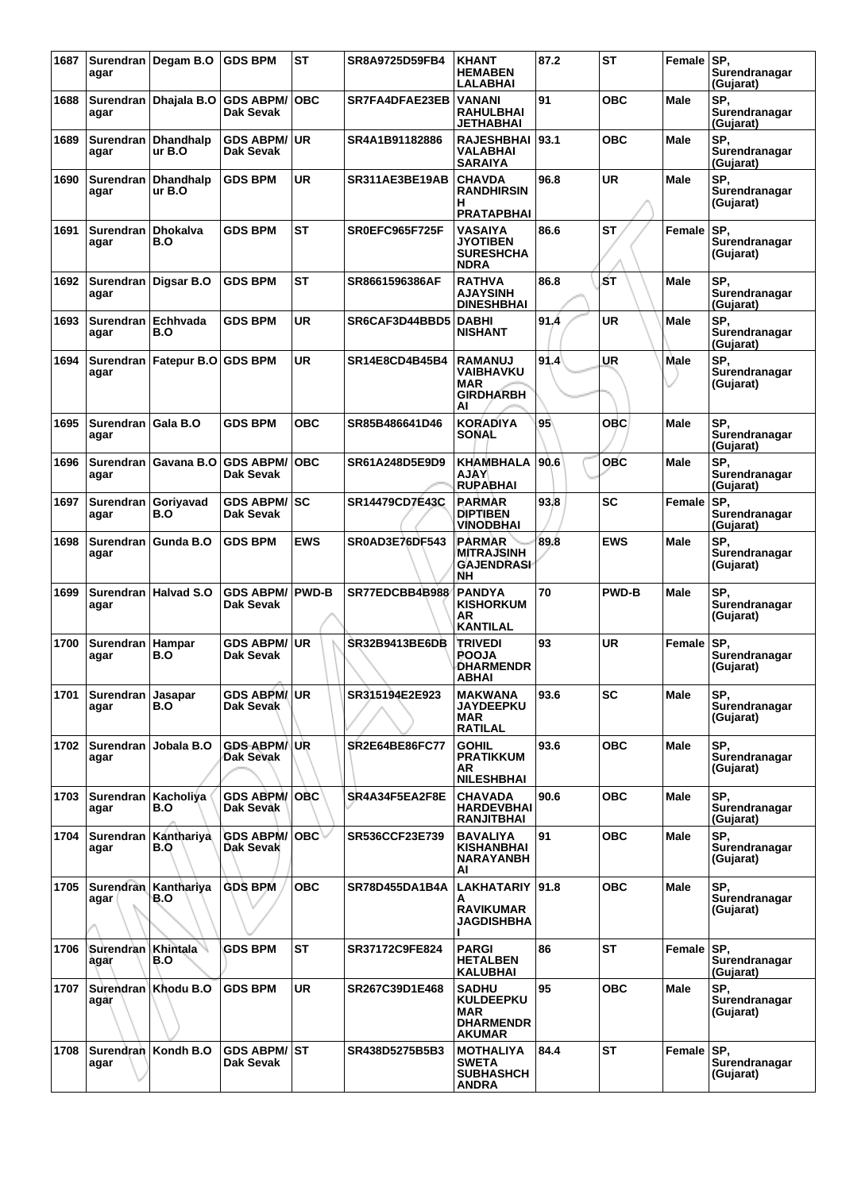| 1687 | Surendranagar | Degam B.O | GDS BPM | ST | SR8A9725D59FB4 | KHANT HEMABEN LALABHAI | 87.2 | ST | Female | SP, Surendranagar (Gujarat) |
|---|---|---|---|---|---|---|---|---|---|---|
| 1688 | Surendranagar | Dhajala B.O | GDS ABPM/ Dak Sevak | OBC | SR7FA4DFAE23EB | VANANI RAHULBHAI JETHABHAI | 91 | OBC | Male | SP, Surendranagar (Gujarat) |
| 1689 | Surendranagar | Dhandhalpur B.O | GDS ABPM/ Dak Sevak | UR | SR4A1B91182886 | RAJESHBHAI VALABHAI SARAIYA | 93.1 | OBC | Male | SP, Surendranagar (Gujarat) |
| 1690 | Surendranagar | Dhandhalpur B.O | GDS BPM | UR | SR311AE3BE19AB | CHAVDA RANDHIRSINH PRATAPBHAI | 96.8 | UR | Male | SP, Surendranagar (Gujarat) |
| 1691 | Surendranagar | Dhokalva B.O | GDS BPM | ST | SR0EFC965F725F | VASAIYA JYOTIBEN SURESHCHANDRA | 86.6 | ST | Female | SP, Surendranagar (Gujarat) |
| 1692 | Surendranagar | Digsar B.O | GDS BPM | ST | SR8661596386AF | RATHVA AJAYSINH DINESHBHAI | 86.8 | ST | Male | SP, Surendranagar (Gujarat) |
| 1693 | Surendranagar | Echhvada B.O | GDS BPM | UR | SR6CAF3D44BBD5 | DABHI NISHANT | 91.4 | UR | Male | SP, Surendranagar (Gujarat) |
| 1694 | Surendranagar | Fatepur B.O | GDS BPM | UR | SR14E8CD4B45B4 | RAMANUJ VAIBHAVKUMAR GIRDHARBHAI | 91.4 | UR | Male | SP, Surendranagar (Gujarat) |
| 1695 | Surendranagar | Gala B.O | GDS BPM | OBC | SR85B486641D46 | KORADIYA SONAL | 95 | OBC | Male | SP, Surendranagar (Gujarat) |
| 1696 | Surendranagar | Gavana B.O | GDS ABPM/ Dak Sevak | OBC | SR61A248D5E9D9 | KHAMBHALA AJAY RUPABHAI | 90.6 | OBC | Male | SP, Surendranagar (Gujarat) |
| 1697 | Surendranagar | Goriyavad B.O | GDS ABPM/ Dak Sevak | SC | SR14479CD7E43C | PARMAR DIPTIBEN VINODBHAI | 93.8 | SC | Female | SP, Surendranagar (Gujarat) |
| 1698 | Surendranagar | Gunda B.O | GDS BPM | EWS | SR0AD3E76DF543 | PARMAR MITRAJSINH GAJENDRASINH | 89.8 | EWS | Male | SP, Surendranagar (Gujarat) |
| 1699 | Surendranagar | Halvad S.O | GDS ABPM/ Dak Sevak | PWD-B | SR77EDCBB4B988 | PANDYA KISHORKUMAR KANTILAL | 70 | PWD-B | Male | SP, Surendranagar (Gujarat) |
| 1700 | Surendranagar | Hampar B.O | GDS ABPM/ Dak Sevak | UR | SR32B9413BE6DB | TRIVEDI POOJA DHARMENDRABHAI | 93 | UR | Female | SP, Surendranagar (Gujarat) |
| 1701 | Surendranagar | Jasapar B.O | GDS ABPM/ Dak Sevak | UR | SR315194E2E923 | MAKWANA JAYDEEPKUMAR RATILAL | 93.6 | SC | Male | SP, Surendranagar (Gujarat) |
| 1702 | Surendranagar | Jobala B.O | GDS ABPM/ Dak Sevak | UR | SR2E64BE86FC77 | GOHIL PRATIKKUMAR NILESHBHAI | 93.6 | OBC | Male | SP, Surendranagar (Gujarat) |
| 1703 | Surendranagar | Kacholiya B.O | GDS ABPM/ Dak Sevak | OBC | SR4A34F5EA2F8E | CHAVADA HARDEVBHAI RANJITBHAI | 90.6 | OBC | Male | SP, Surendranagar (Gujarat) |
| 1704 | Surendranagar | Kanthariya B.O | GDS ABPM/ Dak Sevak | OBC | SR536CCF23E739 | BAVALIYA KISHANBHAI NARAYANBHAI | 91 | OBC | Male | SP, Surendranagar (Gujarat) |
| 1705 | Surendranagar | Kanthariya B.O | GDS BPM | OBC | SR78D455DA1B4A | LAKHATARIYA RAVIKUMAR JAGDISHBHAI | 91.8 | OBC | Male | SP, Surendranagar (Gujarat) |
| 1706 | Surendranagar | Khintala B.O | GDS BPM | ST | SR37172C9FE824 | PARGI HETALBEN KALUBHAI | 86 | ST | Female | SP, Surendranagar (Gujarat) |
| 1707 | Surendranagar | Khodu B.O | GDS BPM | UR | SR267C39D1E468 | SADHU KULDEEPKUMAR DHARMENDRAKUMAR | 95 | OBC | Male | SP, Surendranagar (Gujarat) |
| 1708 | Surendranagar | Kondh B.O | GDS ABPM/ Dak Sevak | ST | SR438D5275B5B3 | MOTHALIYA SWETA SUBHASHCHANDRA | 84.4 | ST | Female | SP, Surendranagar (Gujarat) |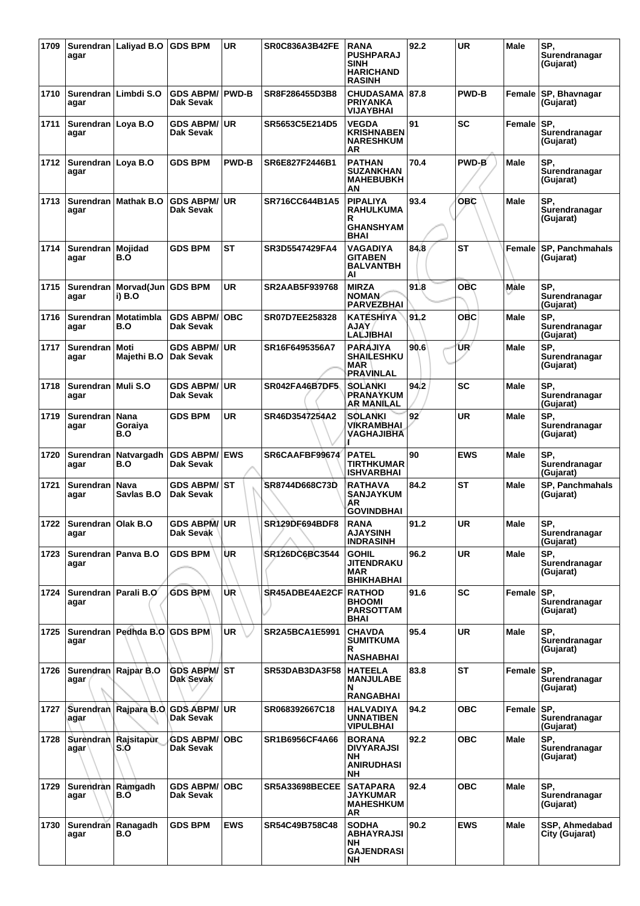| 1709 | Surendranagar | Laliyad B.O | GDS BPM | UR | SR0C836A3B42FE | RANA PUSHPARAJSINH HARICHANDRASINH | 92.2 | UR | Male | SP, Surendranagar (Gujarat) |
|---|---|---|---|---|---|---|---|---|---|---|
| 1710 | Surendranagar | Limbdi S.O | GDS ABPM/ Dak Sevak | PWD-B | SR8F286455D3B8 | CHUDASAMA PRIYANKA VIJAYBHAI | 87.8 | PWD-B | Female | SP, Bhavnagar (Gujarat) |
| 1711 | Surendranagar | Loya B.O | GDS ABPM/ Dak Sevak | UR | SR5653C5E214D5 | VEGDA KRISHNABEN NARESHKUMAR | 91 | SC | Female | SP, Surendranagar (Gujarat) |
| 1712 | Surendranagar | Loya B.O | GDS BPM | PWD-B | SR6E827F2446B1 | PATHAN SUZANKHAN MAHEBUBKHAN | 70.4 | PWD-B | Male | SP, Surendranagar (Gujarat) |
| 1713 | Surendranagar | Mathak B.O | GDS ABPM/ Dak Sevak | UR | SR716CC644B1A5 | PIPALIYA RAHULKUMAR GHANSHYAMBHAI | 93.4 | OBC | Male | SP, Surendranagar (Gujarat) |
| 1714 | Surendranagar | Mojidad B.O | GDS BPM | ST | SR3D5547429FA4 | VAGADIYA GITABEN BALVANTBHAI | 84.8 | ST | Female | SP, Panchmahals (Gujarat) |
| 1715 | Surendranagar | Morvad(Juni) B.O | GDS BPM | UR | SR2AAB5F939768 | MIRZA NOMAN PARVEZBHAI | 91.8 | OBC | Male | SP, Surendranagar (Gujarat) |
| 1716 | Surendranagar | Motatimbla B.O | GDS ABPM/ Dak Sevak | OBC | SR07D7EE258328 | KATESHIYA AJAY LALJIBHAI | 91.2 | OBC | Male | SP, Surendranagar (Gujarat) |
| 1717 | Surendranagar | Moti Majethi B.O | GDS ABPM/ Dak Sevak | UR | SR16F6495356A7 | PARAJIYA SHAILESHKUMAR PRAVINLAL | 90.6 | UR | Male | SP, Surendranagar (Gujarat) |
| 1718 | Surendranagar | Muli S.O | GDS ABPM/ Dak Sevak | UR | SR042FA46B7DF5 | SOLANKI PRANAYKUMAR MANILAL | 94.2 | SC | Male | SP, Surendranagar (Gujarat) |
| 1719 | Surendranagar | Nana Goraiya B.O | GDS BPM | UR | SR46D3547254A2 | SOLANKI VIKRAMBHAI VAGHAJIBHAI | 92 | UR | Male | SP, Surendranagar (Gujarat) |
| 1720 | Surendranagar | Natvargadh B.O | GDS ABPM/ Dak Sevak | EWS | SR6CAAFBF99674 | PATEL TIRTHKUMAR ISHVARBHAI | 90 | EWS | Male | SP, Surendranagar (Gujarat) |
| 1721 | Surendranagar | Nava Savlas B.O | GDS ABPM/ Dak Sevak | ST | SR8744D668C73D | RATHAVA SANJAYKUMAR GOVINDBHAI | 84.2 | ST | Male | SP, Panchmahals (Gujarat) |
| 1722 | Surendranagar | Olak B.O | GDS ABPM/ Dak Sevak | UR | SR129DF694BDF8 | RANA AJAYSINH INDRASINH | 91.2 | UR | Male | SP, Surendranagar (Gujarat) |
| 1723 | Surendranagar | Panva B.O | GDS BPM | UR | SR126DC6BC3544 | GOHIL JITENDRAKUMAR BHIKHABHAI | 96.2 | UR | Male | SP, Surendranagar (Gujarat) |
| 1724 | Surendranagar | Parali B.O | GDS BPM | UR | SR45ADBE4AE2CF | RATHOD BHOOMI PARSOTTAMBHAI | 91.6 | SC | Female | SP, Surendranagar (Gujarat) |
| 1725 | Surendranagar | Pedhda B.O | GDS BPM | UR | SR2A5BCA1E5991 | CHAVDA SUMITKUMAR NASHABHAI | 95.4 | UR | Male | SP, Surendranagar (Gujarat) |
| 1726 | Surendranagar | Rajpar B.O | GDS ABPM/ Dak Sevak | ST | SR53DAB3DA3F58 | HATEELA MANJULABEN RANGABHAI | 83.8 | ST | Female | SP, Surendranagar (Gujarat) |
| 1727 | Surendranagar | Rajpara B.O | GDS ABPM/ Dak Sevak | UR | SR068392667C18 | HALVADIYA UNNATIBEN VIPULBHAI | 94.2 | OBC | Female | SP, Surendranagar (Gujarat) |
| 1728 | Surendranagar | Rajsitapur S.O | GDS ABPM/ Dak Sevak | OBC | SR1B6956CF4A66 | BORANA DIVYARAJSINH ANIRUDHASINH | 92.2 | OBC | Male | SP, Surendranagar (Gujarat) |
| 1729 | Surendranagar | Ramgadh B.O | GDS ABPM/ Dak Sevak | OBC | SR5A33698BECEE | SATAPARA JAYKUMAR MAHESHKUMAR | 92.4 | OBC | Male | SP, Surendranagar (Gujarat) |
| 1730 | Surendranagar | Ranagadh B.O | GDS BPM | EWS | SR54C49B758C48 | SODHA ABHAYRAJSINH GAJENDRASINH | 90.2 | EWS | Male | SSP, Ahmedabad City (Gujarat) |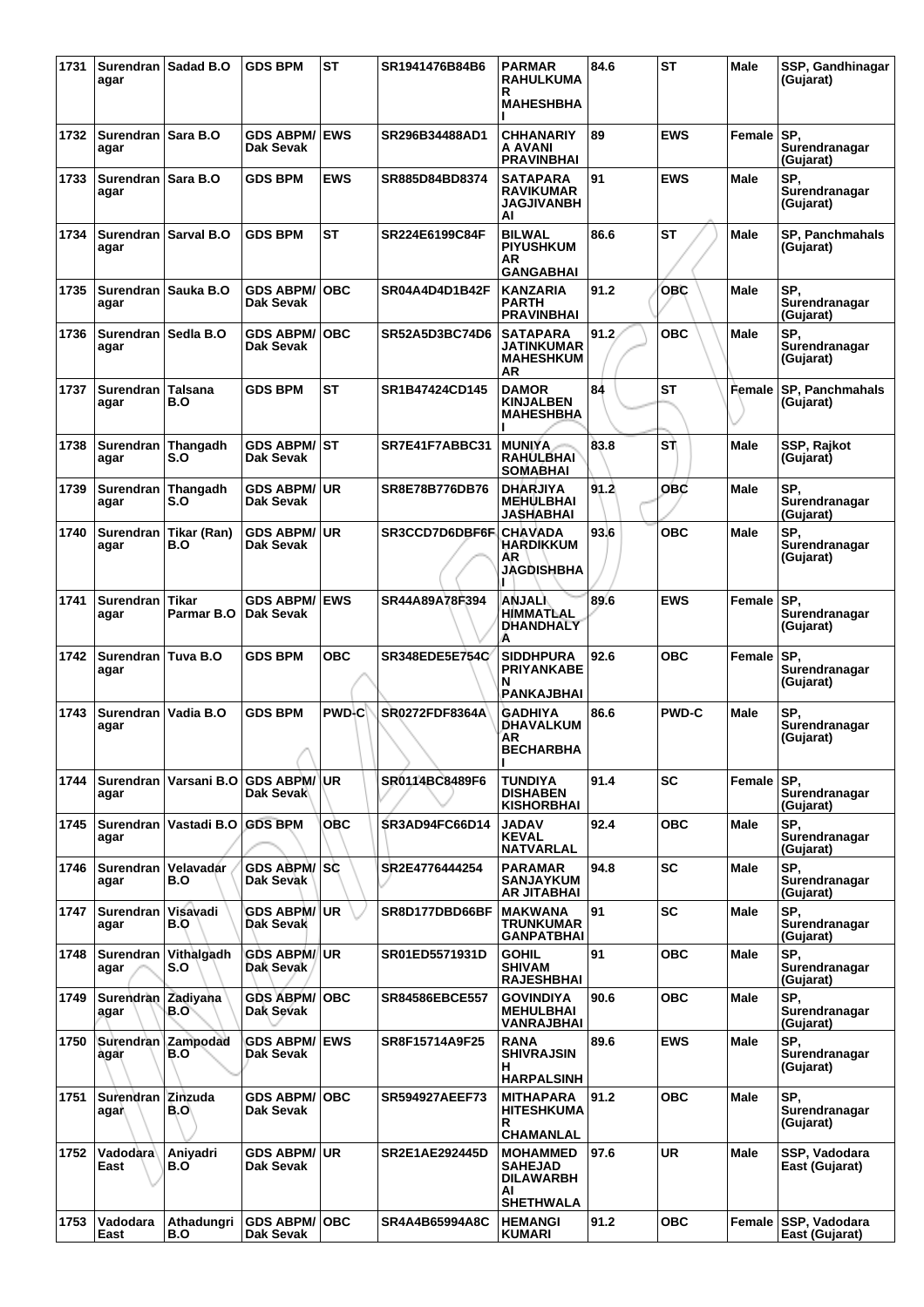| 1731 | Surendranagar | Sadad B.O | GDS BPM | ST | SR1941476B84B6 | PARMAR RAHULKUMAR MAHESHBHAI | 84.6 | ST | Male | SSP, Gandhinagar (Gujarat) |
|---|---|---|---|---|---|---|---|---|---|---|
| 1732 | Surendranagar | Sara B.O | GDS ABPM/ Dak Sevak | EWS | SR296B34488AD1 | CHHANARIYA AVANI PRAVINBHAI | 89 | EWS | Female | SP, Surendranagar (Gujarat) |
| 1733 | Surendranagar | Sara B.O | GDS BPM | EWS | SR885D84BD8374 | SATAPARA RAVIKUMAR JAGJIVANBHAI | 91 | EWS | Male | SP, Surendranagar (Gujarat) |
| 1734 | Surendranagar | Sarval B.O | GDS BPM | ST | SR224E6199C84F | BILWAL PIYUSHKUMAR GANGABHAI | 86.6 | ST | Male | SP, Panchmahals (Gujarat) |
| 1735 | Surendranagar | Sauka B.O | GDS ABPM/ Dak Sevak | OBC | SR04A4D4D1B42F | KANZARIA PARTH PRAVINBHAI | 91.2 | OBC | Male | SP, Surendranagar (Gujarat) |
| 1736 | Surendranagar | Sedla B.O | GDS ABPM/ Dak Sevak | OBC | SR52A5D3BC74D6 | SATAPARA JATINKUMAR MAHESHKUMAR | 91.2 | OBC | Male | SP, Surendranagar (Gujarat) |
| 1737 | Surendranagar | Talsana B.O | GDS BPM | ST | SR1B47424CD145 | DAMOR KINJALBEN MAHESHBHAI | 84 | ST | Female | SP, Panchmahals (Gujarat) |
| 1738 | Surendranagar | Thangadh S.O | GDS ABPM/ Dak Sevak | ST | SR7E41F7ABBC31 | MUNIYA RAHULBHAI SOMABHAI | 83.8 | ST | Male | SSP, Rajkot (Gujarat) |
| 1739 | Surendranagar | Thangadh S.O | GDS ABPM/ Dak Sevak | UR | SR8E78B776DB76 | DHARJIYA MEHULBHAI JASHABHAI | 91.2 | OBC | Male | SP, Surendranagar (Gujarat) |
| 1740 | Surendranagar | Tikar (Ran) B.O | GDS ABPM/ Dak Sevak | UR | SR3CCD7D6DBF6F | CHAVADA HARDIKKUMAR JAGDISHBHAI | 93.6 | OBC | Male | SP, Surendranagar (Gujarat) |
| 1741 | Surendranagar | Tikar Parmar B.O | GDS ABPM/ Dak Sevak | EWS | SR44A89A78F394 | ANJALI HIMMATLAL DHANDHALYA | 89.6 | EWS | Female | SP, Surendranagar (Gujarat) |
| 1742 | Surendranagar | Tuva B.O | GDS BPM | OBC | SR348EDE5E754C | SIDDHPURA PRIYANKABEN PANKAJBHAI | 92.6 | OBC | Female | SP, Surendranagar (Gujarat) |
| 1743 | Surendranagar | Vadia B.O | GDS BPM | PWD-C | SR0272FDF8364A | GADHIYA DHAVALKUMAR BECHARBHAI | 86.6 | PWD-C | Male | SP, Surendranagar (Gujarat) |
| 1744 | Surendranagar | Varsani B.O | GDS ABPM/ Dak Sevak | UR | SR0114BC8489F6 | TUNDIYA DISHABEN KISHORBHAI | 91.4 | SC | Female | SP, Surendranagar (Gujarat) |
| 1745 | Surendranagar | Vastadi B.O | GDS BPM | OBC | SR3AD94FC66D14 | JADAV KEVAL NATVARLAL | 92.4 | OBC | Male | SP, Surendranagar (Gujarat) |
| 1746 | Surendranagar | Velavadar B.O | GDS ABPM/ Dak Sevak | SC | SR2E4776444254 | PARAMAR SANJAYKUMAR JITABHAI | 94.8 | SC | Male | SP, Surendranagar (Gujarat) |
| 1747 | Surendranagar | Visavadi B.O | GDS ABPM/ Dak Sevak | UR | SR8D177DBD66BF | MAKWANA TRUNKUMAR GANPATBHAI | 91 | SC | Male | SP, Surendranagar (Gujarat) |
| 1748 | Surendranagar | Vithalgadh S.O | GDS ABPM/ Dak Sevak | UR | SR01ED5571931D | GOHIL SHIVAM RAJESHBHAI | 91 | OBC | Male | SP, Surendranagar (Gujarat) |
| 1749 | Surendranagar | Zadiyana B.O | GDS ABPM/ Dak Sevak | OBC | SR84586EBCE557 | GOVINDIYA MEHULBHAI VANRAJBHAI | 90.6 | OBC | Male | SP, Surendranagar (Gujarat) |
| 1750 | Surendranagar | Zampodad B.O | GDS ABPM/ Dak Sevak | EWS | SR8F15714A9F25 | RANA SHIVRAJSINH HARPALSINH | 89.6 | EWS | Male | SP, Surendranagar (Gujarat) |
| 1751 | Surendranagar | Zinzuda B.O | GDS ABPM/ Dak Sevak | OBC | SR594927AEEF73 | MITHAPARA HITESHKUMAR CHAMANLAL | 91.2 | OBC | Male | SP, Surendranagar (Gujarat) |
| 1752 | Vadodara East | Aniyadri B.O | GDS ABPM/ Dak Sevak | UR | SR2E1AE292445D | MOHAMMED SAHEJAD DILAWARBHAI SHETHWALA | 97.6 | UR | Male | SSP, Vadodara East (Gujarat) |
| 1753 | Vadodara East | Athadungri B.O | GDS ABPM/ Dak Sevak | OBC | SR4A4B65994A8C | HEMANGI KUMARI | 91.2 | OBC | Female | SSP, Vadodara East (Gujarat) |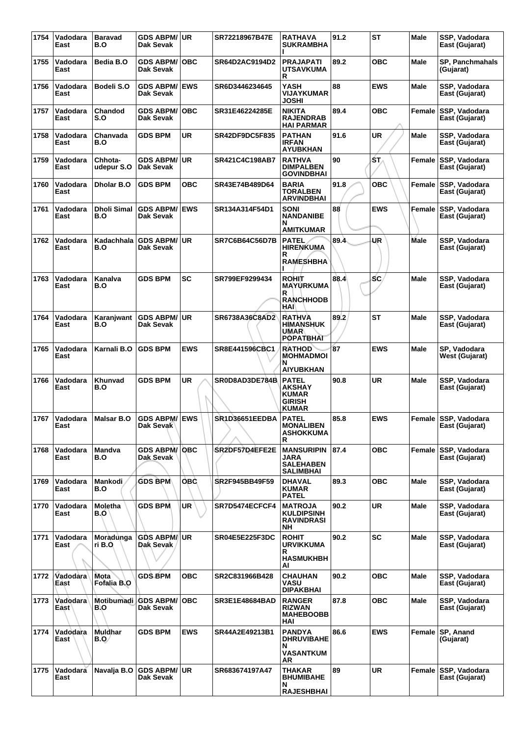| 1754 | Vadodara East | Baravad B.O | GDS ABPM/ Dak Sevak | UR | SR72218967B47E | RATHAVA SUKRAMBHA I | 91.2 | ST | Male | SSP, Vadodara East (Gujarat) |
|---|---|---|---|---|---|---|---|---|---|---|
| 1755 | Vadodara East | Bedia B.O | GDS ABPM/ Dak Sevak | OBC | SR64D2AC9194D2 | PRAJAPATI UTSAVKUMA R | 89.2 | OBC | Male | SP, Panchmahals (Gujarat) |
| 1756 | Vadodara East | Bodeli S.O | GDS ABPM/ Dak Sevak | EWS | SR6D3446234645 | YASH VIJAYKUMAR JOSHI | 88 | EWS | Male | SSP, Vadodara East (Gujarat) |
| 1757 | Vadodara East | Chandod S.O | GDS ABPM/ Dak Sevak | OBC | SR31E46224285E | NIKITA RAJENDRAB HAI PARMAR | 89.4 | OBC | Female | SSP, Vadodara East (Gujarat) |
| 1758 | Vadodara East | Chanvada B.O | GDS BPM | UR | SR42DF9DC5F835 | PATHAN IRFAN AYUBKHAN | 91.6 | UR | Male | SSP, Vadodara East (Gujarat) |
| 1759 | Vadodara East | Chhota-udepur S.O | GDS ABPM/ Dak Sevak | UR | SR421C4C198AB7 | RATHVA DIMPALBEN GOVINDBHAI | 90 | ST | Female | SSP, Vadodara East (Gujarat) |
| 1760 | Vadodara East | Dholar B.O | GDS BPM | OBC | SR43E74B489D64 | BARIA TORALBEN ARVINDBHAI | 91.8 | OBC | Female | SSP, Vadodara East (Gujarat) |
| 1761 | Vadodara East | Dholi Simal B.O | GDS ABPM/ Dak Sevak | EWS | SR134A314F54D1 | SONI NANDANIBE N AMITKUMAR | 88 | EWS | Female | SSP, Vadodara East (Gujarat) |
| 1762 | Vadodara East | Kadachhala B.O | GDS ABPM/ Dak Sevak | UR | SR7C6B64C56D7B | PATEL HIRENKUMA R RAMESHBHA I | 89.4 | UR | Male | SSP, Vadodara East (Gujarat) |
| 1763 | Vadodara East | Kanalva B.O | GDS BPM | SC | SR799EF9299434 | ROHIT MAYURKUMA R RANCHHODB HAI | 88.4 | SC | Male | SSP, Vadodara East (Gujarat) |
| 1764 | Vadodara East | Karanjwant B.O | GDS ABPM/ Dak Sevak | UR | SR6738A36C8AD2 | RATHVA HIMANSHUK UMAR POPATBHAI | 89.2 | ST | Male | SSP, Vadodara East (Gujarat) |
| 1765 | Vadodara East | Karnali B.O | GDS BPM | EWS | SR8E441596CBC1 | RATHOD MOHMADMOI N AIYUBKHAN | 87 | EWS | Male | SP, Vadodara West (Gujarat) |
| 1766 | Vadodara East | Khunvad B.O | GDS BPM | UR | SR0D8AD3DE784B | PATEL AKSHAY KUMAR GIRISH KUMAR | 90.8 | UR | Male | SSP, Vadodara East (Gujarat) |
| 1767 | Vadodara East | Malsar B.O | GDS ABPM/ Dak Sevak | EWS | SR1D36651EEDBA | PATEL MONALIBEN ASHOKKUMA R | 85.8 | EWS | Female | SSP, Vadodara East (Gujarat) |
| 1768 | Vadodara East | Mandva B.O | GDS ABPM/ Dak Sevak | OBC | SR2DF57D4EFE2E | MANSURIPIN JARA SALEHABEN SALIMBHAI | 87.4 | OBC | Female | SSP, Vadodara East (Gujarat) |
| 1769 | Vadodara East | Mankodi B.O | GDS BPM | OBC | SR2F945BB49F59 | DHAVAL KUMAR PATEL | 89.3 | OBC | Male | SSP, Vadodara East (Gujarat) |
| 1770 | Vadodara East | Moletha B.O | GDS BPM | UR | SR7D5474ECFCF4 | MATROJA KULDIPSINH RAVINDRASI NH | 90.2 | UR | Male | SSP, Vadodara East (Gujarat) |
| 1771 | Vadodara East | Moradunga ri B.O | GDS ABPM/ Dak Sevak | UR | SR04E5E225F3DC | ROHIT URVIKKUMA R HASMUKHBH AI | 90.2 | SC | Male | SSP, Vadodara East (Gujarat) |
| 1772 | Vadodara East | Mota Fofalia B.O | GDS BPM | OBC | SR2C831966B428 | CHAUHAN VASU DIPAKBHAI | 90.2 | OBC | Male | SSP, Vadodara East (Gujarat) |
| 1773 | Vadodara East | Motibumadi B.O | GDS ABPM/ Dak Sevak | OBC | SR3E1E48684BAD | RANGER RIZWAN MAHEBOOBB HAI | 87.8 | OBC | Male | SSP, Vadodara East (Gujarat) |
| 1774 | Vadodara East | Muldhar B.O | GDS BPM | EWS | SR44A2E49213B1 | PANDYA DHRUVIBAHE N VASANTKUM AR | 86.6 | EWS | Female | SP, Anand (Gujarat) |
| 1775 | Vadodara East | Navalja B.O | GDS ABPM/ Dak Sevak | UR | SR683674197A47 | THAKAR BHUMIBAHE N RAJESHBHAI | 89 | UR | Female | SSP, Vadodara East (Gujarat) |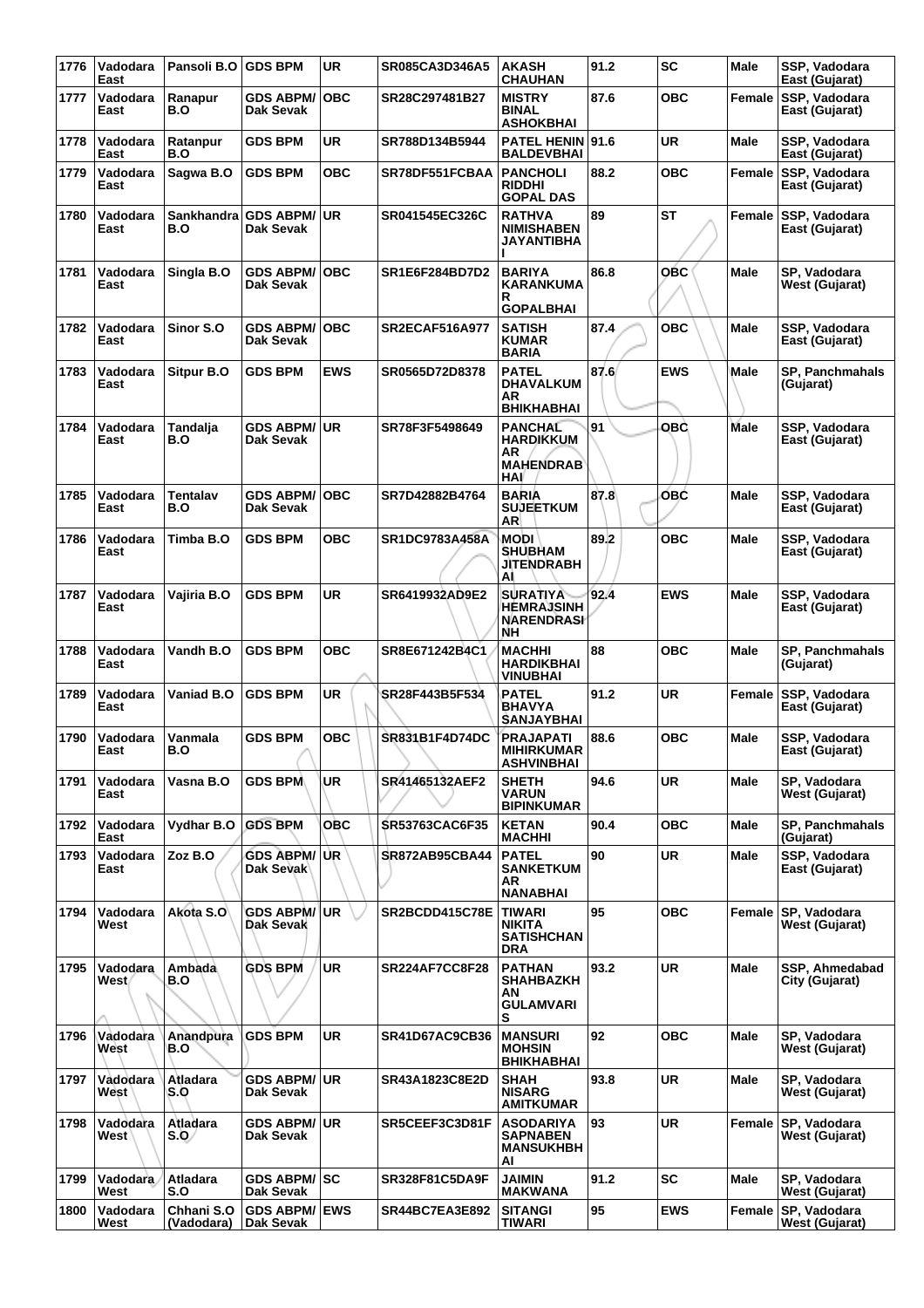| 1776 | Vadodara East | Pansoli B.O | GDS BPM | UR | SR085CA3D346A5 | AKASH CHAUHAN | 91.2 | SC | Male | SSP, Vadodara East (Gujarat) |
|---|---|---|---|---|---|---|---|---|---|---|
| 1777 | Vadodara East | Ranapur B.O | GDS ABPM/ Dak Sevak | OBC | SR28C297481B27 | MISTRY BINAL ASHOKBHAI | 87.6 | OBC | Female | SSP, Vadodara East (Gujarat) |
| 1778 | Vadodara East | Ratanpur B.O | GDS BPM | UR | SR788D134B5944 | PATEL HENIN BALDEVBHAI | 91.6 | UR | Male | SSP, Vadodara East (Gujarat) |
| 1779 | Vadodara East | Sagwa B.O | GDS BPM | OBC | SR78DF551FCBAA | PANCHOLI RIDDHI GOPAL DAS | 88.2 | OBC | Female | SSP, Vadodara East (Gujarat) |
| 1780 | Vadodara East | Sankhandra B.O | GDS ABPM/ Dak Sevak | UR | SR041545EC326C | RATHVA NIMISHABEN JAYANTIBHAI | 89 | ST | Female | SSP, Vadodara East (Gujarat) |
| 1781 | Vadodara East | Singla B.O | GDS ABPM/ Dak Sevak | OBC | SR1E6F284BD7D2 | BARIYA KARANKUMAR GOPALBHAI | 86.8 | OBC | Male | SP, Vadodara West (Gujarat) |
| 1782 | Vadodara East | Sinor S.O | GDS ABPM/ Dak Sevak | OBC | SR2ECAF516A977 | SATISH KUMAR BARIA | 87.4 | OBC | Male | SSP, Vadodara East (Gujarat) |
| 1783 | Vadodara East | Sitpur B.O | GDS BPM | EWS | SR0565D72D8378 | PATEL DHAVALKUMAR BHIKHABHAI | 87.6 | EWS | Male | SP, Panchmahals (Gujarat) |
| 1784 | Vadodara East | Tandalja B.O | GDS ABPM/ Dak Sevak | UR | SR78F3F5498649 | PANCHAL HARDIKKUMAR MAHENDRABHAI | 91 | OBC | Male | SSP, Vadodara East (Gujarat) |
| 1785 | Vadodara East | Tentalav B.O | GDS ABPM/ Dak Sevak | OBC | SR7D42882B4764 | BARIA SUJEETKUMAR | 87.8 | OBC | Male | SSP, Vadodara East (Gujarat) |
| 1786 | Vadodara East | Timba B.O | GDS BPM | OBC | SR1DC9783A458A | MODI SHUBHAM JITENDRABHAI | 89.2 | OBC | Male | SSP, Vadodara East (Gujarat) |
| 1787 | Vadodara East | Vajiria B.O | GDS BPM | UR | SR6419932AD9E2 | SURATIYA HEMRAJSINH NARENDRASINH | 92.4 | EWS | Male | SSP, Vadodara East (Gujarat) |
| 1788 | Vadodara East | Vandh B.O | GDS BPM | OBC | SR8E671242B4C1 | MACHHI HARDIKBHAI VINUBHAI | 88 | OBC | Male | SP, Panchmahals (Gujarat) |
| 1789 | Vadodara East | Vaniad B.O | GDS BPM | UR | SR28F443B5F534 | PATEL BHAVYA SANJAYBHAI | 91.2 | UR | Female | SSP, Vadodara East (Gujarat) |
| 1790 | Vadodara East | Vanmala B.O | GDS BPM | OBC | SR831B1F4D74DC | PRAJAPATI MIHIRKUMAR ASHVINBHAI | 88.6 | OBC | Male | SSP, Vadodara East (Gujarat) |
| 1791 | Vadodara East | Vasna B.O | GDS BPM | UR | SR41465132AEF2 | SHETH VARUN BIPINKUMAR | 94.6 | UR | Male | SP, Vadodara West (Gujarat) |
| 1792 | Vadodara East | Vydhar B.O | GDS BPM | OBC | SR53763CAC6F35 | KETAN MACHHI | 90.4 | OBC | Male | SP, Panchmahals (Gujarat) |
| 1793 | Vadodara East | Zoz B.O | GDS ABPM/ Dak Sevak | UR | SR872AB95CBA44 | PATEL SANKETKUMAR NANABHAI | 90 | UR | Male | SSP, Vadodara East (Gujarat) |
| 1794 | Vadodara West | Akota S.O | GDS ABPM/ Dak Sevak | UR | SR2BCDD415C78E | TIWARI NIKITA SATISHCHANDRA | 95 | OBC | Female | SP, Vadodara West (Gujarat) |
| 1795 | Vadodara West | Ambada B.O | GDS BPM | UR | SR224AF7CC8F28 | PATHAN SHAHBAZKHAN GULAMVARIS | 93.2 | UR | Male | SSP, Ahmedabad City (Gujarat) |
| 1796 | Vadodara West | Anandpura B.O | GDS BPM | UR | SR41D67AC9CB36 | MANSURI MOHSIN BHIKHABHAI | 92 | OBC | Male | SP, Vadodara West (Gujarat) |
| 1797 | Vadodara West | Atladara S.O | GDS ABPM/ Dak Sevak | UR | SR43A1823C8E2D | SHAH NISARG AMITKUMAR | 93.8 | UR | Male | SP, Vadodara West (Gujarat) |
| 1798 | Vadodara West | Atladara S.O | GDS ABPM/ Dak Sevak | UR | SR5CEEF3C3D81F | ASODARIYA SAPNABEN MANSUKHBHAI | 93 | UR | Female | SP, Vadodara West (Gujarat) |
| 1799 | Vadodara West | Atladara S.O | GDS ABPM/ Dak Sevak | SC | SR328F81C5DA9F | JAIMIN MAKWANA | 91.2 | SC | Male | SP, Vadodara West (Gujarat) |
| 1800 | Vadodara West | Chhani S.O (Vadodara) | GDS ABPM/ Dak Sevak | EWS | SR44BC7EA3E892 | SITANGI TIWARI | 95 | EWS | Female | SP, Vadodara West (Gujarat) |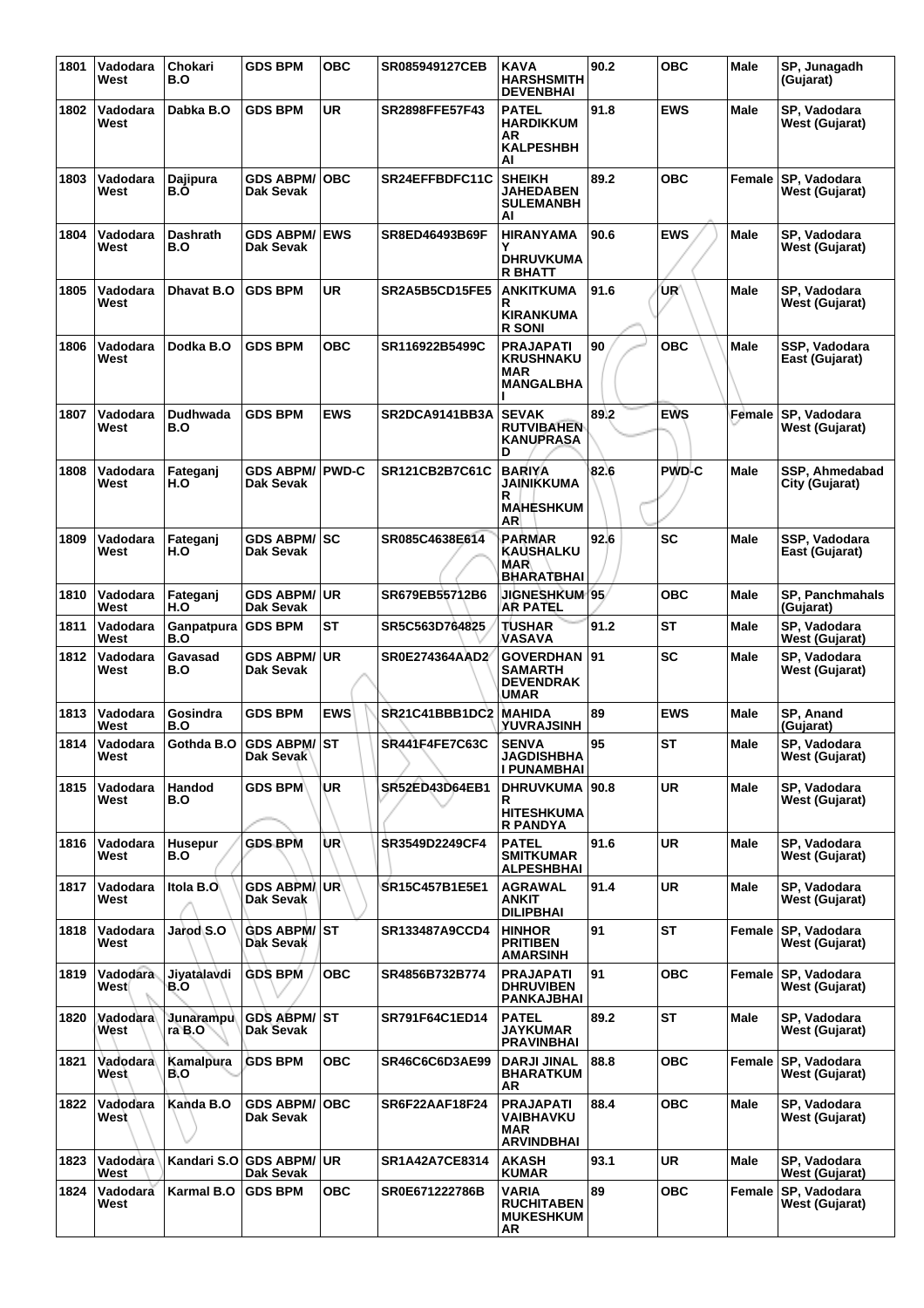| 1801 | Vadodara West | Chokari B.O | GDS BPM | OBC | SR085949127CEB | KAVA HARSHSMITH DEVENBHAI | 90.2 | OBC | Male | SP, Junagadh (Gujarat) |
|---|---|---|---|---|---|---|---|---|---|---|
| 1802 | Vadodara West | Dabka B.O | GDS BPM | UR | SR2898FFE57F43 | PATEL HARDIKKUMAR KALPESHBHAI | 91.8 | EWS | Male | SP, Vadodara West (Gujarat) |
| 1803 | Vadodara West | Dajipura B.O | GDS ABPM/ Dak Sevak | OBC | SR24EFFBDFC11C | SHEIKH JAHEDABEN SULEMANBHAI | 89.2 | OBC | Female | SP, Vadodara West (Gujarat) |
| 1804 | Vadodara West | Dashrath B.O | GDS ABPM/ Dak Sevak | EWS | SR8ED46493B69F | HIRANYAMAY DHRUVKUMAR BHATT | 90.6 | EWS | Male | SP, Vadodara West (Gujarat) |
| 1805 | Vadodara West | Dhavat B.O | GDS BPM | UR | SR2A5B5CD15FE5 | ANKITKUMAR KIRANKUMAR SONI | 91.6 | UR | Male | SP, Vadodara West (Gujarat) |
| 1806 | Vadodara West | Dodka B.O | GDS BPM | OBC | SR116922B5499C | PRAJAPATI KRUSHNAKUMAR MANGALBHAI | 90 | OBC | Male | SSP, Vadodara East (Gujarat) |
| 1807 | Vadodara West | Dudhwada B.O | GDS BPM | EWS | SR2DCA9141BB3A | SEVAK RUTVIBAHEN KANUPRASAD | 89.2 | EWS | Female | SP, Vadodara West (Gujarat) |
| 1808 | Vadodara West | Fateganj H.O | GDS ABPM/ Dak Sevak | PWD-C | SR121CB2B7C61C | BARIYA JAINIKKUMAR MAHESHKUMAR | 82.6 | PWD-C | Male | SSP, Ahmedabad City (Gujarat) |
| 1809 | Vadodara West | Fateganj H.O | GDS ABPM/ Dak Sevak | SC | SR085C4638E614 | PARMAR KAUSHALKUMAR BHARATBHAI | 92.6 | SC | Male | SSP, Vadodara East (Gujarat) |
| 1810 | Vadodara West | Fateganj H.O | GDS ABPM/ Dak Sevak | UR | SR679EB55712B6 | JIGNESHKUMAR PATEL | 95 | OBC | Male | SP, Panchmahals (Gujarat) |
| 1811 | Vadodara West | Ganpatpura B.O | GDS BPM | ST | SR5C563D764825 | TUSHAR VASAVA | 91.2 | ST | Male | SP, Vadodara West (Gujarat) |
| 1812 | Vadodara West | Gavasad B.O | GDS ABPM/ Dak Sevak | UR | SR0E274364AAD2 | GOVERDHAN SAMARTH DEVENDRAKUMAR | 91 | SC | Male | SP, Vadodara West (Gujarat) |
| 1813 | Vadodara West | Gosindra B.O | GDS BPM | EWS | SR21C41BBB1DC2 | MAHIDA YUVRAJSINH | 89 | EWS | Male | SP, Anand (Gujarat) |
| 1814 | Vadodara West | Gothda B.O | GDS ABPM/ Dak Sevak | ST | SR441F4FE7C63C | SENVA JAGDISHBHAI PUNAMBHAI | 95 | ST | Male | SP, Vadodara West (Gujarat) |
| 1815 | Vadodara West | Handod B.O | GDS BPM | UR | SR52ED43D64EB1 | DHRUVKUMAR HITESHKUMAR PANDYA | 90.8 | UR | Male | SP, Vadodara West (Gujarat) |
| 1816 | Vadodara West | Husepur B.O | GDS BPM | UR | SR3549D2249CF4 | PATEL SMITKUMAR ALPESHBHAI | 91.6 | UR | Male | SP, Vadodara West (Gujarat) |
| 1817 | Vadodara West | Itola B.O | GDS ABPM/ Dak Sevak | UR | SR15C457B1E5E1 | AGRAWAL ANKIT DILIPBHAI | 91.4 | UR | Male | SP, Vadodara West (Gujarat) |
| 1818 | Vadodara West | Jarod S.O | GDS ABPM/ Dak Sevak | ST | SR133487A9CCD4 | HINHOR PRITIBEN AMARSINH | 91 | ST | Female | SP, Vadodara West (Gujarat) |
| 1819 | Vadodara West | Jiyatalavdi B.O | GDS BPM | OBC | SR4856B732B774 | PRAJAPATI DHRUVIBEN PANKAJBHAI | 91 | OBC | Female | SP, Vadodara West (Gujarat) |
| 1820 | Vadodara West | Junarampura B.O | GDS ABPM/ Dak Sevak | ST | SR791F64C1ED14 | PATEL JAYKUMAR PRAVINBHAI | 89.2 | ST | Male | SP, Vadodara West (Gujarat) |
| 1821 | Vadodara West | Kamalpura B.O | GDS BPM | OBC | SR46C6C6D3AE99 | DARJI JINAL BHARATKUMAR | 88.8 | OBC | Female | SP, Vadodara West (Gujarat) |
| 1822 | Vadodara West | Kanda B.O | GDS ABPM/ Dak Sevak | OBC | SR6F22AAF18F24 | PRAJAPATI VAIBHAVKUMAR ARVINDBHAI | 88.4 | OBC | Male | SP, Vadodara West (Gujarat) |
| 1823 | Vadodara West | Kandari S.O | GDS ABPM/ Dak Sevak | UR | SR1A42A7CE8314 | AKASH KUMAR | 93.1 | UR | Male | SP, Vadodara West (Gujarat) |
| 1824 | Vadodara West | Karmal B.O | GDS BPM | OBC | SR0E671222786B | VARIA RUCHITABEN MUKESHKUMAR | 89 | OBC | Female | SP, Vadodara West (Gujarat) |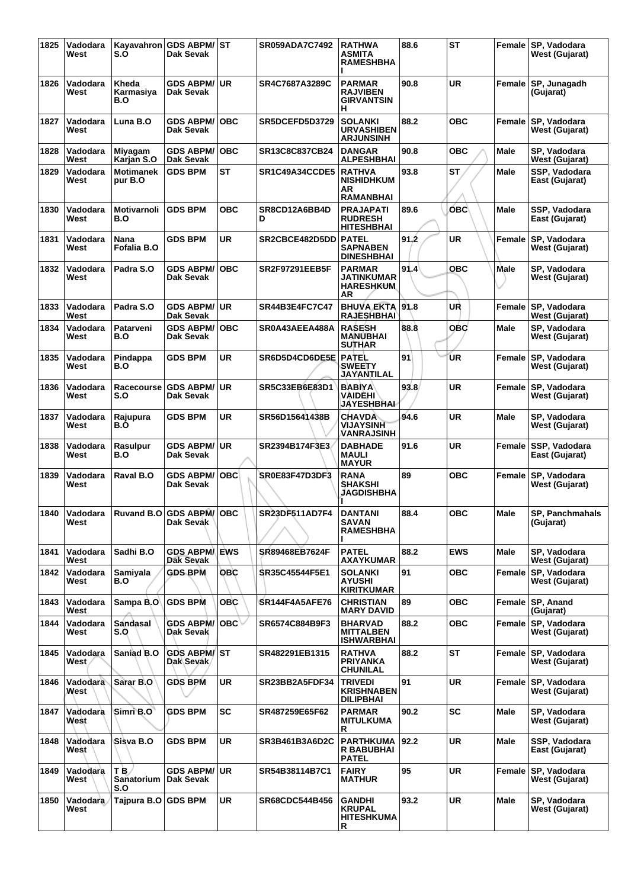| 1825 | Vadodara West | Kayavahron S.O | GDS ABPM/ Dak Sevak | ST | SR059ADA7C7492 | RATHWA ASMITA RAMESHBHAI | 88.6 | ST | Female | SP, Vadodara West (Gujarat) |
|---|---|---|---|---|---|---|---|---|---|---|
| 1826 | Vadodara West | Kheda Karmasiya B.O | GDS ABPM/ Dak Sevak | UR | SR4C7687A3289C | PARMAR RAJVIBEN GIRVANTSINH | 90.8 | UR | Female | SP, Junagadh (Gujarat) |
| 1827 | Vadodara West | Luna B.O | GDS ABPM/ Dak Sevak | OBC | SR5DCEFD5D3729 | SOLANKI URVASHIBEN ARJUNSINH | 88.2 | OBC | Female | SP, Vadodara West (Gujarat) |
| 1828 | Vadodara West | Miyagam Karjan S.O | GDS ABPM/ Dak Sevak | OBC | SR13C8C837CB24 | DANGAR ALPESHBHAI | 90.8 | OBC | Male | SP, Vadodara West (Gujarat) |
| 1829 | Vadodara West | Motimanek pur B.O | GDS BPM | ST | SR1C49A34CCDE5 | RATHVA NISHIDHKUMAR RAMANBHAI | 93.8 | ST | Male | SSP, Vadodara East (Gujarat) |
| 1830 | Vadodara West | Motivarnoli B.O | GDS BPM | OBC | SR8CD12A6BB4DD | PRAJAPATI RUDRESH HITESHBHAI | 89.6 | OBC | Male | SSP, Vadodara East (Gujarat) |
| 1831 | Vadodara West | Nana Fofalia B.O | GDS BPM | UR | SR2CBCE482D5DD | PATEL SAPNABEN DINESHBHAI | 91.2 | UR | Female | SP, Vadodara West (Gujarat) |
| 1832 | Vadodara West | Padra S.O | GDS ABPM/ Dak Sevak | OBC | SR2F97291EEB5F | PARMAR JATINKUMAR HARESHKUMAR | 91.4 | OBC | Male | SP, Vadodara West (Gujarat) |
| 1833 | Vadodara West | Padra S.O | GDS ABPM/ Dak Sevak | UR | SR44B3E4FC7C47 | BHUVA EKTA RAJESHBHAI | 91.8 | UR | Female | SP, Vadodara West (Gujarat) |
| 1834 | Vadodara West | Patarveni B.O | GDS ABPM/ Dak Sevak | OBC | SR0A43AEEA488A | RASESH MANUBHAI SUTHAR | 88.8 | OBC | Male | SP, Vadodara West (Gujarat) |
| 1835 | Vadodara West | Pindappa B.O | GDS BPM | UR | SR6D5D4CD6DE5E | PATEL SWEETY JAYANTILAL | 91 | UR | Female | SP, Vadodara West (Gujarat) |
| 1836 | Vadodara West | Racecourse S.O | GDS ABPM/ Dak Sevak | UR | SR5C33EB6E83D1 | BABIYA VAIDEHI JAYESHBHAI | 93.8 | UR | Female | SP, Vadodara West (Gujarat) |
| 1837 | Vadodara West | Rajupura B.O | GDS BPM | UR | SR56D15641438B | CHAVDA VIJAYSINH VANRAJSINH | 94.6 | UR | Male | SP, Vadodara West (Gujarat) |
| 1838 | Vadodara West | Rasulpur B.O | GDS ABPM/ Dak Sevak | UR | SR2394B174F3E3 | DABHADE MAULI MAYUR | 91.6 | UR | Female | SSP, Vadodara East (Gujarat) |
| 1839 | Vadodara West | Raval B.O | GDS ABPM/ Dak Sevak | OBC | SR0E83F47D3DF3 | RANA SHAKSHI JAGDISHBHAI | 89 | OBC | Female | SP, Vadodara West (Gujarat) |
| 1840 | Vadodara West | Ruvand B.O | GDS ABPM/ Dak Sevak | OBC | SR23DF511AD7F4 | DANTANI SAVAN RAMESHBHAI | 88.4 | OBC | Male | SP, Panchmahals (Gujarat) |
| 1841 | Vadodara West | Sadhi B.O | GDS ABPM/ Dak Sevak | EWS | SR89468EB7624F | PATEL AXAYKUMAR | 88.2 | EWS | Male | SP, Vadodara West (Gujarat) |
| 1842 | Vadodara West | Samiyala B.O | GDS BPM | OBC | SR35C45544F5E1 | SOLANKI AYUSHI KIRITKUMAR | 91 | OBC | Female | SP, Vadodara West (Gujarat) |
| 1843 | Vadodara West | Sampa B.O | GDS BPM | OBC | SR144F4A5AFE76 | CHRISTIAN MARY DAVID | 89 | OBC | Female | SP, Anand (Gujarat) |
| 1844 | Vadodara West | Sandasal S.O | GDS ABPM/ Dak Sevak | OBC | SR6574C884B9F3 | BHARVAD MITTALBEN ISHWARBHAI | 88.2 | OBC | Female | SP, Vadodara West (Gujarat) |
| 1845 | Vadodara West | Saniad B.O | GDS ABPM/ Dak Sevak | ST | SR482291EB1315 | RATHVA PRIYANKA CHUNILAL | 88.2 | ST | Female | SP, Vadodara West (Gujarat) |
| 1846 | Vadodara West | Sarar B.O | GDS BPM | UR | SR23BB2A5FDF34 | TRIVEDI KRISHNABEN DILIPBHAI | 91 | UR | Female | SP, Vadodara West (Gujarat) |
| 1847 | Vadodara West | Simri B.O | GDS BPM | SC | SR487259E65F62 | PARMAR MITULKUMAR | 90.2 | SC | Male | SP, Vadodara West (Gujarat) |
| 1848 | Vadodara West | Sisva B.O | GDS BPM | UR | SR3B461B3A6D2C | PARTHKUMAR BABUBHAI PATEL | 92.2 | UR | Male | SSP, Vadodara East (Gujarat) |
| 1849 | Vadodara West | T B Sanatorium S.O | GDS ABPM/ Dak Sevak | UR | SR54B38114B7C1 | FAIRY MATHUR | 95 | UR | Female | SP, Vadodara West (Gujarat) |
| 1850 | Vadodara West | Tajpura B.O | GDS BPM | UR | SR68CDC544B456 | GANDHI KRUPAL HITESHKUMAR | 93.2 | UR | Male | SP, Vadodara West (Gujarat) |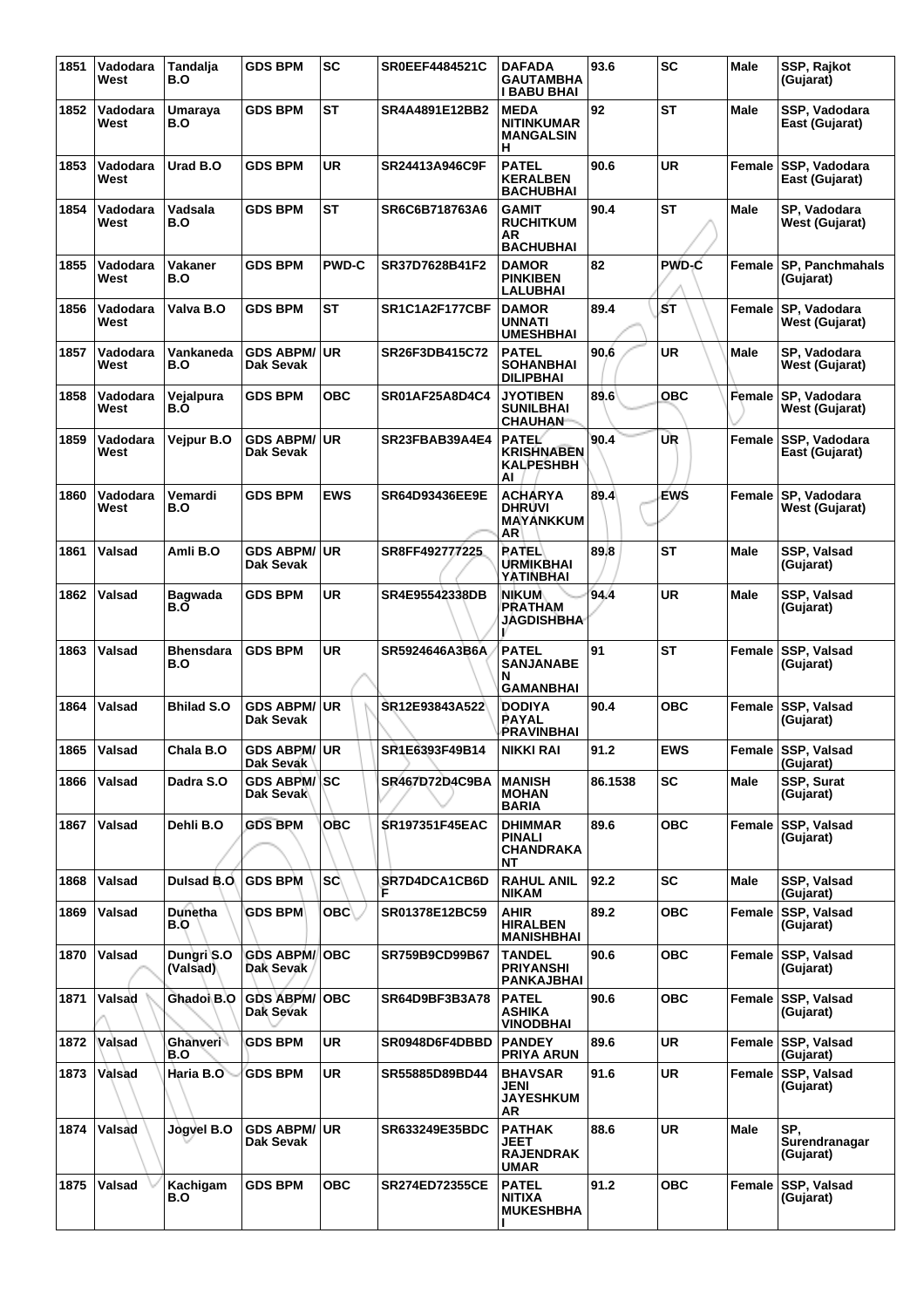| 1851 | Vadodara West | Tandalja B.O | GDS BPM | SC | SR0EEF4484521C | DAFADA GAUTAMBHA I BABU BHAI | 93.6 | SC | Male | SSP, Rajkot (Gujarat) |
|---|---|---|---|---|---|---|---|---|---|---|
| 1852 | Vadodara West | Umaraya B.O | GDS BPM | ST | SR4A4891E12BB2 | MEDA NITINKUMAR MANGALSIN H | 92 | ST | Male | SSP, Vadodara East (Gujarat) |
| 1853 | Vadodara West | Urad B.O | GDS BPM | UR | SR24413A946C9F | PATEL KERALBEN BACHUBHAI | 90.6 | UR | Female | SSP, Vadodara East (Gujarat) |
| 1854 | Vadodara West | Vadsala B.O | GDS BPM | ST | SR6C6B718763A6 | GAMIT RUCHITKUM AR BACHUBHAI | 90.4 | ST | Male | SP, Vadodara West (Gujarat) |
| 1855 | Vadodara West | Vakaner B.O | GDS BPM | PWD-C | SR37D7628B41F2 | DAMOR PINKIBEN LALUBHAI | 82 | PWD-C | Female | SP, Panchmahals (Gujarat) |
| 1856 | Vadodara West | Valva B.O | GDS BPM | ST | SR1C1A2F177CBF | DAMOR UNNATI UMESHBHAI | 89.4 | ST | Female | SP, Vadodara West (Gujarat) |
| 1857 | Vadodara West | Vankaneda B.O | GDS ABPM/ Dak Sevak | UR | SR26F3DB415C72 | PATEL SOHANBHAI DILIPBHAI | 90.6 | UR | Male | SP, Vadodara West (Gujarat) |
| 1858 | Vadodara West | Vejalpura B.O | GDS BPM | OBC | SR01AF25A8D4C4 | JYOTIBEN SUNILBHAI CHAUHAN | 89.6 | OBC | Female | SP, Vadodara West (Gujarat) |
| 1859 | Vadodara West | Vejpur B.O | GDS ABPM/ Dak Sevak | UR | SR23FBAB39A4E4 | PATEL KRISHNABEN KALPESHBH AI | 90.4 | UR | Female | SSP, Vadodara East (Gujarat) |
| 1860 | Vadodara West | Vemardi B.O | GDS BPM | EWS | SR64D93436EE9E | ACHARYA DHRUVI MAYANKKUM AR | 89.4 | EWS | Female | SP, Vadodara West (Gujarat) |
| 1861 | Valsad | Amli B.O | GDS ABPM/ Dak Sevak | UR | SR8FF492777225 | PATEL URMIKBHAI YATINBHAI | 89.8 | ST | Male | SSP, Valsad (Gujarat) |
| 1862 | Valsad | Bagwada B.O | GDS BPM | UR | SR4E95542338DB | NIKUM PRATHAM JAGDISHBHA I | 94.4 | UR | Male | SSP, Valsad (Gujarat) |
| 1863 | Valsad | Bhensdara B.O | GDS BPM | UR | SR5924646A3B6A | PATEL SANJANABE N GAMANBHAI | 91 | ST | Female | SSP, Valsad (Gujarat) |
| 1864 | Valsad | Bhilad S.O | GDS ABPM/ Dak Sevak | UR | SR12E93843A522 | DODIYA PAYAL PRAVINBHAI | 90.4 | OBC | Female | SSP, Valsad (Gujarat) |
| 1865 | Valsad | Chala B.O | GDS ABPM/ Dak Sevak | UR | SR1E6393F49B14 | NIKKI RAI | 91.2 | EWS | Female | SSP, Valsad (Gujarat) |
| 1866 | Valsad | Dadra S.O | GDS ABPM/ Dak Sevak | SC | SR467D72D4C9BA | MANISH MOHAN BARIA | 86.1538 | SC | Male | SSP, Surat (Gujarat) |
| 1867 | Valsad | Dehli B.O | GDS BPM | OBC | SR197351F45EAC | DHIMMAR PINALI CHANDRAKA NT | 89.6 | OBC | Female | SSP, Valsad (Gujarat) |
| 1868 | Valsad | Dulsad B.O | GDS BPM | SC | SR7D4DCA1CB6D F | RAHUL ANIL NIKAM | 92.2 | SC | Male | SSP, Valsad (Gujarat) |
| 1869 | Valsad | Dunetha B.O | GDS BPM | OBC | SR01378E12BC59 | AHIR HIRALBEN MANISHBHAI | 89.2 | OBC | Female | SSP, Valsad (Gujarat) |
| 1870 | Valsad | Dungri S.O (Valsad) | GDS ABPM/ Dak Sevak | OBC | SR759B9CD99B67 | TANDEL PRIYANSHI PANKAJBHAI | 90.6 | OBC | Female | SSP, Valsad (Gujarat) |
| 1871 | Valsad | Ghadoi B.O | GDS ABPM/ Dak Sevak | OBC | SR64D9BF3B3A78 | PATEL ASHIKA VINODBHAI | 90.6 | OBC | Female | SSP, Valsad (Gujarat) |
| 1872 | Valsad | Ghanveri B.O | GDS BPM | UR | SR0948D6F4DBBD | PANDEY PRIYA ARUN | 89.6 | UR | Female | SSP, Valsad (Gujarat) |
| 1873 | Valsad | Haria B.O | GDS BPM | UR | SR55885D89BD44 | BHAVSAR JENI JAYESHKUM AR | 91.6 | UR | Female | SSP, Valsad (Gujarat) |
| 1874 | Valsad | Jogvel B.O | GDS ABPM/ Dak Sevak | UR | SR633249E35BDC | PATHAK JEET RAJENDRAK UMAR | 88.6 | UR | Male | SP, Surendranagar (Gujarat) |
| 1875 | Valsad | Kachigam B.O | GDS BPM | OBC | SR274ED72355CE | PATEL NITIXA MUKESHBHA I | 91.2 | OBC | Female | SSP, Valsad (Gujarat) |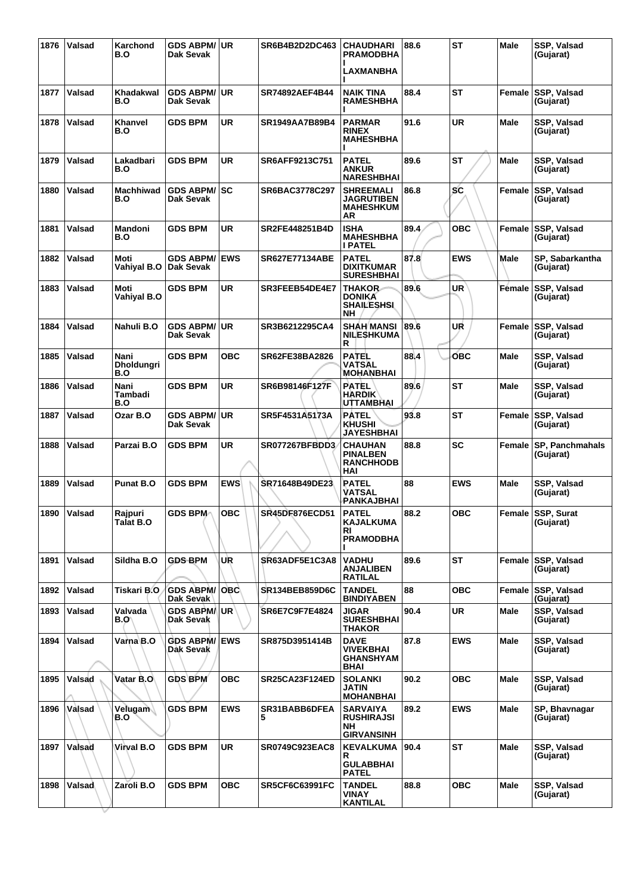| 1876 | Valsad | Karchond B.O | GDS ABPM/ Dak Sevak | UR | SR6B4B2D2DC463 | CHAUDHARI PRAMODBHAI LAXMANBHAI | 88.6 | ST | Male | SSP, Valsad (Gujarat) |
|---|---|---|---|---|---|---|---|---|---|---|
| 1877 | Valsad | Khadakwal B.O | GDS ABPM/ Dak Sevak | UR | SR74892AEF4B44 | NAIK TINA RAMESHBHAI | 88.4 | ST | Female | SSP, Valsad (Gujarat) |
| 1878 | Valsad | Khanvel B.O | GDS BPM | UR | SR1949AA7B89B4 | PARMAR RINEX MAHESHBHAI | 91.6 | UR | Male | SSP, Valsad (Gujarat) |
| 1879 | Valsad | Lakadbari B.O | GDS BPM | UR | SR6AFF9213C751 | PATEL ANKUR NARESHBHAI | 89.6 | ST | Male | SSP, Valsad (Gujarat) |
| 1880 | Valsad | Machhiwad B.O | GDS ABPM/ Dak Sevak | SC | SR6BAC3778C297 | SHREEMALI JAGRUTIBEN MAHESHKUMAR | 86.8 | SC | Female | SSP, Valsad (Gujarat) |
| 1881 | Valsad | Mandoni B.O | GDS BPM | UR | SR2FE448251B4D | ISHA MAHESHBHAI PATEL | 89.4 | OBC | Female | SSP, Valsad (Gujarat) |
| 1882 | Valsad | Moti Vahiyal B.O | GDS ABPM/ Dak Sevak | EWS | SR627E77134ABE | PATEL DIXITKUMAR SURESHBHAI | 87.8 | EWS | Male | SP, Sabarkantha (Gujarat) |
| 1883 | Valsad | Moti Vahiyal B.O | GDS BPM | UR | SR3FEEB54DE4E7 | THAKOR DONIKA SHAILESHSINH | 89.6 | UR | Female | SSP, Valsad (Gujarat) |
| 1884 | Valsad | Nahuli B.O | GDS ABPM/ Dak Sevak | UR | SR3B6212295CA4 | SHAH MANSI NILESHKUMAR | 89.6 | UR | Female | SSP, Valsad (Gujarat) |
| 1885 | Valsad | Nani Dholdungri B.O | GDS BPM | OBC | SR62FE38BA2826 | PATEL VATSAL MOHANBHAI | 88.4 | OBC | Male | SSP, Valsad (Gujarat) |
| 1886 | Valsad | Nani Tambadi B.O | GDS BPM | UR | SR6B98146F127F | PATEL HARDIK UTTAMBHAI | 89.6 | ST | Male | SSP, Valsad (Gujarat) |
| 1887 | Valsad | Ozar B.O | GDS ABPM/ Dak Sevak | UR | SR5F4531A5173A | PATEL KHUSHI JAYESHBHAI | 93.8 | ST | Female | SSP, Valsad (Gujarat) |
| 1888 | Valsad | Parzai B.O | GDS BPM | UR | SR077267BFBDD3 | CHAUHAN PINALBEN RANCHHODBHAI | 88.8 | SC | Female | SP, Panchmahals (Gujarat) |
| 1889 | Valsad | Punat B.O | GDS BPM | EWS | SR71648B49DE23 | PATEL VATSAL PANKAJBHAI | 88 | EWS | Male | SSP, Valsad (Gujarat) |
| 1890 | Valsad | Rajpuri Talat B.O | GDS BPM | OBC | SR45DF876ECD51 | PATEL KAJALKUMARI PRAMODBHAI | 88.2 | OBC | Female | SSP, Surat (Gujarat) |
| 1891 | Valsad | Sildha B.O | GDS BPM | UR | SR63ADF5E1C3A8 | VADHU ANJALIBEN RATILAL | 89.6 | ST | Female | SSP, Valsad (Gujarat) |
| 1892 | Valsad | Tiskari B.O | GDS ABPM/ Dak Sevak | OBC | SR134BEB859D6C | TANDEL BINDIYABEN | 88 | OBC | Female | SSP, Valsad (Gujarat) |
| 1893 | Valsad | Valvada B.O | GDS ABPM/ Dak Sevak | UR | SR6E7C9F7E4824 | JIGAR SURESHBHAI THAKOR | 90.4 | UR | Male | SSP, Valsad (Gujarat) |
| 1894 | Valsad | Varna B.O | GDS ABPM/ Dak Sevak | EWS | SR875D3951414B | DAVE VIVEKBHAI GHANSHYAMBHAI | 87.8 | EWS | Male | SSP, Valsad (Gujarat) |
| 1895 | Valsad | Vatar B.O | GDS BPM | OBC | SR25CA23F124ED | SOLANKI JATIN MOHANBHAI | 90.2 | OBC | Male | SSP, Valsad (Gujarat) |
| 1896 | Valsad | Velugam B.O | GDS BPM | EWS | SR31BABB6DFEA5 | SARVAIYA RUSHIRAJSINH GIRVANSINH | 89.2 | EWS | Male | SP, Bhavnagar (Gujarat) |
| 1897 | Valsad | Virval B.O | GDS BPM | UR | SR0749C923EAC8 | KEVALKUMAR GULABBHAI PATEL | 90.4 | ST | Male | SSP, Valsad (Gujarat) |
| 1898 | Valsad | Zaroli B.O | GDS BPM | OBC | SR5CF6C63991FC | TANDEL VINAY KANTILAL | 88.8 | OBC | Male | SSP, Valsad (Gujarat) |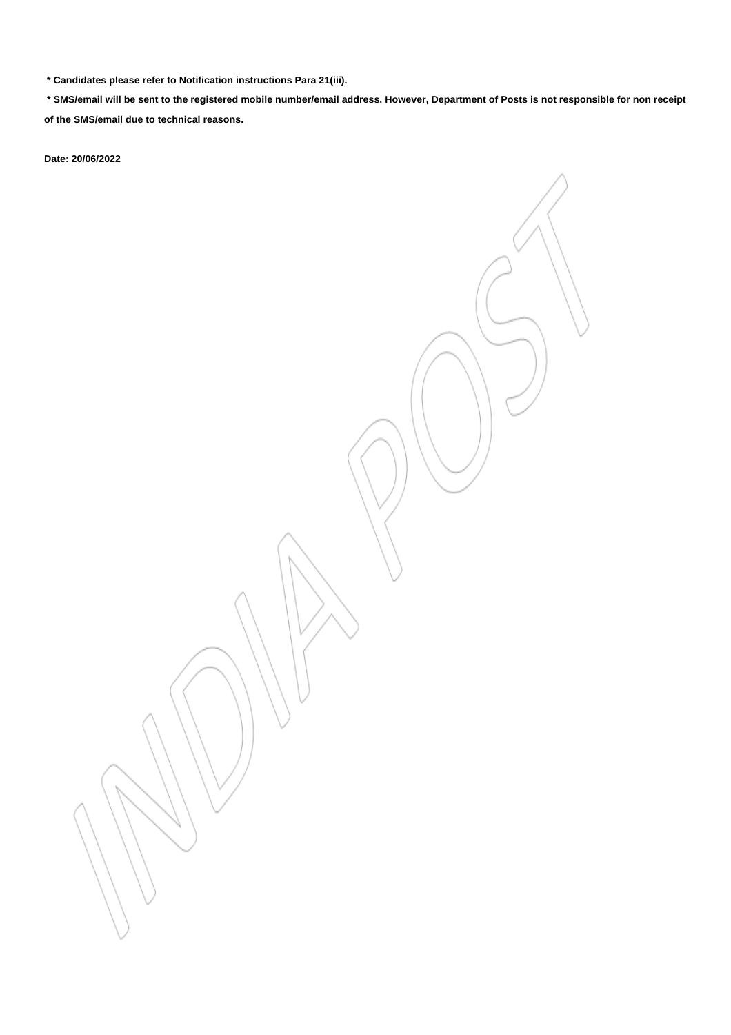**\* Candidates please refer to Notification instructions Para 21(iii).**

**\* SMS/email will be sent to the registered mobile number/email address. However, Department of Posts is not responsible for non receipt of the SMS/email due to technical reasons.**

**Date: 20/06/2022**